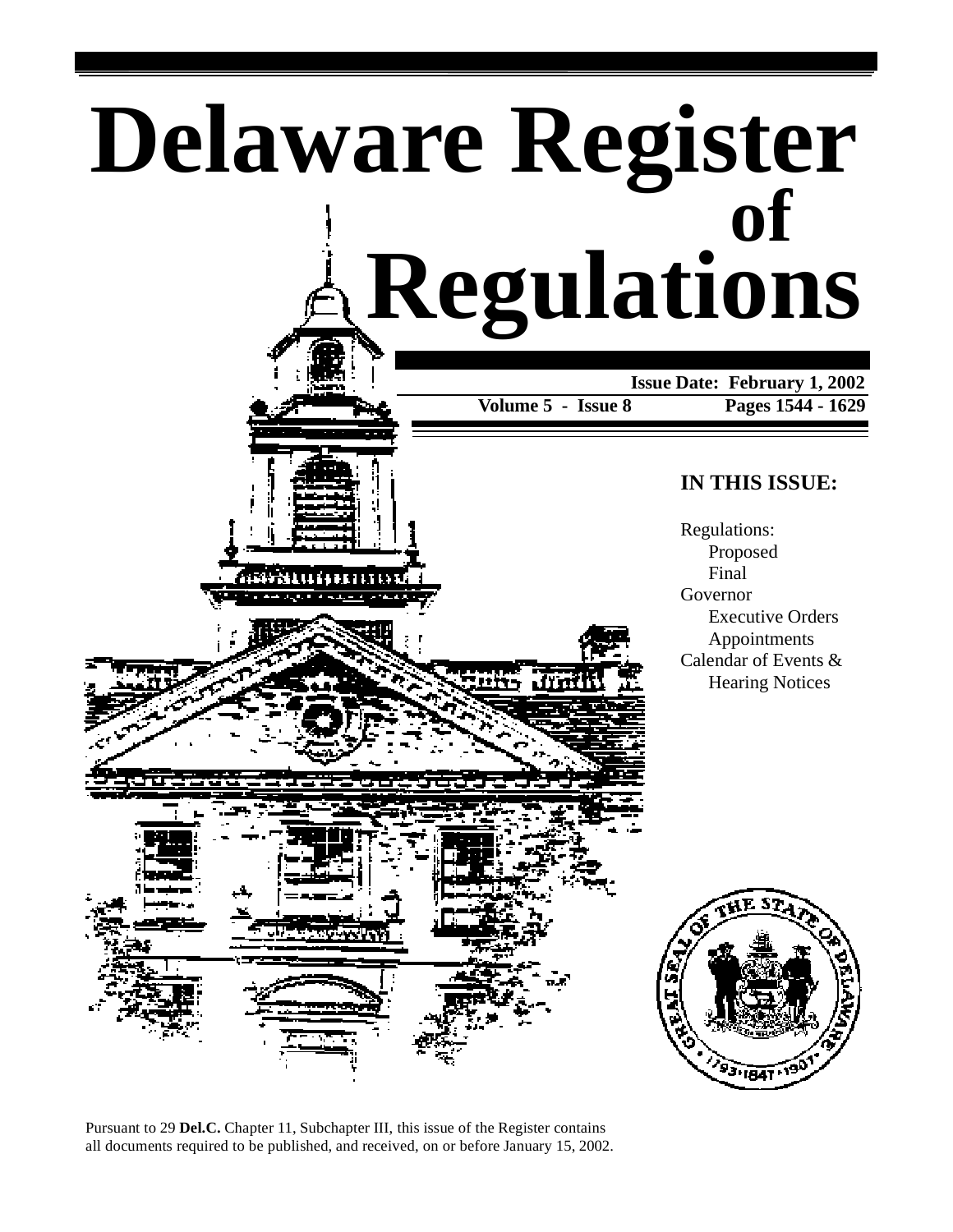# Delaware Register of Regulations

**Issue Date: February 1, 2002**

**Volume 5 - Issue 8** **Pages 1544 - 1629**

## IN THIS ISSUE:

Regulations:
- Proposed
- Final

Governor
- Executive Orders
- Appointments

Calendar of Events &
- Hearing Notices

Pursuant to 29 **Del.C.** Chapter 11, Subchapter III, this issue of the Register contains all documents required to be published, and received, on or before January 15, 2002.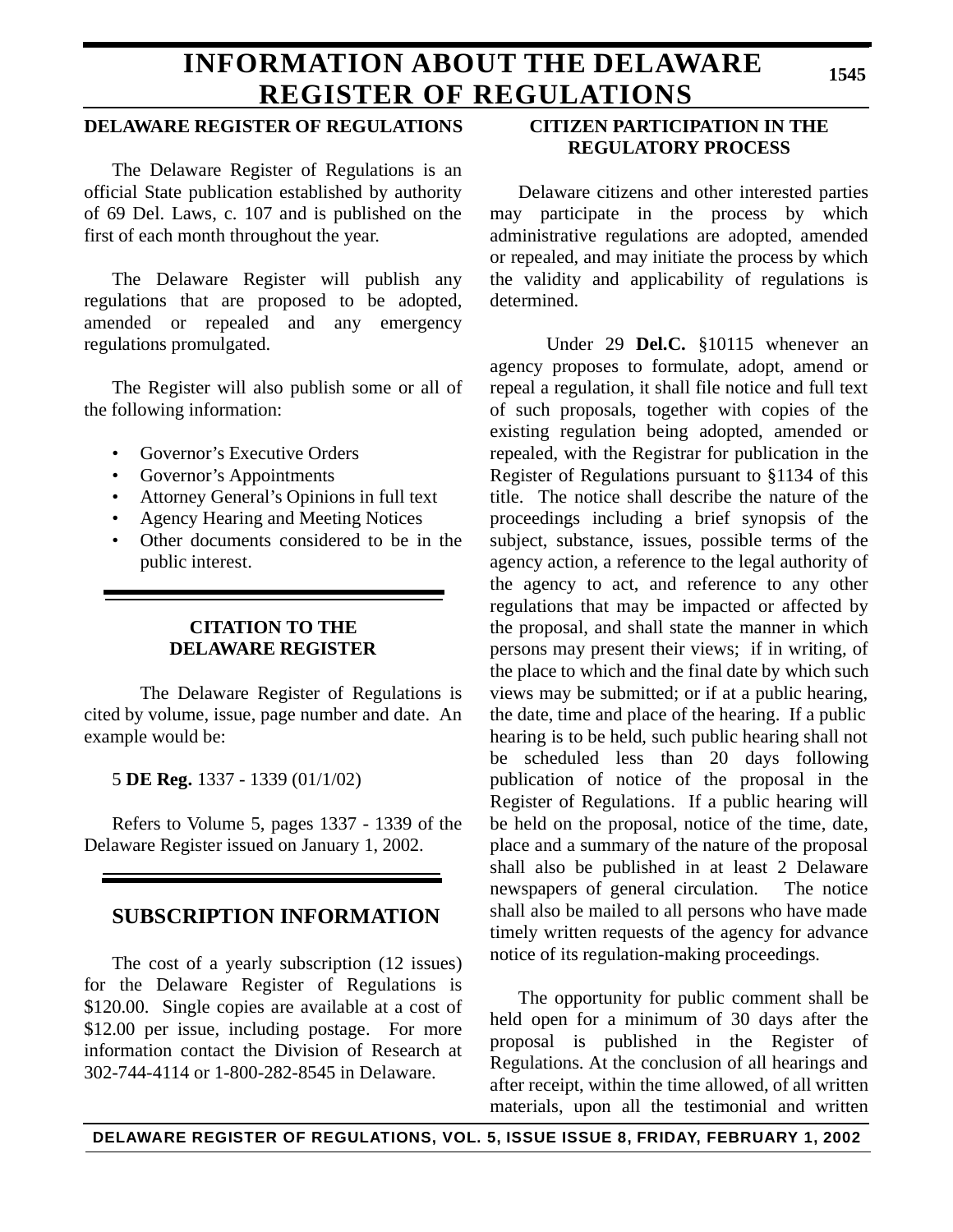# INFORMATION ABOUT THE DELAWARE REGISTER OF REGULATIONS

## DELAWARE REGISTER OF REGULATIONS

The Delaware Register of Regulations is an official State publication established by authority of 69 Del. Laws, c. 107 and is published on the first of each month throughout the year.

The Delaware Register will publish any regulations that are proposed to be adopted, amended or repealed and any emergency regulations promulgated.

The Register will also publish some or all of the following information:

- Governor's Executive Orders
- Governor's Appointments
- Attorney General's Opinions in full text
- Agency Hearing and Meeting Notices
- Other documents considered to be in the public interest.

## CITATION TO THE DELAWARE REGISTER

The Delaware Register of Regulations is cited by volume, issue, page number and date. An example would be:

5 **DE Reg.** 1337 - 1339 (01/1/02)

Refers to Volume 5, pages 1337 - 1339 of the Delaware Register issued on January 1, 2002.

## SUBSCRIPTION INFORMATION

The cost of a yearly subscription (12 issues) for the Delaware Register of Regulations is $120.00. Single copies are available at a cost of $12.00 per issue, including postage. For more information contact the Division of Research at 302-744-4114 or 1-800-282-8545 in Delaware.

## CITIZEN PARTICIPATION IN THE REGULATORY PROCESS

Delaware citizens and other interested parties may participate in the process by which administrative regulations are adopted, amended or repealed, and may initiate the process by which the validity and applicability of regulations is determined.

Under 29 **Del.C.** §10115 whenever an agency proposes to formulate, adopt, amend or repeal a regulation, it shall file notice and full text of such proposals, together with copies of the existing regulation being adopted, amended or repealed, with the Registrar for publication in the Register of Regulations pursuant to §1134 of this title. The notice shall describe the nature of the proceedings including a brief synopsis of the subject, substance, issues, possible terms of the agency action, a reference to the legal authority of the agency to act, and reference to any other regulations that may be impacted or affected by the proposal, and shall state the manner in which persons may present their views; if in writing, of the place to which and the final date by which such views may be submitted; or if at a public hearing, the date, time and place of the hearing. If a public hearing is to be held, such public hearing shall not be scheduled less than 20 days following publication of notice of the proposal in the Register of Regulations. If a public hearing will be held on the proposal, notice of the time, date, place and a summary of the nature of the proposal shall also be published in at least 2 Delaware newspapers of general circulation. The notice shall also be mailed to all persons who have made timely written requests of the agency for advance notice of its regulation-making proceedings.

The opportunity for public comment shall be held open for a minimum of 30 days after the proposal is published in the Register of Regulations. At the conclusion of all hearings and after receipt, within the time allowed, of all written materials, upon all the testimonial and written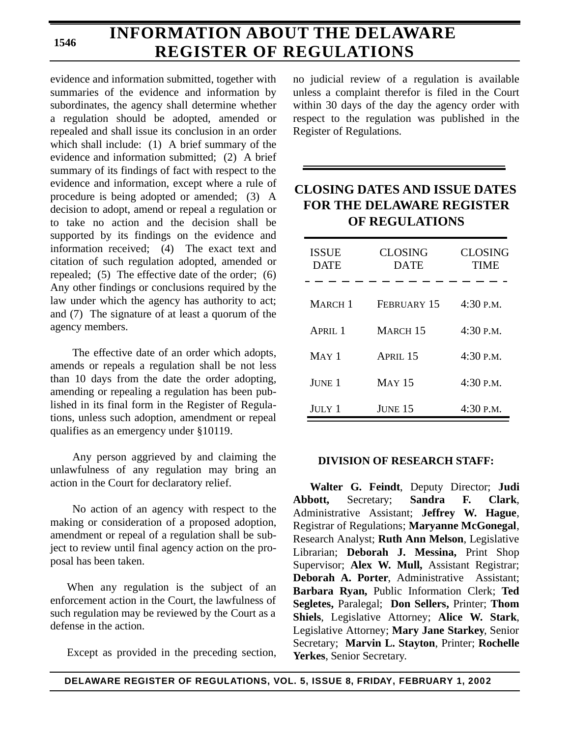evidence and information submitted, together with summaries of the evidence and information by subordinates, the agency shall determine whether a regulation should be adopted, amended or repealed and shall issue its conclusion in an order which shall include: (1) A brief summary of the evidence and information submitted; (2) A brief summary of its findings of fact with respect to the evidence and information, except where a rule of procedure is being adopted or amended; (3) A decision to adopt, amend or repeal a regulation or to take no action and the decision shall be supported by its findings on the evidence and information received; (4) The exact text and citation of such regulation adopted, amended or repealed; (5) The effective date of the order; (6) Any other findings or conclusions required by the law under which the agency has authority to act; and (7) The signature of at least a quorum of the agency members.

The effective date of an order which adopts, amends or repeals a regulation shall be not less than 10 days from the date the order adopting, amending or repealing a regulation has been published in its final form in the Register of Regulations, unless such adoption, amendment or repeal qualifies as an emergency under §10119.

Any person aggrieved by and claiming the unlawfulness of any regulation may bring an action in the Court for declaratory relief.

No action of an agency with respect to the making or consideration of a proposed adoption, amendment or repeal of a regulation shall be subject to review until final agency action on the proposal has been taken.

When any regulation is the subject of an enforcement action in the Court, the lawfulness of such regulation may be reviewed by the Court as a defense in the action.

Except as provided in the preceding section, no judicial review of a regulation is available unless a complaint therefor is filed in the Court within 30 days of the day the agency order with respect to the regulation was published in the Register of Regulations.

## CLOSING DATES AND ISSUE DATES FOR THE DELAWARE REGISTER OF REGULATIONS

| ISSUE DATE | CLOSING DATE | CLOSING TIME |
|---|---|---|
| March 1 | February 15 | 4:30 p.m. |
| April 1 | March 15 | 4:30 p.m. |
| May 1 | April 15 | 4:30 p.m. |
| June 1 | May 15 | 4:30 p.m. |
| July 1 | June 15 | 4:30 p.m. |

### DIVISION OF RESEARCH STAFF:

**Walter G. Feindt**, Deputy Director; **Judi Abbott,** Secretary; **Sandra F. Clark**, Administrative Assistant; **Jeffrey W. Hague**, Registrar of Regulations; **Maryanne McGonegal**, Research Analyst; **Ruth Ann Melson**, Legislative Librarian; **Deborah J. Messina,** Print Shop Supervisor; **Alex W. Mull,** Assistant Registrar; **Deborah A. Porter**, Administrative Assistant; **Barbara Ryan,** Public Information Clerk; **Ted Segletes,** Paralegal; **Don Sellers,** Printer; **Thom Shiels**, Legislative Attorney; **Alice W. Stark**, Legislative Attorney; **Mary Jane Starkey**, Senior Secretary; **Marvin L. Stayton**, Printer; **Rochelle Yerkes**, Senior Secretary.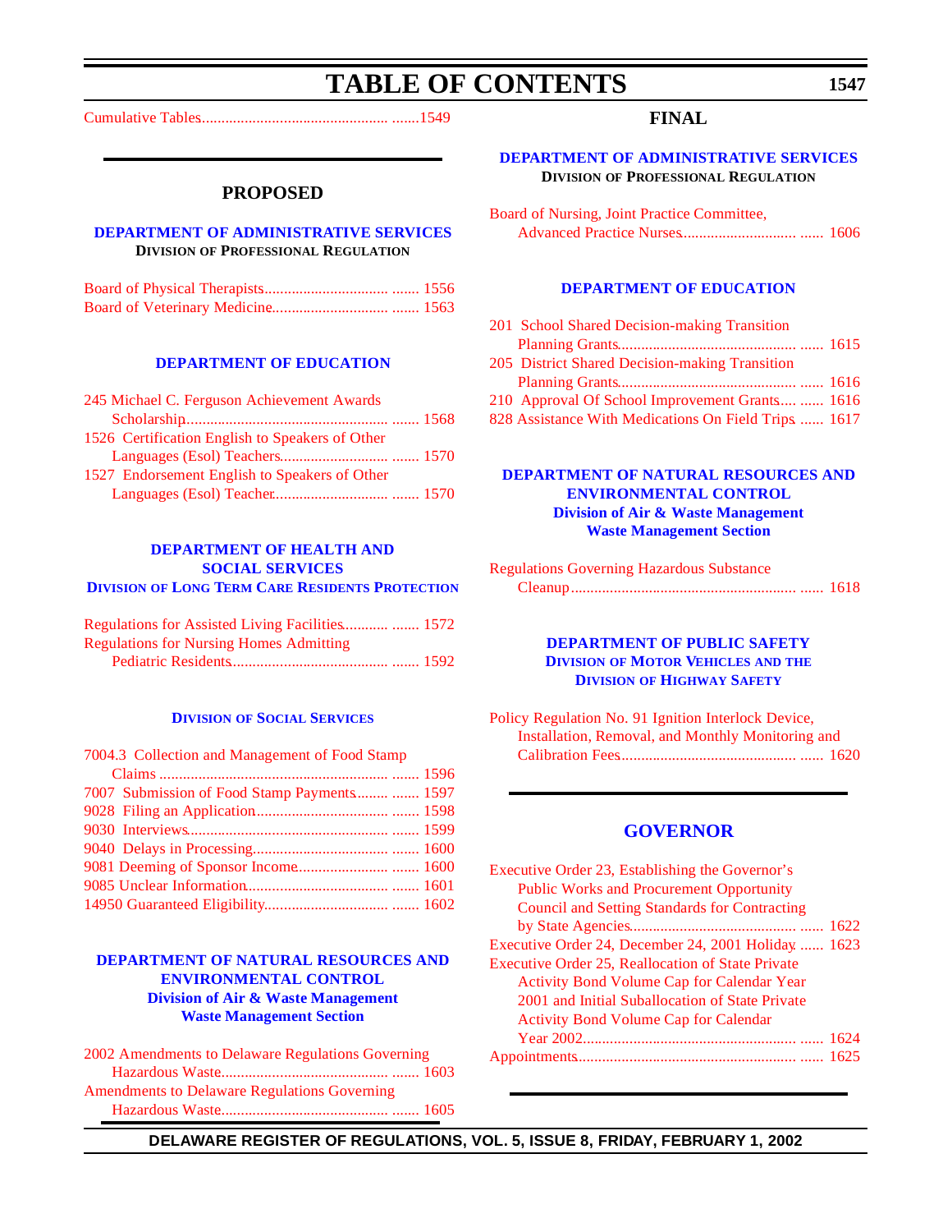# TABLE OF CONTENTS

Cumulative Tables....................................................1549

## PROPOSED

### DEPARTMENT OF ADMINISTRATIVE SERVICES
**DIVISION OF PROFESSIONAL REGULATION**

Board of Physical Therapists............................... 1556
Board of Veterinary Medicine.............................. 1563

### DEPARTMENT OF EDUCATION

245 Michael C. Ferguson Achievement Awards Scholarship.................................................... 1568
1526 Certification English to Speakers of Other Languages (Esol) Teachers........................... 1570
1527 Endorsement English to Speakers of Other Languages (Esol) Teacher............................. 1570

### DEPARTMENT OF HEALTH AND SOCIAL SERVICES
**DIVISION OF LONG TERM CARE RESIDENTS PROTECTION**

Regulations for Assisted Living Facilities........... 1572
Regulations for Nursing Homes Admitting Pediatric Residents......................................... 1592

**DIVISION OF SOCIAL SERVICES**

7004.3 Collection and Management of Food Stamp Claims ......................................................... 1596
7007 Submission of Food Stamp Payments........ 1597
9028 Filing an Application.................................. 1598
9030 Interviews.................................................. 1599
9040 Delays in Processing.................................. 1600
9081 Deeming of Sponsor Income....................... 1600
9085 Unclear Information.................................... 1601
14950 Guaranteed Eligibility................................ 1602

### DEPARTMENT OF NATURAL RESOURCES AND ENVIRONMENTAL CONTROL
**Division of Air & Waste Management**
**Waste Management Section**

2002 Amendments to Delaware Regulations Governing Hazardous Waste........................................... 1603
Amendments to Delaware Regulations Governing Hazardous Waste........................................... 1605

## FINAL

### DEPARTMENT OF ADMINISTRATIVE SERVICES
**DIVISION OF PROFESSIONAL REGULATION**

Board of Nursing, Joint Practice Committee, Advanced Practice Nurses............................. 1606

### DEPARTMENT OF EDUCATION

201 School Shared Decision-making Transition Planning Grants............................................. 1615
205 District Shared Decision-making Transition Planning Grants............................................. 1616
210 Approval Of School Improvement Grants.... 1616
828 Assistance With Medications On Field Trips ...... 1617

### DEPARTMENT OF NATURAL RESOURCES AND ENVIRONMENTAL CONTROL
**Division of Air & Waste Management**
**Waste Management Section**

Regulations Governing Hazardous Substance Cleanup........................................................... 1618

### DEPARTMENT OF PUBLIC SAFETY
**DIVISION OF MOTOR VEHICLES AND THE DIVISION OF HIGHWAY SAFETY**

Policy Regulation No. 91 Ignition Interlock Device, Installation, Removal, and Monthly Monitoring and Calibration Fees............................................. 1620

## GOVERNOR

Executive Order 23, Establishing the Governor's Public Works and Procurement Opportunity Council and Setting Standards for Contracting by State Agencies........................................... 1622
Executive Order 24, December 24, 2001 Holiday ...... 1623
Executive Order 25, Reallocation of State Private Activity Bond Volume Cap for Calendar Year 2001 and Initial Suballocation of State Private Activity Bond Volume Cap for Calendar Year 2002........................................................ 1624
Appointments......................................................... 1625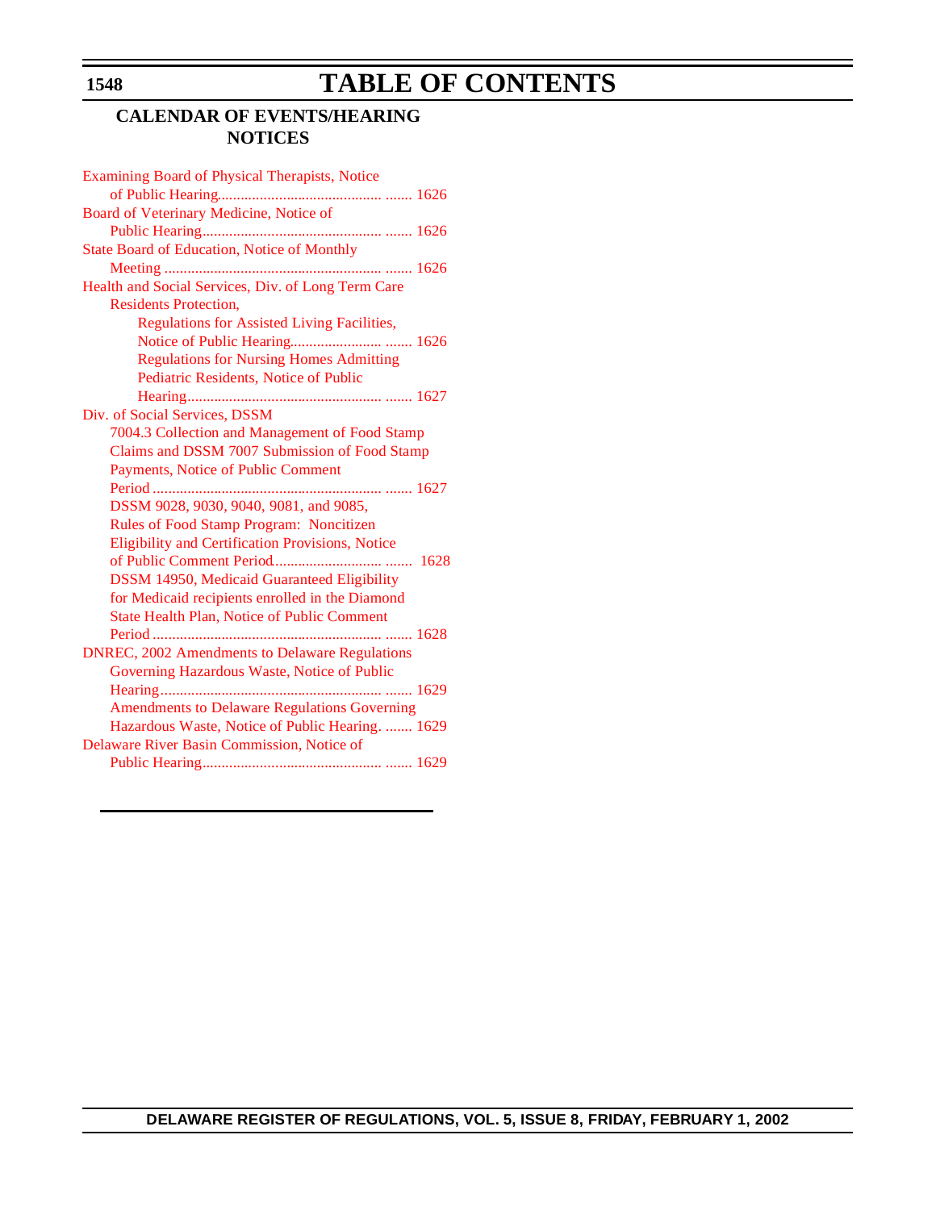# TABLE OF CONTENTS

## CALENDAR OF EVENTS/HEARING NOTICES

Examining Board of Physical Therapists, Notice of Public Hearing........................................... ....... 1626

Board of Veterinary Medicine, Notice of Public Hearing............................................... ....... 1626

State Board of Education, Notice of Monthly Meeting ......................................................... ....... 1626

Health and Social Services, Div. of Long Term Care Residents Protection,

- Regulations for Assisted Living Facilities, Notice of Public Hearing........................ ....... 1626
- Regulations for Nursing Homes Admitting Pediatric Residents, Notice of Public Hearing................................................... ....... 1627

Div. of Social Services, DSSM

- 7004.3 Collection and Management of Food Stamp Claims and DSSM 7007 Submission of Food Stamp Payments, Notice of Public Comment Period ............................................................ ....... 1627
- DSSM 9028, 9030, 9040, 9081, and 9085, Rules of Food Stamp Program: Noncitizen Eligibility and Certification Provisions, Notice of Public Comment Period............................ ....... 1628
- DSSM 14950, Medicaid Guaranteed Eligibility for Medicaid recipients enrolled in the Diamond State Health Plan, Notice of Public Comment Period ............................................................ ....... 1628

DNREC, 2002 Amendments to Delaware Regulations Governing Hazardous Waste, Notice of Public Hearing.......................................................... ....... 1629

- Amendments to Delaware Regulations Governing Hazardous Waste, Notice of Public Hearing. ....... 1629

Delaware River Basin Commission, Notice of Public Hearing............................................... ....... 1629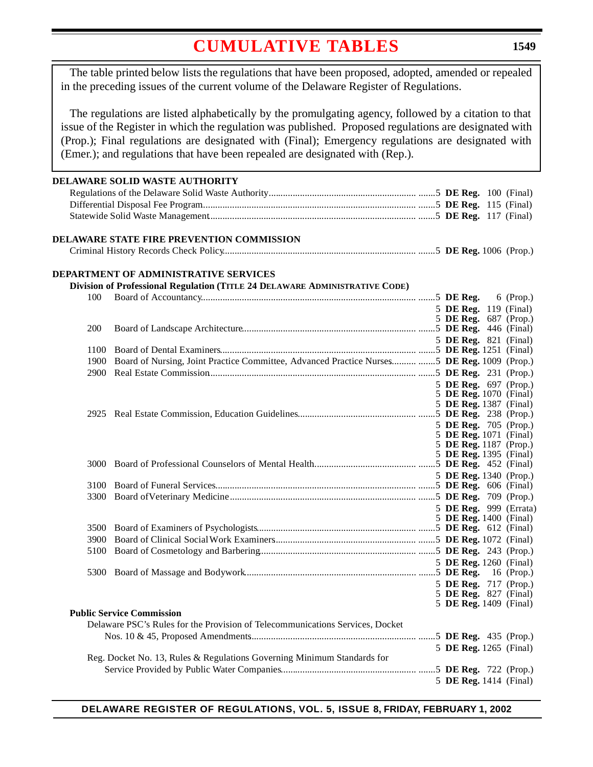# CUMULATIVE TABLES

The table printed below lists the regulations that have been proposed, adopted, amended or repealed in the preceding issues of the current volume of the Delaware Register of Regulations.

The regulations are listed alphabetically by the promulgating agency, followed by a citation to that issue of the Register in which the regulation was published. Proposed regulations are designated with (Prop.); Final regulations are designated with (Final); Emergency regulations are designated with (Emer.); and regulations that have been repealed are designated with (Rep.).

**DELAWARE SOLID WASTE AUTHORITY**

Regulations of the Delaware Solid Waste Authority .......5 **DE Reg.** 100 (Final)
Differential Disposal Fee Program .......5 **DE Reg.** 115 (Final)
Statewide Solid Waste Management .......5 **DE Reg.** 117 (Final)

**DELAWARE STATE FIRE PREVENTION COMMISSION**

Criminal History Records Check Policy .......5 **DE Reg.** 1006 (Prop.)

**DEPARTMENT OF ADMINISTRATIVE SERVICES**

**Division of Professional Regulation (Title 24 Delaware Administrative Code)**

| | | |
|---|---|---|
| 100 | Board of Accountancy | 5 **DE Reg.** 6 (Prop.) |
| | | 5 **DE Reg.** 119 (Final) |
| | | 5 **DE Reg.** 687 (Prop.) |
| 200 | Board of Landscape Architecture | 5 **DE Reg.** 446 (Final) |
| | | 5 **DE Reg.** 821 (Final) |
| 1100 | Board of Dental Examiners | 5 **DE Reg.** 1251 (Final) |
| 1900 | Board of Nursing, Joint Practice Committee, Advanced Practice Nurses | 5 **DE Reg.** 1009 (Prop.) |
| 2900 | Real Estate Commission | 5 **DE Reg.** 231 (Prop.) |
| | | 5 **DE Reg.** 697 (Prop.) |
| | | 5 **DE Reg.** 1070 (Final) |
| | | 5 **DE Reg.** 1387 (Final) |
| 2925 | Real Estate Commission, Education Guidelines | 5 **DE Reg.** 238 (Prop.) |
| | | 5 **DE Reg.** 705 (Prop.) |
| | | 5 **DE Reg.** 1071 (Final) |
| | | 5 **DE Reg.** 1187 (Prop.) |
| | | 5 **DE Reg.** 1395 (Final) |
| 3000 | Board of Professional Counselors of Mental Health | 5 **DE Reg.** 452 (Final) |
| | | 5 **DE Reg.** 1340 (Prop.) |
| 3100 | Board of Funeral Services | 5 **DE Reg.** 606 (Final) |
| 3300 | Board of Veterinary Medicine | 5 **DE Reg.** 709 (Prop.) |
| | | 5 **DE Reg.** 999 (Errata) |
| | | 5 **DE Reg.** 1400 (Final) |
| 3500 | Board of Examiners of Psychologists | 5 **DE Reg.** 612 (Final) |
| 3900 | Board of Clinical Social Work Examiners | 5 **DE Reg.** 1072 (Final) |
| 5100 | Board of Cosmetology and Barbering | 5 **DE Reg.** 243 (Prop.) |
| | | 5 **DE Reg.** 1260 (Final) |
| 5300 | Board of Massage and Bodywork | 5 **DE Reg.** 16 (Prop.) |
| | | 5 **DE Reg.** 717 (Prop.) |
| | | 5 **DE Reg.** 827 (Final) |
| | | 5 **DE Reg.** 1409 (Final) |

**Public Service Commission**

Delaware PSC's Rules for the Provision of Telecommunications Services, Docket Nos. 10 & 45, Proposed Amendments .......5 **DE Reg.** 435 (Prop.)
5 **DE Reg.** 1265 (Final)

Reg. Docket No. 13, Rules & Regulations Governing Minimum Standards for Service Provided by Public Water Companies .......5 **DE Reg.** 722 (Prop.)
5 **DE Reg.** 1414 (Final)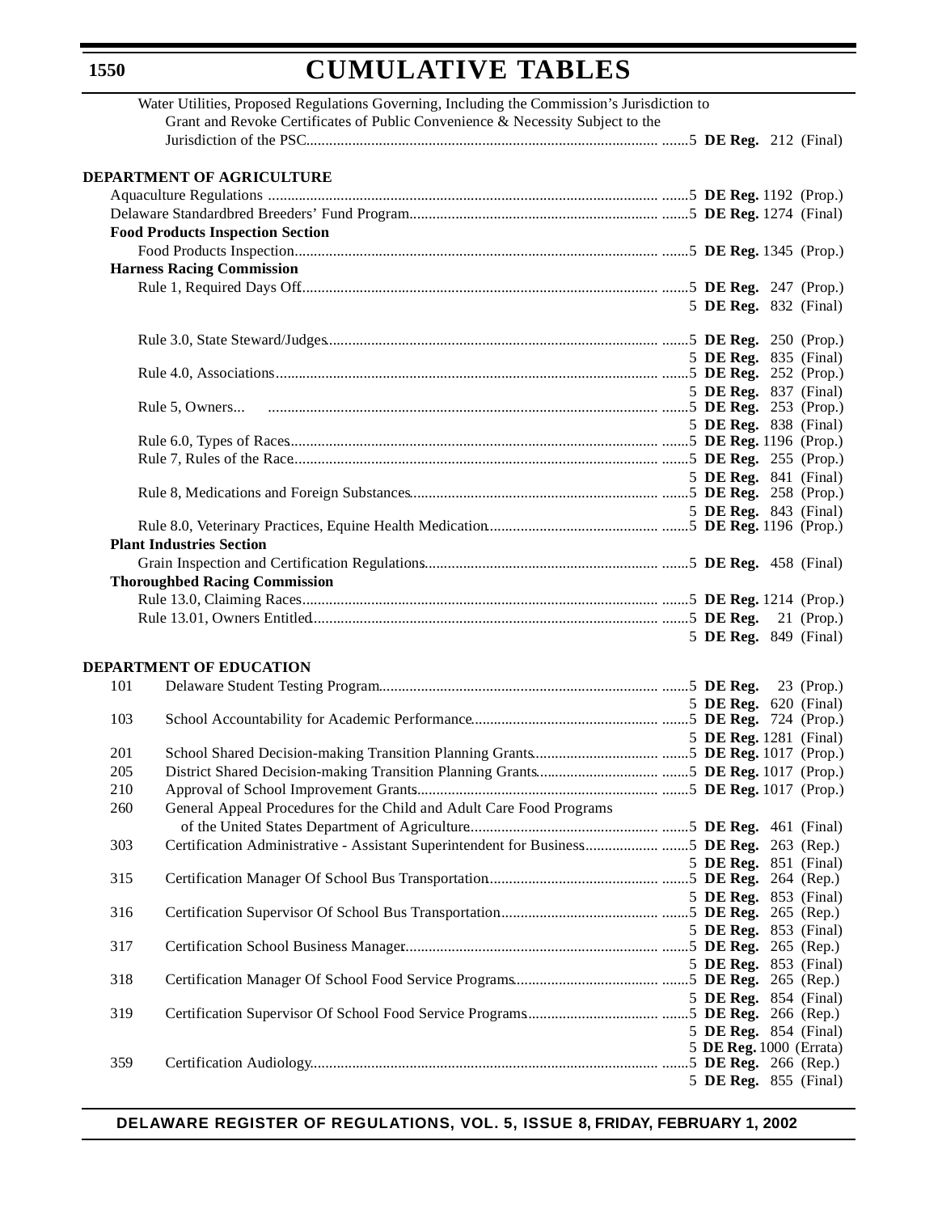Water Utilities, Proposed Regulations Governing, Including the Commission's Jurisdiction to Grant and Revoke Certificates of Public Convenience & Necessity Subject to the Jurisdiction of the PSC ....... 5 **DE Reg.** 212 (Final)

**DEPARTMENT OF AGRICULTURE**

Aquaculture Regulations ....... 5 **DE Reg.** 1192 (Prop.)
Delaware Standardbred Breeders' Fund Program ....... 5 **DE Reg.** 1274 (Final)

**Food Products Inspection Section**

Food Products Inspection ....... 5 **DE Reg.** 1345 (Prop.)

**Harness Racing Commission**

Rule 1, Required Days Off ....... 5 **DE Reg.** 247 (Prop.)
5 **DE Reg.** 832 (Final)

Rule 3.0, State Steward/Judges ....... 5 **DE Reg.** 250 (Prop.)
5 **DE Reg.** 835 (Final)
Rule 4.0, Associations ....... 5 **DE Reg.** 252 (Prop.)
5 **DE Reg.** 837 (Final)
Rule 5, Owners... ....... 5 **DE Reg.** 253 (Prop.)
5 **DE Reg.** 838 (Final)
Rule 6.0, Types of Races ....... 5 **DE Reg.** 1196 (Prop.)
Rule 7, Rules of the Race ....... 5 **DE Reg.** 255 (Prop.)
5 **DE Reg.** 841 (Final)
Rule 8, Medications and Foreign Substances ....... 5 **DE Reg.** 258 (Prop.)
5 **DE Reg.** 843 (Final)
Rule 8.0, Veterinary Practices, Equine Health Medication ....... 5 **DE Reg.** 1196 (Prop.)

**Plant Industries Section**

Grain Inspection and Certification Regulations ....... 5 **DE Reg.** 458 (Final)

**Thoroughbed Racing Commission**

Rule 13.0, Claiming Races ....... 5 **DE Reg.** 1214 (Prop.)
Rule 13.01, Owners Entitled ....... 5 **DE Reg.** 21 (Prop.)
5 **DE Reg.** 849 (Final)

**DEPARTMENT OF EDUCATION**

| | | |
|---|---|---|
| 101 | Delaware Student Testing Program ....... | 5 **DE Reg.** 23 (Prop.) |
| | | 5 **DE Reg.** 620 (Final) |
| 103 | School Accountability for Academic Performance ....... | 5 **DE Reg.** 724 (Prop.) |
| | | 5 **DE Reg.** 1281 (Final) |
| 201 | School Shared Decision-making Transition Planning Grants ....... | 5 **DE Reg.** 1017 (Prop.) |
| 205 | District Shared Decision-making Transition Planning Grants ....... | 5 **DE Reg.** 1017 (Prop.) |
| 210 | Approval of School Improvement Grants ....... | 5 **DE Reg.** 1017 (Prop.) |
| 260 | General Appeal Procedures for the Child and Adult Care Food Programs of the United States Department of Agriculture ....... | 5 **DE Reg.** 461 (Final) |
| 303 | Certification Administrative - Assistant Superintendent for Business ....... | 5 **DE Reg.** 263 (Rep.) |
| | | 5 **DE Reg.** 851 (Final) |
| 315 | Certification Manager Of School Bus Transportation ....... | 5 **DE Reg.** 264 (Rep.) |
| | | 5 **DE Reg.** 853 (Final) |
| 316 | Certification Supervisor Of School Bus Transportation ....... | 5 **DE Reg.** 265 (Rep.) |
| | | 5 **DE Reg.** 853 (Final) |
| 317 | Certification School Business Manager ....... | 5 **DE Reg.** 265 (Rep.) |
| | | 5 **DE Reg.** 853 (Final) |
| 318 | Certification Manager Of School Food Service Programs ....... | 5 **DE Reg.** 265 (Rep.) |
| | | 5 **DE Reg.** 854 (Final) |
| 319 | Certification Supervisor Of School Food Service Programs ....... | 5 **DE Reg.** 266 (Rep.) |
| | | 5 **DE Reg.** 854 (Final) |
| | | 5 **DE Reg.** 1000 (Errata) |
| 359 | Certification Audiology ....... | 5 **DE Reg.** 266 (Rep.) |
| | | 5 **DE Reg.** 855 (Final) |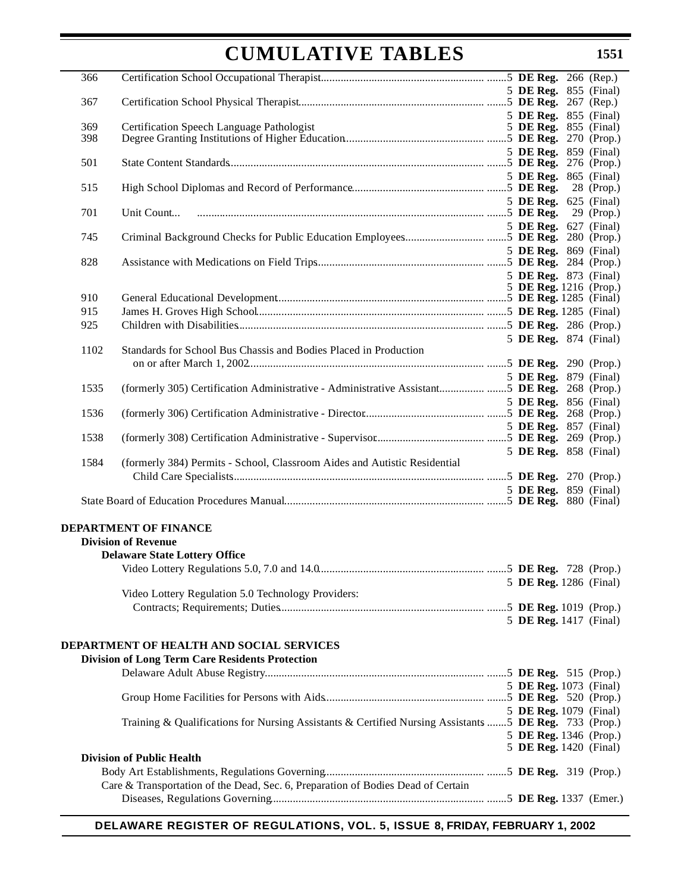# CUMULATIVE TABLES

| | | |
|---|---|---|
| 366 | Certification School Occupational Therapist | 5 **DE Reg.** 266 (Rep.) |
| | | 5 **DE Reg.** 855 (Final) |
| 367 | Certification School Physical Therapist | 5 **DE Reg.** 267 (Rep.) |
| | | 5 **DE Reg.** 855 (Final) |
| 369 | Certification Speech Language Pathologist | 5 **DE Reg.** 855 (Final) |
| 398 | Degree Granting Institutions of Higher Education | 5 **DE Reg.** 270 (Prop.) |
| | | 5 **DE Reg.** 859 (Final) |
| 501 | State Content Standards | 5 **DE Reg.** 276 (Prop.) |
| | | 5 **DE Reg.** 865 (Final) |
| 515 | High School Diplomas and Record of Performance | 5 **DE Reg.** 28 (Prop.) |
| | | 5 **DE Reg.** 625 (Final) |
| 701 | Unit Count... | 5 **DE Reg.** 29 (Prop.) |
| | | 5 **DE Reg.** 627 (Final) |
| 745 | Criminal Background Checks for Public Education Employees | 5 **DE Reg.** 280 (Prop.) |
| | | 5 **DE Reg.** 869 (Final) |
| 828 | Assistance with Medications on Field Trips | 5 **DE Reg.** 284 (Prop.) |
| | | 5 **DE Reg.** 873 (Final) |
| | | 5 **DE Reg.** 1216 (Prop.) |
| 910 | General Educational Development | 5 **DE Reg.** 1285 (Final) |
| 915 | James H. Groves High School | 5 **DE Reg.** 1285 (Final) |
| 925 | Children with Disabilities | 5 **DE Reg.** 286 (Prop.) |
| | | 5 **DE Reg.** 874 (Final) |
| 1102 | Standards for School Bus Chassis and Bodies Placed in Production on or after March 1, 2002 | 5 **DE Reg.** 290 (Prop.) |
| | | 5 **DE Reg.** 879 (Final) |
| 1535 | (formerly 305) Certification Administrative - Administrative Assistant | 5 **DE Reg.** 268 (Prop.) |
| | | 5 **DE Reg.** 856 (Final) |
| 1536 | (formerly 306) Certification Administrative - Director | 5 **DE Reg.** 268 (Prop.) |
| | | 5 **DE Reg.** 857 (Final) |
| 1538 | (formerly 308) Certification Administrative - Supervisor | 5 **DE Reg.** 269 (Prop.) |
| | | 5 **DE Reg.** 858 (Final) |
| 1584 | (formerly 384) Permits - School, Classroom Aides and Autistic Residential Child Care Specialists | 5 **DE Reg.** 270 (Prop.) |
| | | 5 **DE Reg.** 859 (Final) |
| | State Board of Education Procedures Manual | 5 **DE Reg.** 880 (Final) |

**DEPARTMENT OF FINANCE**

**Division of Revenue**

**Delaware State Lottery Office**

| | |
|---|---|
| Video Lottery Regulations 5.0, 7.0 and 14.0 | 5 **DE Reg.** 728 (Prop.) |
| | 5 **DE Reg.** 1286 (Final) |
| Video Lottery Regulation 5.0 Technology Providers: Contracts; Requirements; Duties | 5 **DE Reg.** 1019 (Prop.) |
| | 5 **DE Reg.** 1417 (Final) |

**DEPARTMENT OF HEALTH AND SOCIAL SERVICES**

**Division of Long Term Care Residents Protection**

| | |
|---|---|
| Delaware Adult Abuse Registry | 5 **DE Reg.** 515 (Prop.) |
| | 5 **DE Reg.** 1073 (Final) |
| Group Home Facilities for Persons with Aids | 5 **DE Reg.** 520 (Prop.) |
| | 5 **DE Reg.** 1079 (Final) |
| Training & Qualifications for Nursing Assistants & Certified Nursing Assistants | 5 **DE Reg.** 733 (Prop.) |
| | 5 **DE Reg.** 1346 (Prop.) |
| | 5 **DE Reg.** 1420 (Final) |

**Division of Public Health**

| | |
|---|---|
| Body Art Establishments, Regulations Governing | 5 **DE Reg.** 319 (Prop.) |
| Care & Transportation of the Dead, Sec. 6, Preparation of Bodies Dead of Certain Diseases, Regulations Governing | 5 **DE Reg.** 1337 (Emer.) |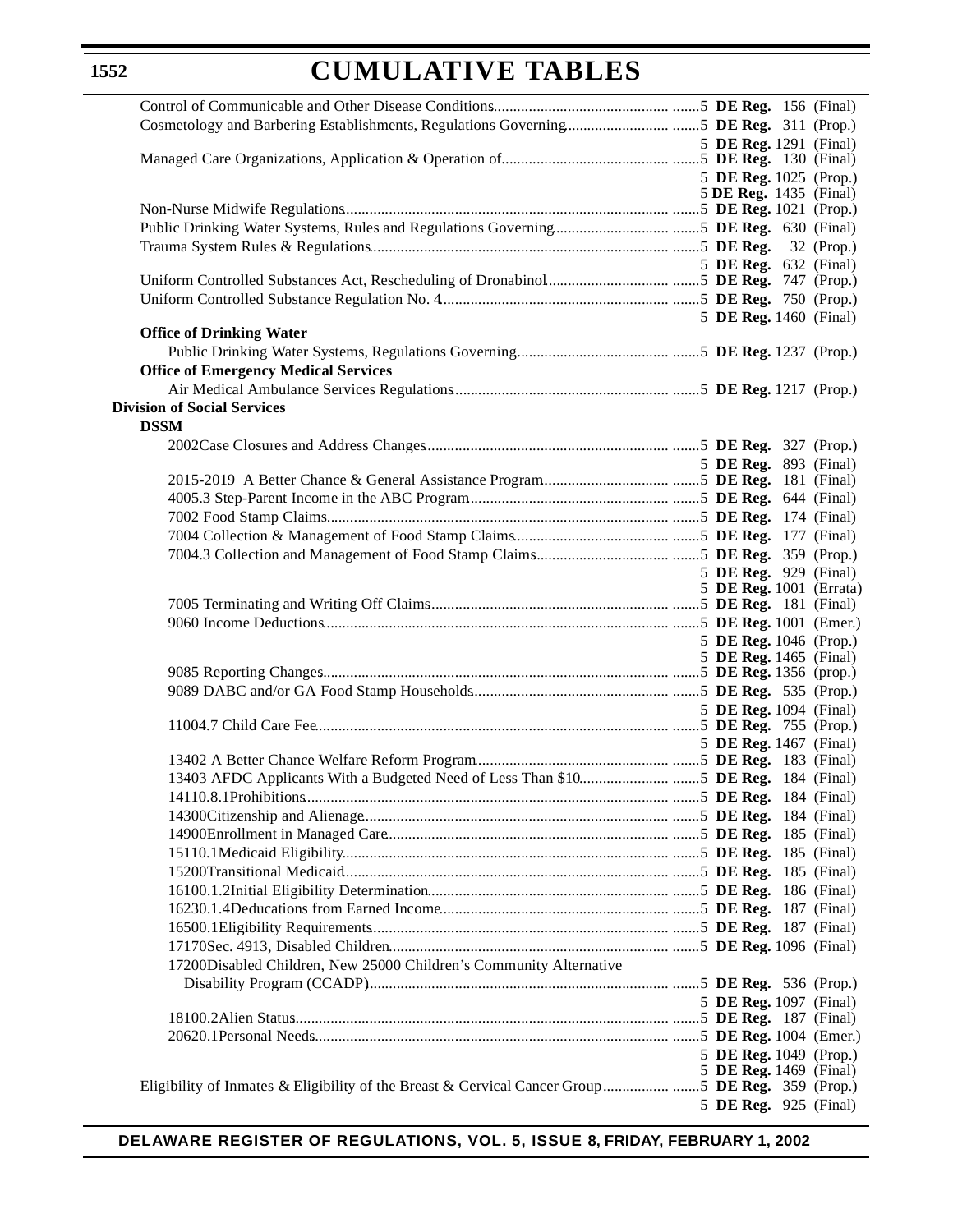# CUMULATIVE TABLES

Control of Communicable and Other Disease Conditions....... 5 **DE Reg.** 156 (Final)
Cosmetology and Barbering Establishments, Regulations Governing....... 5 **DE Reg.** 311 (Prop.)
5 **DE Reg.** 1291 (Final)
Managed Care Organizations, Application & Operation of....... 5 **DE Reg.** 130 (Final)
5 **DE Reg.** 1025 (Prop.)
5 **DE Reg.** 1435 (Final)
Non-Nurse Midwife Regulations....... 5 **DE Reg.** 1021 (Prop.)
Public Drinking Water Systems, Rules and Regulations Governing....... 5 **DE Reg.** 630 (Final)
Trauma System Rules & Regulations....... 5 **DE Reg.** 32 (Prop.)
5 **DE Reg.** 632 (Final)
Uniform Controlled Substances Act, Rescheduling of Dronabinol....... 5 **DE Reg.** 747 (Prop.)
Uniform Controlled Substance Regulation No. 4....... 5 **DE Reg.** 750 (Prop.)
5 **DE Reg.** 1460 (Final)

**Office of Drinking Water**

Public Drinking Water Systems, Regulations Governing....... 5 **DE Reg.** 1237 (Prop.)

**Office of Emergency Medical Services**

Air Medical Ambulance Services Regulations....... 5 **DE Reg.** 1217 (Prop.)

**Division of Social Services**

**DSSM**

2002Case Closures and Address Changes....... 5 **DE Reg.** 327 (Prop.)
5 **DE Reg.** 893 (Final)
2015-2019 A Better Chance & General Assistance Program....... 5 **DE Reg.** 181 (Final)
4005.3 Step-Parent Income in the ABC Program....... 5 **DE Reg.** 644 (Final)
7002 Food Stamp Claims....... 5 **DE Reg.** 174 (Final)
7004 Collection & Management of Food Stamp Claims....... 5 **DE Reg.** 177 (Final)
7004.3 Collection and Management of Food Stamp Claims....... 5 **DE Reg.** 359 (Prop.)
5 **DE Reg.** 929 (Final)
5 **DE Reg.** 1001 (Errata)
7005 Terminating and Writing Off Claims....... 5 **DE Reg.** 181 (Final)
9060 Income Deductions....... 5 **DE Reg.** 1001 (Emer.)
5 **DE Reg.** 1046 (Prop.)
5 **DE Reg.** 1465 (Final)
9085 Reporting Changes....... 5 **DE Reg.** 1356 (prop.)
9089 DABC and/or GA Food Stamp Households....... 5 **DE Reg.** 535 (Prop.)
5 **DE Reg.** 1094 (Final)
11004.7 Child Care Fee....... 5 **DE Reg.** 755 (Prop.)
5 **DE Reg.** 1467 (Final)
13402 A Better Chance Welfare Reform Program....... 5 **DE Reg.** 183 (Final)
13403 AFDC Applicants With a Budgeted Need of Less Than $10....... 5 **DE Reg.** 184 (Final)
14110.8.1Prohibitions....... 5 **DE Reg.** 184 (Final)
14300Citizenship and Alienage....... 5 **DE Reg.** 184 (Final)
14900Enrollment in Managed Care....... 5 **DE Reg.** 185 (Final)
15110.1Medicaid Eligibility....... 5 **DE Reg.** 185 (Final)
15200Transitional Medicaid....... 5 **DE Reg.** 185 (Final)
16100.1.2Initial Eligibility Determination....... 5 **DE Reg.** 186 (Final)
16230.1.4Deducations from Earned Income....... 5 **DE Reg.** 187 (Final)
16500.1Eligibility Requirements....... 5 **DE Reg.** 187 (Final)
17170Sec. 4913, Disabled Children....... 5 **DE Reg.** 1096 (Final)
17200Disabled Children, New 25000 Children's Community Alternative Disability Program (CCADP)....... 5 **DE Reg.** 536 (Prop.)
5 **DE Reg.** 1097 (Final)
18100.2Alien Status....... 5 **DE Reg.** 187 (Final)
20620.1Personal Needs....... 5 **DE Reg.** 1004 (Emer.)
5 **DE Reg.** 1049 (Prop.)
5 **DE Reg.** 1469 (Final)
Eligibility of Inmates & Eligibility of the Breast & Cervical Cancer Group....... 5 **DE Reg.** 359 (Prop.)
5 **DE Reg.** 925 (Final)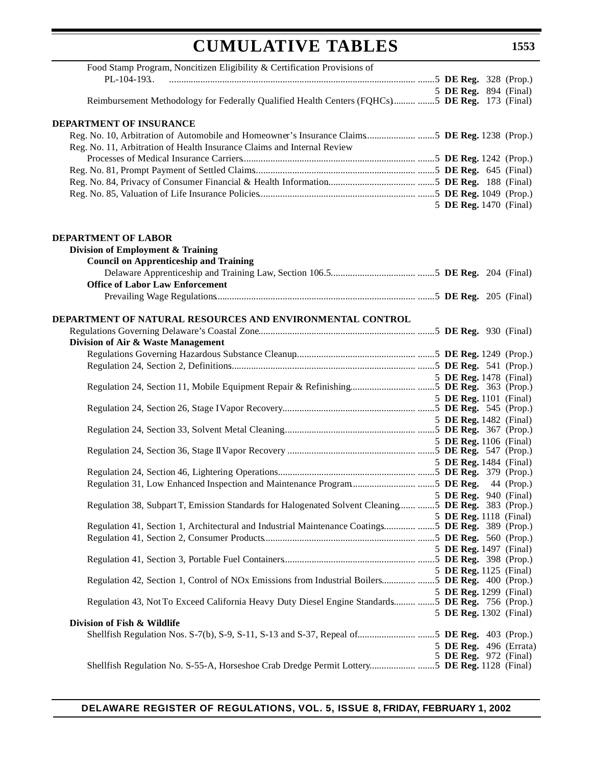Food Stamp Program, Noncitizen Eligibility & Certification Provisions of PL-104-193 ........ 5 **DE Reg.** 328 (Prop.)
5 **DE Reg.** 894 (Final)

Reimbursement Methodology for Federally Qualified Health Centers (FQHCs) ........ 5 **DE Reg.** 173 (Final)

**DEPARTMENT OF INSURANCE**

Reg. No. 10, Arbitration of Automobile and Homeowner's Insurance Claims ........ 5 **DE Reg.** 1238 (Prop.)

Reg. No. 11, Arbitration of Health Insurance Claims and Internal Review Processes of Medical Insurance Carriers ........ 5 **DE Reg.** 1242 (Prop.)

Reg. No. 81, Prompt Payment of Settled Claims ........ 5 **DE Reg.** 645 (Final)

Reg. No. 84, Privacy of Consumer Financial & Health Information ........ 5 **DE Reg.** 188 (Final)

Reg. No. 85, Valuation of Life Insurance Policies ........ 5 **DE Reg.** 1049 (Prop.)
5 **DE Reg.** 1470 (Final)

**DEPARTMENT OF LABOR**

**Division of Employment & Training**

**Council on Apprenticeship and Training**

Delaware Apprenticeship and Training Law, Section 106.5 ........ 5 **DE Reg.** 204 (Final)

**Office of Labor Law Enforcement**

Prevailing Wage Regulations ........ 5 **DE Reg.** 205 (Final)

**DEPARTMENT OF NATURAL RESOURCES AND ENVIRONMENTAL CONTROL**

Regulations Governing Delaware's Coastal Zone ........ 5 **DE Reg.** 930 (Final)

**Division of Air & Waste Management**

Regulations Governing Hazardous Substance Cleanup ........ 5 **DE Reg.** 1249 (Prop.)

Regulation 24, Section 2, Definitions ........ 5 **DE Reg.** 541 (Prop.)
5 **DE Reg.** 1478 (Final)

Regulation 24, Section 11, Mobile Equipment Repair & Refinishing ........ 5 **DE Reg.** 363 (Prop.)
5 **DE Reg.** 1101 (Final)

Regulation 24, Section 26, Stage I Vapor Recovery ........ 5 **DE Reg.** 545 (Prop.)
5 **DE Reg.** 1482 (Final)

Regulation 24, Section 33, Solvent Metal Cleaning ........ 5 **DE Reg.** 367 (Prop.)
5 **DE Reg.** 1106 (Final)

Regulation 24, Section 36, Stage II Vapor Recovery ........ 5 **DE Reg.** 547 (Prop.)
5 **DE Reg.** 1484 (Final)

Regulation 24, Section 46, Lightering Operations ........ 5 **DE Reg.** 379 (Prop.)

Regulation 31, Low Enhanced Inspection and Maintenance Program ........ 5 **DE Reg.** 44 (Prop.)
5 **DE Reg.** 940 (Final)

Regulation 38, Subpart T, Emission Standards for Halogenated Solvent Cleaning ........ 5 **DE Reg.** 383 (Prop.)
5 **DE Reg.** 1118 (Final)

Regulation 41, Section 1, Architectural and Industrial Maintenance Coatings ........ 5 **DE Reg.** 389 (Prop.)

Regulation 41, Section 2, Consumer Products ........ 5 **DE Reg.** 560 (Prop.)
5 **DE Reg.** 1497 (Final)

Regulation 41, Section 3, Portable Fuel Containers ........ 5 **DE Reg.** 398 (Prop.)
5 **DE Reg.** 1125 (Final)

Regulation 42, Section 1, Control of NOx Emissions from Industrial Boilers ........ 5 **DE Reg.** 400 (Prop.)
5 **DE Reg.** 1299 (Final)

Regulation 43, Not To Exceed California Heavy Duty Diesel Engine Standards ........ 5 **DE Reg.** 756 (Prop.)
5 **DE Reg.** 1302 (Final)

**Division of Fish & Wildlife**

Shellfish Regulation Nos. S-7(b), S-9, S-11, S-13 and S-37, Repeal of ........ 5 **DE Reg.** 403 (Prop.)
5 **DE Reg.** 496 (Errata)
5 **DE Reg.** 972 (Final)

Shellfish Regulation No. S-55-A, Horseshoe Crab Dredge Permit Lottery ........ 5 **DE Reg.** 1128 (Final)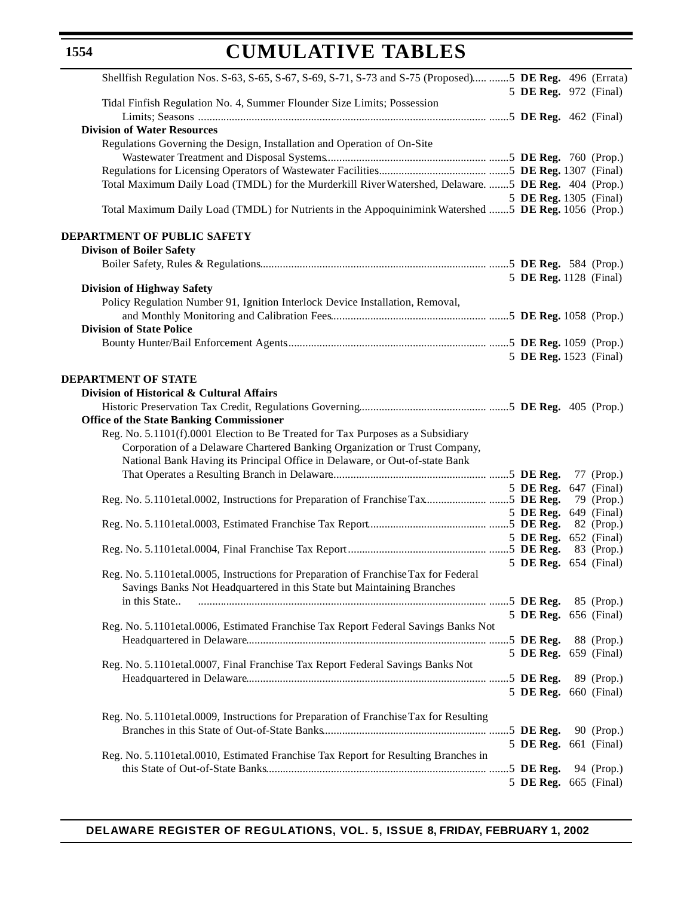Shellfish Regulation Nos. S-63, S-65, S-67, S-69, S-71, S-73 and S-75 (Proposed)..... .......5 **DE Reg.** 496 (Errata)
5 **DE Reg.** 972 (Final)

Tidal Finfish Regulation No. 4, Summer Flounder Size Limits; Possession Limits; Seasons ....................................................................................................... .......5 **DE Reg.** 462 (Final)

**Division of Water Resources**

Regulations Governing the Design, Installation and Operation of On-Site Wastewater Treatment and Disposal Systems.......................................................... .......5 **DE Reg.** 760 (Prop.)

Regulations for Licensing Operators of Wastewater Facilities....................................... .......5 **DE Reg.** 1307 (Final)

Total Maximum Daily Load (TMDL) for the Murderkill River Watershed, Delaware. .......5 **DE Reg.** 404 (Prop.)
5 **DE Reg.** 1305 (Final)

Total Maximum Daily Load (TMDL) for Nutrients in the Appoquinimink Watershed .......5 **DE Reg.** 1056 (Prop.)

**DEPARTMENT OF PUBLIC SAFETY**

**Divison of Boiler Safety**

Boiler Safety, Rules & Regulations................................................................................ .......5 **DE Reg.** 584 (Prop.)
5 **DE Reg.** 1128 (Final)

**Division of Highway Safety**

Policy Regulation Number 91, Ignition Interlock Device Installation, Removal, and Monthly Monitoring and Calibration Fees........................................................ .......5 **DE Reg.** 1058 (Prop.)

**Division of State Police**

Bounty Hunter/Bail Enforcement Agents...................................................................... .......5 **DE Reg.** 1059 (Prop.)
5 **DE Reg.** 1523 (Final)

**DEPARTMENT OF STATE**

**Division of Historical & Cultural Affairs**

Historic Preservation Tax Credit, Regulations Governing............................................. .......5 **DE Reg.** 405 (Prop.)

**Office of the State Banking Commissioner**

Reg. No. 5.1101(f).0001 Election to Be Treated for Tax Purposes as a Subsidiary Corporation of a Delaware Chartered Banking Organization or Trust Company, National Bank Having its Principal Office in Delaware, or Out-of-state Bank That Operates a Resulting Branch in Delaware....................................................... .......5 **DE Reg.** 77 (Prop.)
5 **DE Reg.** 647 (Final)

Reg. No. 5.1101etal.0002, Instructions for Preparation of Franchise Tax..................... .......5 **DE Reg.** 79 (Prop.)
5 **DE Reg.** 649 (Final)

Reg. No. 5.1101etal.0003, Estimated Franchise Tax Report.......................................... .......5 **DE Reg.** 82 (Prop.)
5 **DE Reg.** 652 (Final)

Reg. No. 5.1101etal.0004, Final Franchise Tax Report ................................................. .......5 **DE Reg.** 83 (Prop.)
5 **DE Reg.** 654 (Final)

Reg. No. 5.1101etal.0005, Instructions for Preparation of Franchise Tax for Federal Savings Banks Not Headquartered in this State but Maintaining Branches in this State.. ....................................................................................................... .......5 **DE Reg.** 85 (Prop.)
5 **DE Reg.** 656 (Final)

Reg. No. 5.1101etal.0006, Estimated Franchise Tax Report Federal Savings Banks Not Headquartered in Delaware...................................................................................... .......5 **DE Reg.** 88 (Prop.)
5 **DE Reg.** 659 (Final)

Reg. No. 5.1101etal.0007, Final Franchise Tax Report Federal Savings Banks Not Headquartered in Delaware...................................................................................... .......5 **DE Reg.** 89 (Prop.)
5 **DE Reg.** 660 (Final)

Reg. No. 5.1101etal.0009, Instructions for Preparation of Franchise Tax for Resulting Branches in this State of Out-of-State Banks........................................................... .......5 **DE Reg.** 90 (Prop.)
5 **DE Reg.** 661 (Final)

Reg. No. 5.1101etal.0010, Estimated Franchise Tax Report for Resulting Branches in this State of Out-of-State Banks................................................................................ .......5 **DE Reg.** 94 (Prop.)
5 **DE Reg.** 665 (Final)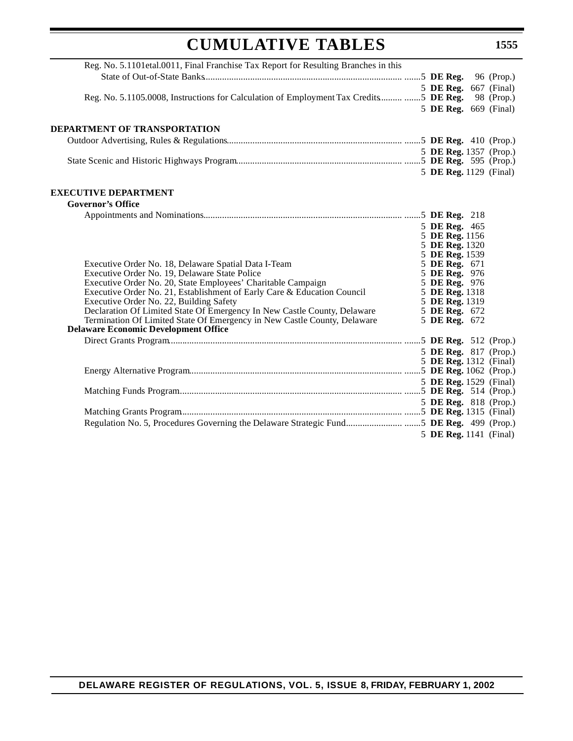Reg. No. 5.1101etal.0011, Final Franchise Tax Report for Resulting Branches in this State of Out-of-State Banks....................5 **DE Reg.** 96 (Prop.)
5 **DE Reg.** 667 (Final)

Reg. No. 5.1105.0008, Instructions for Calculation of Employment Tax Credits..........5 **DE Reg.** 98 (Prop.)
5 **DE Reg.** 669 (Final)

## DEPARTMENT OF TRANSPORTATION

Outdoor Advertising, Rules & Regulations....................5 **DE Reg.** 410 (Prop.)
5 **DE Reg.** 1357 (Prop.)

State Scenic and Historic Highways Program....................5 **DE Reg.** 595 (Prop.)
5 **DE Reg.** 1129 (Final)

## EXECUTIVE DEPARTMENT

### Governor's Office

Appointments and Nominations....................5 **DE Reg.** 218
5 **DE Reg.** 465
5 **DE Reg.** 1156
5 **DE Reg.** 1320
5 **DE Reg.** 1539

Executive Order No. 18, Delaware Spatial Data I-Team 5 **DE Reg.** 671
Executive Order No. 19, Delaware State Police 5 **DE Reg.** 976
Executive Order No. 20, State Employees' Charitable Campaign 5 **DE Reg.** 976
Executive Order No. 21, Establishment of Early Care & Education Council 5 **DE Reg.** 1318
Executive Order No. 22, Building Safety 5 **DE Reg.** 1319
Declaration Of Limited State Of Emergency In New Castle County, Delaware 5 **DE Reg.** 672
Termination Of Limited State Of Emergency in New Castle County, Delaware 5 **DE Reg.** 672

### Delaware Economic Development Office

Direct Grants Program....................5 **DE Reg.** 512 (Prop.)
5 **DE Reg.** 817 (Prop.)
5 **DE Reg.** 1312 (Final)

Energy Alternative Program....................5 **DE Reg.** 1062 (Prop.)
5 **DE Reg.** 1529 (Final)

Matching Funds Program....................5 **DE Reg.** 514 (Prop.)
5 **DE Reg.** 818 (Prop.)

Matching Grants Program....................5 **DE Reg.** 1315 (Final)

Regulation No. 5, Procedures Governing the Delaware Strategic Fund....................5 **DE Reg.** 499 (Prop.)
5 **DE Reg.** 1141 (Final)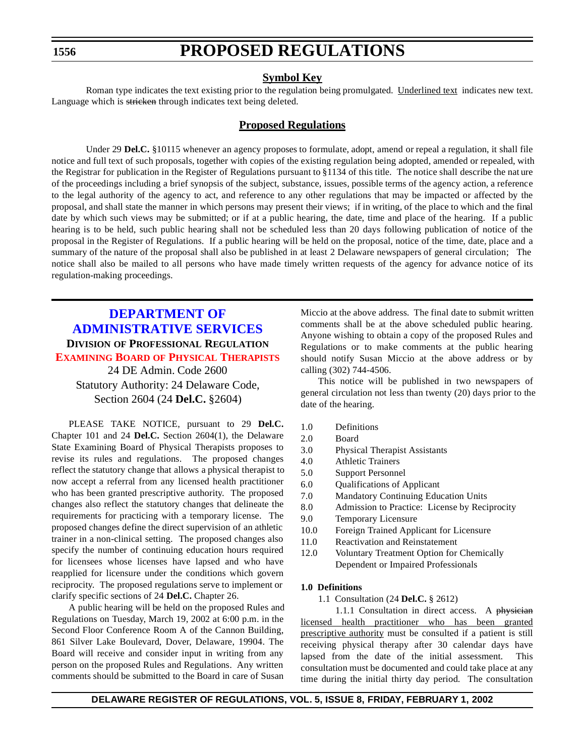# PROPOSED REGULATIONS

## Symbol Key

Roman type indicates the text existing prior to the regulation being promulgated. <u>Underlined text</u> indicates new text. Language which is ~~stricken~~ through indicates text being deleted.

## Proposed Regulations

Under 29 **Del.C.** §10115 whenever an agency proposes to formulate, adopt, amend or repeal a regulation, it shall file notice and full text of such proposals, together with copies of the existing regulation being adopted, amended or repealed, with the Registrar for publication in the Register of Regulations pursuant to §1134 of this title. The notice shall describe the nature of the proceedings including a brief synopsis of the subject, substance, issues, possible terms of the agency action, a reference to the legal authority of the agency to act, and reference to any other regulations that may be impacted or affected by the proposal, and shall state the manner in which persons may present their views; if in writing, of the place to which and the final date by which such views may be submitted; or if at a public hearing, the date, time and place of the hearing. If a public hearing is to be held, such public hearing shall not be scheduled less than 20 days following publication of notice of the proposal in the Register of Regulations. If a public hearing will be held on the proposal, notice of the time, date, place and a summary of the nature of the proposal shall also be published in at least 2 Delaware newspapers of general circulation; The notice shall also be mailed to all persons who have made timely written requests of the agency for advance notice of its regulation-making proceedings.

## DEPARTMENT OF ADMINISTRATIVE SERVICES

### Division of Professional Regulation

### Examining Board of Physical Therapists

24 DE Admin. Code 2600

Statutory Authority: 24 Delaware Code, Section 2604 (24 **Del.C.** §2604)

PLEASE TAKE NOTICE, pursuant to 29 **Del.C.** Chapter 101 and 24 **Del.C.** Section 2604(1), the Delaware State Examining Board of Physical Therapists proposes to revise its rules and regulations. The proposed changes reflect the statutory change that allows a physical therapist to now accept a referral from any licensed health practitioner who has been granted prescriptive authority. The proposed changes also reflect the statutory changes that delineate the requirements for practicing with a temporary license. The proposed changes define the direct supervision of an athletic trainer in a non-clinical setting. The proposed changes also specify the number of continuing education hours required for licensees whose licenses have lapsed and who have reapplied for licensure under the conditions which govern reciprocity. The proposed regulations serve to implement or clarify specific sections of 24 **Del.C.** Chapter 26.

A public hearing will be held on the proposed Rules and Regulations on Tuesday, March 19, 2002 at 6:00 p.m. in the Second Floor Conference Room A of the Cannon Building, 861 Silver Lake Boulevard, Dover, Delaware, 19904. The Board will receive and consider input in writing from any person on the proposed Rules and Regulations. Any written comments should be submitted to the Board in care of Susan Miccio at the above address. The final date to submit written comments shall be at the above scheduled public hearing. Anyone wishing to obtain a copy of the proposed Rules and Regulations or to make comments at the public hearing should notify Susan Miccio at the above address or by calling (302) 744-4506.

This notice will be published in two newspapers of general circulation not less than twenty (20) days prior to the date of the hearing.

1.0 Definitions
2.0 Board
3.0 Physical Therapist Assistants
4.0 Athletic Trainers
5.0 Support Personnel
6.0 Qualifications of Applicant
7.0 Mandatory Continuing Education Units
8.0 Admission to Practice: License by Reciprocity
9.0 Temporary Licensure
10.0 Foreign Trained Applicant for Licensure
11.0 Reactivation and Reinstatement
12.0 Voluntary Treatment Option for Chemically Dependent or Impaired Professionals

**1.0 Definitions**

1.1 Consultation (24 **Del.C.** § 2612)

1.1.1 Consultation in direct access. A ~~physician~~ <u>licensed health practitioner who has been granted prescriptive authority</u> must be consulted if a patient is still receiving physical therapy after 30 calendar days have lapsed from the date of the initial assessment. This consultation must be documented and could take place at any time during the initial thirty day period. The consultation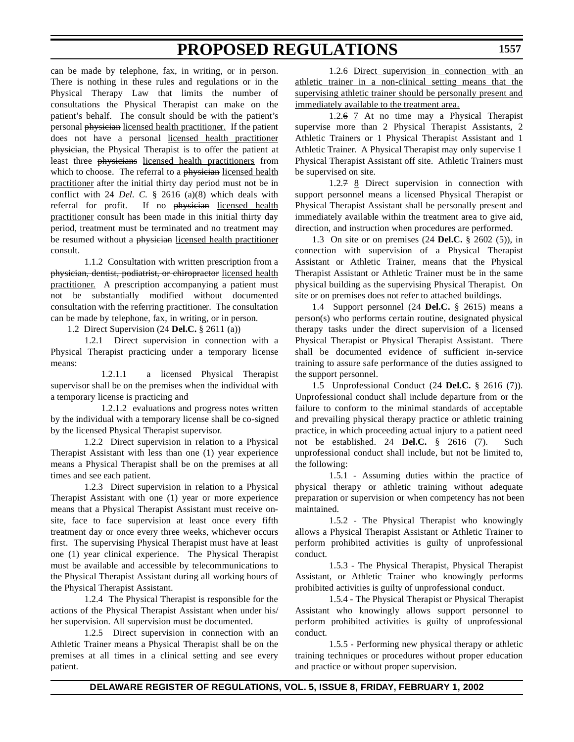can be made by telephone, fax, in writing, or in person. There is nothing in these rules and regulations or in the Physical Therapy Law that limits the number of consultations the Physical Therapist can make on the patient's behalf. The consult should be with the patient's personal ~~physician~~ licensed health practitioner. If the patient does not have a personal licensed health practitioner ~~physician~~, the Physical Therapist is to offer the patient at least three ~~physicians~~ licensed health practitioners from which to choose. The referral to a ~~physician~~ licensed health practitioner after the initial thirty day period must not be in conflict with 24 *Del. C.* § 2616 (a)(8) which deals with referral for profit. If no ~~physician~~ licensed health practitioner consult has been made in this initial thirty day period, treatment must be terminated and no treatment may be resumed without a ~~physician~~ licensed health practitioner consult.

1.1.2 Consultation with written prescription from a ~~physician, dentist, podiatrist, or chiropractor~~ licensed health practitioner. A prescription accompanying a patient must not be substantially modified without documented consultation with the referring practitioner. The consultation can be made by telephone, fax, in writing, or in person.

1.2 Direct Supervision (24 **Del.C.** § 2611 (a))

1.2.1 Direct supervision in connection with a Physical Therapist practicing under a temporary license means:

1.2.1.1 a licensed Physical Therapist supervisor shall be on the premises when the individual with a temporary license is practicing and

1.2.1.2 evaluations and progress notes written by the individual with a temporary license shall be co-signed by the licensed Physical Therapist supervisor.

1.2.2 Direct supervision in relation to a Physical Therapist Assistant with less than one (1) year experience means a Physical Therapist shall be on the premises at all times and see each patient.

1.2.3 Direct supervision in relation to a Physical Therapist Assistant with one (1) year or more experience means that a Physical Therapist Assistant must receive on-site, face to face supervision at least once every fifth treatment day or once every three weeks, whichever occurs first. The supervising Physical Therapist must have at least one (1) year clinical experience. The Physical Therapist must be available and accessible by telecommunications to the Physical Therapist Assistant during all working hours of the Physical Therapist Assistant.

1.2.4 The Physical Therapist is responsible for the actions of the Physical Therapist Assistant when under his/her supervision. All supervision must be documented.

1.2.5 Direct supervision in connection with an Athletic Trainer means a Physical Therapist shall be on the premises at all times in a clinical setting and see every patient.

1.2.6 Direct supervision in connection with an athletic trainer in a non-clinical setting means that the supervising athletic trainer should be personally present and immediately available to the treatment area.

1.2.~~6~~ 7 At no time may a Physical Therapist supervise more than 2 Physical Therapist Assistants, 2 Athletic Trainers or 1 Physical Therapist Assistant and 1 Athletic Trainer. A Physical Therapist may only supervise 1 Physical Therapist Assistant off site. Athletic Trainers must be supervised on site.

1.2.~~7~~ 8 Direct supervision in connection with support personnel means a licensed Physical Therapist or Physical Therapist Assistant shall be personally present and immediately available within the treatment area to give aid, direction, and instruction when procedures are performed.

1.3 On site or on premises (24 **Del.C.** § 2602 (5)), in connection with supervision of a Physical Therapist Assistant or Athletic Trainer, means that the Physical Therapist Assistant or Athletic Trainer must be in the same physical building as the supervising Physical Therapist. On site or on premises does not refer to attached buildings.

1.4 Support personnel (24 **Del.C.** § 2615) means a person(s) who performs certain routine, designated physical therapy tasks under the direct supervision of a licensed Physical Therapist or Physical Therapist Assistant. There shall be documented evidence of sufficient in-service training to assure safe performance of the duties assigned to the support personnel.

1.5 Unprofessional Conduct (24 **Del.C.** § 2616 (7)). Unprofessional conduct shall include departure from or the failure to conform to the minimal standards of acceptable and prevailing physical therapy practice or athletic training practice, in which proceeding actual injury to a patient need not be established. 24 **Del.C.** § 2616 (7). Such unprofessional conduct shall include, but not be limited to, the following:

1.5.1 - Assuming duties within the practice of physical therapy or athletic training without adequate preparation or supervision or when competency has not been maintained.

1.5.2 - The Physical Therapist who knowingly allows a Physical Therapist Assistant or Athletic Trainer to perform prohibited activities is guilty of unprofessional conduct.

1.5.3 - The Physical Therapist, Physical Therapist Assistant, or Athletic Trainer who knowingly performs prohibited activities is guilty of unprofessional conduct.

1.5.4 - The Physical Therapist or Physical Therapist Assistant who knowingly allows support personnel to perform prohibited activities is guilty of unprofessional conduct.

1.5.5 - Performing new physical therapy or athletic training techniques or procedures without proper education and practice or without proper supervision.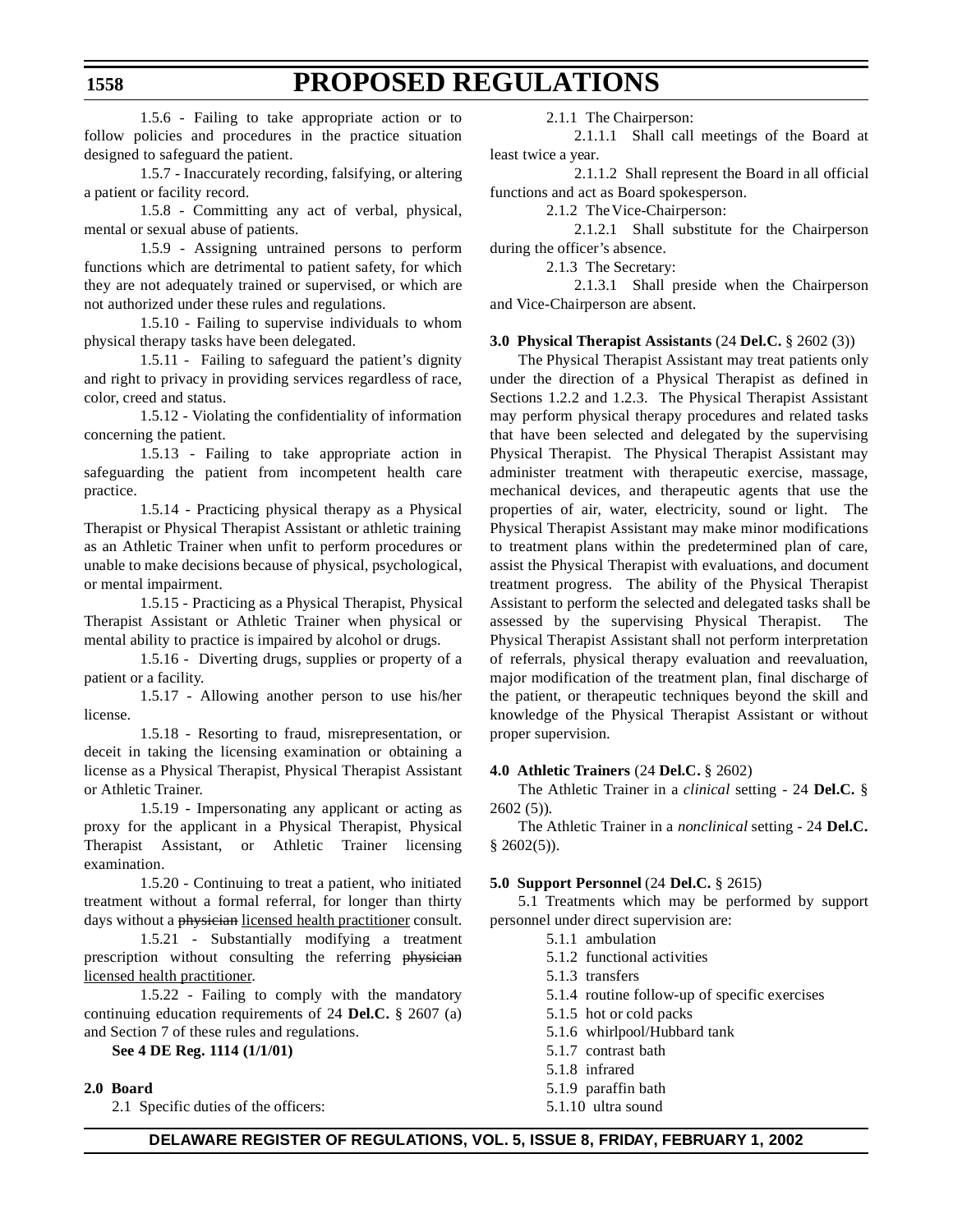1.5.6 - Failing to take appropriate action or to follow policies and procedures in the practice situation designed to safeguard the patient.

1.5.7 - Inaccurately recording, falsifying, or altering a patient or facility record.

1.5.8 - Committing any act of verbal, physical, mental or sexual abuse of patients.

1.5.9 - Assigning untrained persons to perform functions which are detrimental to patient safety, for which they are not adequately trained or supervised, or which are not authorized under these rules and regulations.

1.5.10 - Failing to supervise individuals to whom physical therapy tasks have been delegated.

1.5.11 - Failing to safeguard the patient's dignity and right to privacy in providing services regardless of race, color, creed and status.

1.5.12 - Violating the confidentiality of information concerning the patient.

1.5.13 - Failing to take appropriate action in safeguarding the patient from incompetent health care practice.

1.5.14 - Practicing physical therapy as a Physical Therapist or Physical Therapist Assistant or athletic training as an Athletic Trainer when unfit to perform procedures or unable to make decisions because of physical, psychological, or mental impairment.

1.5.15 - Practicing as a Physical Therapist, Physical Therapist Assistant or Athletic Trainer when physical or mental ability to practice is impaired by alcohol or drugs.

1.5.16 - Diverting drugs, supplies or property of a patient or a facility.

1.5.17 - Allowing another person to use his/her license.

1.5.18 - Resorting to fraud, misrepresentation, or deceit in taking the licensing examination or obtaining a license as a Physical Therapist, Physical Therapist Assistant or Athletic Trainer.

1.5.19 - Impersonating any applicant or acting as proxy for the applicant in a Physical Therapist, Physical Therapist Assistant, or Athletic Trainer licensing examination.

1.5.20 - Continuing to treat a patient, who initiated treatment without a formal referral, for longer than thirty days without a ~~physician~~ licensed health practitioner consult.

1.5.21 - Substantially modifying a treatment prescription without consulting the referring ~~physician~~ licensed health practitioner.

1.5.22 - Failing to comply with the mandatory continuing education requirements of 24 **Del.C.** § 2607 (a) and Section 7 of these rules and regulations.

**See 4 DE Reg. 1114 (1/1/01)**

**2.0 Board**

2.1 Specific duties of the officers:

2.1.1 The Chairperson:

2.1.1.1 Shall call meetings of the Board at least twice a year.

2.1.1.2 Shall represent the Board in all official functions and act as Board spokesperson.

2.1.2 The Vice-Chairperson:

2.1.2.1 Shall substitute for the Chairperson during the officer's absence.

2.1.3 The Secretary:

2.1.3.1 Shall preside when the Chairperson and Vice-Chairperson are absent.

**3.0 Physical Therapist Assistants** (24 **Del.C.** § 2602 (3))

The Physical Therapist Assistant may treat patients only under the direction of a Physical Therapist as defined in Sections 1.2.2 and 1.2.3. The Physical Therapist Assistant may perform physical therapy procedures and related tasks that have been selected and delegated by the supervising Physical Therapist. The Physical Therapist Assistant may administer treatment with therapeutic exercise, massage, mechanical devices, and therapeutic agents that use the properties of air, water, electricity, sound or light. The Physical Therapist Assistant may make minor modifications to treatment plans within the predetermined plan of care, assist the Physical Therapist with evaluations, and document treatment progress. The ability of the Physical Therapist Assistant to perform the selected and delegated tasks shall be assessed by the supervising Physical Therapist. The Physical Therapist Assistant shall not perform interpretation of referrals, physical therapy evaluation and reevaluation, major modification of the treatment plan, final discharge of the patient, or therapeutic techniques beyond the skill and knowledge of the Physical Therapist Assistant or without proper supervision.

**4.0 Athletic Trainers** (24 **Del.C.** § 2602)

The Athletic Trainer in a *clinical* setting - 24 **Del.C.** § 2602 (5)).

The Athletic Trainer in a *nonclinical* setting - 24 **Del.C.** § 2602(5)).

**5.0 Support Personnel** (24 **Del.C.** § 2615)

5.1 Treatments which may be performed by support personnel under direct supervision are:

5.1.1 ambulation

5.1.2 functional activities

5.1.3 transfers

5.1.4 routine follow-up of specific exercises

5.1.5 hot or cold packs

5.1.6 whirlpool/Hubbard tank

5.1.7 contrast bath

5.1.8 infrared

5.1.9 paraffin bath

5.1.10 ultra sound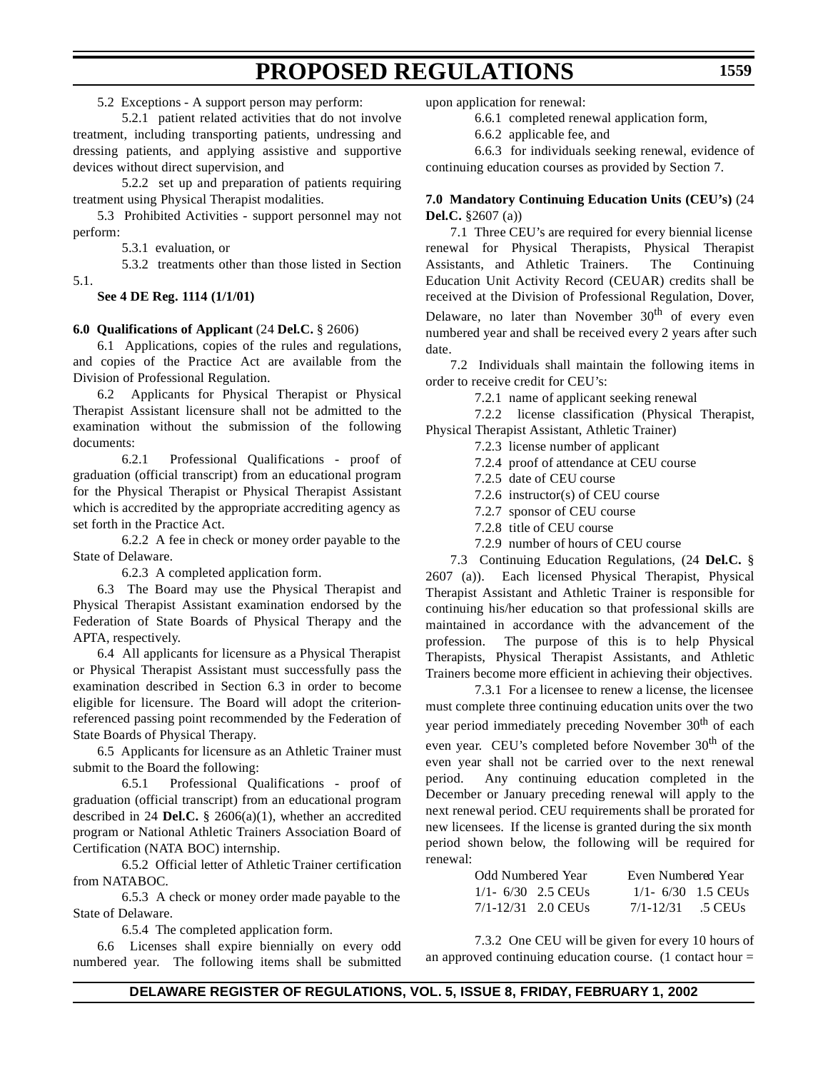5.2 Exceptions - A support person may perform:

5.2.1 patient related activities that do not involve treatment, including transporting patients, undressing and dressing patients, and applying assistive and supportive devices without direct supervision, and

5.2.2 set up and preparation of patients requiring treatment using Physical Therapist modalities.

5.3 Prohibited Activities - support personnel may not perform:

5.3.1 evaluation, or

5.3.2 treatments other than those listed in Section 5.1.

**See 4 DE Reg. 1114 (1/1/01)**

**6.0 Qualifications of Applicant** (24 **Del.C.** § 2606)

6.1 Applications, copies of the rules and regulations, and copies of the Practice Act are available from the Division of Professional Regulation.

6.2 Applicants for Physical Therapist or Physical Therapist Assistant licensure shall not be admitted to the examination without the submission of the following documents:

6.2.1 Professional Qualifications - proof of graduation (official transcript) from an educational program for the Physical Therapist or Physical Therapist Assistant which is accredited by the appropriate accrediting agency as set forth in the Practice Act.

6.2.2 A fee in check or money order payable to the State of Delaware.

6.2.3 A completed application form.

6.3 The Board may use the Physical Therapist and Physical Therapist Assistant examination endorsed by the Federation of State Boards of Physical Therapy and the APTA, respectively.

6.4 All applicants for licensure as a Physical Therapist or Physical Therapist Assistant must successfully pass the examination described in Section 6.3 in order to become eligible for licensure. The Board will adopt the criterion-referenced passing point recommended by the Federation of State Boards of Physical Therapy.

6.5 Applicants for licensure as an Athletic Trainer must submit to the Board the following:

6.5.1 Professional Qualifications - proof of graduation (official transcript) from an educational program described in 24 **Del.C.** § 2606(a)(1), whether an accredited program or National Athletic Trainers Association Board of Certification (NATA BOC) internship.

6.5.2 Official letter of Athletic Trainer certification from NATABOC.

6.5.3 A check or money order made payable to the State of Delaware.

6.5.4 The completed application form.

6.6 Licenses shall expire biennially on every odd numbered year. The following items shall be submitted upon application for renewal:

6.6.1 completed renewal application form,

6.6.2 applicable fee, and

6.6.3 for individuals seeking renewal, evidence of continuing education courses as provided by Section 7.

**7.0 Mandatory Continuing Education Units (CEU's)** (24 **Del.C.** §2607 (a))

7.1 Three CEU's are required for every biennial license renewal for Physical Therapists, Physical Therapist Assistants, and Athletic Trainers. The Continuing Education Unit Activity Record (CEUAR) credits shall be received at the Division of Professional Regulation, Dover, Delaware, no later than November 30th of every even numbered year and shall be received every 2 years after such date.

7.2 Individuals shall maintain the following items in order to receive credit for CEU's:

7.2.1 name of applicant seeking renewal

7.2.2 license classification (Physical Therapist, Physical Therapist Assistant, Athletic Trainer)

7.2.3 license number of applicant

7.2.4 proof of attendance at CEU course

7.2.5 date of CEU course

7.2.6 instructor(s) of CEU course

7.2.7 sponsor of CEU course

7.2.8 title of CEU course

7.2.9 number of hours of CEU course

7.3 Continuing Education Regulations, (24 **Del.C.** § 2607 (a)). Each licensed Physical Therapist, Physical Therapist Assistant and Athletic Trainer is responsible for continuing his/her education so that professional skills are maintained in accordance with the advancement of the profession. The purpose of this is to help Physical Therapists, Physical Therapist Assistants, and Athletic Trainers become more efficient in achieving their objectives.

7.3.1 For a licensee to renew a license, the licensee must complete three continuing education units over the two year period immediately preceding November 30th of each even year. CEU's completed before November 30th of the even year shall not be carried over to the next renewal period. Any continuing education completed in the December or January preceding renewal will apply to the next renewal period. CEU requirements shall be prorated for new licensees. If the license is granted during the six month period shown below, the following will be required for renewal:

| Odd Numbered Year | | Even Numbered Year | |
|---|---|---|---|
| 1/1- 6/30 | 2.5 CEUs | 1/1- 6/30 | 1.5 CEUs |
| 7/1-12/31 | 2.0 CEUs | 7/1-12/31 | .5 CEUs |

7.3.2 One CEU will be given for every 10 hours of an approved continuing education course. (1 contact hour =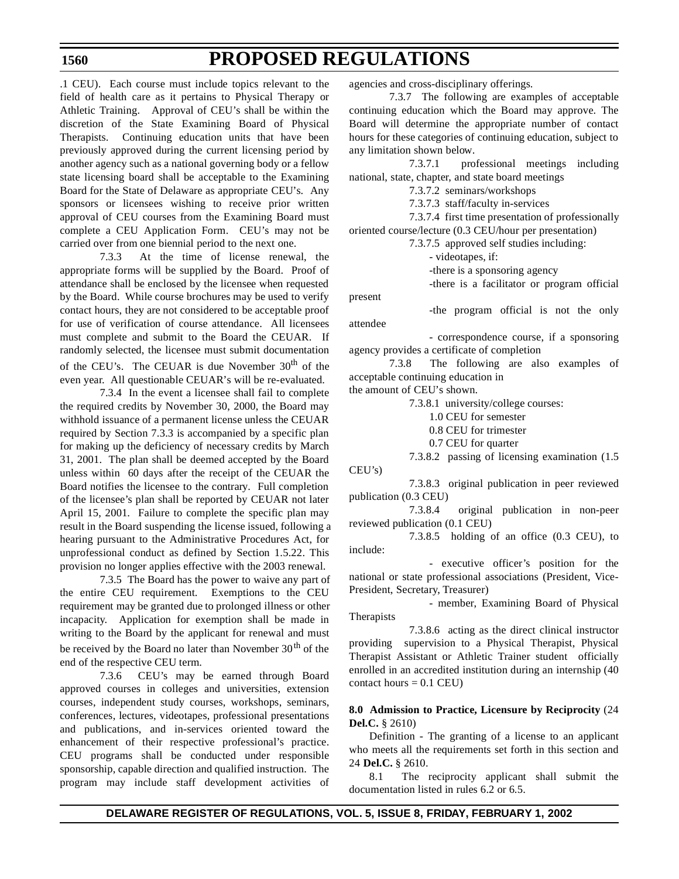.1 CEU). Each course must include topics relevant to the field of health care as it pertains to Physical Therapy or Athletic Training. Approval of CEU's shall be within the discretion of the State Examining Board of Physical Therapists. Continuing education units that have been previously approved during the current licensing period by another agency such as a national governing body or a fellow state licensing board shall be acceptable to the Examining Board for the State of Delaware as appropriate CEU's. Any sponsors or licensees wishing to receive prior written approval of CEU courses from the Examining Board must complete a CEU Application Form. CEU's may not be carried over from one biennial period to the next one.

7.3.3 At the time of license renewal, the appropriate forms will be supplied by the Board. Proof of attendance shall be enclosed by the licensee when requested by the Board. While course brochures may be used to verify contact hours, they are not considered to be acceptable proof for use of verification of course attendance. All licensees must complete and submit to the Board the CEUAR. If randomly selected, the licensee must submit documentation of the CEU's. The CEUAR is due November 30th of the even year. All questionable CEUAR's will be re-evaluated.

7.3.4 In the event a licensee shall fail to complete the required credits by November 30, 2000, the Board may withhold issuance of a permanent license unless the CEUAR required by Section 7.3.3 is accompanied by a specific plan for making up the deficiency of necessary credits by March 31, 2001. The plan shall be deemed accepted by the Board unless within 60 days after the receipt of the CEUAR the Board notifies the licensee to the contrary. Full completion of the licensee's plan shall be reported by CEUAR not later April 15, 2001. Failure to complete the specific plan may result in the Board suspending the license issued, following a hearing pursuant to the Administrative Procedures Act, for unprofessional conduct as defined by Section 1.5.22. This provision no longer applies effective with the 2003 renewal.

7.3.5 The Board has the power to waive any part of the entire CEU requirement. Exemptions to the CEU requirement may be granted due to prolonged illness or other incapacity. Application for exemption shall be made in writing to the Board by the applicant for renewal and must be received by the Board no later than November 30th of the end of the respective CEU term.

7.3.6 CEU's may be earned through Board approved courses in colleges and universities, extension courses, independent study courses, workshops, seminars, conferences, lectures, videotapes, professional presentations and publications, and in-services oriented toward the enhancement of their respective professional's practice. CEU programs shall be conducted under responsible sponsorship, capable direction and qualified instruction. The program may include staff development activities of agencies and cross-disciplinary offerings.

7.3.7 The following are examples of acceptable continuing education which the Board may approve. The Board will determine the appropriate number of contact hours for these categories of continuing education, subject to any limitation shown below.

7.3.7.1 professional meetings including national, state, chapter, and state board meetings

7.3.7.2 seminars/workshops

7.3.7.3 staff/faculty in-services

7.3.7.4 first time presentation of professionally oriented course/lecture (0.3 CEU/hour per presentation)

7.3.7.5 approved self studies including:

- videotapes, if:

-there is a sponsoring agency

-there is a facilitator or program official present

-the program official is not the only attendee

- correspondence course, if a sponsoring agency provides a certificate of completion

7.3.8 The following are also examples of acceptable continuing education in the amount of CEU's shown.

7.3.8.1 university/college courses:

1.0 CEU for semester

0.8 CEU for trimester

0.7 CEU for quarter

7.3.8.2 passing of licensing examination (1.5 CEU's)

7.3.8.3 original publication in peer reviewed publication (0.3 CEU)

7.3.8.4 original publication in non-peer reviewed publication (0.1 CEU)

7.3.8.5 holding of an office (0.3 CEU), to include:

- executive officer's position for the national or state professional associations (President, Vice-President, Secretary, Treasurer)

- member, Examining Board of Physical Therapists

7.3.8.6 acting as the direct clinical instructor providing supervision to a Physical Therapist, Physical Therapist Assistant or Athletic Trainer student officially enrolled in an accredited institution during an internship (40 contact hours = 0.1 CEU)

**8.0 Admission to Practice, Licensure by Reciprocity** (24 **Del.C.** § 2610)

Definition - The granting of a license to an applicant who meets all the requirements set forth in this section and 24 **Del.C.** § 2610.

8.1 The reciprocity applicant shall submit the documentation listed in rules 6.2 or 6.5.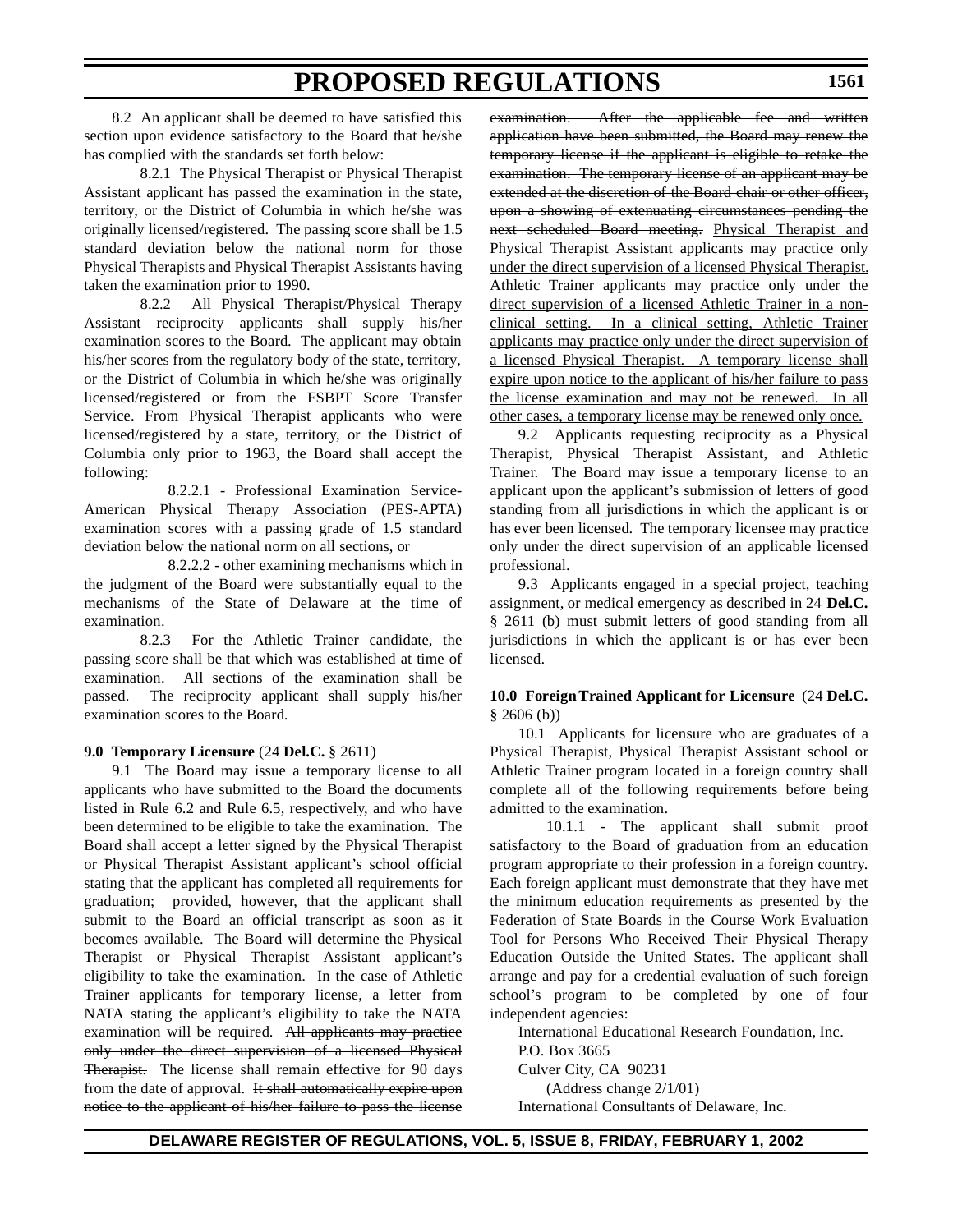8.2 An applicant shall be deemed to have satisfied this section upon evidence satisfactory to the Board that he/she has complied with the standards set forth below:

8.2.1 The Physical Therapist or Physical Therapist Assistant applicant has passed the examination in the state, territory, or the District of Columbia in which he/she was originally licensed/registered. The passing score shall be 1.5 standard deviation below the national norm for those Physical Therapists and Physical Therapist Assistants having taken the examination prior to 1990.

8.2.2 All Physical Therapist/Physical Therapy Assistant reciprocity applicants shall supply his/her examination scores to the Board. The applicant may obtain his/her scores from the regulatory body of the state, territory, or the District of Columbia in which he/she was originally licensed/registered or from the FSBPT Score Transfer Service. From Physical Therapist applicants who were licensed/registered by a state, territory, or the District of Columbia only prior to 1963, the Board shall accept the following:

8.2.2.1 - Professional Examination Service-American Physical Therapy Association (PES-APTA) examination scores with a passing grade of 1.5 standard deviation below the national norm on all sections, or

8.2.2.2 - other examining mechanisms which in the judgment of the Board were substantially equal to the mechanisms of the State of Delaware at the time of examination.

8.2.3 For the Athletic Trainer candidate, the passing score shall be that which was established at time of examination. All sections of the examination shall be passed. The reciprocity applicant shall supply his/her examination scores to the Board.

**9.0 Temporary Licensure** (24 **Del.C.** § 2611)

9.1 The Board may issue a temporary license to all applicants who have submitted to the Board the documents listed in Rule 6.2 and Rule 6.5, respectively, and who have been determined to be eligible to take the examination. The Board shall accept a letter signed by the Physical Therapist or Physical Therapist Assistant applicant's school official stating that the applicant has completed all requirements for graduation; provided, however, that the applicant shall submit to the Board an official transcript as soon as it becomes available. The Board will determine the Physical Therapist or Physical Therapist Assistant applicant's eligibility to take the examination. In the case of Athletic Trainer applicants for temporary license, a letter from NATA stating the applicant's eligibility to take the NATA examination will be required. ~~All applicants may practice only under the direct supervision of a licensed Physical Therapist.~~ The license shall remain effective for 90 days from the date of approval. ~~It shall automatically expire upon notice to the applicant of his/her failure to pass the license examination. After the applicable fee and written application have been submitted, the Board may renew the temporary license if the applicant is eligible to retake the examination. The temporary license of an applicant may be extended at the discretion of the Board chair or other officer, upon a showing of extenuating circumstances pending the next scheduled Board meeting.~~ <u>Physical Therapist and Physical Therapist Assistant applicants may practice only under the direct supervision of a licensed Physical Therapist. Athletic Trainer applicants may practice only under the direct supervision of a licensed Athletic Trainer in a non-clinical setting. In a clinical setting, Athletic Trainer applicants may practice only under the direct supervision of a licensed Physical Therapist. A temporary license shall expire upon notice to the applicant of his/her failure to pass the license examination and may not be renewed. In all other cases, a temporary license may be renewed only once.</u>

9.2 Applicants requesting reciprocity as a Physical Therapist, Physical Therapist Assistant, and Athletic Trainer. The Board may issue a temporary license to an applicant upon the applicant's submission of letters of good standing from all jurisdictions in which the applicant is or has ever been licensed. The temporary licensee may practice only under the direct supervision of an applicable licensed professional.

9.3 Applicants engaged in a special project, teaching assignment, or medical emergency as described in 24 **Del.C.** § 2611 (b) must submit letters of good standing from all jurisdictions in which the applicant is or has ever been licensed.

**10.0 Foreign Trained Applicant for Licensure** (24 **Del.C.** § 2606 (b))

10.1 Applicants for licensure who are graduates of a Physical Therapist, Physical Therapist Assistant school or Athletic Trainer program located in a foreign country shall complete all of the following requirements before being admitted to the examination.

10.1.1 - The applicant shall submit proof satisfactory to the Board of graduation from an education program appropriate to their profession in a foreign country. Each foreign applicant must demonstrate that they have met the minimum education requirements as presented by the Federation of State Boards in the Course Work Evaluation Tool for Persons Who Received Their Physical Therapy Education Outside the United States. The applicant shall arrange and pay for a credential evaluation of such foreign school's program to be completed by one of four independent agencies:

International Educational Research Foundation, Inc.
P.O. Box 3665
Culver City, CA 90231
(Address change 2/1/01)
International Consultants of Delaware, Inc.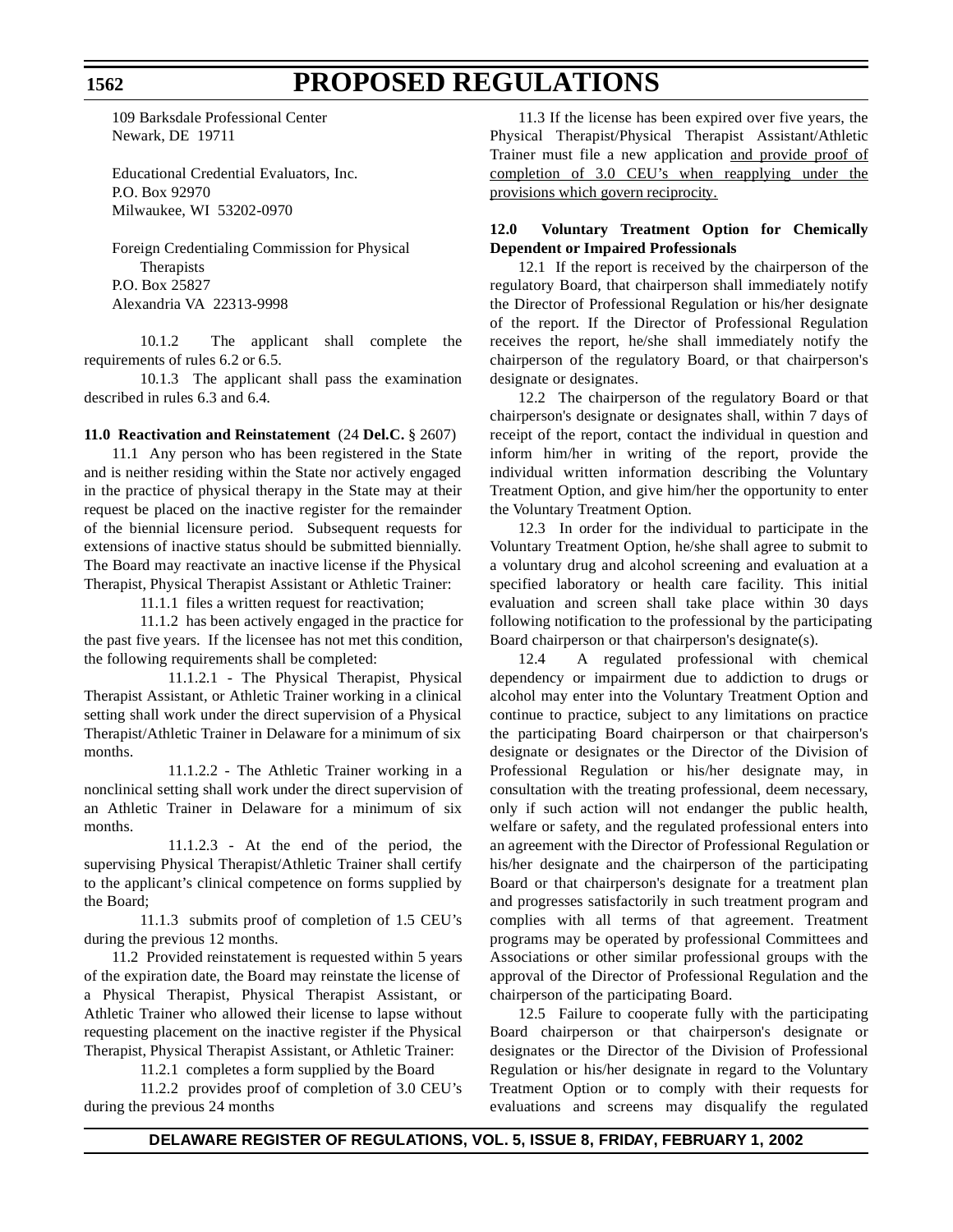109 Barksdale Professional Center
Newark, DE 19711

Educational Credential Evaluators, Inc.
P.O. Box 92970
Milwaukee, WI 53202-0970

Foreign Credentialing Commission for Physical Therapists
P.O. Box 25827
Alexandria VA 22313-9998

10.1.2 The applicant shall complete the requirements of rules 6.2 or 6.5.

10.1.3 The applicant shall pass the examination described in rules 6.3 and 6.4.

**11.0 Reactivation and Reinstatement** (24 **Del.C.** § 2607)

11.1 Any person who has been registered in the State and is neither residing within the State nor actively engaged in the practice of physical therapy in the State may at their request be placed on the inactive register for the remainder of the biennial licensure period. Subsequent requests for extensions of inactive status should be submitted biennially. The Board may reactivate an inactive license if the Physical Therapist, Physical Therapist Assistant or Athletic Trainer:

11.1.1 files a written request for reactivation;

11.1.2 has been actively engaged in the practice for the past five years. If the licensee has not met this condition, the following requirements shall be completed:

11.1.2.1 - The Physical Therapist, Physical Therapist Assistant, or Athletic Trainer working in a clinical setting shall work under the direct supervision of a Physical Therapist/Athletic Trainer in Delaware for a minimum of six months.

11.1.2.2 - The Athletic Trainer working in a nonclinical setting shall work under the direct supervision of an Athletic Trainer in Delaware for a minimum of six months.

11.1.2.3 - At the end of the period, the supervising Physical Therapist/Athletic Trainer shall certify to the applicant's clinical competence on forms supplied by the Board;

11.1.3 submits proof of completion of 1.5 CEU's during the previous 12 months.

11.2 Provided reinstatement is requested within 5 years of the expiration date, the Board may reinstate the license of a Physical Therapist, Physical Therapist Assistant, or Athletic Trainer who allowed their license to lapse without requesting placement on the inactive register if the Physical Therapist, Physical Therapist Assistant, or Athletic Trainer:

11.2.1 completes a form supplied by the Board

11.2.2 provides proof of completion of 3.0 CEU's during the previous 24 months

11.3 If the license has been expired over five years, the Physical Therapist/Physical Therapist Assistant/Athletic Trainer must file a new application <u>and provide proof of completion of 3.0 CEU's when reapplying under the provisions which govern reciprocity.</u>

**12.0 Voluntary Treatment Option for Chemically Dependent or Impaired Professionals**

12.1 If the report is received by the chairperson of the regulatory Board, that chairperson shall immediately notify the Director of Professional Regulation or his/her designate of the report. If the Director of Professional Regulation receives the report, he/she shall immediately notify the chairperson of the regulatory Board, or that chairperson's designate or designates.

12.2 The chairperson of the regulatory Board or that chairperson's designate or designates shall, within 7 days of receipt of the report, contact the individual in question and inform him/her in writing of the report, provide the individual written information describing the Voluntary Treatment Option, and give him/her the opportunity to enter the Voluntary Treatment Option.

12.3 In order for the individual to participate in the Voluntary Treatment Option, he/she shall agree to submit to a voluntary drug and alcohol screening and evaluation at a specified laboratory or health care facility. This initial evaluation and screen shall take place within 30 days following notification to the professional by the participating Board chairperson or that chairperson's designate(s).

12.4 A regulated professional with chemical dependency or impairment due to addiction to drugs or alcohol may enter into the Voluntary Treatment Option and continue to practice, subject to any limitations on practice the participating Board chairperson or that chairperson's designate or designates or the Director of the Division of Professional Regulation or his/her designate may, in consultation with the treating professional, deem necessary, only if such action will not endanger the public health, welfare or safety, and the regulated professional enters into an agreement with the Director of Professional Regulation or his/her designate and the chairperson of the participating Board or that chairperson's designate for a treatment plan and progresses satisfactorily in such treatment program and complies with all terms of that agreement. Treatment programs may be operated by professional Committees and Associations or other similar professional groups with the approval of the Director of Professional Regulation and the chairperson of the participating Board.

12.5 Failure to cooperate fully with the participating Board chairperson or that chairperson's designate or designates or the Director of the Division of Professional Regulation or his/her designate in regard to the Voluntary Treatment Option or to comply with their requests for evaluations and screens may disqualify the regulated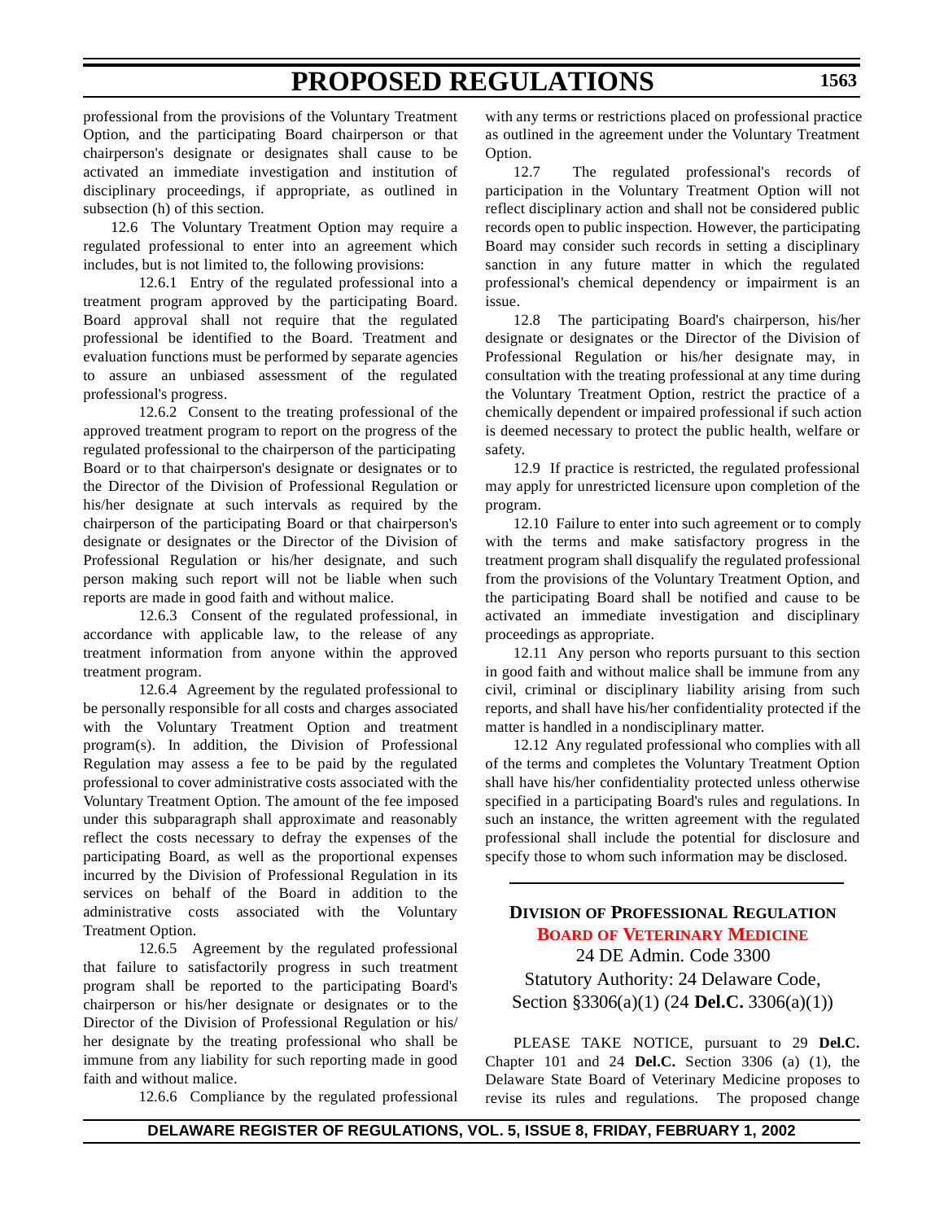professional from the provisions of the Voluntary Treatment Option, and the participating Board chairperson or that chairperson's designate or designates shall cause to be activated an immediate investigation and institution of disciplinary proceedings, if appropriate, as outlined in subsection (h) of this section.

12.6 The Voluntary Treatment Option may require a regulated professional to enter into an agreement which includes, but is not limited to, the following provisions:

12.6.1 Entry of the regulated professional into a treatment program approved by the participating Board. Board approval shall not require that the regulated professional be identified to the Board. Treatment and evaluation functions must be performed by separate agencies to assure an unbiased assessment of the regulated professional's progress.

12.6.2 Consent to the treating professional of the approved treatment program to report on the progress of the regulated professional to the chairperson of the participating Board or to that chairperson's designate or designates or to the Director of the Division of Professional Regulation or his/her designate at such intervals as required by the chairperson of the participating Board or that chairperson's designate or designates or the Director of the Division of Professional Regulation or his/her designate, and such person making such report will not be liable when such reports are made in good faith and without malice.

12.6.3 Consent of the regulated professional, in accordance with applicable law, to the release of any treatment information from anyone within the approved treatment program.

12.6.4 Agreement by the regulated professional to be personally responsible for all costs and charges associated with the Voluntary Treatment Option and treatment program(s). In addition, the Division of Professional Regulation may assess a fee to be paid by the regulated professional to cover administrative costs associated with the Voluntary Treatment Option. The amount of the fee imposed under this subparagraph shall approximate and reasonably reflect the costs necessary to defray the expenses of the participating Board, as well as the proportional expenses incurred by the Division of Professional Regulation in its services on behalf of the Board in addition to the administrative costs associated with the Voluntary Treatment Option.

12.6.5 Agreement by the regulated professional that failure to satisfactorily progress in such treatment program shall be reported to the participating Board's chairperson or his/her designate or designates or to the Director of the Division of Professional Regulation or his/her designate by the treating professional who shall be immune from any liability for such reporting made in good faith and without malice.

12.6.6 Compliance by the regulated professional with any terms or restrictions placed on professional practice as outlined in the agreement under the Voluntary Treatment Option.

12.7 The regulated professional's records of participation in the Voluntary Treatment Option will not reflect disciplinary action and shall not be considered public records open to public inspection. However, the participating Board may consider such records in setting a disciplinary sanction in any future matter in which the regulated professional's chemical dependency or impairment is an issue.

12.8 The participating Board's chairperson, his/her designate or designates or the Director of the Division of Professional Regulation or his/her designate may, in consultation with the treating professional at any time during the Voluntary Treatment Option, restrict the practice of a chemically dependent or impaired professional if such action is deemed necessary to protect the public health, welfare or safety.

12.9 If practice is restricted, the regulated professional may apply for unrestricted licensure upon completion of the program.

12.10 Failure to enter into such agreement or to comply with the terms and make satisfactory progress in the treatment program shall disqualify the regulated professional from the provisions of the Voluntary Treatment Option, and the participating Board shall be notified and cause to be activated an immediate investigation and disciplinary proceedings as appropriate.

12.11 Any person who reports pursuant to this section in good faith and without malice shall be immune from any civil, criminal or disciplinary liability arising from such reports, and shall have his/her confidentiality protected if the matter is handled in a nondisciplinary matter.

12.12 Any regulated professional who complies with all of the terms and completes the Voluntary Treatment Option shall have his/her confidentiality protected unless otherwise specified in a participating Board's rules and regulations. In such an instance, the written agreement with the regulated professional shall include the potential for disclosure and specify those to whom such information may be disclosed.

---

## Division of Professional Regulation

### Board of Veterinary Medicine

24 DE Admin. Code 3300

Statutory Authority: 24 Delaware Code, Section §3306(a)(1) (24 **Del.C.** 3306(a)(1))

PLEASE TAKE NOTICE, pursuant to 29 **Del.C.** Chapter 101 and 24 **Del.C.** Section 3306 (a) (1), the Delaware State Board of Veterinary Medicine proposes to revise its rules and regulations. The proposed change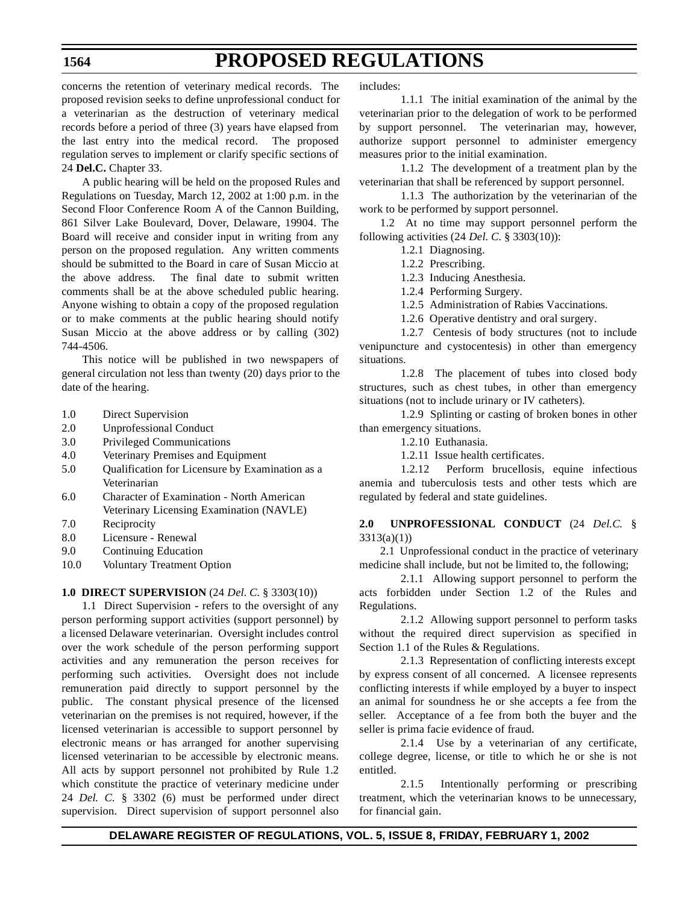concerns the retention of veterinary medical records. The proposed revision seeks to define unprofessional conduct for a veterinarian as the destruction of veterinary medical records before a period of three (3) years have elapsed from the last entry into the medical record. The proposed regulation serves to implement or clarify specific sections of 24 **Del.C.** Chapter 33.

A public hearing will be held on the proposed Rules and Regulations on Tuesday, March 12, 2002 at 1:00 p.m. in the Second Floor Conference Room A of the Cannon Building, 861 Silver Lake Boulevard, Dover, Delaware, 19904. The Board will receive and consider input in writing from any person on the proposed regulation. Any written comments should be submitted to the Board in care of Susan Miccio at the above address. The final date to submit written comments shall be at the above scheduled public hearing. Anyone wishing to obtain a copy of the proposed regulation or to make comments at the public hearing should notify Susan Miccio at the above address or by calling (302) 744-4506.

This notice will be published in two newspapers of general circulation not less than twenty (20) days prior to the date of the hearing.

- 1.0 Direct Supervision
- 2.0 Unprofessional Conduct
- 3.0 Privileged Communications
- 4.0 Veterinary Premises and Equipment
- 5.0 Qualification for Licensure by Examination as a Veterinarian
- 6.0 Character of Examination - North American Veterinary Licensing Examination (NAVLE)
- 7.0 Reciprocity
- 8.0 Licensure - Renewal
- 9.0 Continuing Education
- 10.0 Voluntary Treatment Option

**1.0 DIRECT SUPERVISION** (24 *Del. C.* § 3303(10))

1.1 Direct Supervision - refers to the oversight of any person performing support activities (support personnel) by a licensed Delaware veterinarian. Oversight includes control over the work schedule of the person performing support activities and any remuneration the person receives for performing such activities. Oversight does not include remuneration paid directly to support personnel by the public. The constant physical presence of the licensed veterinarian on the premises is not required, however, if the licensed veterinarian is accessible to support personnel by electronic means or has arranged for another supervising licensed veterinarian to be accessible by electronic means. All acts by support personnel not prohibited by Rule 1.2 which constitute the practice of veterinary medicine under 24 *Del. C.* § 3302 (6) must be performed under direct supervision. Direct supervision of support personnel also includes:

1.1.1 The initial examination of the animal by the veterinarian prior to the delegation of work to be performed by support personnel. The veterinarian may, however, authorize support personnel to administer emergency measures prior to the initial examination.

1.1.2 The development of a treatment plan by the veterinarian that shall be referenced by support personnel.

1.1.3 The authorization by the veterinarian of the work to be performed by support personnel.

1.2 At no time may support personnel perform the following activities (24 *Del. C.* § 3303(10)):

1.2.1 Diagnosing.

1.2.2 Prescribing.

1.2.3 Inducing Anesthesia.

1.2.4 Performing Surgery.

1.2.5 Administration of Rabies Vaccinations.

1.2.6 Operative dentistry and oral surgery.

1.2.7 Centesis of body structures (not to include venipuncture and cystocentesis) in other than emergency situations.

1.2.8 The placement of tubes into closed body structures, such as chest tubes, in other than emergency situations (not to include urinary or IV catheters).

1.2.9 Splinting or casting of broken bones in other than emergency situations.

1.2.10 Euthanasia.

1.2.11 Issue health certificates.

1.2.12 Perform brucellosis, equine infectious anemia and tuberculosis tests and other tests which are regulated by federal and state guidelines.

**2.0 UNPROFESSIONAL CONDUCT** (24 *Del.C.* § 3313(a)(1))

2.1 Unprofessional conduct in the practice of veterinary medicine shall include, but not be limited to, the following;

2.1.1 Allowing support personnel to perform the acts forbidden under Section 1.2 of the Rules and Regulations.

2.1.2 Allowing support personnel to perform tasks without the required direct supervision as specified in Section 1.1 of the Rules & Regulations.

2.1.3 Representation of conflicting interests except by express consent of all concerned. A licensee represents conflicting interests if while employed by a buyer to inspect an animal for soundness he or she accepts a fee from the seller. Acceptance of a fee from both the buyer and the seller is prima facie evidence of fraud.

2.1.4 Use by a veterinarian of any certificate, college degree, license, or title to which he or she is not entitled.

2.1.5 Intentionally performing or prescribing treatment, which the veterinarian knows to be unnecessary, for financial gain.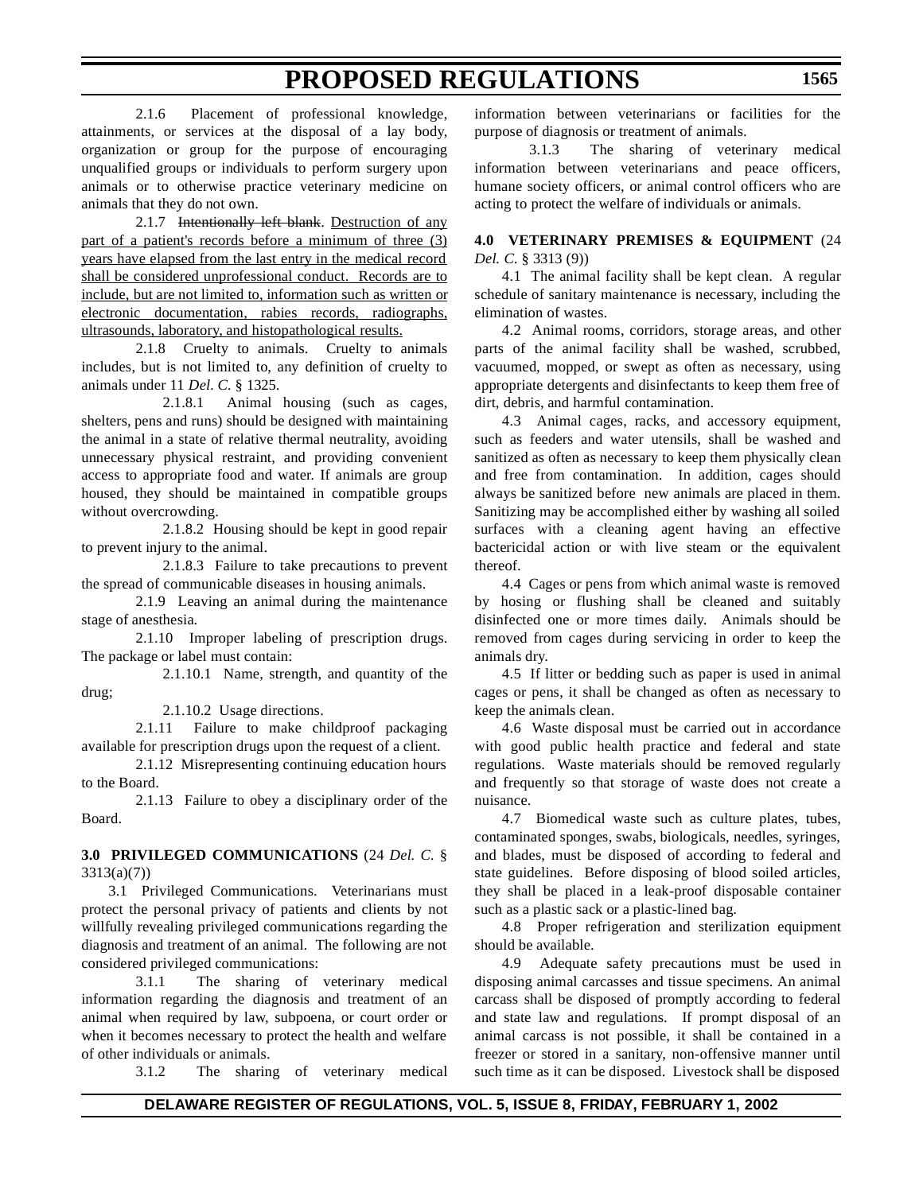2.1.6 Placement of professional knowledge, attainments, or services at the disposal of a lay body, organization or group for the purpose of encouraging unqualified groups or individuals to perform surgery upon animals or to otherwise practice veterinary medicine on animals that they do not own.

2.1.7 ~~Intentionally left blank~~. Destruction of any part of a patient's records before a minimum of three (3) years have elapsed from the last entry in the medical record shall be considered unprofessional conduct. Records are to include, but are not limited to, information such as written or electronic documentation, rabies records, radiographs, ultrasounds, laboratory, and histopathological results.

2.1.8 Cruelty to animals. Cruelty to animals includes, but is not limited to, any definition of cruelty to animals under 11 *Del. C.* § 1325.

2.1.8.1 Animal housing (such as cages, shelters, pens and runs) should be designed with maintaining the animal in a state of relative thermal neutrality, avoiding unnecessary physical restraint, and providing convenient access to appropriate food and water. If animals are group housed, they should be maintained in compatible groups without overcrowding.

2.1.8.2 Housing should be kept in good repair to prevent injury to the animal.

2.1.8.3 Failure to take precautions to prevent the spread of communicable diseases in housing animals.

2.1.9 Leaving an animal during the maintenance stage of anesthesia.

2.1.10 Improper labeling of prescription drugs. The package or label must contain:

2.1.10.1 Name, strength, and quantity of the drug;

2.1.10.2 Usage directions.

2.1.11 Failure to make childproof packaging available for prescription drugs upon the request of a client.

2.1.12 Misrepresenting continuing education hours to the Board.

2.1.13 Failure to obey a disciplinary order of the Board.

**3.0 PRIVILEGED COMMUNICATIONS** (24 *Del. C.* § 3313(a)(7))

3.1 Privileged Communications. Veterinarians must protect the personal privacy of patients and clients by not willfully revealing privileged communications regarding the diagnosis and treatment of an animal. The following are not considered privileged communications:

3.1.1 The sharing of veterinary medical information regarding the diagnosis and treatment of an animal when required by law, subpoena, or court order or when it becomes necessary to protect the health and welfare of other individuals or animals.

3.1.2 The sharing of veterinary medical information between veterinarians or facilities for the purpose of diagnosis or treatment of animals.

3.1.3 The sharing of veterinary medical information between veterinarians and peace officers, humane society officers, or animal control officers who are acting to protect the welfare of individuals or animals.

**4.0 VETERINARY PREMISES & EQUIPMENT** (24 *Del. C.* § 3313 (9))

4.1 The animal facility shall be kept clean. A regular schedule of sanitary maintenance is necessary, including the elimination of wastes.

4.2 Animal rooms, corridors, storage areas, and other parts of the animal facility shall be washed, scrubbed, vacuumed, mopped, or swept as often as necessary, using appropriate detergents and disinfectants to keep them free of dirt, debris, and harmful contamination.

4.3 Animal cages, racks, and accessory equipment, such as feeders and water utensils, shall be washed and sanitized as often as necessary to keep them physically clean and free from contamination. In addition, cages should always be sanitized before new animals are placed in them. Sanitizing may be accomplished either by washing all soiled surfaces with a cleaning agent having an effective bactericidal action or with live steam or the equivalent thereof.

4.4 Cages or pens from which animal waste is removed by hosing or flushing shall be cleaned and suitably disinfected one or more times daily. Animals should be removed from cages during servicing in order to keep the animals dry.

4.5 If litter or bedding such as paper is used in animal cages or pens, it shall be changed as often as necessary to keep the animals clean.

4.6 Waste disposal must be carried out in accordance with good public health practice and federal and state regulations. Waste materials should be removed regularly and frequently so that storage of waste does not create a nuisance.

4.7 Biomedical waste such as culture plates, tubes, contaminated sponges, swabs, biologicals, needles, syringes, and blades, must be disposed of according to federal and state guidelines. Before disposing of blood soiled articles, they shall be placed in a leak-proof disposable container such as a plastic sack or a plastic-lined bag.

4.8 Proper refrigeration and sterilization equipment should be available.

4.9 Adequate safety precautions must be used in disposing animal carcasses and tissue specimens. An animal carcass shall be disposed of promptly according to federal and state law and regulations. If prompt disposal of an animal carcass is not possible, it shall be contained in a freezer or stored in a sanitary, non-offensive manner until such time as it can be disposed. Livestock shall be disposed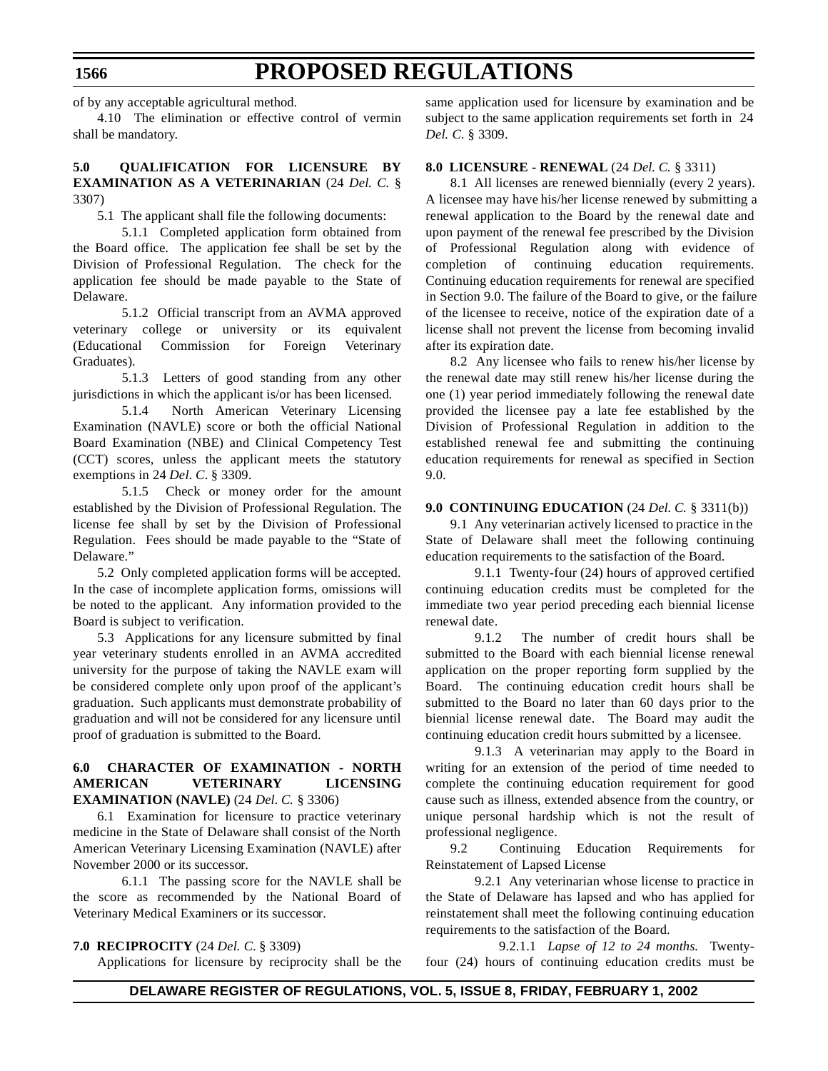of by any acceptable agricultural method.

4.10 The elimination or effective control of vermin shall be mandatory.

**5.0 QUALIFICATION FOR LICENSURE BY EXAMINATION AS A VETERINARIAN** (24 *Del. C.* § 3307)

5.1 The applicant shall file the following documents:

5.1.1 Completed application form obtained from the Board office. The application fee shall be set by the Division of Professional Regulation. The check for the application fee should be made payable to the State of Delaware.

5.1.2 Official transcript from an AVMA approved veterinary college or university or its equivalent (Educational Commission for Foreign Veterinary Graduates).

5.1.3 Letters of good standing from any other jurisdictions in which the applicant is/or has been licensed.

5.1.4 North American Veterinary Licensing Examination (NAVLE) score or both the official National Board Examination (NBE) and Clinical Competency Test (CCT) scores, unless the applicant meets the statutory exemptions in 24 *Del. C*. § 3309.

5.1.5 Check or money order for the amount established by the Division of Professional Regulation. The license fee shall by set by the Division of Professional Regulation. Fees should be made payable to the "State of Delaware."

5.2 Only completed application forms will be accepted. In the case of incomplete application forms, omissions will be noted to the applicant. Any information provided to the Board is subject to verification.

5.3 Applications for any licensure submitted by final year veterinary students enrolled in an AVMA accredited university for the purpose of taking the NAVLE exam will be considered complete only upon proof of the applicant's graduation. Such applicants must demonstrate probability of graduation and will not be considered for any licensure until proof of graduation is submitted to the Board.

**6.0 CHARACTER OF EXAMINATION - NORTH AMERICAN VETERINARY LICENSING EXAMINATION (NAVLE)** (24 *Del. C.* § 3306)

6.1 Examination for licensure to practice veterinary medicine in the State of Delaware shall consist of the North American Veterinary Licensing Examination (NAVLE) after November 2000 or its successor.

6.1.1 The passing score for the NAVLE shall be the score as recommended by the National Board of Veterinary Medical Examiners or its successor.

**7.0 RECIPROCITY** (24 *Del. C.* § 3309)

Applications for licensure by reciprocity shall be the same application used for licensure by examination and be subject to the same application requirements set forth in 24 *Del. C.* § 3309.

**8.0 LICENSURE - RENEWAL** (24 *Del. C.* § 3311)

8.1 All licenses are renewed biennially (every 2 years). A licensee may have his/her license renewed by submitting a renewal application to the Board by the renewal date and upon payment of the renewal fee prescribed by the Division of Professional Regulation along with evidence of completion of continuing education requirements. Continuing education requirements for renewal are specified in Section 9.0. The failure of the Board to give, or the failure of the licensee to receive, notice of the expiration date of a license shall not prevent the license from becoming invalid after its expiration date.

8.2 Any licensee who fails to renew his/her license by the renewal date may still renew his/her license during the one (1) year period immediately following the renewal date provided the licensee pay a late fee established by the Division of Professional Regulation in addition to the established renewal fee and submitting the continuing education requirements for renewal as specified in Section 9.0.

**9.0 CONTINUING EDUCATION** (24 *Del. C.* § 3311(b))

9.1 Any veterinarian actively licensed to practice in the State of Delaware shall meet the following continuing education requirements to the satisfaction of the Board.

9.1.1 Twenty-four (24) hours of approved certified continuing education credits must be completed for the immediate two year period preceding each biennial license renewal date.

9.1.2 The number of credit hours shall be submitted to the Board with each biennial license renewal application on the proper reporting form supplied by the Board. The continuing education credit hours shall be submitted to the Board no later than 60 days prior to the biennial license renewal date. The Board may audit the continuing education credit hours submitted by a licensee.

9.1.3 A veterinarian may apply to the Board in writing for an extension of the period of time needed to complete the continuing education requirement for good cause such as illness, extended absence from the country, or unique personal hardship which is not the result of professional negligence.

9.2 Continuing Education Requirements for Reinstatement of Lapsed License

9.2.1 Any veterinarian whose license to practice in the State of Delaware has lapsed and who has applied for reinstatement shall meet the following continuing education requirements to the satisfaction of the Board.

9.2.1.1 *Lapse of 12 to 24 months.* Twenty-four (24) hours of continuing education credits must be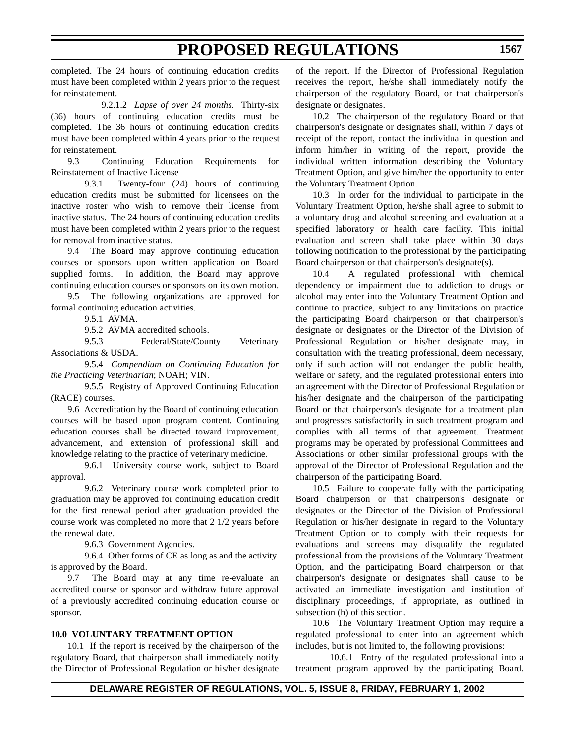completed. The 24 hours of continuing education credits must have been completed within 2 years prior to the request for reinstatement.

9.2.1.2 *Lapse of over 24 months.* Thirty-six (36) hours of continuing education credits must be completed. The 36 hours of continuing education credits must have been completed within 4 years prior to the request for reinstatement.

9.3 Continuing Education Requirements for Reinstatement of Inactive License

9.3.1 Twenty-four (24) hours of continuing education credits must be submitted for licensees on the inactive roster who wish to remove their license from inactive status. The 24 hours of continuing education credits must have been completed within 2 years prior to the request for removal from inactive status.

9.4 The Board may approve continuing education courses or sponsors upon written application on Board supplied forms. In addition, the Board may approve continuing education courses or sponsors on its own motion.

9.5 The following organizations are approved for formal continuing education activities.

9.5.1 AVMA.

9.5.2 AVMA accredited schools.

9.5.3 Federal/State/County Veterinary Associations & USDA.

9.5.4 *Compendium on Continuing Education for the Practicing Veterinarian*; NOAH; VIN.

9.5.5 Registry of Approved Continuing Education (RACE) courses.

9.6 Accreditation by the Board of continuing education courses will be based upon program content. Continuing education courses shall be directed toward improvement, advancement, and extension of professional skill and knowledge relating to the practice of veterinary medicine.

9.6.1 University course work, subject to Board approval.

9.6.2 Veterinary course work completed prior to graduation may be approved for continuing education credit for the first renewal period after graduation provided the course work was completed no more that 2 1/2 years before the renewal date.

9.6.3 Government Agencies.

9.6.4 Other forms of CE as long as and the activity is approved by the Board.

9.7 The Board may at any time re-evaluate an accredited course or sponsor and withdraw future approval of a previously accredited continuing education course or sponsor.

**10.0 VOLUNTARY TREATMENT OPTION**

10.1 If the report is received by the chairperson of the regulatory Board, that chairperson shall immediately notify the Director of Professional Regulation or his/her designate of the report. If the Director of Professional Regulation receives the report, he/she shall immediately notify the chairperson of the regulatory Board, or that chairperson's designate or designates.

10.2 The chairperson of the regulatory Board or that chairperson's designate or designates shall, within 7 days of receipt of the report, contact the individual in question and inform him/her in writing of the report, provide the individual written information describing the Voluntary Treatment Option, and give him/her the opportunity to enter the Voluntary Treatment Option.

10.3 In order for the individual to participate in the Voluntary Treatment Option, he/she shall agree to submit to a voluntary drug and alcohol screening and evaluation at a specified laboratory or health care facility. This initial evaluation and screen shall take place within 30 days following notification to the professional by the participating Board chairperson or that chairperson's designate(s).

10.4 A regulated professional with chemical dependency or impairment due to addiction to drugs or alcohol may enter into the Voluntary Treatment Option and continue to practice, subject to any limitations on practice the participating Board chairperson or that chairperson's designate or designates or the Director of the Division of Professional Regulation or his/her designate may, in consultation with the treating professional, deem necessary, only if such action will not endanger the public health, welfare or safety, and the regulated professional enters into an agreement with the Director of Professional Regulation or his/her designate and the chairperson of the participating Board or that chairperson's designate for a treatment plan and progresses satisfactorily in such treatment program and complies with all terms of that agreement. Treatment programs may be operated by professional Committees and Associations or other similar professional groups with the approval of the Director of Professional Regulation and the chairperson of the participating Board.

10.5 Failure to cooperate fully with the participating Board chairperson or that chairperson's designate or designates or the Director of the Division of Professional Regulation or his/her designate in regard to the Voluntary Treatment Option or to comply with their requests for evaluations and screens may disqualify the regulated professional from the provisions of the Voluntary Treatment Option, and the participating Board chairperson or that chairperson's designate or designates shall cause to be activated an immediate investigation and institution of disciplinary proceedings, if appropriate, as outlined in subsection (h) of this section.

10.6 The Voluntary Treatment Option may require a regulated professional to enter into an agreement which includes, but is not limited to, the following provisions:

10.6.1 Entry of the regulated professional into a treatment program approved by the participating Board.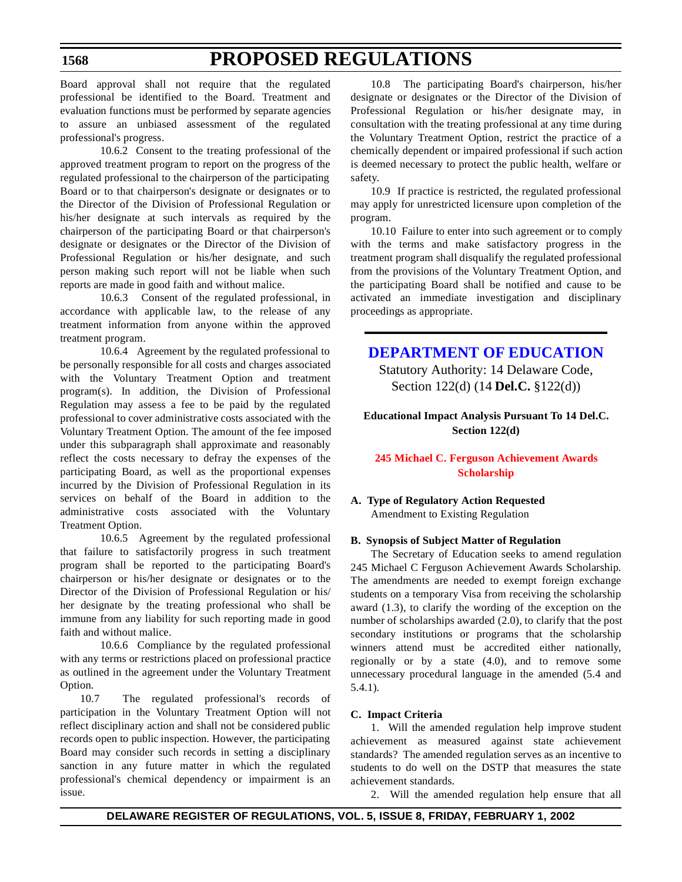Board approval shall not require that the regulated professional be identified to the Board. Treatment and evaluation functions must be performed by separate agencies to assure an unbiased assessment of the regulated professional's progress.

10.6.2 Consent to the treating professional of the approved treatment program to report on the progress of the regulated professional to the chairperson of the participating Board or to that chairperson's designate or designates or to the Director of the Division of Professional Regulation or his/her designate at such intervals as required by the chairperson of the participating Board or that chairperson's designate or designates or the Director of the Division of Professional Regulation or his/her designate, and such person making such report will not be liable when such reports are made in good faith and without malice.

10.6.3 Consent of the regulated professional, in accordance with applicable law, to the release of any treatment information from anyone within the approved treatment program.

10.6.4 Agreement by the regulated professional to be personally responsible for all costs and charges associated with the Voluntary Treatment Option and treatment program(s). In addition, the Division of Professional Regulation may assess a fee to be paid by the regulated professional to cover administrative costs associated with the Voluntary Treatment Option. The amount of the fee imposed under this subparagraph shall approximate and reasonably reflect the costs necessary to defray the expenses of the participating Board, as well as the proportional expenses incurred by the Division of Professional Regulation in its services on behalf of the Board in addition to the administrative costs associated with the Voluntary Treatment Option.

10.6.5 Agreement by the regulated professional that failure to satisfactorily progress in such treatment program shall be reported to the participating Board's chairperson or his/her designate or designates or to the Director of the Division of Professional Regulation or his/her designate by the treating professional who shall be immune from any liability for such reporting made in good faith and without malice.

10.6.6 Compliance by the regulated professional with any terms or restrictions placed on professional practice as outlined in the agreement under the Voluntary Treatment Option.

10.7 The regulated professional's records of participation in the Voluntary Treatment Option will not reflect disciplinary action and shall not be considered public records open to public inspection. However, the participating Board may consider such records in setting a disciplinary sanction in any future matter in which the regulated professional's chemical dependency or impairment is an issue.

10.8 The participating Board's chairperson, his/her designate or designates or the Director of the Division of Professional Regulation or his/her designate may, in consultation with the treating professional at any time during the Voluntary Treatment Option, restrict the practice of a chemically dependent or impaired professional if such action is deemed necessary to protect the public health, welfare or safety.

10.9 If practice is restricted, the regulated professional may apply for unrestricted licensure upon completion of the program.

10.10 Failure to enter into such agreement or to comply with the terms and make satisfactory progress in the treatment program shall disqualify the regulated professional from the provisions of the Voluntary Treatment Option, and the participating Board shall be notified and cause to be activated an immediate investigation and disciplinary proceedings as appropriate.

---

## DEPARTMENT OF EDUCATION

Statutory Authority: 14 Delaware Code, Section 122(d) (14 **Del.C.** §122(d))

**Educational Impact Analysis Pursuant To 14 Del.C. Section 122(d)**

### 245 Michael C. Ferguson Achievement Awards Scholarship

**A. Type of Regulatory Action Requested**

Amendment to Existing Regulation

**B. Synopsis of Subject Matter of Regulation**

The Secretary of Education seeks to amend regulation 245 Michael C Ferguson Achievement Awards Scholarship. The amendments are needed to exempt foreign exchange students on a temporary Visa from receiving the scholarship award (1.3), to clarify the wording of the exception on the number of scholarships awarded (2.0), to clarify that the post secondary institutions or programs that the scholarship winners attend must be accredited either nationally, regionally or by a state (4.0), and to remove some unnecessary procedural language in the amended (5.4 and 5.4.1).

**C. Impact Criteria**

1. Will the amended regulation help improve student achievement as measured against state achievement standards? The amended regulation serves as an incentive to students to do well on the DSTP that measures the state achievement standards.

2. Will the amended regulation help ensure that all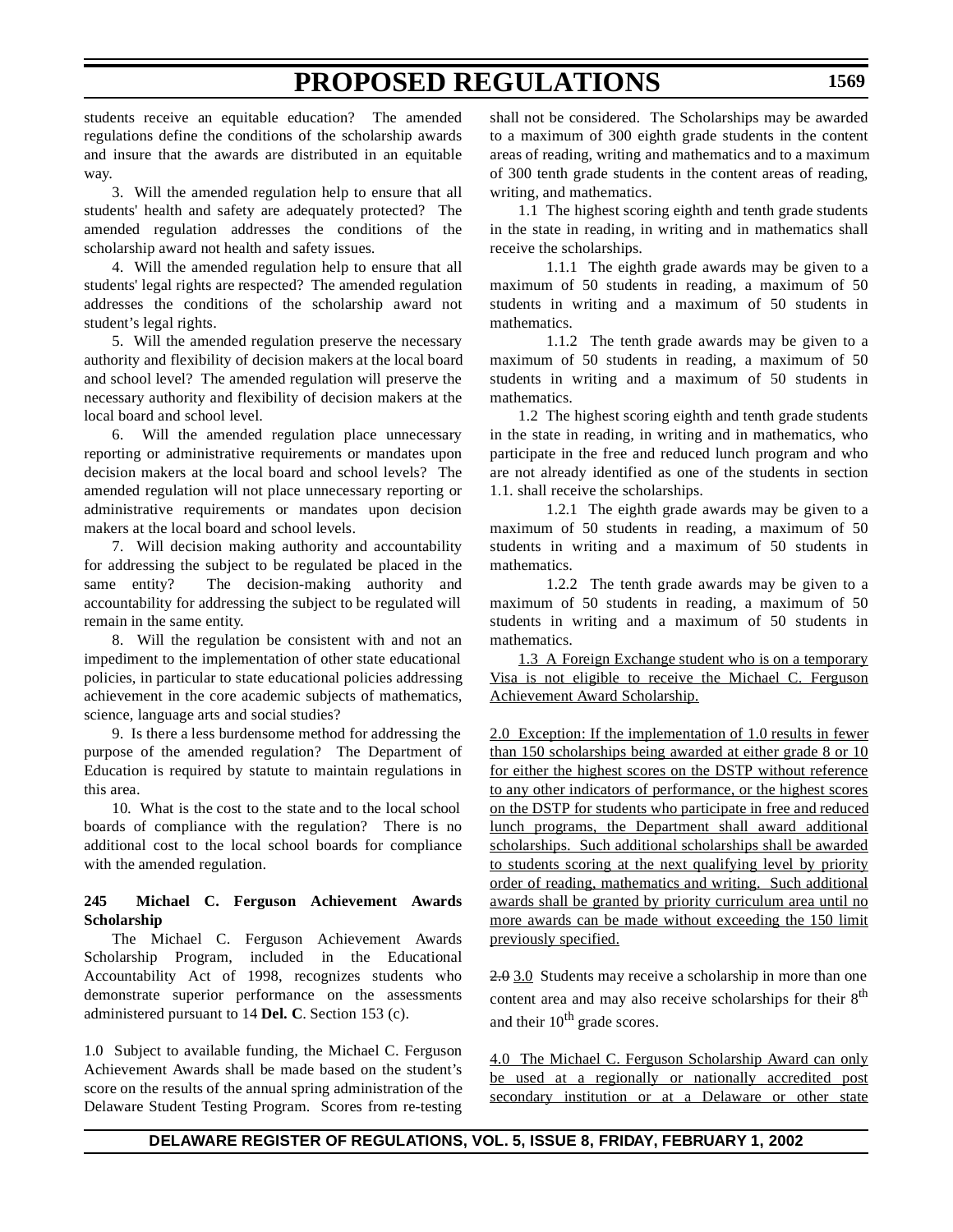students receive an equitable education? The amended regulations define the conditions of the scholarship awards and insure that the awards are distributed in an equitable way.

3. Will the amended regulation help to ensure that all students' health and safety are adequately protected? The amended regulation addresses the conditions of the scholarship award not health and safety issues.

4. Will the amended regulation help to ensure that all students' legal rights are respected? The amended regulation addresses the conditions of the scholarship award not student's legal rights.

5. Will the amended regulation preserve the necessary authority and flexibility of decision makers at the local board and school level? The amended regulation will preserve the necessary authority and flexibility of decision makers at the local board and school level.

6. Will the amended regulation place unnecessary reporting or administrative requirements or mandates upon decision makers at the local board and school levels? The amended regulation will not place unnecessary reporting or administrative requirements or mandates upon decision makers at the local board and school levels.

7. Will decision making authority and accountability for addressing the subject to be regulated be placed in the same entity? The decision-making authority and accountability for addressing the subject to be regulated will remain in the same entity.

8. Will the regulation be consistent with and not an impediment to the implementation of other state educational policies, in particular to state educational policies addressing achievement in the core academic subjects of mathematics, science, language arts and social studies?

9. Is there a less burdensome method for addressing the purpose of the amended regulation? The Department of Education is required by statute to maintain regulations in this area.

10. What is the cost to the state and to the local school boards of compliance with the regulation? There is no additional cost to the local school boards for compliance with the amended regulation.

**245 Michael C. Ferguson Achievement Awards Scholarship**

The Michael C. Ferguson Achievement Awards Scholarship Program, included in the Educational Accountability Act of 1998, recognizes students who demonstrate superior performance on the assessments administered pursuant to 14 **Del. C**. Section 153 (c).

1.0 Subject to available funding, the Michael C. Ferguson Achievement Awards shall be made based on the student's score on the results of the annual spring administration of the Delaware Student Testing Program. Scores from re-testing shall not be considered. The Scholarships may be awarded to a maximum of 300 eighth grade students in the content areas of reading, writing and mathematics and to a maximum of 300 tenth grade students in the content areas of reading, writing, and mathematics.

1.1 The highest scoring eighth and tenth grade students in the state in reading, in writing and in mathematics shall receive the scholarships.

1.1.1 The eighth grade awards may be given to a maximum of 50 students in reading, a maximum of 50 students in writing and a maximum of 50 students in mathematics.

1.1.2 The tenth grade awards may be given to a maximum of 50 students in reading, a maximum of 50 students in writing and a maximum of 50 students in mathematics.

1.2 The highest scoring eighth and tenth grade students in the state in reading, in writing and in mathematics, who participate in the free and reduced lunch program and who are not already identified as one of the students in section 1.1. shall receive the scholarships.

1.2.1 The eighth grade awards may be given to a maximum of 50 students in reading, a maximum of 50 students in writing and a maximum of 50 students in mathematics.

1.2.2 The tenth grade awards may be given to a maximum of 50 students in reading, a maximum of 50 students in writing and a maximum of 50 students in mathematics.

<u>1.3 A Foreign Exchange student who is on a temporary Visa is not eligible to receive the Michael C. Ferguson Achievement Award Scholarship.</u>

<u>2.0 Exception: If the implementation of 1.0 results in fewer than 150 scholarships being awarded at either grade 8 or 10 for either the highest scores on the DSTP without reference to any other indicators of performance, or the highest scores on the DSTP for students who participate in free and reduced lunch programs, the Department shall award additional scholarships. Such additional scholarships shall be awarded to students scoring at the next qualifying level by priority order of reading, mathematics and writing. Such additional awards shall be granted by priority curriculum area until no more awards can be made without exceeding the 150 limit previously specified.</u>

~~2.0~~ <u>3.0</u> Students may receive a scholarship in more than one content area and may also receive scholarships for their 8th and their 10th grade scores.

<u>4.0 The Michael C. Ferguson Scholarship Award can only be used at a regionally or nationally accredited post secondary institution or at a Delaware or other state</u>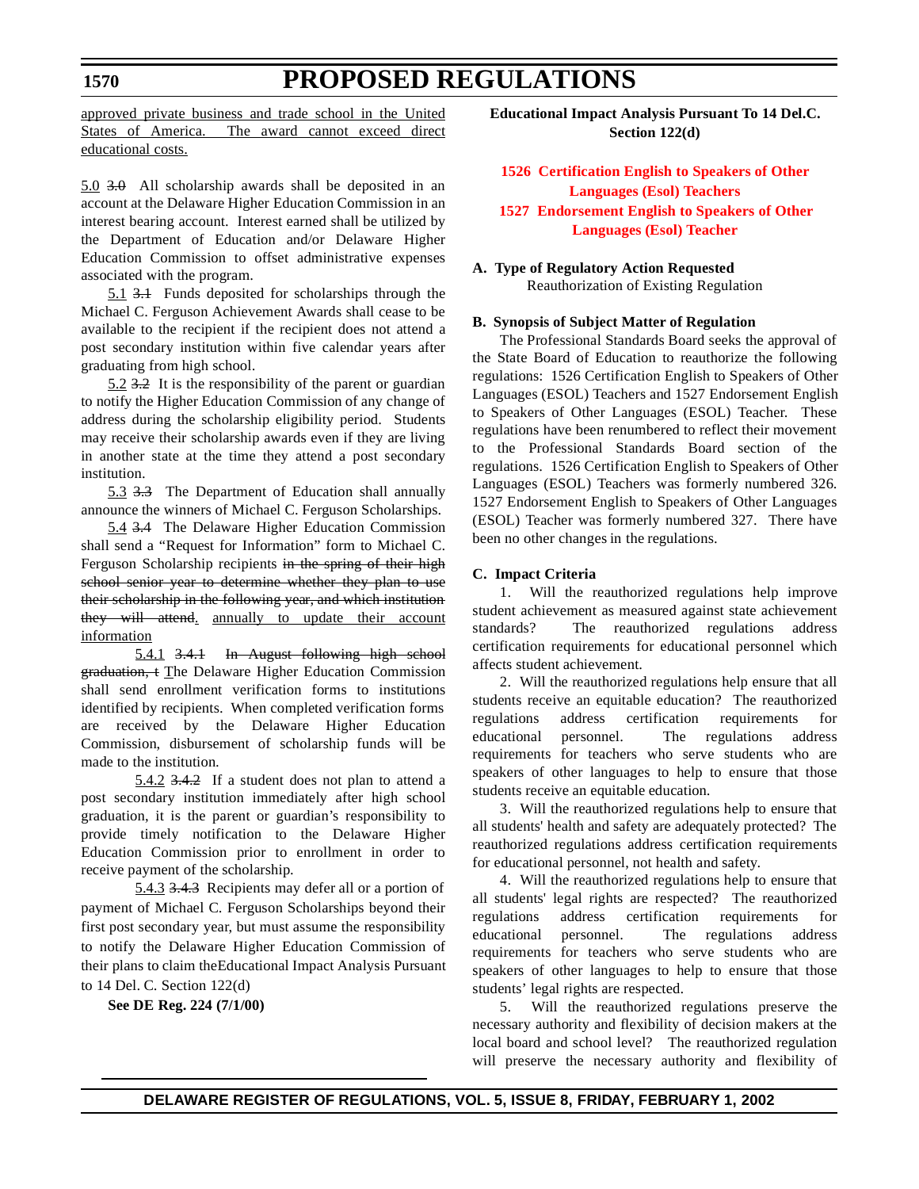approved private business and trade school in the United States of America. The award cannot exceed direct educational costs.

5.0 ~~3.0~~ All scholarship awards shall be deposited in an account at the Delaware Higher Education Commission in an interest bearing account. Interest earned shall be utilized by the Department of Education and/or Delaware Higher Education Commission to offset administrative expenses associated with the program.

5.1 ~~3.1~~ Funds deposited for scholarships through the Michael C. Ferguson Achievement Awards shall cease to be available to the recipient if the recipient does not attend a post secondary institution within five calendar years after graduating from high school.

5.2 ~~3.2~~ It is the responsibility of the parent or guardian to notify the Higher Education Commission of any change of address during the scholarship eligibility period. Students may receive their scholarship awards even if they are living in another state at the time they attend a post secondary institution.

5.3 ~~3.3~~ The Department of Education shall annually announce the winners of Michael C. Ferguson Scholarships.

5.4 ~~3.4~~ The Delaware Higher Education Commission shall send a "Request for Information" form to Michael C. Ferguson Scholarship recipients ~~in the spring of their high school senior year to determine whether they plan to use their scholarship in the following year, and which institution they will attend.~~ annually to update their account information

5.4.1 ~~3.4.1 In August following high school graduation, t~~ The Delaware Higher Education Commission shall send enrollment verification forms to institutions identified by recipients. When completed verification forms are received by the Delaware Higher Education Commission, disbursement of scholarship funds will be made to the institution.

5.4.2 ~~3.4.2~~ If a student does not plan to attend a post secondary institution immediately after high school graduation, it is the parent or guardian's responsibility to provide timely notification to the Delaware Higher Education Commission prior to enrollment in order to receive payment of the scholarship.

5.4.3 ~~3.4.3~~ Recipients may defer all or a portion of payment of Michael C. Ferguson Scholarships beyond their first post secondary year, but must assume the responsibility to notify the Delaware Higher Education Commission of their plans to claim theEducational Impact Analysis Pursuant to 14 Del. C. Section 122(d)

**See DE Reg. 224 (7/1/00)**

**Educational Impact Analysis Pursuant To 14 Del.C. Section 122(d)**

**1526 Certification English to Speakers of Other Languages (Esol) Teachers**
**1527 Endorsement English to Speakers of Other Languages (Esol) Teacher**

**A. Type of Regulatory Action Requested**

Reauthorization of Existing Regulation

**B. Synopsis of Subject Matter of Regulation**

The Professional Standards Board seeks the approval of the State Board of Education to reauthorize the following regulations: 1526 Certification English to Speakers of Other Languages (ESOL) Teachers and 1527 Endorsement English to Speakers of Other Languages (ESOL) Teacher. These regulations have been renumbered to reflect their movement to the Professional Standards Board section of the regulations. 1526 Certification English to Speakers of Other Languages (ESOL) Teachers was formerly numbered 326. 1527 Endorsement English to Speakers of Other Languages (ESOL) Teacher was formerly numbered 327. There have been no other changes in the regulations.

**C. Impact Criteria**

1. Will the reauthorized regulations help improve student achievement as measured against state achievement standards? The reauthorized regulations address certification requirements for educational personnel which affects student achievement.

2. Will the reauthorized regulations help ensure that all students receive an equitable education? The reauthorized regulations address certification requirements for educational personnel. The regulations address requirements for teachers who serve students who are speakers of other languages to help to ensure that those students receive an equitable education.

3. Will the reauthorized regulations help to ensure that all students' health and safety are adequately protected? The reauthorized regulations address certification requirements for educational personnel, not health and safety.

4. Will the reauthorized regulations help to ensure that all students' legal rights are respected? The reauthorized regulations address certification requirements for educational personnel. The regulations address requirements for teachers who serve students who are speakers of other languages to help to ensure that those students' legal rights are respected.

5. Will the reauthorized regulations preserve the necessary authority and flexibility of decision makers at the local board and school level? The reauthorized regulation will preserve the necessary authority and flexibility of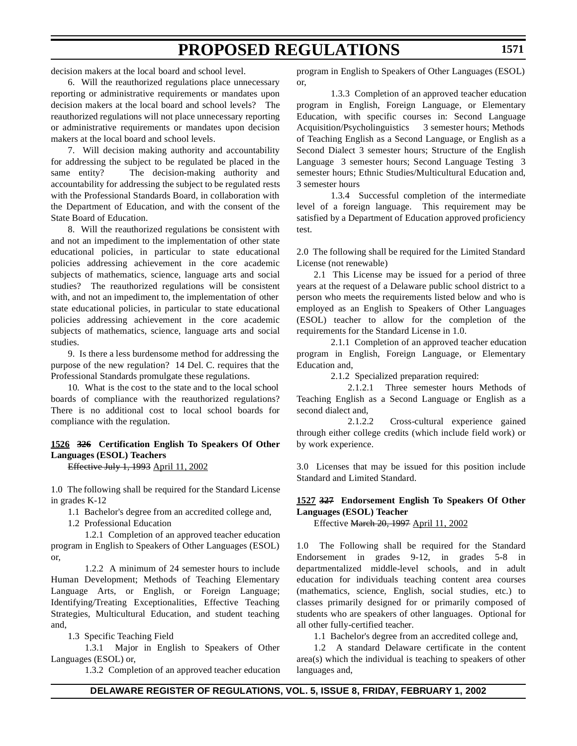decision makers at the local board and school level.

6. Will the reauthorized regulations place unnecessary reporting or administrative requirements or mandates upon decision makers at the local board and school levels? The reauthorized regulations will not place unnecessary reporting or administrative requirements or mandates upon decision makers at the local board and school levels.

7. Will decision making authority and accountability for addressing the subject to be regulated be placed in the same entity? The decision-making authority and accountability for addressing the subject to be regulated rests with the Professional Standards Board, in collaboration with the Department of Education, and with the consent of the State Board of Education.

8. Will the reauthorized regulations be consistent with and not an impediment to the implementation of other state educational policies, in particular to state educational policies addressing achievement in the core academic subjects of mathematics, science, language arts and social studies? The reauthorized regulations will be consistent with, and not an impediment to, the implementation of other state educational policies, in particular to state educational policies addressing achievement in the core academic subjects of mathematics, science, language arts and social studies.

9. Is there a less burdensome method for addressing the purpose of the new regulation? 14 Del. C. requires that the Professional Standards promulgate these regulations.

10. What is the cost to the state and to the local school boards of compliance with the reauthorized regulations? There is no additional cost to local school boards for compliance with the regulation.

**1526 ~~326~~ Certification English To Speakers Of Other Languages (ESOL) Teachers**

~~Effective July 1, 1993~~ April 11, 2002

1.0 The following shall be required for the Standard License in grades K-12

1.1 Bachelor's degree from an accredited college and,

1.2 Professional Education

1.2.1 Completion of an approved teacher education program in English to Speakers of Other Languages (ESOL) or,

1.2.2 A minimum of 24 semester hours to include Human Development; Methods of Teaching Elementary Language Arts, or English, or Foreign Language; Identifying/Treating Exceptionalities, Effective Teaching Strategies, Multicultural Education, and student teaching and,

1.3 Specific Teaching Field

1.3.1 Major in English to Speakers of Other Languages (ESOL) or,

1.3.2 Completion of an approved teacher education program in English to Speakers of Other Languages (ESOL) or,

1.3.3 Completion of an approved teacher education program in English, Foreign Language, or Elementary Education, with specific courses in: Second Language Acquisition/Psycholinguistics 3 semester hours; Methods of Teaching English as a Second Language, or English as a Second Dialect 3 semester hours; Structure of the English Language 3 semester hours; Second Language Testing 3 semester hours; Ethnic Studies/Multicultural Education and, 3 semester hours

1.3.4 Successful completion of the intermediate level of a foreign language. This requirement may be satisfied by a Department of Education approved proficiency test.

2.0 The following shall be required for the Limited Standard License (not renewable)

2.1 This License may be issued for a period of three years at the request of a Delaware public school district to a person who meets the requirements listed below and who is employed as an English to Speakers of Other Languages (ESOL) teacher to allow for the completion of the requirements for the Standard License in 1.0.

2.1.1 Completion of an approved teacher education program in English, Foreign Language, or Elementary Education and,

2.1.2 Specialized preparation required:

2.1.2.1 Three semester hours Methods of Teaching English as a Second Language or English as a second dialect and,

2.1.2.2 Cross-cultural experience gained through either college credits (which include field work) or by work experience.

3.0 Licenses that may be issued for this position include Standard and Limited Standard.

**1527 ~~327~~ Endorsement English To Speakers Of Other Languages (ESOL) Teacher**

Effective ~~March 20, 1997~~ April 11, 2002

1.0 The Following shall be required for the Standard Endorsement in grades 9-12, in grades 5-8 in departmentalized middle-level schools, and in adult education for individuals teaching content area courses (mathematics, science, English, social studies, etc.) to classes primarily designed for or primarily composed of students who are speakers of other languages. Optional for all other fully-certified teacher.

1.1 Bachelor's degree from an accredited college and,

1.2 A standard Delaware certificate in the content area(s) which the individual is teaching to speakers of other languages and,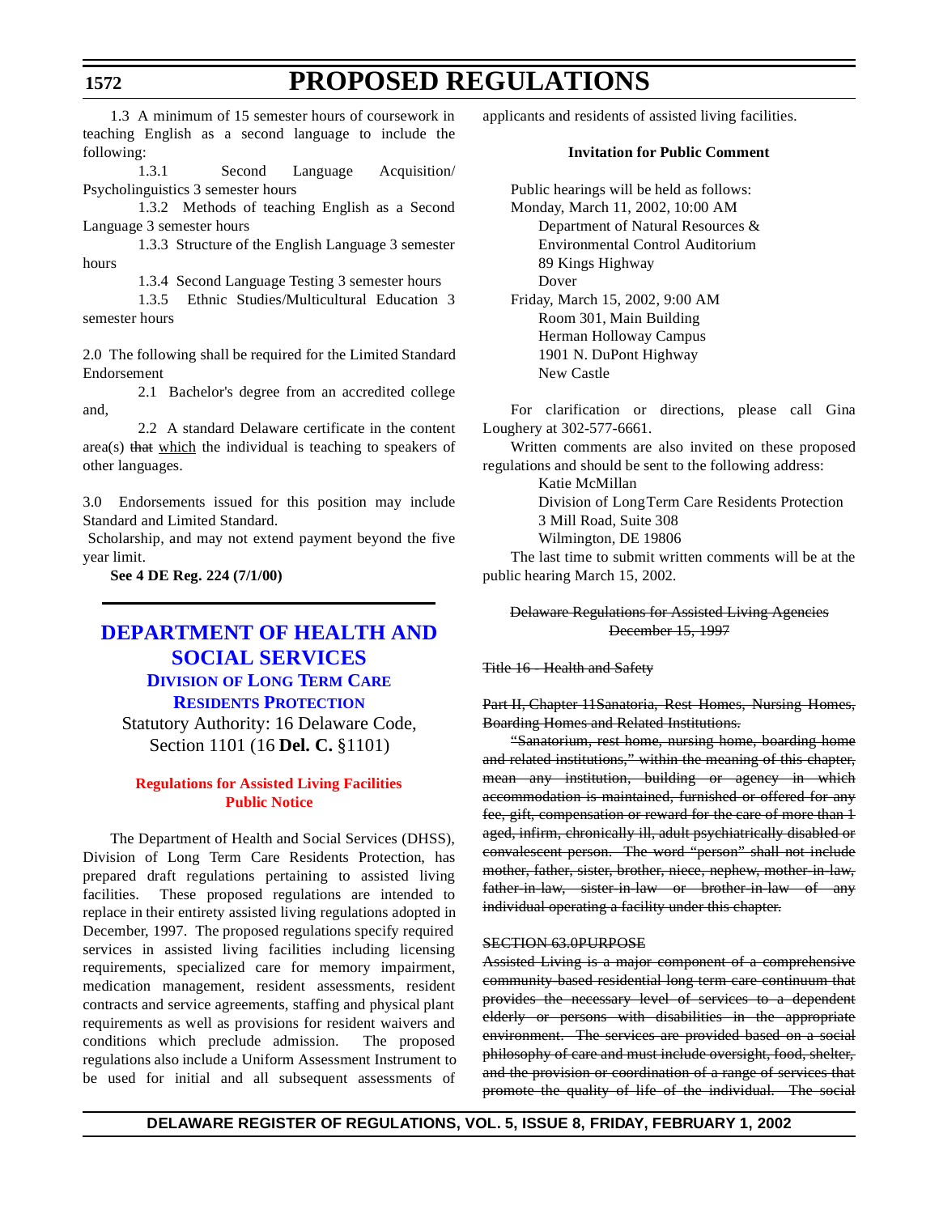1.3 A minimum of 15 semester hours of coursework in teaching English as a second language to include the following:

1.3.1 Second Language Acquisition/ Psycholinguistics 3 semester hours

1.3.2 Methods of teaching English as a Second Language 3 semester hours

1.3.3 Structure of the English Language 3 semester hours

1.3.4 Second Language Testing 3 semester hours

1.3.5 Ethnic Studies/Multicultural Education 3 semester hours

2.0 The following shall be required for the Limited Standard Endorsement

2.1 Bachelor's degree from an accredited college and,

2.2 A standard Delaware certificate in the content area(s) ~~that~~ which the individual is teaching to speakers of other languages.

3.0 Endorsements issued for this position may include Standard and Limited Standard.

Scholarship, and may not extend payment beyond the five year limit.

**See 4 DE Reg. 224 (7/1/00)**

# DEPARTMENT OF HEALTH AND SOCIAL SERVICES

## DIVISION OF LONG TERM CARE RESIDENTS PROTECTION

Statutory Authority: 16 Delaware Code, Section 1101 (16 **Del. C.** §1101)

### Regulations for Assisted Living Facilities
### Public Notice

The Department of Health and Social Services (DHSS), Division of Long Term Care Residents Protection, has prepared draft regulations pertaining to assisted living facilities. These proposed regulations are intended to replace in their entirety assisted living regulations adopted in December, 1997. The proposed regulations specify required services in assisted living facilities including licensing requirements, specialized care for memory impairment, medication management, resident assessments, resident contracts and service agreements, staffing and physical plant requirements as well as provisions for resident waivers and conditions which preclude admission. The proposed regulations also include a Uniform Assessment Instrument to be used for initial and all subsequent assessments of applicants and residents of assisted living facilities.

**Invitation for Public Comment**

Public hearings will be held as follows:

Monday, March 11, 2002, 10:00 AM
Department of Natural Resources &
Environmental Control Auditorium
89 Kings Highway
Dover

Friday, March 15, 2002, 9:00 AM
Room 301, Main Building
Herman Holloway Campus
1901 N. DuPont Highway
New Castle

For clarification or directions, please call Gina Loughery at 302-577-6661.

Written comments are also invited on these proposed regulations and should be sent to the following address:

Katie McMillan
Division of LongTerm Care Residents Protection
3 Mill Road, Suite 308
Wilmington, DE 19806

The last time to submit written comments will be at the public hearing March 15, 2002.

~~Delaware Regulations for Assisted Living Agencies~~
~~December 15, 1997~~

~~Title 16 - Health and Safety~~

~~Part II, Chapter 11Sanatoria, Rest Homes, Nursing Homes, Boarding Homes and Related Institutions.~~

~~"Sanatorium, rest home, nursing home, boarding home and related institutions," within the meaning of this chapter, mean any institution, building or agency in which accommodation is maintained, furnished or offered for any fee, gift, compensation or reward for the care of more than 1 aged, infirm, chronically ill, adult psychiatrically disabled or convalescent person. The word "person" shall not include mother, father, sister, brother, niece, nephew, mother-in-law, father-in-law, sister-in-law or brother-in-law of any individual operating a facility under this chapter.~~

~~SECTION 63.0PURPOSE~~

~~Assisted Living is a major component of a comprehensive community-based residential long term care continuum that provides the necessary level of services to a dependent elderly or persons with disabilities in the appropriate environment. The services are provided based on a social philosophy of care and must include oversight, food, shelter, and the provision or coordination of a range of services that promote the quality of life of the individual. The social~~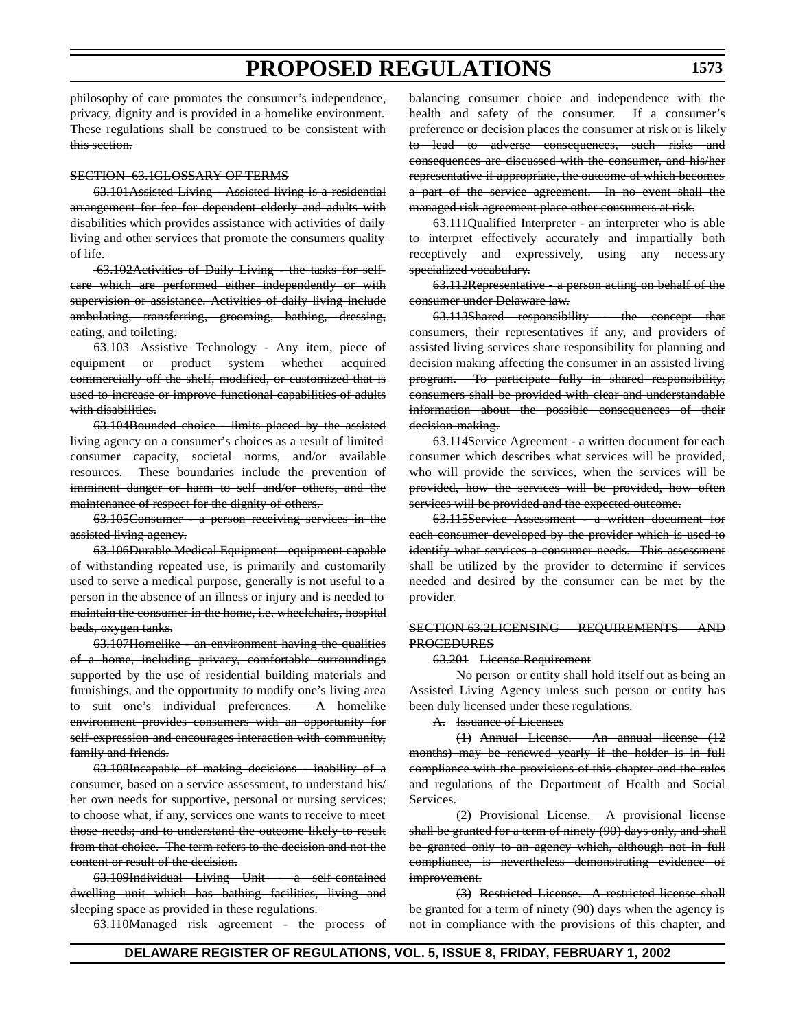philosophy of care promotes the consumer's independence, privacy, dignity and is provided in a homelike environment. These regulations shall be construed to be consistent with this section.

SECTION 63.1GLOSSARY OF TERMS

63.101Assisted Living - Assisted living is a residential arrangement for fee for dependent elderly and adults with disabilities which provides assistance with activities of daily living and other services that promote the consumers quality of life.

63.102Activities of Daily Living - the tasks for self-care which are performed either independently or with supervision or assistance. Activities of daily living include ambulating, transferring, grooming, bathing, dressing, eating, and toileting.

63.103 Assistive Technology - Any item, piece of equipment or product system whether acquired commercially off the shelf, modified, or customized that is used to increase or improve functional capabilities of adults with disabilities.

63.104Bounded choice - limits placed by the assisted living agency on a consumer's choices as a result of limited consumer capacity, societal norms, and/or available resources. These boundaries include the prevention of imminent danger or harm to self and/or others, and the maintenance of respect for the dignity of others.

63.105Consumer - a person receiving services in the assisted living agency.

63.106Durable Medical Equipment - equipment capable of withstanding repeated use, is primarily and customarily used to serve a medical purpose, generally is not useful to a person in the absence of an illness or injury and is needed to maintain the consumer in the home, i.e. wheelchairs, hospital beds, oxygen tanks.

63.107Homelike - an environment having the qualities of a home, including privacy, comfortable surroundings supported by the use of residential building materials and furnishings, and the opportunity to modify one's living area to suit one's individual preferences. A homelike environment provides consumers with an opportunity for self-expression and encourages interaction with community, family and friends.

63.108Incapable of making decisions - inability of a consumer, based on a service assessment, to understand his/her own needs for supportive, personal or nursing services; to choose what, if any, services one wants to receive to meet those needs; and to understand the outcome likely to result from that choice. The term refers to the decision and not the content or result of the decision.

63.109Individual Living Unit - a self-contained dwelling unit which has bathing facilities, living and sleeping space as provided in these regulations.

63.110Managed risk agreement - the process of balancing consumer choice and independence with the health and safety of the consumer. If a consumer's preference or decision places the consumer at risk or is likely to lead to adverse consequences, such risks and consequences are discussed with the consumer, and his/her representative if appropriate, the outcome of which becomes a part of the service agreement. In no event shall the managed risk agreement place other consumers at risk.

63.111Qualified Interpreter - an interpreter who is able to interpret effectively accurately and impartially both receptively and expressively, using any necessary specialized vocabulary.

63.112Representative - a person acting on behalf of the consumer under Delaware law.

63.113Shared responsibility - the concept that consumers, their representatives if any, and providers of assisted living services share responsibility for planning and decision making affecting the consumer in an assisted living program. To participate fully in shared responsibility, consumers shall be provided with clear and understandable information about the possible consequences of their decision-making.

63.114Service Agreement - a written document for each consumer which describes what services will be provided, who will provide the services, when the services will be provided, how the services will be provided, how often services will be provided and the expected outcome.

63.115Service Assessment - a written document for each consumer developed by the provider which is used to identify what services a consumer needs. This assessment shall be utilized by the provider to determine if services needed and desired by the consumer can be met by the provider.

SECTION 63.2LICENSING REQUIREMENTS AND PROCEDURES

63.201 License Requirement

No person or entity shall hold itself out as being an Assisted Living Agency unless such person or entity has been duly licensed under these regulations.

A. Issuance of Licenses

(1) Annual License. An annual license (12 months) may be renewed yearly if the holder is in full compliance with the provisions of this chapter and the rules and regulations of the Department of Health and Social Services.

(2) Provisional License. A provisional license shall be granted for a term of ninety (90) days only, and shall be granted only to an agency which, although not in full compliance, is nevertheless demonstrating evidence of improvement.

(3) Restricted License. A restricted license shall be granted for a term of ninety (90) days when the agency is not in compliance with the provisions of this chapter, and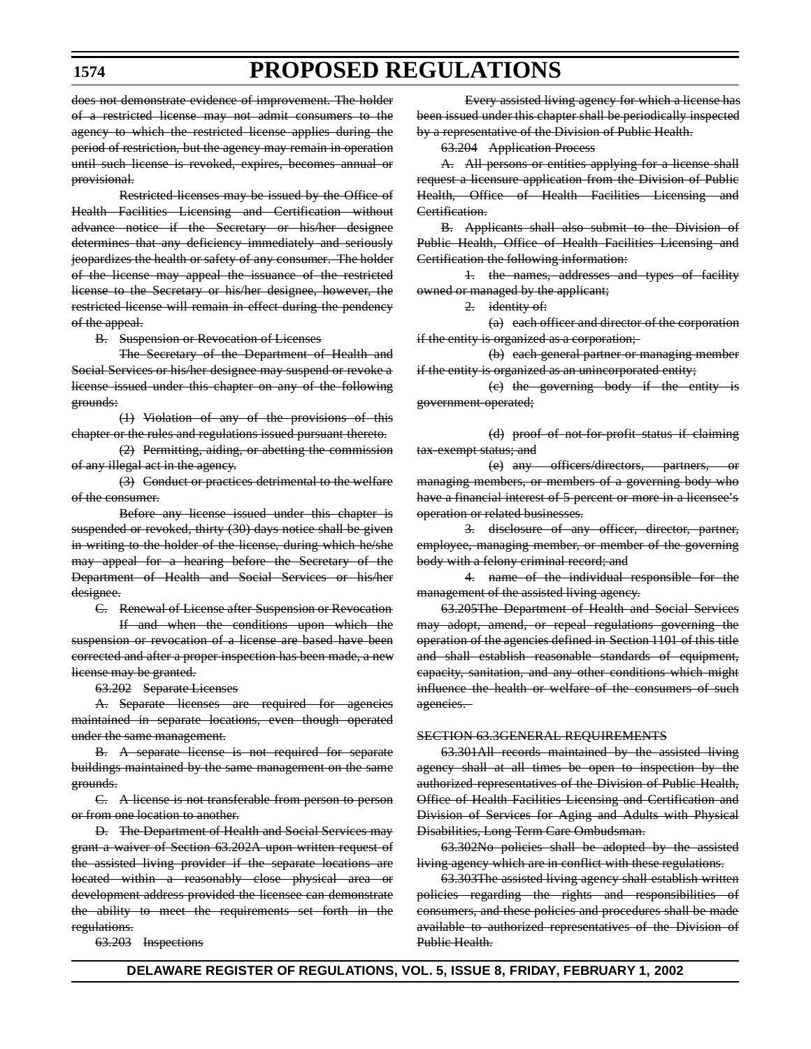does not demonstrate evidence of improvement. The holder of a restricted license may not admit consumers to the agency to which the restricted license applies during the period of restriction, but the agency may remain in operation until such license is revoked, expires, becomes annual or provisional.

Restricted licenses may be issued by the Office of Health Facilities Licensing and Certification without advance notice if the Secretary or his/her designee determines that any deficiency immediately and seriously jeopardizes the health or safety of any consumer. The holder of the license may appeal the issuance of the restricted license to the Secretary or his/her designee, however, the restricted license will remain in effect during the pendency of the appeal.

B. Suspension or Revocation of Licenses

The Secretary of the Department of Health and Social Services or his/her designee may suspend or revoke a license issued under this chapter on any of the following grounds:

(1) Violation of any of the provisions of this chapter or the rules and regulations issued pursuant thereto.

(2) Permitting, aiding, or abetting the commission of any illegal act in the agency.

(3) Conduct or practices detrimental to the welfare of the consumer.

Before any license issued under this chapter is suspended or revoked, thirty (30) days notice shall be given in writing to the holder of the license, during which he/she may appeal for a hearing before the Secretary of the Department of Health and Social Services or his/her designee.

C. Renewal of License after Suspension or Revocation

If and when the conditions upon which the suspension or revocation of a license are based have been corrected and after a proper inspection has been made, a new license may be granted.

63.202 Separate Licenses

A. Separate licenses are required for agencies maintained in separate locations, even though operated under the same management.

B. A separate license is not required for separate buildings maintained by the same management on the same grounds.

C. A license is not transferable from person to person or from one location to another.

D. The Department of Health and Social Services may grant a waiver of Section 63.202A upon written request of the assisted living provider if the separate locations are located within a reasonably close physical area or development address provided the licensee can demonstrate the ability to meet the requirements set forth in the regulations.

63.203 Inspections

Every assisted living agency for which a license has been issued under this chapter shall be periodically inspected by a representative of the Division of Public Health.

63.204 Application Process

A. All persons or entities applying for a license shall request a licensure application from the Division of Public Health, Office of Health Facilities Licensing and Certification.

B. Applicants shall also submit to the Division of Public Health, Office of Health Facilities Licensing and Certification the following information:

1. the names, addresses and types of facility owned or managed by the applicant;

2. identity of:

(a) each officer and director of the corporation if the entity is organized as a corporation;

(b) each general partner or managing member if the entity is organized as an unincorporated entity;

(c) the governing body if the entity is government-operated;

(d) proof of not-for-profit status if claiming tax-exempt status; and

(e) any officers/directors, partners, or managing members, or members of a governing body who have a financial interest of 5 percent or more in a licensee's operation or related businesses.

3. disclosure of any officer, director, partner, employee, managing member, or member of the governing body with a felony criminal record; and

4. name of the individual responsible for the management of the assisted living agency.

63.205The Department of Health and Social Services may adopt, amend, or repeal regulations governing the operation of the agencies defined in Section 1101 of this title and shall establish reasonable standards of equipment, capacity, sanitation, and any other conditions which might influence the health or welfare of the consumers of such agencies.

SECTION 63.3GENERAL REQUIREMENTS

63.301All records maintained by the assisted living agency shall at all times be open to inspection by the authorized representatives of the Division of Public Health, Office of Health Facilities Licensing and Certification and Division of Services for Aging and Adults with Physical Disabilities, Long Term Care Ombudsman.

63.302No policies shall be adopted by the assisted living agency which are in conflict with these regulations.

63.303The assisted living agency shall establish written policies regarding the rights and responsibilities of consumers, and these policies and procedures shall be made available to authorized representatives of the Division of Public Health.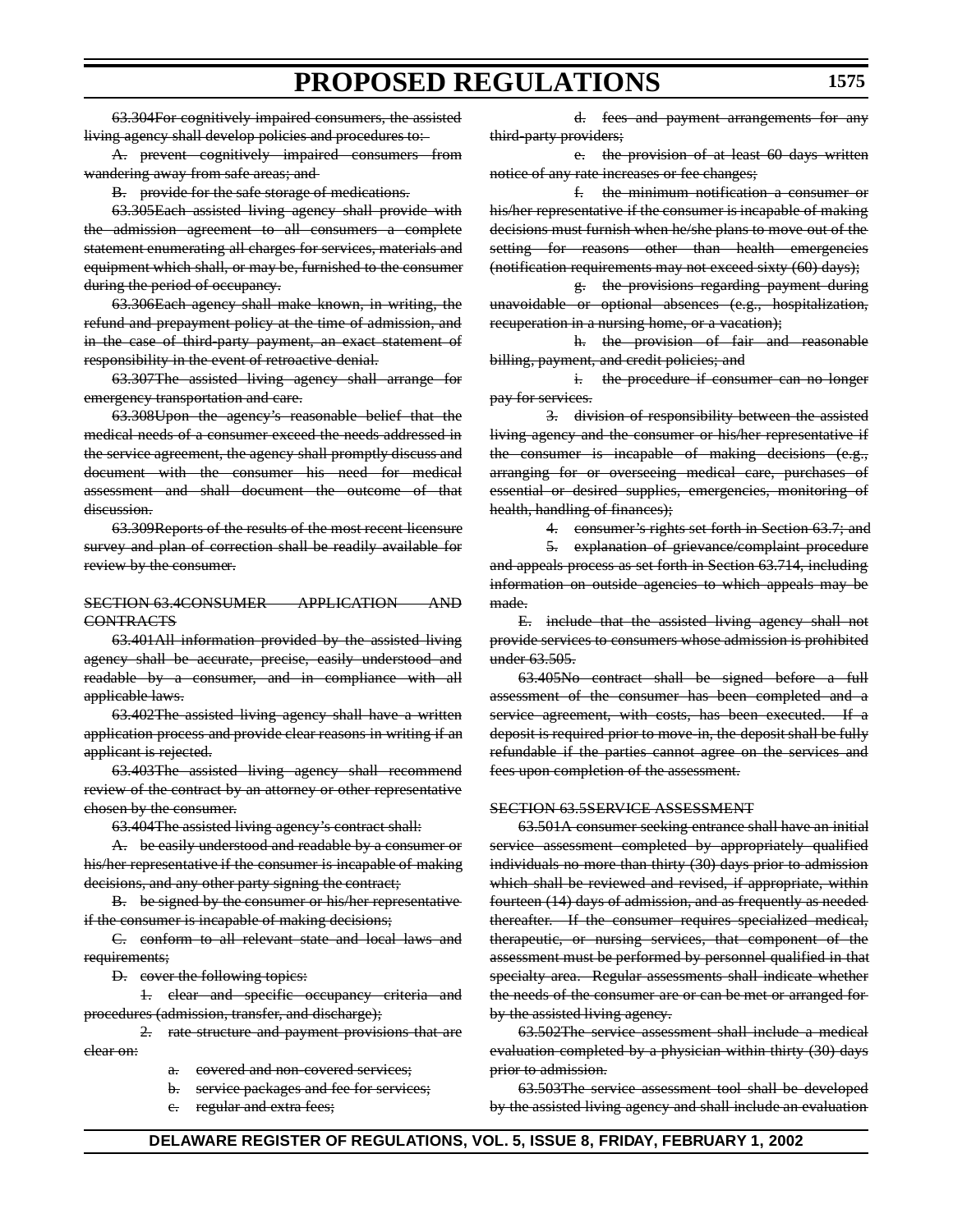~~63.304For cognitively impaired consumers, the assisted living agency shall develop policies and procedures to:~~

~~A. prevent cognitively impaired consumers from wandering away from safe areas; and~~

~~B. provide for the safe storage of medications.~~

~~63.305Each assisted living agency shall provide with the admission agreement to all consumers a complete statement enumerating all charges for services, materials and equipment which shall, or may be, furnished to the consumer during the period of occupancy.~~

~~63.306Each agency shall make known, in writing, the refund and prepayment policy at the time of admission, and in the case of third-party payment, an exact statement of responsibility in the event of retroactive denial.~~

~~63.307The assisted living agency shall arrange for emergency transportation and care.~~

~~63.308Upon the agency's reasonable belief that the medical needs of a consumer exceed the needs addressed in the service agreement, the agency shall promptly discuss and document with the consumer his need for medical assessment and shall document the outcome of that discussion.~~

~~63.309Reports of the results of the most recent licensure survey and plan of correction shall be readily available for review by the consumer.~~

~~SECTION 63.4CONSUMER APPLICATION AND CONTRACTS~~

~~63.401All information provided by the assisted living agency shall be accurate, precise, easily understood and readable by a consumer, and in compliance with all applicable laws.~~

~~63.402The assisted living agency shall have a written application process and provide clear reasons in writing if an applicant is rejected.~~

~~63.403The assisted living agency shall recommend review of the contract by an attorney or other representative chosen by the consumer.~~

~~63.404The assisted living agency's contract shall:~~

~~A. be easily understood and readable by a consumer or his/her representative if the consumer is incapable of making decisions, and any other party signing the contract;~~

~~B. be signed by the consumer or his/her representative if the consumer is incapable of making decisions;~~

~~C. conform to all relevant state and local laws and requirements;~~

~~D. cover the following topics:~~

~~1. clear and specific occupancy criteria and procedures (admission, transfer, and discharge);~~

~~2. rate structure and payment provisions that are clear on:~~

~~a. covered and non-covered services;~~

~~b. service packages and fee for services;~~

~~c. regular and extra fees;~~

~~d. fees and payment arrangements for any third-party providers;~~

~~e. the provision of at least 60 days written notice of any rate increases or fee changes;~~

~~f. the minimum notification a consumer or his/her representative if the consumer is incapable of making decisions must furnish when he/she plans to move out of the setting for reasons other than health emergencies (notification requirements may not exceed sixty (60) days);~~

~~g. the provisions regarding payment during unavoidable or optional absences (e.g., hospitalization, recuperation in a nursing home, or a vacation);~~

~~h. the provision of fair and reasonable billing, payment, and credit policies; and~~

~~i. the procedure if consumer can no longer pay for services.~~

~~3. division of responsibility between the assisted living agency and the consumer or his/her representative if the consumer is incapable of making decisions (e.g., arranging for or overseeing medical care, purchases of essential or desired supplies, emergencies, monitoring of health, handling of finances);~~

~~4. consumer's rights set forth in Section 63.7; and~~

~~5. explanation of grievance/complaint procedure and appeals process as set forth in Section 63.714, including information on outside agencies to which appeals may be made.~~

~~E. include that the assisted living agency shall not provide services to consumers whose admission is prohibited under 63.505.~~

~~63.405No contract shall be signed before a full assessment of the consumer has been completed and a service agreement, with costs, has been executed. If a deposit is required prior to move-in, the deposit shall be fully refundable if the parties cannot agree on the services and fees upon completion of the assessment.~~

~~SECTION 63.5SERVICE ASSESSMENT~~

~~63.501A consumer seeking entrance shall have an initial service assessment completed by appropriately qualified individuals no more than thirty (30) days prior to admission which shall be reviewed and revised, if appropriate, within fourteen (14) days of admission, and as frequently as needed thereafter. If the consumer requires specialized medical, therapeutic, or nursing services, that component of the assessment must be performed by personnel qualified in that specialty area. Regular assessments shall indicate whether the needs of the consumer are or can be met or arranged for by the assisted living agency.~~

~~63.502The service assessment shall include a medical evaluation completed by a physician within thirty (30) days prior to admission.~~

~~63.503The service assessment tool shall be developed by the assisted living agency and shall include an evaluation~~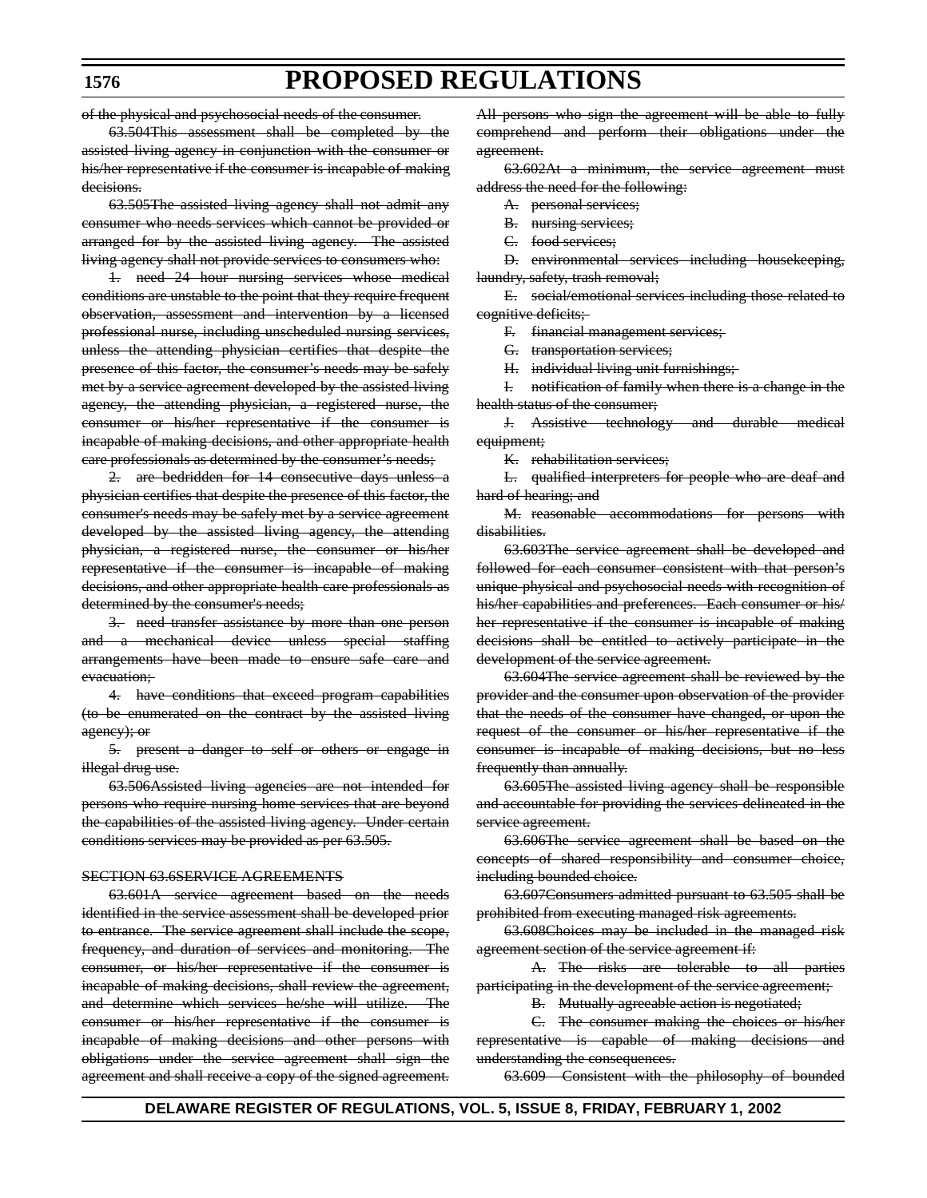~~of the physical and psychosocial needs of the consumer.~~

~~63.504This assessment shall be completed by the assisted living agency in conjunction with the consumer or his/her representative if the consumer is incapable of making decisions.~~

~~63.505The assisted living agency shall not admit any consumer who needs services which cannot be provided or arranged for by the assisted living agency. The assisted living agency shall not provide services to consumers who:~~

~~1. need 24 hour nursing services whose medical conditions are unstable to the point that they require frequent observation, assessment and intervention by a licensed professional nurse, including unscheduled nursing services, unless the attending physician certifies that despite the presence of this factor, the consumer's needs may be safely met by a service agreement developed by the assisted living agency, the attending physician, a registered nurse, the consumer or his/her representative if the consumer is incapable of making decisions, and other appropriate health care professionals as determined by the consumer's needs;~~

~~2. are bedridden for 14 consecutive days unless a physician certifies that despite the presence of this factor, the consumer's needs may be safely met by a service agreement developed by the assisted living agency, the attending physician, a registered nurse, the consumer or his/her representative if the consumer is incapable of making decisions, and other appropriate health care professionals as determined by the consumer's needs;~~

~~3. need transfer assistance by more than one person and a mechanical device unless special staffing arrangements have been made to ensure safe care and evacuation;~~

~~4. have conditions that exceed program capabilities (to be enumerated on the contract by the assisted living agency); or~~

~~5. present a danger to self or others or engage in illegal drug use.~~

~~63.506Assisted living agencies are not intended for persons who require nursing home services that are beyond the capabilities of the assisted living agency. Under certain conditions services may be provided as per 63.505.~~

~~SECTION 63.6SERVICE AGREEMENTS~~

~~63.601A service agreement based on the needs identified in the service assessment shall be developed prior to entrance. The service agreement shall include the scope, frequency, and duration of services and monitoring. The consumer, or his/her representative if the consumer is incapable of making decisions, shall review the agreement, and determine which services he/she will utilize. The consumer or his/her representative if the consumer is incapable of making decisions and other persons with obligations under the service agreement shall sign the agreement and shall receive a copy of the signed agreement. All persons who sign the agreement will be able to fully comprehend and perform their obligations under the agreement.~~

~~63.602At a minimum, the service agreement must address the need for the following:~~

~~A. personal services;~~

~~B. nursing services;~~

~~C. food services;~~

~~D. environmental services including housekeeping, laundry, safety, trash removal;~~

~~E. social/emotional services including those related to cognitive deficits;~~

~~F. financial management services;~~

~~G. transportation services;~~

~~H. individual living unit furnishings;~~

~~I. notification of family when there is a change in the health status of the consumer;~~

~~J. Assistive technology and durable medical equipment;~~

~~K. rehabilitation services;~~

~~L. qualified interpreters for people who are deaf and hard of hearing; and~~

~~M. reasonable accommodations for persons with disabilities.~~

~~63.603The service agreement shall be developed and followed for each consumer consistent with that person's unique physical and psychosocial needs with recognition of his/her capabilities and preferences. Each consumer or his/her representative if the consumer is incapable of making decisions shall be entitled to actively participate in the development of the service agreement.~~

~~63.604The service agreement shall be reviewed by the provider and the consumer upon observation of the provider that the needs of the consumer have changed, or upon the request of the consumer or his/her representative if the consumer is incapable of making decisions, but no less frequently than annually.~~

~~63.605The assisted living agency shall be responsible and accountable for providing the services delineated in the service agreement.~~

~~63.606The service agreement shall be based on the concepts of shared responsibility and consumer choice, including bounded choice.~~

~~63.607Consumers admitted pursuant to 63.505 shall be prohibited from executing managed risk agreements.~~

~~63.608Choices may be included in the managed risk agreement section of the service agreement if:~~

~~A. The risks are tolerable to all parties participating in the development of the service agreement;~~

~~B. Mutually agreeable action is negotiated;~~

~~C. The consumer making the choices or his/her representative is capable of making decisions and understanding the consequences.~~

~~63.609 Consistent with the philosophy of bounded~~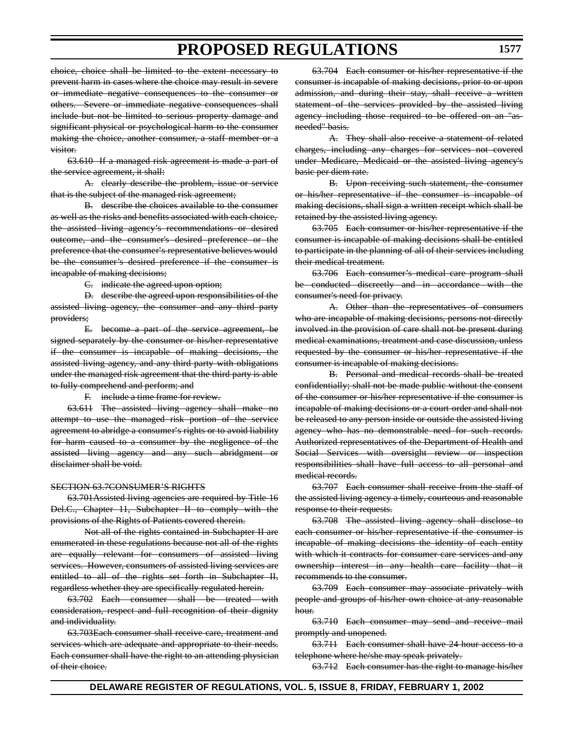choice, choice shall be limited to the extent necessary to prevent harm in cases where the choice may result in severe or immediate negative consequences to the consumer or others. Severe or immediate negative consequences shall include but not be limited to serious property damage and significant physical or psychological harm to the consumer making the choice, another consumer, a staff member or a visitor.

63.610 If a managed risk agreement is made a part of the service agreement, it shall:

A. clearly describe the problem, issue or service that is the subject of the managed risk agreement;

B. describe the choices available to the consumer as well as the risks and benefits associated with each choice, the assisted living agency's recommendations or desired outcome, and the consumer's desired preference or the preference that the consumer's representative believes would be the consumer's desired preference if the consumer is incapable of making decisions;

C. indicate the agreed upon option;

D. describe the agreed upon responsibilities of the assisted living agency, the consumer and any third party providers;

E. become a part of the service agreement, be signed separately by the consumer or his/her representative if the consumer is incapable of making decisions, the assisted living agency, and any third party with obligations under the managed risk agreement that the third party is able to fully comprehend and perform; and

F. include a time frame for review.

63.611 The assisted living agency shall make no attempt to use the managed risk portion of the service agreement to abridge a consumer's rights or to avoid liability for harm caused to a consumer by the negligence of the assisted living agency and any such abridgment or disclaimer shall be void.

SECTION 63.7CONSUMER'S RIGHTS

63.701Assisted living agencies are required by Title 16 Del.C., Chapter 11, Subchapter II to comply with the provisions of the Rights of Patients covered therein.

Not all of the rights contained in Subchapter II are enumerated in these regulations because not all of the rights are equally relevant for consumers of assisted living services. However, consumers of assisted living services are entitled to all of the rights set forth in Subchapter II, regardless whether they are specifically regulated herein.

63.702 Each consumer shall be treated with consideration, respect and full recognition of their dignity and individuality.

63.703Each consumer shall receive care, treatment and services which are adequate and appropriate to their needs. Each consumer shall have the right to an attending physician of their choice.

63.704 Each consumer or his/her representative if the consumer is incapable of making decisions, prior to or upon admission, and during their stay, shall receive a written statement of the services provided by the assisted living agency including those required to be offered on an "as-needed" basis.

A. They shall also receive a statement of related charges, including any charges for services not covered under Medicare, Medicaid or the assisted living agency's basic per diem rate.

B. Upon receiving such statement, the consumer or his/her representative if the consumer is incapable of making decisions, shall sign a written receipt which shall be retained by the assisted living agency.

63.705 Each consumer or his/her representative if the consumer is incapable of making decisions shall be entitled to participate in the planning of all of their services including their medical treatment.

63.706 Each consumer's medical care program shall be conducted discreetly and in accordance with the consumer's need for privacy.

A. Other than the representatives of consumers who are incapable of making decisions, persons not directly involved in the provision of care shall not be present during medical examinations, treatment and case discussion, unless requested by the consumer or his/her representative if the consumer is incapable of making decisions.

B. Personal and medical records shall be treated confidentially; shall not be made public without the consent of the consumer or his/her representative if the consumer is incapable of making decisions or a court order and shall not be released to any person inside or outside the assisted living agency who has no demonstrable need for such records. Authorized representatives of the Department of Health and Social Services with oversight review or inspection responsibilities shall have full access to all personal and medical records.

63.707 Each consumer shall receive from the staff of the assisted living agency a timely, courteous and reasonable response to their requests.

63.708 The assisted living agency shall disclose to each consumer or his/her representative if the consumer is incapable of making decisions the identity of each entity with which it contracts for consumer care services and any ownership interest in any health care facility that it recommends to the consumer.

63.709 Each consumer may associate privately with people and groups of his/her own choice at any reasonable hour.

63.710 Each consumer may send and receive mail promptly and unopened.

63.711 Each consumer shall have 24 hour access to a telephone where he/she may speak privately.

63.712 Each consumer has the right to manage his/her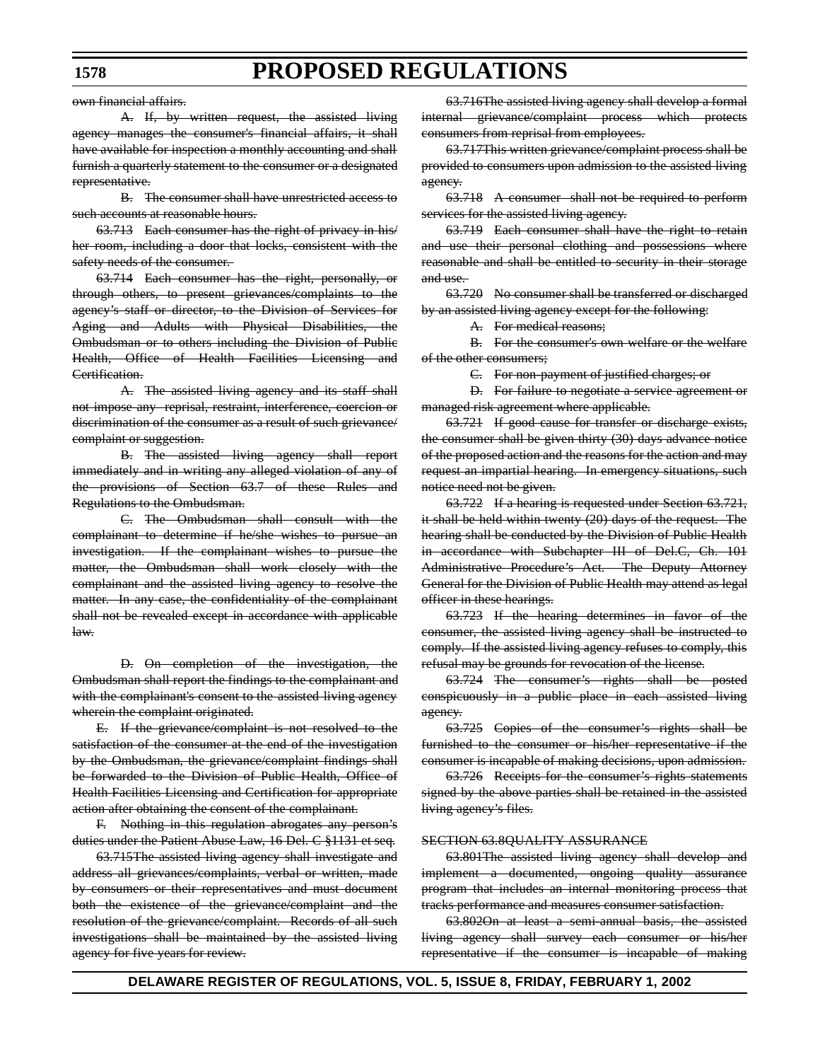~~own financial affairs.~~

~~A. If, by written request, the assisted living agency manages the consumer's financial affairs, it shall have available for inspection a monthly accounting and shall furnish a quarterly statement to the consumer or a designated representative.~~

~~B. The consumer shall have unrestricted access to such accounts at reasonable hours.~~

~~63.713 Each consumer has the right of privacy in his/her room, including a door that locks, consistent with the safety needs of the consumer.~~

~~63.714 Each consumer has the right, personally, or through others, to present grievances/complaints to the agency's staff or director, to the Division of Services for Aging and Adults with Physical Disabilities, the Ombudsman or to others including the Division of Public Health, Office of Health Facilities Licensing and Certification.~~

~~A. The assisted living agency and its staff shall not impose any reprisal, restraint, interference, coercion or discrimination of the consumer as a result of such grievance/complaint or suggestion.~~

~~B. The assisted living agency shall report immediately and in writing any alleged violation of any of the provisions of Section 63.7 of these Rules and Regulations to the Ombudsman.~~

~~C. The Ombudsman shall consult with the complainant to determine if he/she wishes to pursue an investigation. If the complainant wishes to pursue the matter, the Ombudsman shall work closely with the complainant and the assisted living agency to resolve the matter. In any case, the confidentiality of the complainant shall not be revealed except in accordance with applicable law.~~

~~D. On completion of the investigation, the Ombudsman shall report the findings to the complainant and with the complainant's consent to the assisted living agency wherein the complaint originated.~~

~~E. If the grievance/complaint is not resolved to the satisfaction of the consumer at the end of the investigation by the Ombudsman, the grievance/complaint findings shall be forwarded to the Division of Public Health, Office of Health Facilities Licensing and Certification for appropriate action after obtaining the consent of the complainant.~~

~~F. Nothing in this regulation abrogates any person's duties under the Patient Abuse Law, 16 Del. C §1131 et seq.~~

~~63.715The assisted living agency shall investigate and address all grievances/complaints, verbal or written, made by consumers or their representatives and must document both the existence of the grievance/complaint and the resolution of the grievance/complaint. Records of all such investigations shall be maintained by the assisted living agency for five years for review.~~

~~63.716The assisted living agency shall develop a formal internal grievance/complaint process which protects consumers from reprisal from employees.~~

~~63.717This written grievance/complaint process shall be provided to consumers upon admission to the assisted living agency.~~

~~63.718 A consumer shall not be required to perform services for the assisted living agency.~~

~~63.719 Each consumer shall have the right to retain and use their personal clothing and possessions where reasonable and shall be entitled to security in their storage and use.~~

~~63.720 No consumer shall be transferred or discharged by an assisted living agency except for the following:~~

~~A. For medical reasons;~~

~~B. For the consumer's own welfare or the welfare of the other consumers;~~

~~C. For non-payment of justified charges; or~~

~~D. For failure to negotiate a service agreement or managed risk agreement where applicable.~~

~~63.721 If good cause for transfer or discharge exists, the consumer shall be given thirty (30) days advance notice of the proposed action and the reasons for the action and may request an impartial hearing. In emergency situations, such notice need not be given.~~

~~63.722 If a hearing is requested under Section 63.721, it shall be held within twenty (20) days of the request. The hearing shall be conducted by the Division of Public Health in accordance with Subchapter III of Del.C, Ch. 101 Administrative Procedure's Act. The Deputy Attorney General for the Division of Public Health may attend as legal officer in these hearings.~~

~~63.723 If the hearing determines in favor of the consumer, the assisted living agency shall be instructed to comply. If the assisted living agency refuses to comply, this refusal may be grounds for revocation of the license.~~

~~63.724 The consumer's rights shall be posted conspicuously in a public place in each assisted living agency.~~

~~63.725 Copies of the consumer's rights shall be furnished to the consumer or his/her representative if the consumer is incapable of making decisions, upon admission.~~

~~63.726 Receipts for the consumer's rights statements signed by the above parties shall be retained in the assisted living agency's files.~~

~~SECTION 63.8QUALITY ASSURANCE~~

~~63.801The assisted living agency shall develop and implement a documented, ongoing quality assurance program that includes an internal monitoring process that tracks performance and measures consumer satisfaction.~~

~~63.802On at least a semi-annual basis, the assisted living agency shall survey each consumer or his/her representative if the consumer is incapable of making~~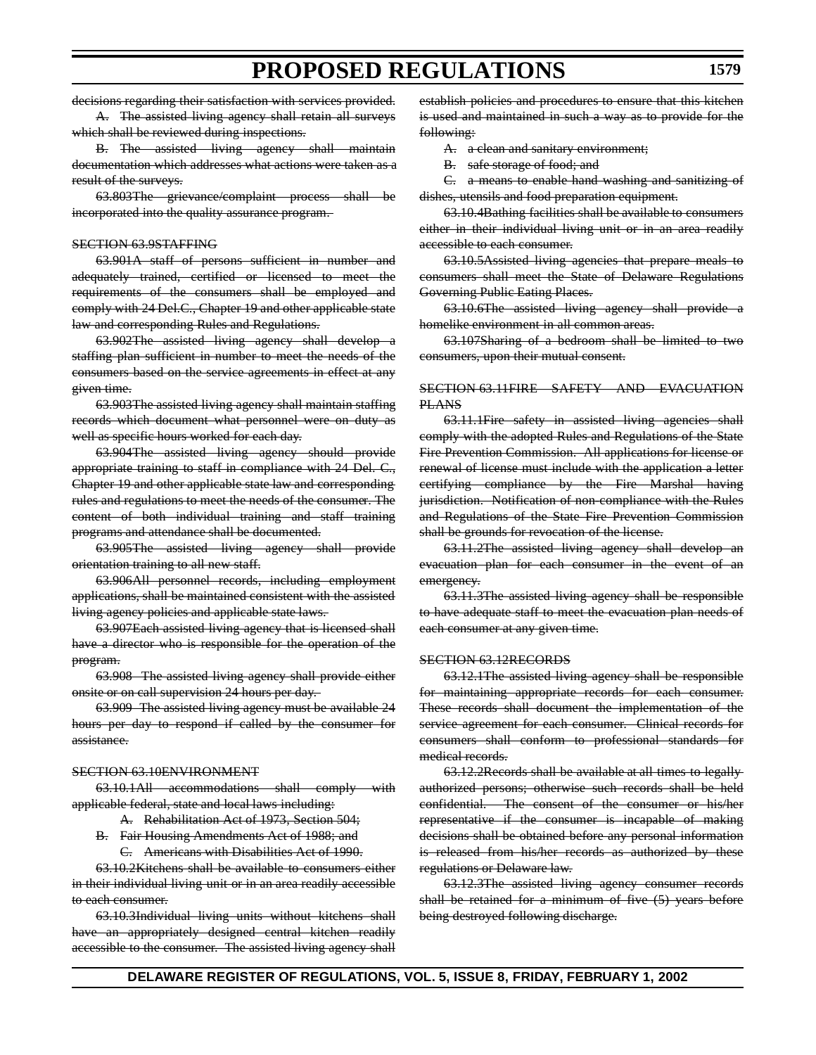decisions regarding their satisfaction with services provided.

A. The assisted living agency shall retain all surveys which shall be reviewed during inspections.

B. The assisted living agency shall maintain documentation which addresses what actions were taken as a result of the surveys.

63.803The grievance/complaint process shall be incorporated into the quality assurance program.

SECTION 63.9STAFFING

63.901A staff of persons sufficient in number and adequately trained, certified or licensed to meet the requirements of the consumers shall be employed and comply with 24 Del.C., Chapter 19 and other applicable state law and corresponding Rules and Regulations.

63.902The assisted living agency shall develop a staffing plan sufficient in number to meet the needs of the consumers based on the service agreements in effect at any given time.

63.903The assisted living agency shall maintain staffing records which document what personnel were on duty as well as specific hours worked for each day.

63.904The assisted living agency should provide appropriate training to staff in compliance with 24 Del. C., Chapter 19 and other applicable state law and corresponding rules and regulations to meet the needs of the consumer. The content of both individual training and staff training programs and attendance shall be documented.

63.905The assisted living agency shall provide orientation training to all new staff.

63.906All personnel records, including employment applications, shall be maintained consistent with the assisted living agency policies and applicable state laws.

63.907Each assisted living agency that is licensed shall have a director who is responsible for the operation of the program.

63.908 The assisted living agency shall provide either onsite or on call supervision 24 hours per day.

63.909 The assisted living agency must be available 24 hours per day to respond if called by the consumer for assistance.

SECTION 63.10ENVIRONMENT

63.10.1All accommodations shall comply with applicable federal, state and local laws including:

A. Rehabilitation Act of 1973, Section 504;

B. Fair Housing Amendments Act of 1988; and

C. Americans with Disabilities Act of 1990.

63.10.2Kitchens shall be available to consumers either in their individual living unit or in an area readily accessible to each consumer.

63.10.3Individual living units without kitchens shall have an appropriately designed central kitchen readily accessible to the consumer. The assisted living agency shall establish policies and procedures to ensure that this kitchen is used and maintained in such a way as to provide for the following:

A. a clean and sanitary environment;

B. safe storage of food; and

C. a means to enable hand washing and sanitizing of dishes, utensils and food preparation equipment.

63.10.4Bathing facilities shall be available to consumers either in their individual living unit or in an area readily accessible to each consumer.

63.10.5Assisted living agencies that prepare meals to consumers shall meet the State of Delaware Regulations Governing Public Eating Places.

63.10.6The assisted living agency shall provide a homelike environment in all common areas.

63.107Sharing of a bedroom shall be limited to two consumers, upon their mutual consent.

SECTION 63.11FIRE SAFETY AND EVACUATION PLANS

63.11.1Fire safety in assisted living agencies shall comply with the adopted Rules and Regulations of the State Fire Prevention Commission. All applications for license or renewal of license must include with the application a letter certifying compliance by the Fire Marshal having jurisdiction. Notification of non-compliance with the Rules and Regulations of the State Fire Prevention Commission shall be grounds for revocation of the license.

63.11.2The assisted living agency shall develop an evacuation plan for each consumer in the event of an emergency.

63.11.3The assisted living agency shall be responsible to have adequate staff to meet the evacuation plan needs of each consumer at any given time.

SECTION 63.12RECORDS

63.12.1The assisted living agency shall be responsible for maintaining appropriate records for each consumer. These records shall document the implementation of the service agreement for each consumer. Clinical records for consumers shall conform to professional standards for medical records.

63.12.2Records shall be available at all times to legally authorized persons; otherwise such records shall be held confidential. The consent of the consumer or his/her representative if the consumer is incapable of making decisions shall be obtained before any personal information is released from his/her records as authorized by these regulations or Delaware law.

63.12.3The assisted living agency consumer records shall be retained for a minimum of five (5) years before being destroyed following discharge.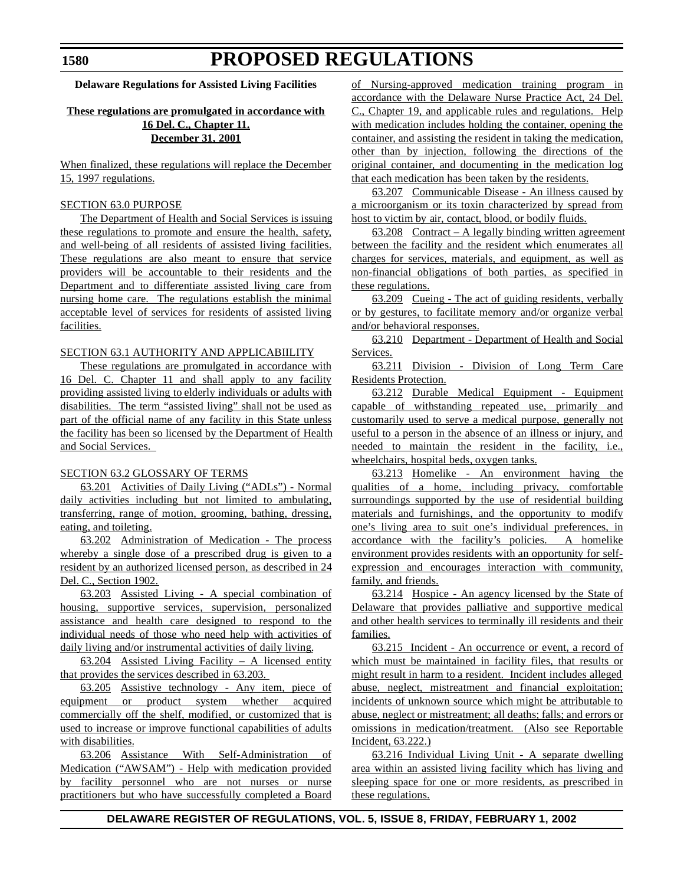**Delaware Regulations for Assisted Living Facilities**

**These regulations are promulgated in accordance with 16 Del. C., Chapter 11.**
**December 31, 2001**

When finalized, these regulations will replace the December 15, 1997 regulations.

SECTION 63.0 PURPOSE

The Department of Health and Social Services is issuing these regulations to promote and ensure the health, safety, and well-being of all residents of assisted living facilities. These regulations are also meant to ensure that service providers will be accountable to their residents and the Department and to differentiate assisted living care from nursing home care. The regulations establish the minimal acceptable level of services for residents of assisted living facilities.

SECTION 63.1 AUTHORITY AND APPLICABIILITY

These regulations are promulgated in accordance with 16 Del. C. Chapter 11 and shall apply to any facility providing assisted living to elderly individuals or adults with disabilities. The term "assisted living" shall not be used as part of the official name of any facility in this State unless the facility has been so licensed by the Department of Health and Social Services.

SECTION 63.2 GLOSSARY OF TERMS

63.201 Activities of Daily Living ("ADLs") - Normal daily activities including but not limited to ambulating, transferring, range of motion, grooming, bathing, dressing, eating, and toileting.

63.202 Administration of Medication - The process whereby a single dose of a prescribed drug is given to a resident by an authorized licensed person, as described in 24 Del. C., Section 1902.

63.203 Assisted Living - A special combination of housing, supportive services, supervision, personalized assistance and health care designed to respond to the individual needs of those who need help with activities of daily living and/or instrumental activities of daily living.

63.204 Assisted Living Facility – A licensed entity that provides the services described in 63.203.

63.205 Assistive technology - Any item, piece of equipment or product system whether acquired commercially off the shelf, modified, or customized that is used to increase or improve functional capabilities of adults with disabilities.

63.206 Assistance With Self-Administration of Medication ("AWSAM") - Help with medication provided by facility personnel who are not nurses or nurse practitioners but who have successfully completed a Board of Nursing-approved medication training program in accordance with the Delaware Nurse Practice Act, 24 Del. C., Chapter 19, and applicable rules and regulations. Help with medication includes holding the container, opening the container, and assisting the resident in taking the medication, other than by injection, following the directions of the original container, and documenting in the medication log that each medication has been taken by the residents.

63.207 Communicable Disease - An illness caused by a microorganism or its toxin characterized by spread from host to victim by air, contact, blood, or bodily fluids.

63.208 Contract – A legally binding written agreement between the facility and the resident which enumerates all charges for services, materials, and equipment, as well as non-financial obligations of both parties, as specified in these regulations.

63.209 Cueing - The act of guiding residents, verbally or by gestures, to facilitate memory and/or organize verbal and/or behavioral responses.

63.210 Department - Department of Health and Social Services.

63.211 Division - Division of Long Term Care Residents Protection.

63.212 Durable Medical Equipment - Equipment capable of withstanding repeated use, primarily and customarily used to serve a medical purpose, generally not useful to a person in the absence of an illness or injury, and needed to maintain the resident in the facility, i.e., wheelchairs, hospital beds, oxygen tanks.

63.213 Homelike - An environment having the qualities of a home, including privacy, comfortable surroundings supported by the use of residential building materials and furnishings, and the opportunity to modify one's living area to suit one's individual preferences, in accordance with the facility's policies. A homelike environment provides residents with an opportunity for self-expression and encourages interaction with community, family, and friends.

63.214 Hospice - An agency licensed by the State of Delaware that provides palliative and supportive medical and other health services to terminally ill residents and their families.

63.215 Incident - An occurrence or event, a record of which must be maintained in facility files, that results or might result in harm to a resident. Incident includes alleged abuse, neglect, mistreatment and financial exploitation; incidents of unknown source which might be attributable to abuse, neglect or mistreatment; all deaths; falls; and errors or omissions in medication/treatment. (Also see Reportable Incident, 63.222.)

63.216 Individual Living Unit - A separate dwelling area within an assisted living facility which has living and sleeping space for one or more residents, as prescribed in these regulations.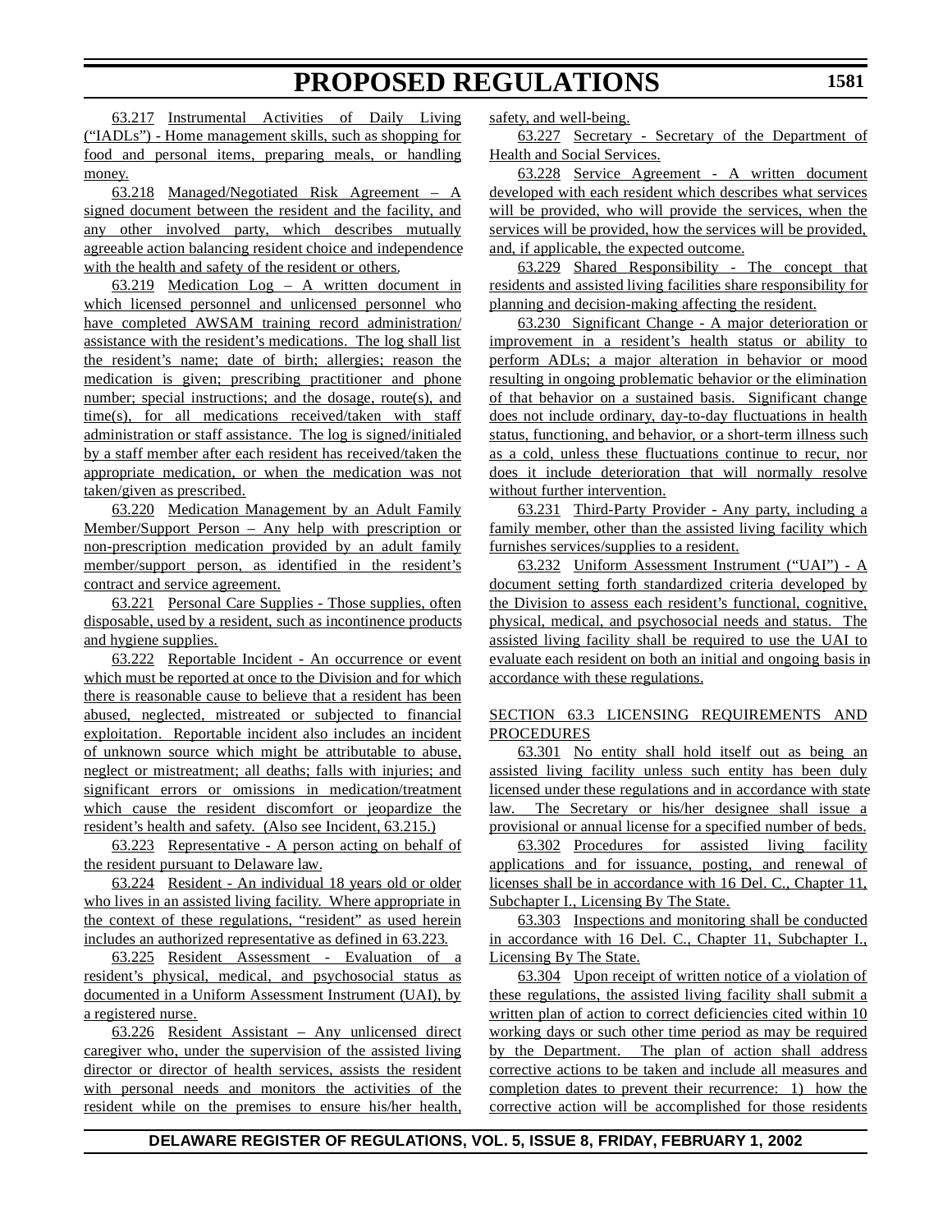63.217 Instrumental Activities of Daily Living ("IADLs") - Home management skills, such as shopping for food and personal items, preparing meals, or handling money.

63.218 Managed/Negotiated Risk Agreement – A signed document between the resident and the facility, and any other involved party, which describes mutually agreeable action balancing resident choice and independence with the health and safety of the resident or others.

63.219 Medication Log – A written document in which licensed personnel and unlicensed personnel who have completed AWSAM training record administration/ assistance with the resident's medications. The log shall list the resident's name; date of birth; allergies; reason the medication is given; prescribing practitioner and phone number; special instructions; and the dosage, route(s), and time(s), for all medications received/taken with staff administration or staff assistance. The log is signed/initialed by a staff member after each resident has received/taken the appropriate medication, or when the medication was not taken/given as prescribed.

63.220 Medication Management by an Adult Family Member/Support Person – Any help with prescription or non-prescription medication provided by an adult family member/support person, as identified in the resident's contract and service agreement.

63.221 Personal Care Supplies - Those supplies, often disposable, used by a resident, such as incontinence products and hygiene supplies.

63.222 Reportable Incident - An occurrence or event which must be reported at once to the Division and for which there is reasonable cause to believe that a resident has been abused, neglected, mistreated or subjected to financial exploitation. Reportable incident also includes an incident of unknown source which might be attributable to abuse, neglect or mistreatment; all deaths; falls with injuries; and significant errors or omissions in medication/treatment which cause the resident discomfort or jeopardize the resident's health and safety. (Also see Incident, 63.215.)

63.223 Representative - A person acting on behalf of the resident pursuant to Delaware law.

63.224 Resident - An individual 18 years old or older who lives in an assisted living facility. Where appropriate in the context of these regulations, "resident" as used herein includes an authorized representative as defined in 63.223.

63.225 Resident Assessment - Evaluation of a resident's physical, medical, and psychosocial status as documented in a Uniform Assessment Instrument (UAI), by a registered nurse.

63.226 Resident Assistant – Any unlicensed direct caregiver who, under the supervision of the assisted living director or director of health services, assists the resident with personal needs and monitors the activities of the resident while on the premises to ensure his/her health, safety, and well-being.

63.227 Secretary - Secretary of the Department of Health and Social Services.

63.228 Service Agreement - A written document developed with each resident which describes what services will be provided, who will provide the services, when the services will be provided, how the services will be provided, and, if applicable, the expected outcome.

63.229 Shared Responsibility - The concept that residents and assisted living facilities share responsibility for planning and decision-making affecting the resident.

63.230 Significant Change - A major deterioration or improvement in a resident's health status or ability to perform ADLs; a major alteration in behavior or mood resulting in ongoing problematic behavior or the elimination of that behavior on a sustained basis. Significant change does not include ordinary, day-to-day fluctuations in health status, functioning, and behavior, or a short-term illness such as a cold, unless these fluctuations continue to recur, nor does it include deterioration that will normally resolve without further intervention.

63.231 Third-Party Provider - Any party, including a family member, other than the assisted living facility which furnishes services/supplies to a resident.

63.232 Uniform Assessment Instrument ("UAI") - A document setting forth standardized criteria developed by the Division to assess each resident's functional, cognitive, physical, medical, and psychosocial needs and status. The assisted living facility shall be required to use the UAI to evaluate each resident on both an initial and ongoing basis in accordance with these regulations.

SECTION 63.3 LICENSING REQUIREMENTS AND PROCEDURES

63.301 No entity shall hold itself out as being an assisted living facility unless such entity has been duly licensed under these regulations and in accordance with state law. The Secretary or his/her designee shall issue a provisional or annual license for a specified number of beds.

63.302 Procedures for assisted living facility applications and for issuance, posting, and renewal of licenses shall be in accordance with 16 Del. C., Chapter 11, Subchapter I., Licensing By The State.

63.303 Inspections and monitoring shall be conducted in accordance with 16 Del. C., Chapter 11, Subchapter I., Licensing By The State.

63.304 Upon receipt of written notice of a violation of these regulations, the assisted living facility shall submit a written plan of action to correct deficiencies cited within 10 working days or such other time period as may be required by the Department. The plan of action shall address corrective actions to be taken and include all measures and completion dates to prevent their recurrence: 1) how the corrective action will be accomplished for those residents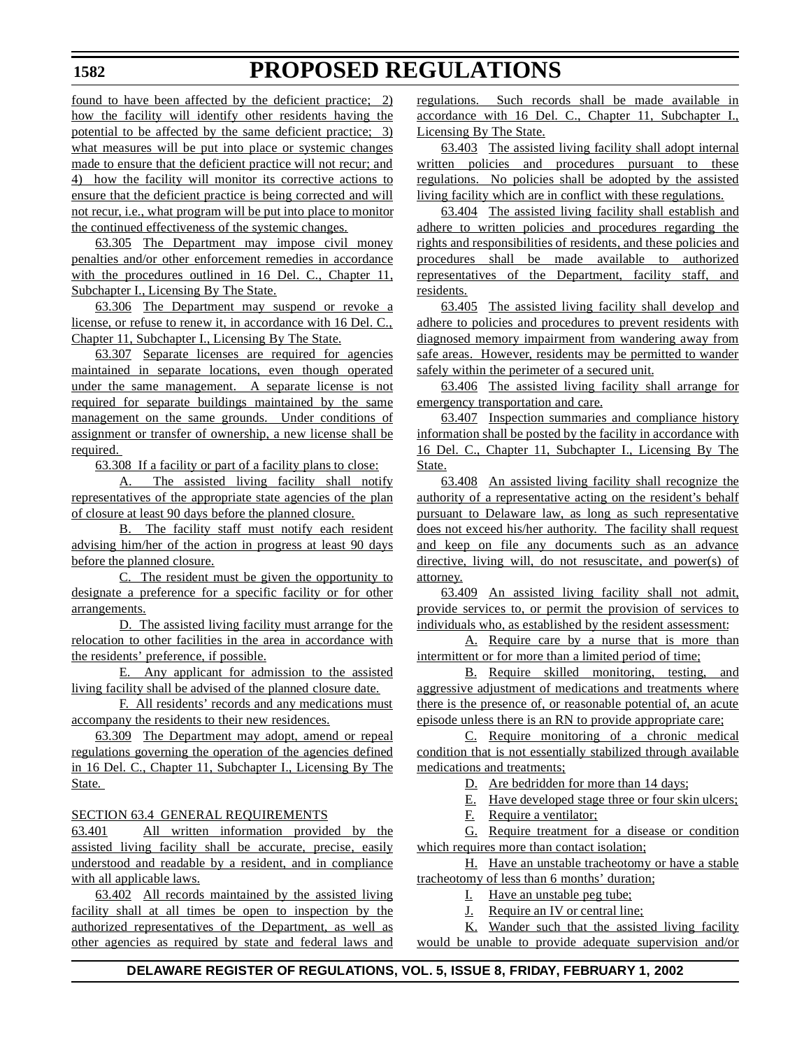found to have been affected by the deficient practice; 2) how the facility will identify other residents having the potential to be affected by the same deficient practice; 3) what measures will be put into place or systemic changes made to ensure that the deficient practice will not recur; and 4) how the facility will monitor its corrective actions to ensure that the deficient practice is being corrected and will not recur, i.e., what program will be put into place to monitor the continued effectiveness of the systemic changes.

63.305 The Department may impose civil money penalties and/or other enforcement remedies in accordance with the procedures outlined in 16 Del. C., Chapter 11, Subchapter I., Licensing By The State.

63.306 The Department may suspend or revoke a license, or refuse to renew it, in accordance with 16 Del. C., Chapter 11, Subchapter I., Licensing By The State.

63.307 Separate licenses are required for agencies maintained in separate locations, even though operated under the same management. A separate license is not required for separate buildings maintained by the same management on the same grounds. Under conditions of assignment or transfer of ownership, a new license shall be required.

63.308 If a facility or part of a facility plans to close:

A. The assisted living facility shall notify representatives of the appropriate state agencies of the plan of closure at least 90 days before the planned closure.

B. The facility staff must notify each resident advising him/her of the action in progress at least 90 days before the planned closure.

C. The resident must be given the opportunity to designate a preference for a specific facility or for other arrangements.

D. The assisted living facility must arrange for the relocation to other facilities in the area in accordance with the residents' preference, if possible.

E. Any applicant for admission to the assisted living facility shall be advised of the planned closure date.

F. All residents' records and any medications must accompany the residents to their new residences.

63.309 The Department may adopt, amend or repeal regulations governing the operation of the agencies defined in 16 Del. C., Chapter 11, Subchapter I., Licensing By The State.

SECTION 63.4 GENERAL REQUIREMENTS

63.401 All written information provided by the assisted living facility shall be accurate, precise, easily understood and readable by a resident, and in compliance with all applicable laws.

63.402 All records maintained by the assisted living facility shall at all times be open to inspection by the authorized representatives of the Department, as well as other agencies as required by state and federal laws and regulations. Such records shall be made available in accordance with 16 Del. C., Chapter 11, Subchapter I., Licensing By The State.

63.403 The assisted living facility shall adopt internal written policies and procedures pursuant to these regulations. No policies shall be adopted by the assisted living facility which are in conflict with these regulations.

63.404 The assisted living facility shall establish and adhere to written policies and procedures regarding the rights and responsibilities of residents, and these policies and procedures shall be made available to authorized representatives of the Department, facility staff, and residents.

63.405 The assisted living facility shall develop and adhere to policies and procedures to prevent residents with diagnosed memory impairment from wandering away from safe areas. However, residents may be permitted to wander safely within the perimeter of a secured unit.

63.406 The assisted living facility shall arrange for emergency transportation and care.

63.407 Inspection summaries and compliance history information shall be posted by the facility in accordance with 16 Del. C., Chapter 11, Subchapter I., Licensing By The State.

63.408 An assisted living facility shall recognize the authority of a representative acting on the resident's behalf pursuant to Delaware law, as long as such representative does not exceed his/her authority. The facility shall request and keep on file any documents such as an advance directive, living will, do not resuscitate, and power(s) of attorney.

63.409 An assisted living facility shall not admit, provide services to, or permit the provision of services to individuals who, as established by the resident assessment:

A. Require care by a nurse that is more than intermittent or for more than a limited period of time;

B. Require skilled monitoring, testing, and aggressive adjustment of medications and treatments where there is the presence of, or reasonable potential of, an acute episode unless there is an RN to provide appropriate care;

C. Require monitoring of a chronic medical condition that is not essentially stabilized through available medications and treatments;

D. Are bedridden for more than 14 days;

E. Have developed stage three or four skin ulcers;

F. Require a ventilator;

G. Require treatment for a disease or condition which requires more than contact isolation;

H. Have an unstable tracheotomy or have a stable tracheotomy of less than 6 months' duration;

I. Have an unstable peg tube;

J. Require an IV or central line;

K. Wander such that the assisted living facility would be unable to provide adequate supervision and/or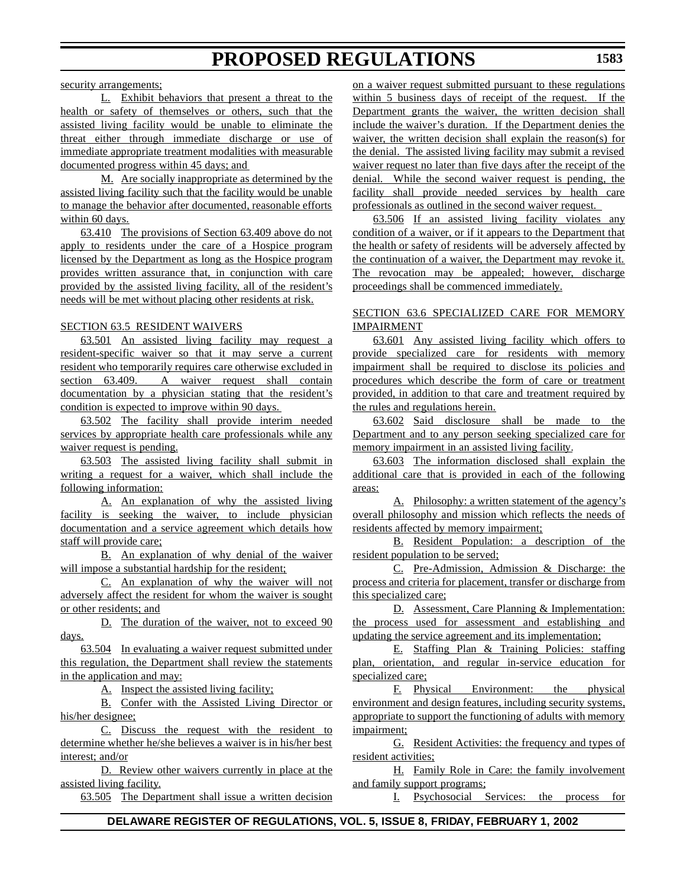security arrangements;

L. Exhibit behaviors that present a threat to the health or safety of themselves or others, such that the assisted living facility would be unable to eliminate the threat either through immediate discharge or use of immediate appropriate treatment modalities with measurable documented progress within 45 days; and

M. Are socially inappropriate as determined by the assisted living facility such that the facility would be unable to manage the behavior after documented, reasonable efforts within 60 days.

63.410 The provisions of Section 63.409 above do not apply to residents under the care of a Hospice program licensed by the Department as long as the Hospice program provides written assurance that, in conjunction with care provided by the assisted living facility, all of the resident's needs will be met without placing other residents at risk.

SECTION 63.5 RESIDENT WAIVERS

63.501 An assisted living facility may request a resident-specific waiver so that it may serve a current resident who temporarily requires care otherwise excluded in section 63.409. A waiver request shall contain documentation by a physician stating that the resident's condition is expected to improve within 90 days.

63.502 The facility shall provide interim needed services by appropriate health care professionals while any waiver request is pending.

63.503 The assisted living facility shall submit in writing a request for a waiver, which shall include the following information:

A. An explanation of why the assisted living facility is seeking the waiver, to include physician documentation and a service agreement which details how staff will provide care;

B. An explanation of why denial of the waiver will impose a substantial hardship for the resident;

C. An explanation of why the waiver will not adversely affect the resident for whom the waiver is sought or other residents; and

D. The duration of the waiver, not to exceed 90 days.

63.504 In evaluating a waiver request submitted under this regulation, the Department shall review the statements in the application and may:

A. Inspect the assisted living facility;

B. Confer with the Assisted Living Director or his/her designee;

C. Discuss the request with the resident to determine whether he/she believes a waiver is in his/her best interest; and/or

D. Review other waivers currently in place at the assisted living facility.

63.505 The Department shall issue a written decision on a waiver request submitted pursuant to these regulations within 5 business days of receipt of the request. If the Department grants the waiver, the written decision shall include the waiver's duration. If the Department denies the waiver, the written decision shall explain the reason(s) for the denial. The assisted living facility may submit a revised waiver request no later than five days after the receipt of the denial. While the second waiver request is pending, the facility shall provide needed services by health care professionals as outlined in the second waiver request.

63.506 If an assisted living facility violates any condition of a waiver, or if it appears to the Department that the health or safety of residents will be adversely affected by the continuation of a waiver, the Department may revoke it. The revocation may be appealed; however, discharge proceedings shall be commenced immediately.

SECTION 63.6 SPECIALIZED CARE FOR MEMORY IMPAIRMENT

63.601 Any assisted living facility which offers to provide specialized care for residents with memory impairment shall be required to disclose its policies and procedures which describe the form of care or treatment provided, in addition to that care and treatment required by the rules and regulations herein.

63.602 Said disclosure shall be made to the Department and to any person seeking specialized care for memory impairment in an assisted living facility.

63.603 The information disclosed shall explain the additional care that is provided in each of the following areas:

A. Philosophy: a written statement of the agency's overall philosophy and mission which reflects the needs of residents affected by memory impairment;

B. Resident Population: a description of the resident population to be served;

C. Pre-Admission, Admission & Discharge: the process and criteria for placement, transfer or discharge from this specialized care;

D. Assessment, Care Planning & Implementation: the process used for assessment and establishing and updating the service agreement and its implementation;

E. Staffing Plan & Training Policies: staffing plan, orientation, and regular in-service education for specialized care;

F. Physical Environment: the physical environment and design features, including security systems, appropriate to support the functioning of adults with memory impairment;

G. Resident Activities: the frequency and types of resident activities;

H. Family Role in Care: the family involvement and family support programs;

I. Psychosocial Services: the process for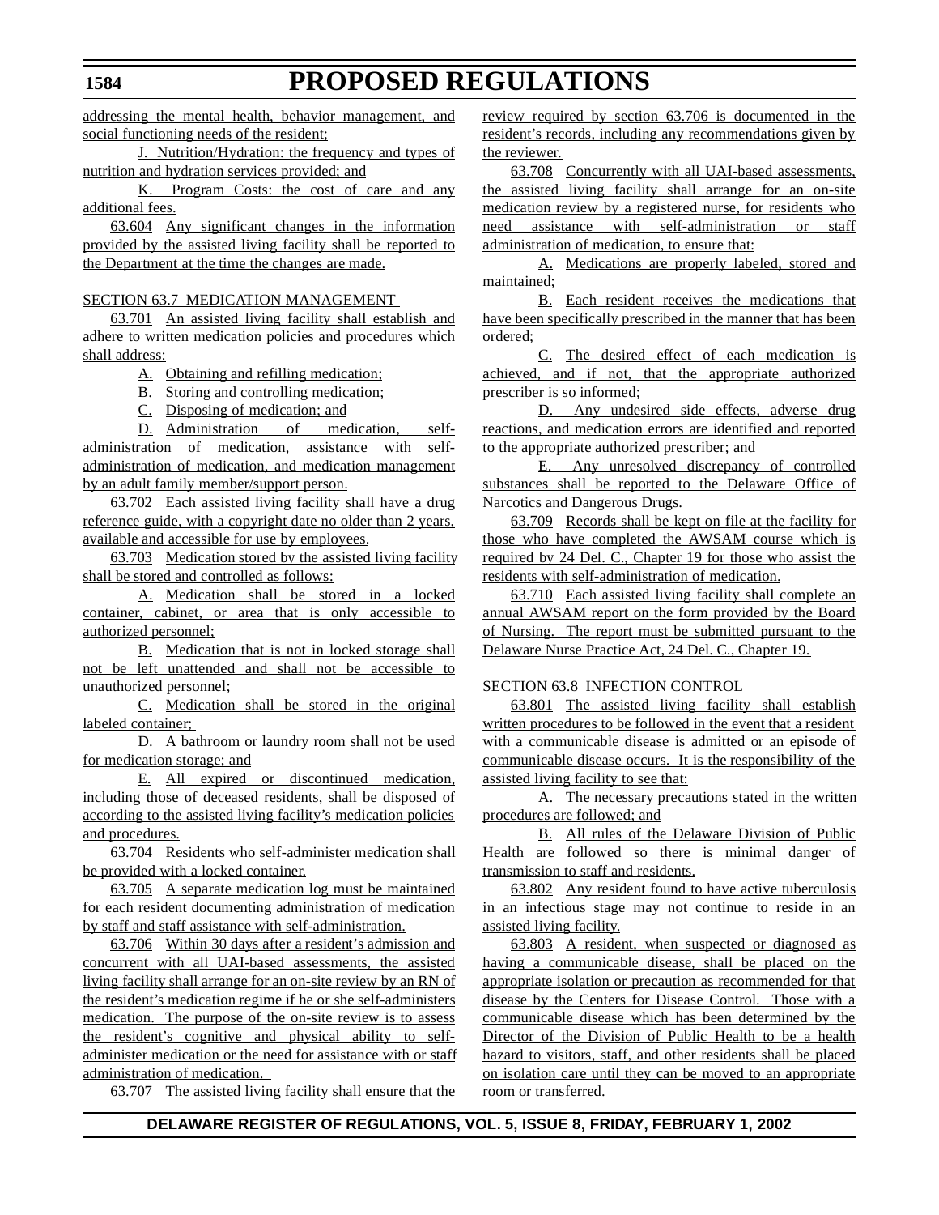addressing the mental health, behavior management, and social functioning needs of the resident;

J. Nutrition/Hydration: the frequency and types of nutrition and hydration services provided; and

K. Program Costs: the cost of care and any additional fees.

63.604 Any significant changes in the information provided by the assisted living facility shall be reported to the Department at the time the changes are made.

SECTION 63.7 MEDICATION MANAGEMENT

63.701 An assisted living facility shall establish and adhere to written medication policies and procedures which shall address:

A. Obtaining and refilling medication;

B. Storing and controlling medication;

C. Disposing of medication; and

D. Administration of medication, self-administration of medication, assistance with self-administration of medication, and medication management by an adult family member/support person.

63.702 Each assisted living facility shall have a drug reference guide, with a copyright date no older than 2 years, available and accessible for use by employees.

63.703 Medication stored by the assisted living facility shall be stored and controlled as follows:

A. Medication shall be stored in a locked container, cabinet, or area that is only accessible to authorized personnel;

B. Medication that is not in locked storage shall not be left unattended and shall not be accessible to unauthorized personnel;

C. Medication shall be stored in the original labeled container;

D. A bathroom or laundry room shall not be used for medication storage; and

E. All expired or discontinued medication, including those of deceased residents, shall be disposed of according to the assisted living facility's medication policies and procedures.

63.704 Residents who self-administer medication shall be provided with a locked container.

63.705 A separate medication log must be maintained for each resident documenting administration of medication by staff and staff assistance with self-administration.

63.706 Within 30 days after a resident's admission and concurrent with all UAI-based assessments, the assisted living facility shall arrange for an on-site review by an RN of the resident's medication regime if he or she self-administers medication. The purpose of the on-site review is to assess the resident's cognitive and physical ability to self-administer medication or the need for assistance with or staff administration of medication.

63.707 The assisted living facility shall ensure that the review required by section 63.706 is documented in the resident's records, including any recommendations given by the reviewer.

63.708 Concurrently with all UAI-based assessments, the assisted living facility shall arrange for an on-site medication review by a registered nurse, for residents who need assistance with self-administration or staff administration of medication, to ensure that:

A. Medications are properly labeled, stored and maintained;

B. Each resident receives the medications that have been specifically prescribed in the manner that has been ordered;

C. The desired effect of each medication is achieved, and if not, that the appropriate authorized prescriber is so informed;

D. Any undesired side effects, adverse drug reactions, and medication errors are identified and reported to the appropriate authorized prescriber; and

E. Any unresolved discrepancy of controlled substances shall be reported to the Delaware Office of Narcotics and Dangerous Drugs.

63.709 Records shall be kept on file at the facility for those who have completed the AWSAM course which is required by 24 Del. C., Chapter 19 for those who assist the residents with self-administration of medication.

63.710 Each assisted living facility shall complete an annual AWSAM report on the form provided by the Board of Nursing. The report must be submitted pursuant to the Delaware Nurse Practice Act, 24 Del. C., Chapter 19.

SECTION 63.8 INFECTION CONTROL

63.801 The assisted living facility shall establish written procedures to be followed in the event that a resident with a communicable disease is admitted or an episode of communicable disease occurs. It is the responsibility of the assisted living facility to see that:

A. The necessary precautions stated in the written procedures are followed; and

B. All rules of the Delaware Division of Public Health are followed so there is minimal danger of transmission to staff and residents.

63.802 Any resident found to have active tuberculosis in an infectious stage may not continue to reside in an assisted living facility.

63.803 A resident, when suspected or diagnosed as having a communicable disease, shall be placed on the appropriate isolation or precaution as recommended for that disease by the Centers for Disease Control. Those with a communicable disease which has been determined by the Director of the Division of Public Health to be a health hazard to visitors, staff, and other residents shall be placed on isolation care until they can be moved to an appropriate room or transferred.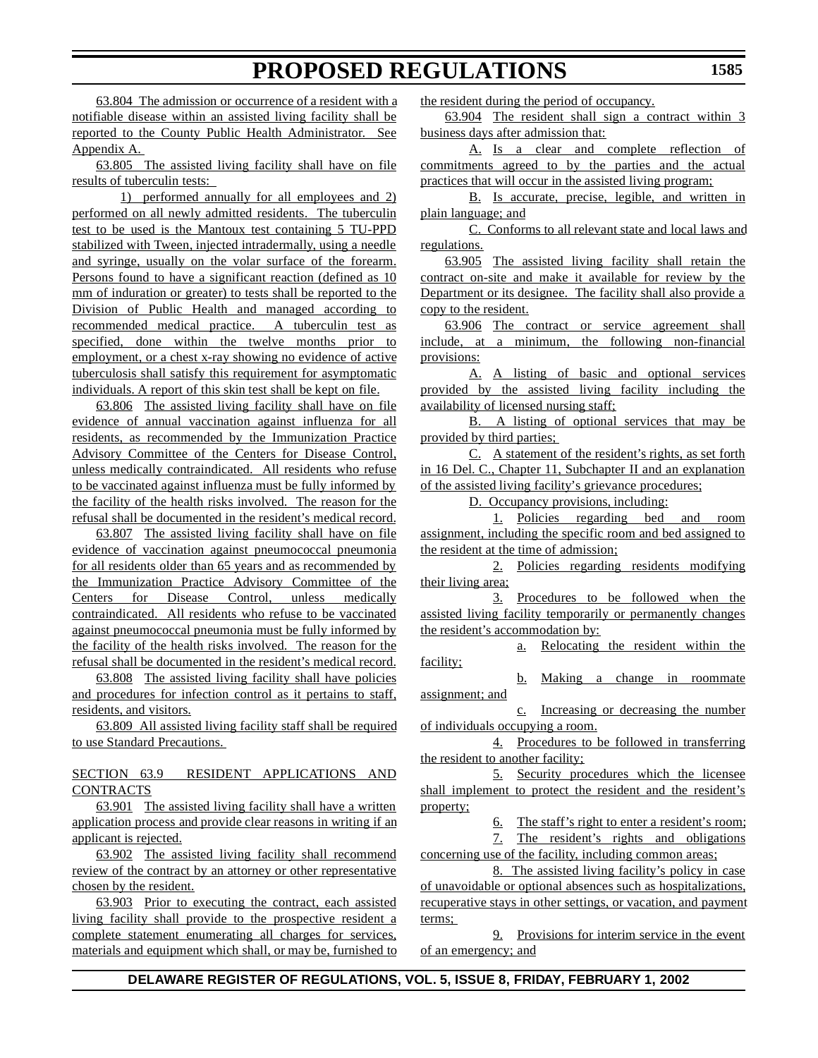63.804 The admission or occurrence of a resident with a notifiable disease within an assisted living facility shall be reported to the County Public Health Administrator. See Appendix A.

63.805 The assisted living facility shall have on file results of tuberculin tests:

1) performed annually for all employees and 2) performed on all newly admitted residents. The tuberculin test to be used is the Mantoux test containing 5 TU-PPD stabilized with Tween, injected intradermally, using a needle and syringe, usually on the volar surface of the forearm. Persons found to have a significant reaction (defined as 10 mm of induration or greater) to tests shall be reported to the Division of Public Health and managed according to recommended medical practice. A tuberculin test as specified, done within the twelve months prior to employment, or a chest x-ray showing no evidence of active tuberculosis shall satisfy this requirement for asymptomatic individuals. A report of this skin test shall be kept on file.

63.806 The assisted living facility shall have on file evidence of annual vaccination against influenza for all residents, as recommended by the Immunization Practice Advisory Committee of the Centers for Disease Control, unless medically contraindicated. All residents who refuse to be vaccinated against influenza must be fully informed by the facility of the health risks involved. The reason for the refusal shall be documented in the resident's medical record.

63.807 The assisted living facility shall have on file evidence of vaccination against pneumococcal pneumonia for all residents older than 65 years and as recommended by the Immunization Practice Advisory Committee of the Centers for Disease Control, unless medically contraindicated. All residents who refuse to be vaccinated against pneumococcal pneumonia must be fully informed by the facility of the health risks involved. The reason for the refusal shall be documented in the resident's medical record.

63.808 The assisted living facility shall have policies and procedures for infection control as it pertains to staff, residents, and visitors.

63.809 All assisted living facility staff shall be required to use Standard Precautions.

SECTION 63.9 RESIDENT APPLICATIONS AND CONTRACTS

63.901 The assisted living facility shall have a written application process and provide clear reasons in writing if an applicant is rejected.

63.902 The assisted living facility shall recommend review of the contract by an attorney or other representative chosen by the resident.

63.903 Prior to executing the contract, each assisted living facility shall provide to the prospective resident a complete statement enumerating all charges for services, materials and equipment which shall, or may be, furnished to the resident during the period of occupancy.

63.904 The resident shall sign a contract within 3 business days after admission that:

A. Is a clear and complete reflection of commitments agreed to by the parties and the actual practices that will occur in the assisted living program;

B. Is accurate, precise, legible, and written in plain language; and

C. Conforms to all relevant state and local laws and regulations.

63.905 The assisted living facility shall retain the contract on-site and make it available for review by the Department or its designee. The facility shall also provide a copy to the resident.

63.906 The contract or service agreement shall include, at a minimum, the following non-financial provisions:

A. A listing of basic and optional services provided by the assisted living facility including the availability of licensed nursing staff;

B. A listing of optional services that may be provided by third parties;

C. A statement of the resident's rights, as set forth in 16 Del. C., Chapter 11, Subchapter II and an explanation of the assisted living facility's grievance procedures;

D. Occupancy provisions, including:

1. Policies regarding bed and room assignment, including the specific room and bed assigned to the resident at the time of admission;

2. Policies regarding residents modifying their living area;

3. Procedures to be followed when the assisted living facility temporarily or permanently changes the resident's accommodation by:

a. Relocating the resident within the facility;

b. Making a change in roommate assignment; and

c. Increasing or decreasing the number of individuals occupying a room.

4. Procedures to be followed in transferring the resident to another facility;

5. Security procedures which the licensee shall implement to protect the resident and the resident's property;

6. The staff's right to enter a resident's room;

7. The resident's rights and obligations concerning use of the facility, including common areas;

8. The assisted living facility's policy in case of unavoidable or optional absences such as hospitalizations, recuperative stays in other settings, or vacation, and payment terms;

9. Provisions for interim service in the event of an emergency; and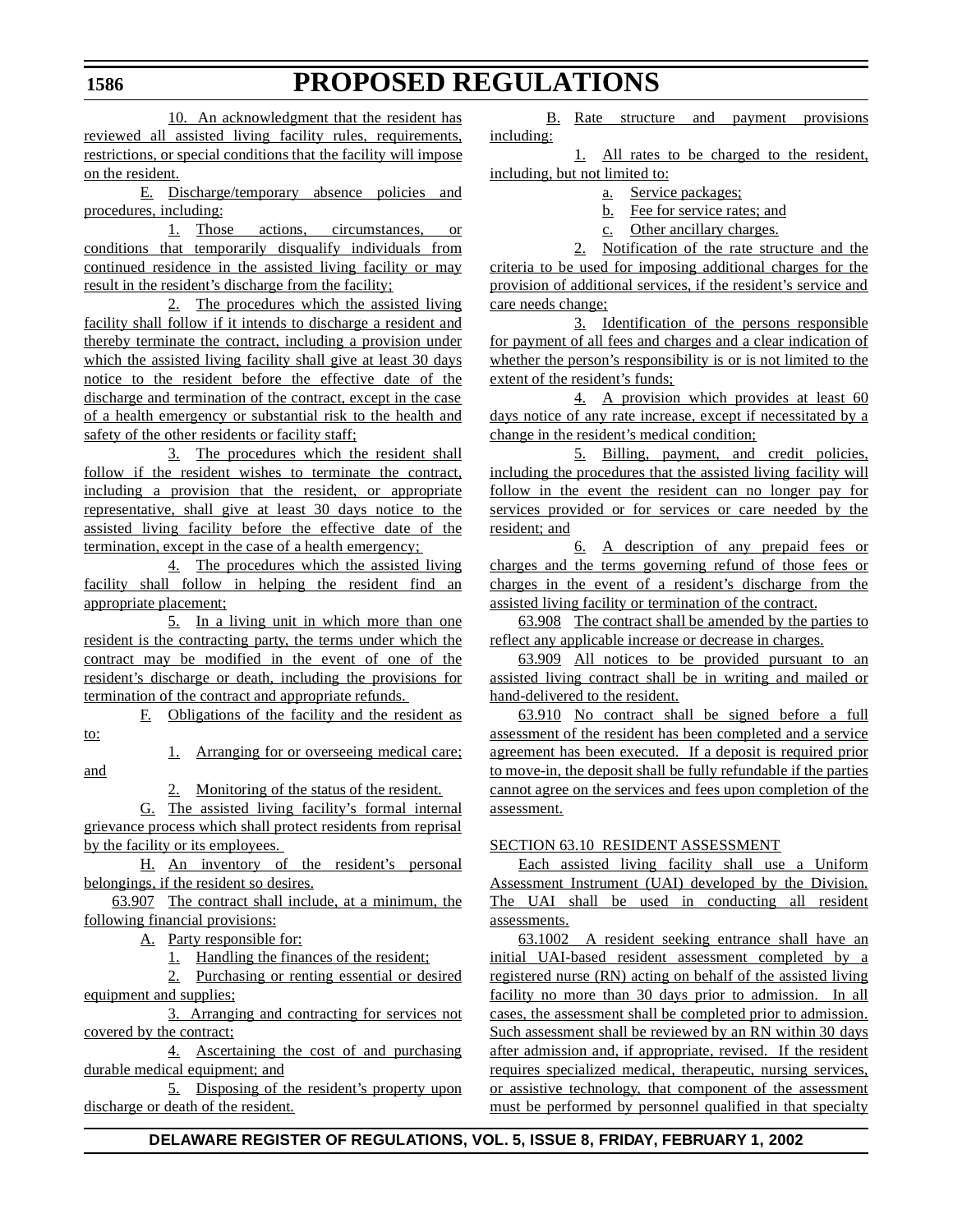10. An acknowledgment that the resident has reviewed all assisted living facility rules, requirements, restrictions, or special conditions that the facility will impose on the resident.

E. Discharge/temporary absence policies and procedures, including:

1. Those actions, circumstances, or conditions that temporarily disqualify individuals from continued residence in the assisted living facility or may result in the resident's discharge from the facility;

2. The procedures which the assisted living facility shall follow if it intends to discharge a resident and thereby terminate the contract, including a provision under which the assisted living facility shall give at least 30 days notice to the resident before the effective date of the discharge and termination of the contract, except in the case of a health emergency or substantial risk to the health and safety of the other residents or facility staff;

3. The procedures which the resident shall follow if the resident wishes to terminate the contract, including a provision that the resident, or appropriate representative, shall give at least 30 days notice to the assisted living facility before the effective date of the termination, except in the case of a health emergency;

4. The procedures which the assisted living facility shall follow in helping the resident find an appropriate placement;

5. In a living unit in which more than one resident is the contracting party, the terms under which the contract may be modified in the event of one of the resident's discharge or death, including the provisions for termination of the contract and appropriate refunds.

F. Obligations of the facility and the resident as to:

1. Arranging for or overseeing medical care; and

2. Monitoring of the status of the resident.

G. The assisted living facility's formal internal grievance process which shall protect residents from reprisal by the facility or its employees.

H. An inventory of the resident's personal belongings, if the resident so desires.

63.907 The contract shall include, at a minimum, the following financial provisions:

A. Party responsible for:

1. Handling the finances of the resident;

2. Purchasing or renting essential or desired equipment and supplies;

3. Arranging and contracting for services not covered by the contract;

4. Ascertaining the cost of and purchasing durable medical equipment; and

5. Disposing of the resident's property upon discharge or death of the resident.

B. Rate structure and payment provisions including:

1. All rates to be charged to the resident, including, but not limited to:

a. Service packages;

b. Fee for service rates; and

c. Other ancillary charges.

2. Notification of the rate structure and the criteria to be used for imposing additional charges for the provision of additional services, if the resident's service and care needs change;

3. Identification of the persons responsible for payment of all fees and charges and a clear indication of whether the person's responsibility is or is not limited to the extent of the resident's funds;

4. A provision which provides at least 60 days notice of any rate increase, except if necessitated by a change in the resident's medical condition;

5. Billing, payment, and credit policies, including the procedures that the assisted living facility will follow in the event the resident can no longer pay for services provided or for services or care needed by the resident; and

6. A description of any prepaid fees or charges and the terms governing refund of those fees or charges in the event of a resident's discharge from the assisted living facility or termination of the contract.

63.908 The contract shall be amended by the parties to reflect any applicable increase or decrease in charges.

63.909 All notices to be provided pursuant to an assisted living contract shall be in writing and mailed or hand-delivered to the resident.

63.910 No contract shall be signed before a full assessment of the resident has been completed and a service agreement has been executed. If a deposit is required prior to move-in, the deposit shall be fully refundable if the parties cannot agree on the services and fees upon completion of the assessment.

SECTION 63.10 RESIDENT ASSESSMENT

Each assisted living facility shall use a Uniform Assessment Instrument (UAI) developed by the Division. The UAI shall be used in conducting all resident assessments.

63.1002 A resident seeking entrance shall have an initial UAI-based resident assessment completed by a registered nurse (RN) acting on behalf of the assisted living facility no more than 30 days prior to admission. In all cases, the assessment shall be completed prior to admission. Such assessment shall be reviewed by an RN within 30 days after admission and, if appropriate, revised. If the resident requires specialized medical, therapeutic, nursing services, or assistive technology, that component of the assessment must be performed by personnel qualified in that specialty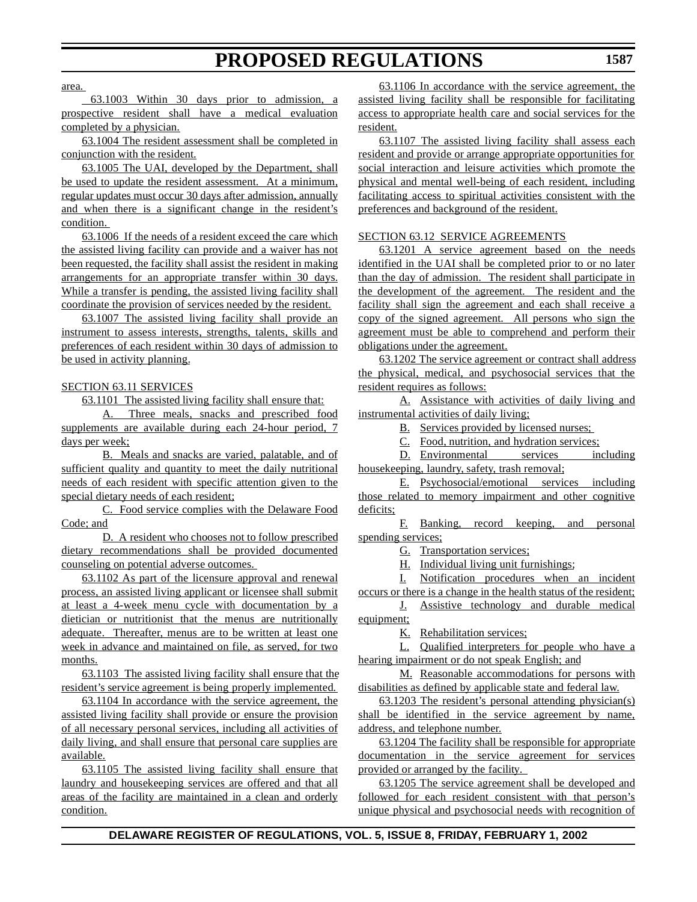area.

63.1003 Within 30 days prior to admission, a prospective resident shall have a medical evaluation completed by a physician.

63.1004 The resident assessment shall be completed in conjunction with the resident.

63.1005 The UAI, developed by the Department, shall be used to update the resident assessment. At a minimum, regular updates must occur 30 days after admission, annually and when there is a significant change in the resident's condition.

63.1006 If the needs of a resident exceed the care which the assisted living facility can provide and a waiver has not been requested, the facility shall assist the resident in making arrangements for an appropriate transfer within 30 days. While a transfer is pending, the assisted living facility shall coordinate the provision of services needed by the resident.

63.1007 The assisted living facility shall provide an instrument to assess interests, strengths, talents, skills and preferences of each resident within 30 days of admission to be used in activity planning.

SECTION 63.11 SERVICES

63.1101 The assisted living facility shall ensure that:

A. Three meals, snacks and prescribed food supplements are available during each 24-hour period, 7 days per week;

B. Meals and snacks are varied, palatable, and of sufficient quality and quantity to meet the daily nutritional needs of each resident with specific attention given to the special dietary needs of each resident;

C. Food service complies with the Delaware Food Code; and

D. A resident who chooses not to follow prescribed dietary recommendations shall be provided documented counseling on potential adverse outcomes.

63.1102 As part of the licensure approval and renewal process, an assisted living applicant or licensee shall submit at least a 4-week menu cycle with documentation by a dietician or nutritionist that the menus are nutritionally adequate. Thereafter, menus are to be written at least one week in advance and maintained on file, as served, for two months.

63.1103 The assisted living facility shall ensure that the resident's service agreement is being properly implemented.

63.1104 In accordance with the service agreement, the assisted living facility shall provide or ensure the provision of all necessary personal services, including all activities of daily living, and shall ensure that personal care supplies are available.

63.1105 The assisted living facility shall ensure that laundry and housekeeping services are offered and that all areas of the facility are maintained in a clean and orderly condition.

63.1106 In accordance with the service agreement, the assisted living facility shall be responsible for facilitating access to appropriate health care and social services for the resident.

63.1107 The assisted living facility shall assess each resident and provide or arrange appropriate opportunities for social interaction and leisure activities which promote the physical and mental well-being of each resident, including facilitating access to spiritual activities consistent with the preferences and background of the resident.

SECTION 63.12 SERVICE AGREEMENTS

63.1201 A service agreement based on the needs identified in the UAI shall be completed prior to or no later than the day of admission. The resident shall participate in the development of the agreement. The resident and the facility shall sign the agreement and each shall receive a copy of the signed agreement. All persons who sign the agreement must be able to comprehend and perform their obligations under the agreement.

63.1202 The service agreement or contract shall address the physical, medical, and psychosocial services that the resident requires as follows:

A. Assistance with activities of daily living and instrumental activities of daily living;

B. Services provided by licensed nurses;

C. Food, nutrition, and hydration services;

D. Environmental services including housekeeping, laundry, safety, trash removal;

E. Psychosocial/emotional services including those related to memory impairment and other cognitive deficits;

F. Banking, record keeping, and personal spending services;

G. Transportation services;

H. Individual living unit furnishings;

I. Notification procedures when an incident occurs or there is a change in the health status of the resident;

J. Assistive technology and durable medical equipment;

K. Rehabilitation services;

L. Qualified interpreters for people who have a hearing impairment or do not speak English; and

M. Reasonable accommodations for persons with disabilities as defined by applicable state and federal law.

63.1203 The resident's personal attending physician(s) shall be identified in the service agreement by name, address, and telephone number.

63.1204 The facility shall be responsible for appropriate documentation in the service agreement for services provided or arranged by the facility.

63.1205 The service agreement shall be developed and followed for each resident consistent with that person's unique physical and psychosocial needs with recognition of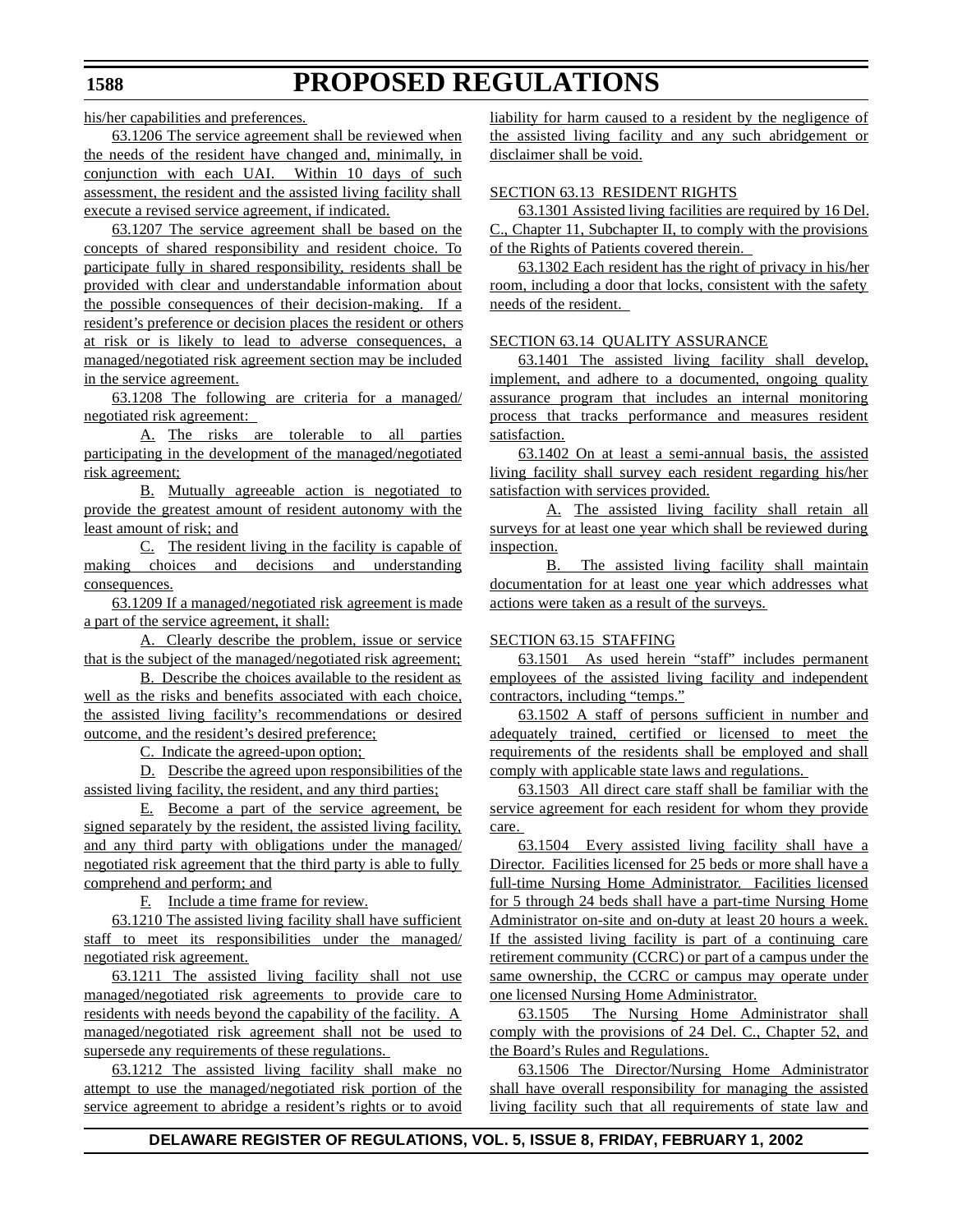his/her capabilities and preferences.

63.1206 The service agreement shall be reviewed when the needs of the resident have changed and, minimally, in conjunction with each UAI. Within 10 days of such assessment, the resident and the assisted living facility shall execute a revised service agreement, if indicated.

63.1207 The service agreement shall be based on the concepts of shared responsibility and resident choice. To participate fully in shared responsibility, residents shall be provided with clear and understandable information about the possible consequences of their decision-making. If a resident's preference or decision places the resident or others at risk or is likely to lead to adverse consequences, a managed/negotiated risk agreement section may be included in the service agreement.

63.1208 The following are criteria for a managed/negotiated risk agreement:

A. The risks are tolerable to all parties participating in the development of the managed/negotiated risk agreement;

B. Mutually agreeable action is negotiated to provide the greatest amount of resident autonomy with the least amount of risk; and

C. The resident living in the facility is capable of making choices and decisions and understanding consequences.

63.1209 If a managed/negotiated risk agreement is made a part of the service agreement, it shall:

A. Clearly describe the problem, issue or service that is the subject of the managed/negotiated risk agreement;

B. Describe the choices available to the resident as well as the risks and benefits associated with each choice, the assisted living facility's recommendations or desired outcome, and the resident's desired preference;

C. Indicate the agreed-upon option;

D. Describe the agreed upon responsibilities of the assisted living facility, the resident, and any third parties;

E. Become a part of the service agreement, be signed separately by the resident, the assisted living facility, and any third party with obligations under the managed/negotiated risk agreement that the third party is able to fully comprehend and perform; and

F. Include a time frame for review.

63.1210 The assisted living facility shall have sufficient staff to meet its responsibilities under the managed/negotiated risk agreement.

63.1211 The assisted living facility shall not use managed/negotiated risk agreements to provide care to residents with needs beyond the capability of the facility. A managed/negotiated risk agreement shall not be used to supersede any requirements of these regulations.

63.1212 The assisted living facility shall make no attempt to use the managed/negotiated risk portion of the service agreement to abridge a resident's rights or to avoid liability for harm caused to a resident by the negligence of the assisted living facility and any such abridgement or disclaimer shall be void.

SECTION 63.13 RESIDENT RIGHTS

63.1301 Assisted living facilities are required by 16 Del. C., Chapter 11, Subchapter II, to comply with the provisions of the Rights of Patients covered therein.

63.1302 Each resident has the right of privacy in his/her room, including a door that locks, consistent with the safety needs of the resident.

SECTION 63.14 QUALITY ASSURANCE

63.1401 The assisted living facility shall develop, implement, and adhere to a documented, ongoing quality assurance program that includes an internal monitoring process that tracks performance and measures resident satisfaction.

63.1402 On at least a semi-annual basis, the assisted living facility shall survey each resident regarding his/her satisfaction with services provided.

A. The assisted living facility shall retain all surveys for at least one year which shall be reviewed during inspection.

B. The assisted living facility shall maintain documentation for at least one year which addresses what actions were taken as a result of the surveys.

SECTION 63.15 STAFFING

63.1501 As used herein "staff" includes permanent employees of the assisted living facility and independent contractors, including "temps."

63.1502 A staff of persons sufficient in number and adequately trained, certified or licensed to meet the requirements of the residents shall be employed and shall comply with applicable state laws and regulations.

63.1503 All direct care staff shall be familiar with the service agreement for each resident for whom they provide care.

63.1504 Every assisted living facility shall have a Director. Facilities licensed for 25 beds or more shall have a full-time Nursing Home Administrator. Facilities licensed for 5 through 24 beds shall have a part-time Nursing Home Administrator on-site and on-duty at least 20 hours a week. If the assisted living facility is part of a continuing care retirement community (CCRC) or part of a campus under the same ownership, the CCRC or campus may operate under one licensed Nursing Home Administrator.

63.1505 The Nursing Home Administrator shall comply with the provisions of 24 Del. C., Chapter 52, and the Board's Rules and Regulations.

63.1506 The Director/Nursing Home Administrator shall have overall responsibility for managing the assisted living facility such that all requirements of state law and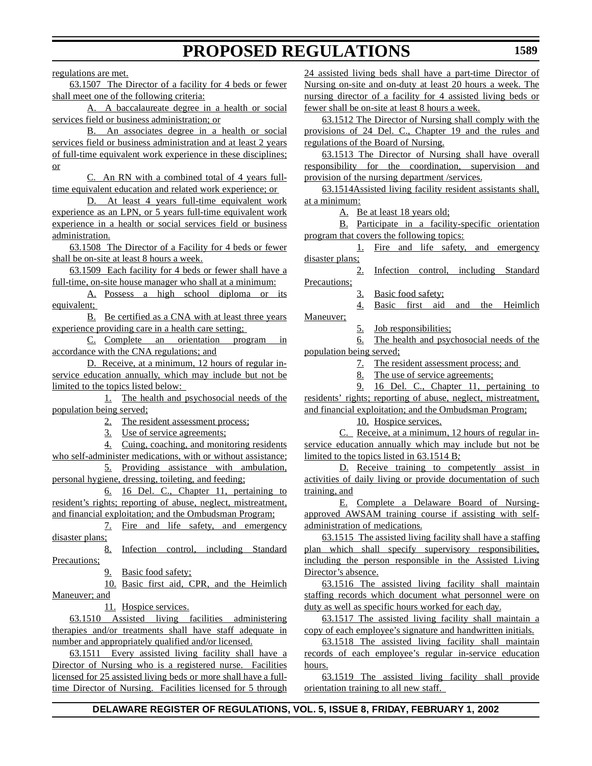regulations are met.

63.1507 The Director of a facility for 4 beds or fewer shall meet one of the following criteria:

A. A baccalaureate degree in a health or social services field or business administration; or

B. An associates degree in a health or social services field or business administration and at least 2 years of full-time equivalent work experience in these disciplines; or

C. An RN with a combined total of 4 years full-time equivalent education and related work experience; or

D. At least 4 years full-time equivalent work experience as an LPN, or 5 years full-time equivalent work experience in a health or social services field or business administration.

63.1508 The Director of a Facility for 4 beds or fewer shall be on-site at least 8 hours a week.

63.1509 Each facility for 4 beds or fewer shall have a full-time, on-site house manager who shall at a minimum:

A. Possess a high school diploma or its equivalent;

B. Be certified as a CNA with at least three years experience providing care in a health care setting;

C. Complete an orientation program in accordance with the CNA regulations; and

D. Receive, at a minimum, 12 hours of regular in-service education annually, which may include but not be limited to the topics listed below:

1. The health and psychosocial needs of the population being served;

2. The resident assessment process;

3. Use of service agreements;

4. Cuing, coaching, and monitoring residents who self-administer medications, with or without assistance;

5. Providing assistance with ambulation, personal hygiene, dressing, toileting, and feeding;

6. 16 Del. C., Chapter 11, pertaining to resident's rights; reporting of abuse, neglect, mistreatment, and financial exploitation; and the Ombudsman Program;

7. Fire and life safety, and emergency disaster plans;

8. Infection control, including Standard Precautions;

9. Basic food safety;

10. Basic first aid, CPR, and the Heimlich Maneuver; and

11. Hospice services.

63.1510 Assisted living facilities administering therapies and/or treatments shall have staff adequate in number and appropriately qualified and/or licensed.

63.1511 Every assisted living facility shall have a Director of Nursing who is a registered nurse. Facilities licensed for 25 assisted living beds or more shall have a full-time Director of Nursing. Facilities licensed for 5 through 24 assisted living beds shall have a part-time Director of Nursing on-site and on-duty at least 20 hours a week. The nursing director of a facility for 4 assisted living beds or fewer shall be on-site at least 8 hours a week.

63.1512 The Director of Nursing shall comply with the provisions of 24 Del. C., Chapter 19 and the rules and regulations of the Board of Nursing.

63.1513 The Director of Nursing shall have overall responsibility for the coordination, supervision and provision of the nursing department /services.

63.1514Assisted living facility resident assistants shall, at a minimum:

A. Be at least 18 years old;

B. Participate in a facility-specific orientation program that covers the following topics:

1. Fire and life safety, and emergency disaster plans;

2. Infection control, including Standard Precautions;

3. Basic food safety;

4. Basic first aid and the Heimlich Maneuver;

5. Job responsibilities;

6. The health and psychosocial needs of the population being served;

7. The resident assessment process; and

8. The use of service agreements;

9. 16 Del. C., Chapter 11, pertaining to residents' rights; reporting of abuse, neglect, mistreatment, and financial exploitation; and the Ombudsman Program;

10. Hospice services.

C. Receive, at a minimum, 12 hours of regular in-service education annually which may include but not be limited to the topics listed in 63.1514 B;

D. Receive training to competently assist in activities of daily living or provide documentation of such training, and

E. Complete a Delaware Board of Nursing-approved AWSAM training course if assisting with self-administration of medications.

63.1515 The assisted living facility shall have a staffing plan which shall specify supervisory responsibilities, including the person responsible in the Assisted Living Director's absence.

63.1516 The assisted living facility shall maintain staffing records which document what personnel were on duty as well as specific hours worked for each day.

63.1517 The assisted living facility shall maintain a copy of each employee's signature and handwritten initials.

63.1518 The assisted living facility shall maintain records of each employee's regular in-service education hours.

63.1519 The assisted living facility shall provide orientation training to all new staff.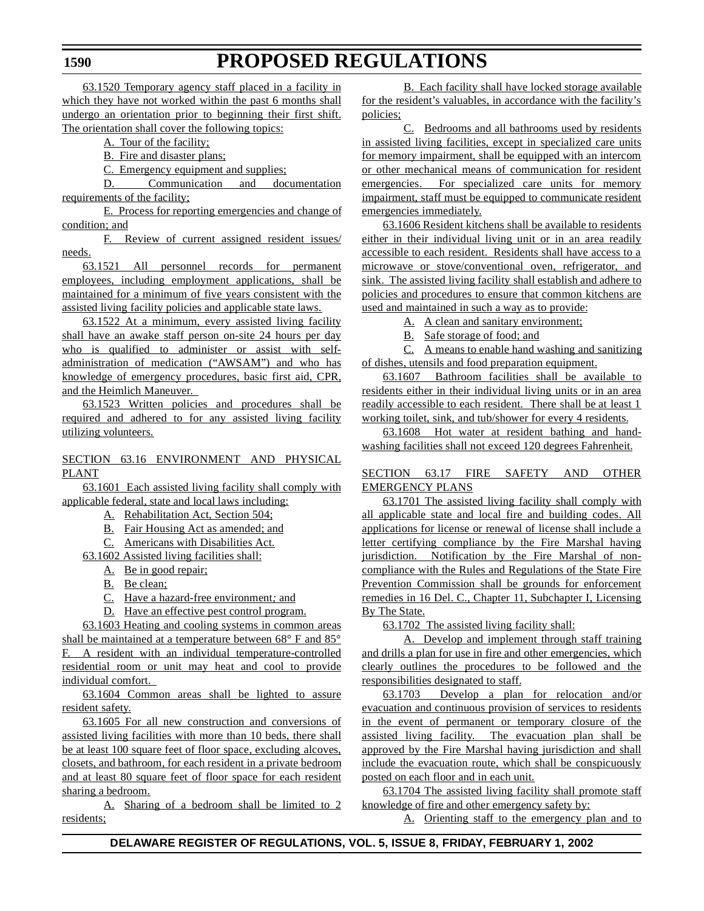63.1520 Temporary agency staff placed in a facility in which they have not worked within the past 6 months shall undergo an orientation prior to beginning their first shift. The orientation shall cover the following topics:

A. Tour of the facility;

B. Fire and disaster plans;

C. Emergency equipment and supplies;

D. Communication and documentation requirements of the facility;

E. Process for reporting emergencies and change of condition; and

F. Review of current assigned resident issues/ needs.

63.1521 All personnel records for permanent employees, including employment applications, shall be maintained for a minimum of five years consistent with the assisted living facility policies and applicable state laws.

63.1522 At a minimum, every assisted living facility shall have an awake staff person on-site 24 hours per day who is qualified to administer or assist with self-administration of medication ("AWSAM") and who has knowledge of emergency procedures, basic first aid, CPR, and the Heimlich Maneuver.

63.1523 Written policies and procedures shall be required and adhered to for any assisted living facility utilizing volunteers.

SECTION 63.16 ENVIRONMENT AND PHYSICAL PLANT

63.1601 Each assisted living facility shall comply with applicable federal, state and local laws including:

A. Rehabilitation Act, Section 504;

B. Fair Housing Act as amended; and

C. Americans with Disabilities Act.

63.1602 Assisted living facilities shall:

A. Be in good repair;

B. Be clean;

C. Have a hazard-free environment; and

D. Have an effective pest control program.

63.1603 Heating and cooling systems in common areas shall be maintained at a temperature between 68° F and 85° F. A resident with an individual temperature-controlled residential room or unit may heat and cool to provide individual comfort.

63.1604 Common areas shall be lighted to assure resident safety.

63.1605 For all new construction and conversions of assisted living facilities with more than 10 beds, there shall be at least 100 square feet of floor space, excluding alcoves, closets, and bathroom, for each resident in a private bedroom and at least 80 square feet of floor space for each resident sharing a bedroom.

A. Sharing of a bedroom shall be limited to 2 residents;

B. Each facility shall have locked storage available for the resident's valuables, in accordance with the facility's policies;

C. Bedrooms and all bathrooms used by residents in assisted living facilities, except in specialized care units for memory impairment, shall be equipped with an intercom or other mechanical means of communication for resident emergencies. For specialized care units for memory impairment, staff must be equipped to communicate resident emergencies immediately.

63.1606 Resident kitchens shall be available to residents either in their individual living unit or in an area readily accessible to each resident. Residents shall have access to a microwave or stove/conventional oven, refrigerator, and sink. The assisted living facility shall establish and adhere to policies and procedures to ensure that common kitchens are used and maintained in such a way as to provide:

A. A clean and sanitary environment;

B. Safe storage of food; and

C. A means to enable hand washing and sanitizing of dishes, utensils and food preparation equipment.

63.1607 Bathroom facilities shall be available to residents either in their individual living units or in an area readily accessible to each resident. There shall be at least 1 working toilet, sink, and tub/shower for every 4 residents.

63.1608 Hot water at resident bathing and hand-washing facilities shall not exceed 120 degrees Fahrenheit.

SECTION 63.17 FIRE SAFETY AND OTHER EMERGENCY PLANS

63.1701 The assisted living facility shall comply with all applicable state and local fire and building codes. All applications for license or renewal of license shall include a letter certifying compliance by the Fire Marshal having jurisdiction. Notification by the Fire Marshal of non-compliance with the Rules and Regulations of the State Fire Prevention Commission shall be grounds for enforcement remedies in 16 Del. C., Chapter 11, Subchapter I, Licensing By The State.

63.1702 The assisted living facility shall:

A. Develop and implement through staff training and drills a plan for use in fire and other emergencies, which clearly outlines the procedures to be followed and the responsibilities designated to staff.

63.1703 Develop a plan for relocation and/or evacuation and continuous provision of services to residents in the event of permanent or temporary closure of the assisted living facility. The evacuation plan shall be approved by the Fire Marshal having jurisdiction and shall include the evacuation route, which shall be conspicuously posted on each floor and in each unit.

63.1704 The assisted living facility shall promote staff knowledge of fire and other emergency safety by:

A. Orienting staff to the emergency plan and to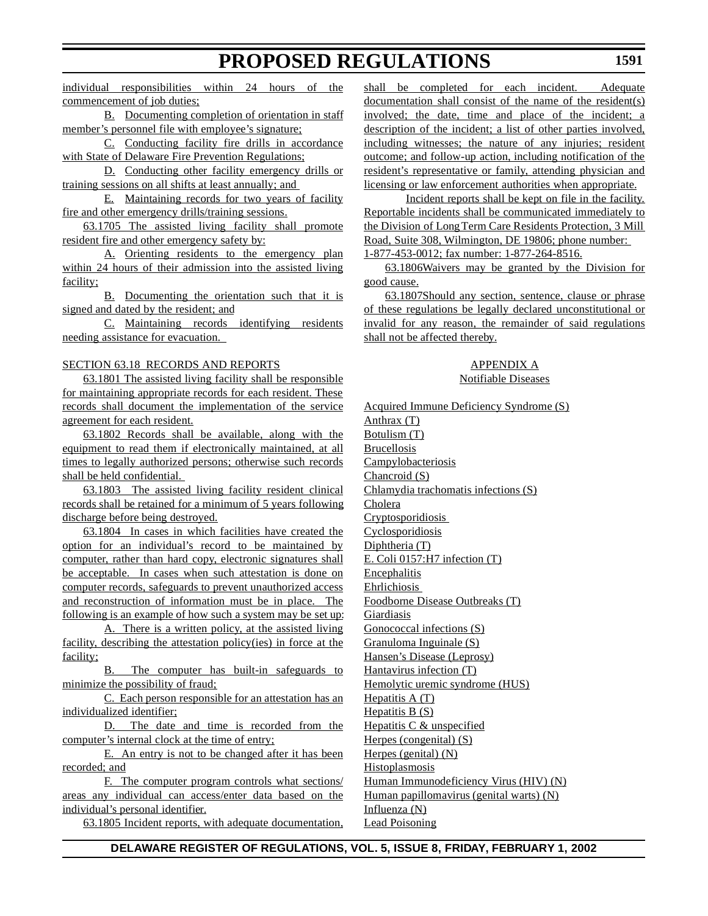individual responsibilities within 24 hours of the commencement of job duties;

B. Documenting completion of orientation in staff member's personnel file with employee's signature;

C. Conducting facility fire drills in accordance with State of Delaware Fire Prevention Regulations;

D. Conducting other facility emergency drills or training sessions on all shifts at least annually; and

E. Maintaining records for two years of facility fire and other emergency drills/training sessions.

63.1705 The assisted living facility shall promote resident fire and other emergency safety by:

A. Orienting residents to the emergency plan within 24 hours of their admission into the assisted living facility;

B. Documenting the orientation such that it is signed and dated by the resident; and

C. Maintaining records identifying residents needing assistance for evacuation.

SECTION 63.18 RECORDS AND REPORTS

63.1801 The assisted living facility shall be responsible for maintaining appropriate records for each resident. These records shall document the implementation of the service agreement for each resident.

63.1802 Records shall be available, along with the equipment to read them if electronically maintained, at all times to legally authorized persons; otherwise such records shall be held confidential.

63.1803 The assisted living facility resident clinical records shall be retained for a minimum of 5 years following discharge before being destroyed.

63.1804 In cases in which facilities have created the option for an individual's record to be maintained by computer, rather than hard copy, electronic signatures shall be acceptable. In cases when such attestation is done on computer records, safeguards to prevent unauthorized access and reconstruction of information must be in place. The following is an example of how such a system may be set up:

A. There is a written policy, at the assisted living facility, describing the attestation policy(ies) in force at the facility;

B. The computer has built-in safeguards to minimize the possibility of fraud;

C. Each person responsible for an attestation has an individualized identifier;

D. The date and time is recorded from the computer's internal clock at the time of entry;

E. An entry is not to be changed after it has been recorded; and

F. The computer program controls what sections/ areas any individual can access/enter data based on the individual's personal identifier.

63.1805 Incident reports, with adequate documentation, shall be completed for each incident. Adequate documentation shall consist of the name of the resident(s) involved; the date, time and place of the incident; a description of the incident; a list of other parties involved, including witnesses; the nature of any injuries; resident outcome; and follow-up action, including notification of the resident's representative or family, attending physician and licensing or law enforcement authorities when appropriate.

Incident reports shall be kept on file in the facility. Reportable incidents shall be communicated immediately to the Division of Long Term Care Residents Protection, 3 Mill Road, Suite 308, Wilmington, DE 19806; phone number: 1-877-453-0012; fax number: 1-877-264-8516.

63.1806 Waivers may be granted by the Division for good cause.

63.1807 Should any section, sentence, clause or phrase of these regulations be legally declared unconstitutional or invalid for any reason, the remainder of said regulations shall not be affected thereby.

APPENDIX A

Notifiable Diseases

Acquired Immune Deficiency Syndrome (S)
Anthrax (T)
Botulism (T)
Brucellosis
Campylobacteriosis
Chancroid (S)
Chlamydia trachomatis infections (S)
Cholera
Cryptosporidiosis
Cyclosporidiosis
Diphtheria (T)
E. Coli 0157:H7 infection (T)
Encephalitis
Ehrlichiosis
Foodborne Disease Outbreaks (T)
Giardiasis
Gonococcal infections (S)
Granuloma Inguinale (S)
Hansen's Disease (Leprosy)
Hantavirus infection (T)
Hemolytic uremic syndrome (HUS)
Hepatitis A (T)
Hepatitis B (S)
Hepatitis C & unspecified
Herpes (congenital) (S)
Herpes (genital) (N)
Histoplasmosis
Human Immunodeficiency Virus (HIV) (N)
Human papillomavirus (genital warts) (N)
Influenza (N)
Lead Poisoning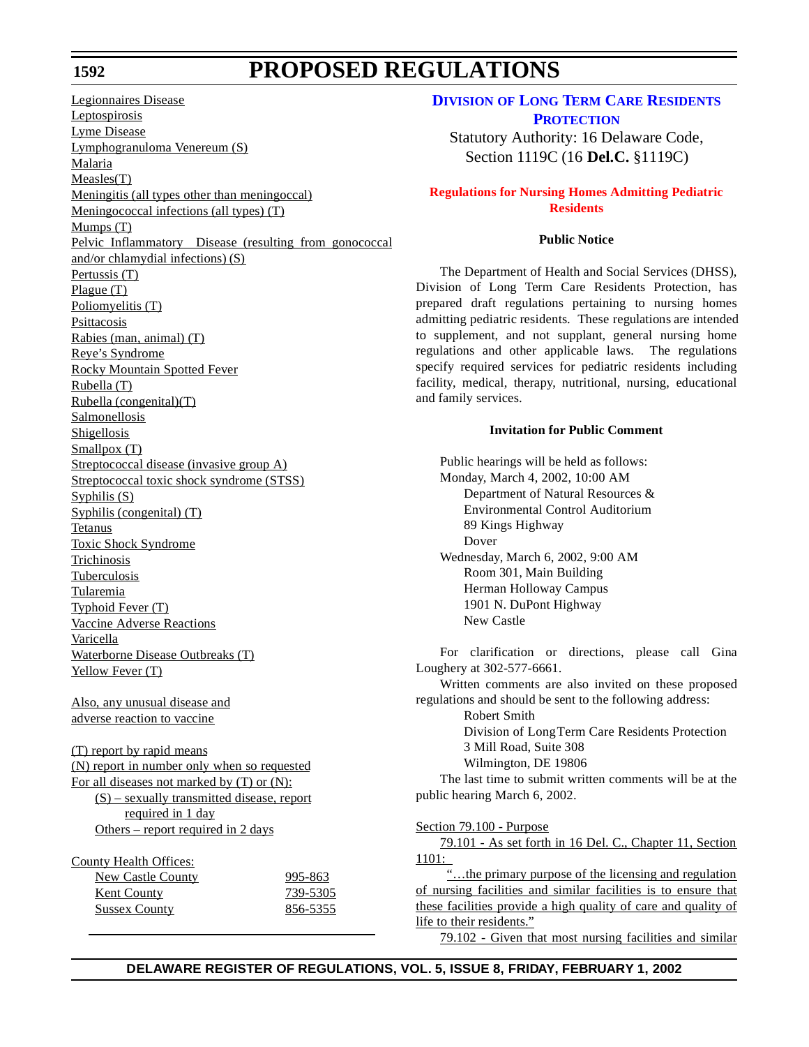Legionnaires Disease
Leptospirosis
Lyme Disease
Lymphogranuloma Venereum (S)
Malaria
Measles(T)
Meningitis (all types other than meningoccal)
Meningococcal infections (all types) (T)
Mumps (T)
Pelvic Inflammatory Disease (resulting from gonococcal and/or chlamydial infections) (S)
Pertussis (T)
Plague (T)
Poliomyelitis (T)
Psittacosis
Rabies (man, animal) (T)
Reye's Syndrome
Rocky Mountain Spotted Fever
Rubella (T)
Rubella (congenital)(T)
Salmonellosis
Shigellosis
Smallpox (T)
Streptococcal disease (invasive group A)
Streptococcal toxic shock syndrome (STSS)
Syphilis (S)
Syphilis (congenital) (T)
Tetanus
Toxic Shock Syndrome
Trichinosis
Tuberculosis
Tularemia
Typhoid Fever (T)
Vaccine Adverse Reactions
Varicella
Waterborne Disease Outbreaks (T)
Yellow Fever (T)

Also, any unusual disease and adverse reaction to vaccine

(T) report by rapid means
(N) report in number only when so requested
For all diseases not marked by (T) or (N):
- (S) – sexually transmitted disease, report required in 1 day
- Others – report required in 2 days

County Health Offices:

| | |
|---|---|
| New Castle County | 995-863 |
| Kent County | 739-5305 |
| Sussex County | 856-5355 |

## DIVISION OF LONG TERM CARE RESIDENTS PROTECTION

Statutory Authority: 16 Delaware Code, Section 1119C (16 **Del.C.** §1119C)

### Regulations for Nursing Homes Admitting Pediatric Residents

**Public Notice**

The Department of Health and Social Services (DHSS), Division of Long Term Care Residents Protection, has prepared draft regulations pertaining to nursing homes admitting pediatric residents. These regulations are intended to supplement, and not supplant, general nursing home regulations and other applicable laws. The regulations specify required services for pediatric residents including facility, medical, therapy, nutritional, nursing, educational and family services.

**Invitation for Public Comment**

Public hearings will be held as follows:

Monday, March 4, 2002, 10:00 AM
Department of Natural Resources & Environmental Control Auditorium
89 Kings Highway
Dover

Wednesday, March 6, 2002, 9:00 AM
Room 301, Main Building
Herman Holloway Campus
1901 N. DuPont Highway
New Castle

For clarification or directions, please call Gina Loughery at 302-577-6661.

Written comments are also invited on these proposed regulations and should be sent to the following address:

Robert Smith
Division of Long Term Care Residents Protection
3 Mill Road, Suite 308
Wilmington, DE 19806

The last time to submit written comments will be at the public hearing March 6, 2002.

Section 79.100 - Purpose

79.101 - As set forth in 16 Del. C., Chapter 11, Section 1101:

"…the primary purpose of the licensing and regulation of nursing facilities and similar facilities is to ensure that these facilities provide a high quality of care and quality of life to their residents."

79.102 - Given that most nursing facilities and similar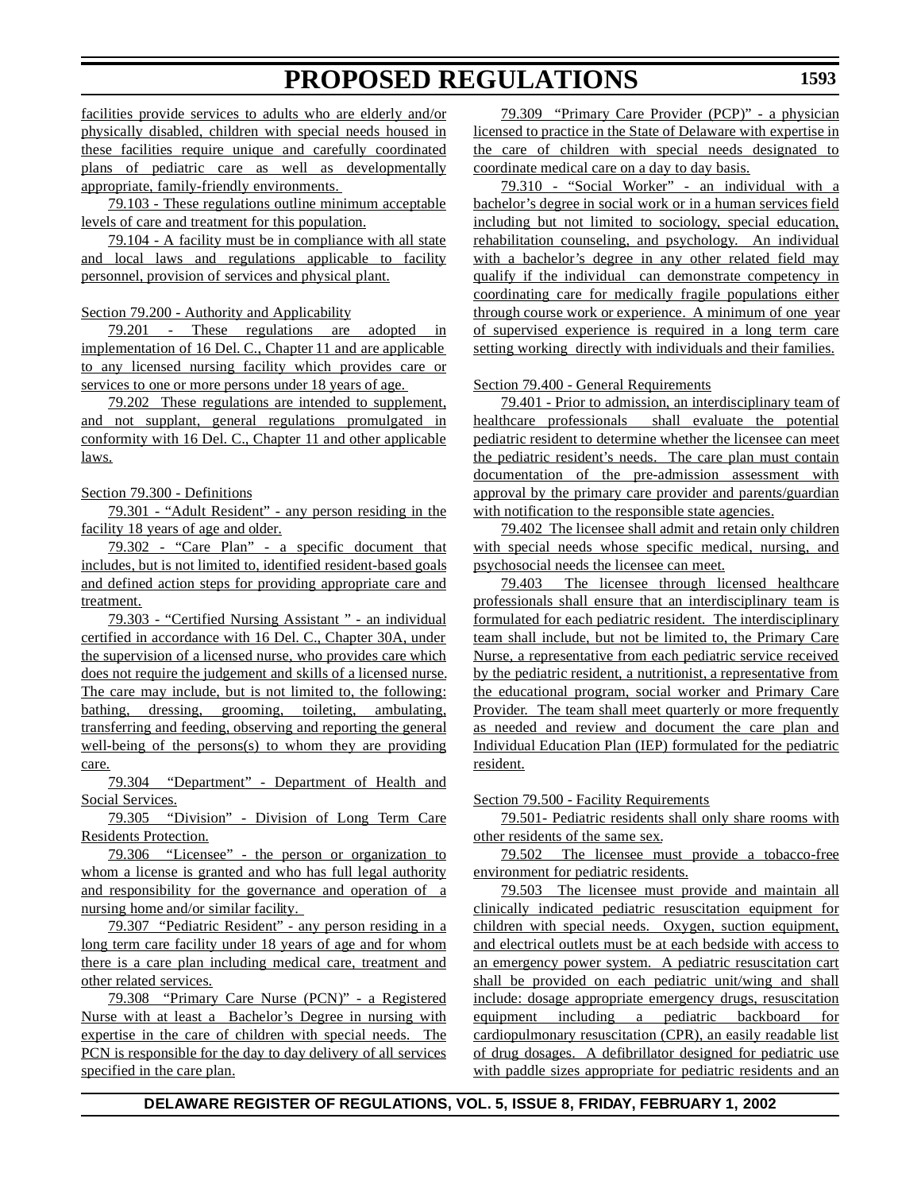facilities provide services to adults who are elderly and/or physically disabled, children with special needs housed in these facilities require unique and carefully coordinated plans of pediatric care as well as developmentally appropriate, family-friendly environments.

79.103 - These regulations outline minimum acceptable levels of care and treatment for this population.

79.104 - A facility must be in compliance with all state and local laws and regulations applicable to facility personnel, provision of services and physical plant.

Section 79.200 - Authority and Applicability

79.201 - These regulations are adopted in implementation of 16 Del. C., Chapter 11 and are applicable to any licensed nursing facility which provides care or services to one or more persons under 18 years of age.

79.202 These regulations are intended to supplement, and not supplant, general regulations promulgated in conformity with 16 Del. C., Chapter 11 and other applicable laws.

Section 79.300 - Definitions

79.301 - "Adult Resident" - any person residing in the facility 18 years of age and older.

79.302 - "Care Plan" - a specific document that includes, but is not limited to, identified resident-based goals and defined action steps for providing appropriate care and treatment.

79.303 - "Certified Nursing Assistant " - an individual certified in accordance with 16 Del. C., Chapter 30A, under the supervision of a licensed nurse, who provides care which does not require the judgement and skills of a licensed nurse. The care may include, but is not limited to, the following: bathing, dressing, grooming, toileting, ambulating, transferring and feeding, observing and reporting the general well-being of the persons(s) to whom they are providing care.

79.304 "Department" - Department of Health and Social Services.

79.305 "Division" - Division of Long Term Care Residents Protection.

79.306 "Licensee" - the person or organization to whom a license is granted and who has full legal authority and responsibility for the governance and operation of a nursing home and/or similar facility.

79.307 "Pediatric Resident" - any person residing in a long term care facility under 18 years of age and for whom there is a care plan including medical care, treatment and other related services.

79.308 "Primary Care Nurse (PCN)" - a Registered Nurse with at least a Bachelor's Degree in nursing with expertise in the care of children with special needs. The PCN is responsible for the day to day delivery of all services specified in the care plan.

79.309 "Primary Care Provider (PCP)" - a physician licensed to practice in the State of Delaware with expertise in the care of children with special needs designated to coordinate medical care on a day to day basis.

79.310 - "Social Worker" - an individual with a bachelor's degree in social work or in a human services field including but not limited to sociology, special education, rehabilitation counseling, and psychology. An individual with a bachelor's degree in any other related field may qualify if the individual can demonstrate competency in coordinating care for medically fragile populations either through course work or experience. A minimum of one year of supervised experience is required in a long term care setting working directly with individuals and their families.

Section 79.400 - General Requirements

79.401 - Prior to admission, an interdisciplinary team of healthcare professionals shall evaluate the potential pediatric resident to determine whether the licensee can meet the pediatric resident's needs. The care plan must contain documentation of the pre-admission assessment with approval by the primary care provider and parents/guardian with notification to the responsible state agencies.

79.402 The licensee shall admit and retain only children with special needs whose specific medical, nursing, and psychosocial needs the licensee can meet.

79.403 The licensee through licensed healthcare professionals shall ensure that an interdisciplinary team is formulated for each pediatric resident. The interdisciplinary team shall include, but not be limited to, the Primary Care Nurse, a representative from each pediatric service received by the pediatric resident, a nutritionist, a representative from the educational program, social worker and Primary Care Provider. The team shall meet quarterly or more frequently as needed and review and document the care plan and Individual Education Plan (IEP) formulated for the pediatric resident.

Section 79.500 - Facility Requirements

79.501- Pediatric residents shall only share rooms with other residents of the same sex.

79.502 The licensee must provide a tobacco-free environment for pediatric residents.

79.503 The licensee must provide and maintain all clinically indicated pediatric resuscitation equipment for children with special needs. Oxygen, suction equipment, and electrical outlets must be at each bedside with access to an emergency power system. A pediatric resuscitation cart shall be provided on each pediatric unit/wing and shall include: dosage appropriate emergency drugs, resuscitation equipment including a pediatric backboard for cardiopulmonary resuscitation (CPR), an easily readable list of drug dosages. A defibrillator designed for pediatric use with paddle sizes appropriate for pediatric residents and an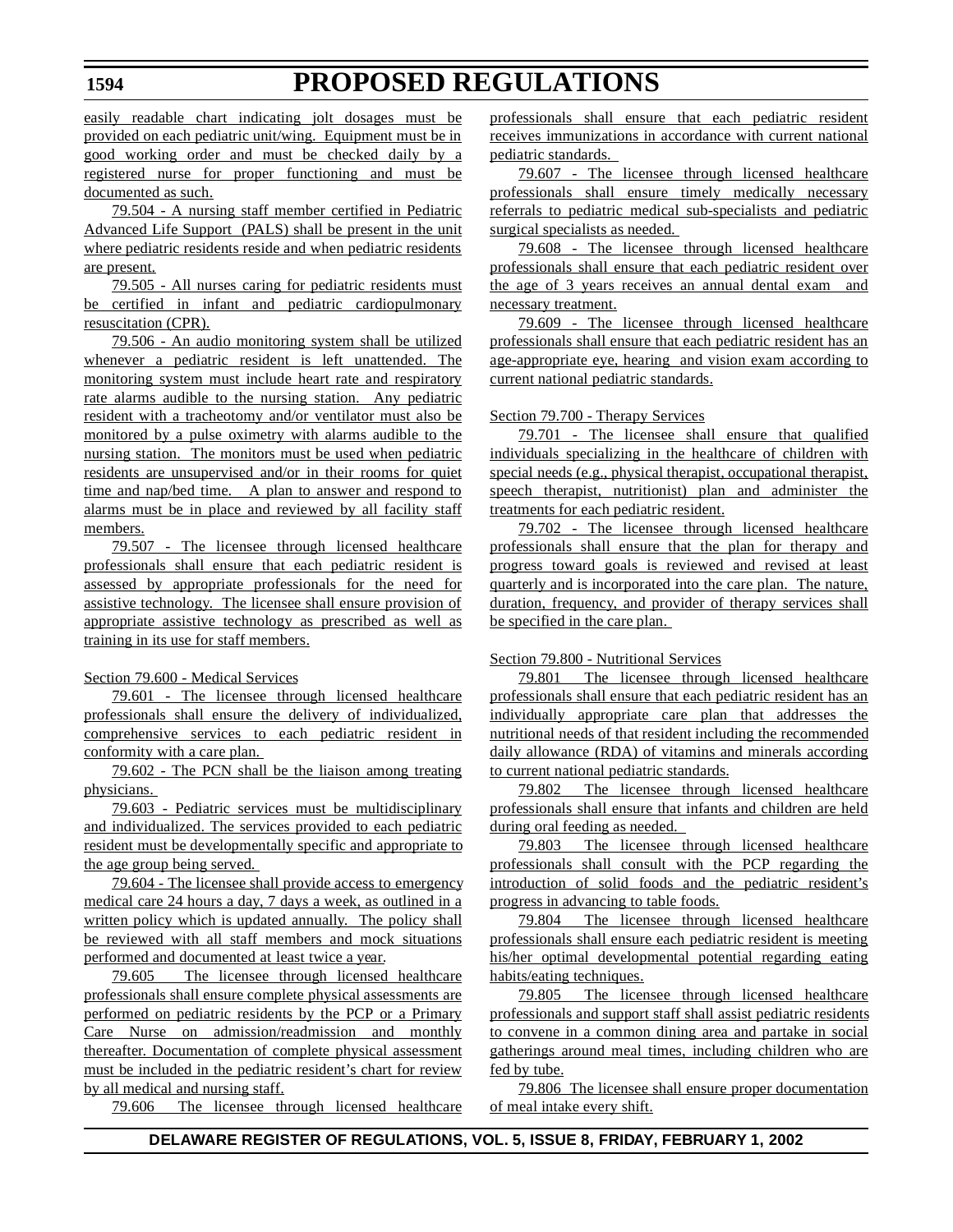easily readable chart indicating jolt dosages must be provided on each pediatric unit/wing. Equipment must be in good working order and must be checked daily by a registered nurse for proper functioning and must be documented as such.

79.504 - A nursing staff member certified in Pediatric Advanced Life Support (PALS) shall be present in the unit where pediatric residents reside and when pediatric residents are present.

79.505 - All nurses caring for pediatric residents must be certified in infant and pediatric cardiopulmonary resuscitation (CPR).

79.506 - An audio monitoring system shall be utilized whenever a pediatric resident is left unattended. The monitoring system must include heart rate and respiratory rate alarms audible to the nursing station. Any pediatric resident with a tracheotomy and/or ventilator must also be monitored by a pulse oximetry with alarms audible to the nursing station. The monitors must be used when pediatric residents are unsupervised and/or in their rooms for quiet time and nap/bed time. A plan to answer and respond to alarms must be in place and reviewed by all facility staff members.

79.507 - The licensee through licensed healthcare professionals shall ensure that each pediatric resident is assessed by appropriate professionals for the need for assistive technology. The licensee shall ensure provision of appropriate assistive technology as prescribed as well as training in its use for staff members.

Section 79.600 - Medical Services

79.601 - The licensee through licensed healthcare professionals shall ensure the delivery of individualized, comprehensive services to each pediatric resident in conformity with a care plan.

79.602 - The PCN shall be the liaison among treating physicians.

79.603 - Pediatric services must be multidisciplinary and individualized. The services provided to each pediatric resident must be developmentally specific and appropriate to the age group being served.

79.604 - The licensee shall provide access to emergency medical care 24 hours a day, 7 days a week, as outlined in a written policy which is updated annually. The policy shall be reviewed with all staff members and mock situations performed and documented at least twice a year.

79.605 The licensee through licensed healthcare professionals shall ensure complete physical assessments are performed on pediatric residents by the PCP or a Primary Care Nurse on admission/readmission and monthly thereafter. Documentation of complete physical assessment must be included in the pediatric resident's chart for review by all medical and nursing staff.

79.606 The licensee through licensed healthcare professionals shall ensure that each pediatric resident receives immunizations in accordance with current national pediatric standards.

79.607 - The licensee through licensed healthcare professionals shall ensure timely medically necessary referrals to pediatric medical sub-specialists and pediatric surgical specialists as needed.

79.608 - The licensee through licensed healthcare professionals shall ensure that each pediatric resident over the age of 3 years receives an annual dental exam and necessary treatment.

79.609 - The licensee through licensed healthcare professionals shall ensure that each pediatric resident has an age-appropriate eye, hearing and vision exam according to current national pediatric standards.

Section 79.700 - Therapy Services

79.701 - The licensee shall ensure that qualified individuals specializing in the healthcare of children with special needs (e.g., physical therapist, occupational therapist, speech therapist, nutritionist) plan and administer the treatments for each pediatric resident.

79.702 - The licensee through licensed healthcare professionals shall ensure that the plan for therapy and progress toward goals is reviewed and revised at least quarterly and is incorporated into the care plan. The nature, duration, frequency, and provider of therapy services shall be specified in the care plan.

Section 79.800 - Nutritional Services

79.801 The licensee through licensed healthcare professionals shall ensure that each pediatric resident has an individually appropriate care plan that addresses the nutritional needs of that resident including the recommended daily allowance (RDA) of vitamins and minerals according to current national pediatric standards.

79.802 The licensee through licensed healthcare professionals shall ensure that infants and children are held during oral feeding as needed.

79.803 The licensee through licensed healthcare professionals shall consult with the PCP regarding the introduction of solid foods and the pediatric resident's progress in advancing to table foods.

79.804 The licensee through licensed healthcare professionals shall ensure each pediatric resident is meeting his/her optimal developmental potential regarding eating habits/eating techniques.

79.805 The licensee through licensed healthcare professionals and support staff shall assist pediatric residents to convene in a common dining area and partake in social gatherings around meal times, including children who are fed by tube.

79.806 The licensee shall ensure proper documentation of meal intake every shift.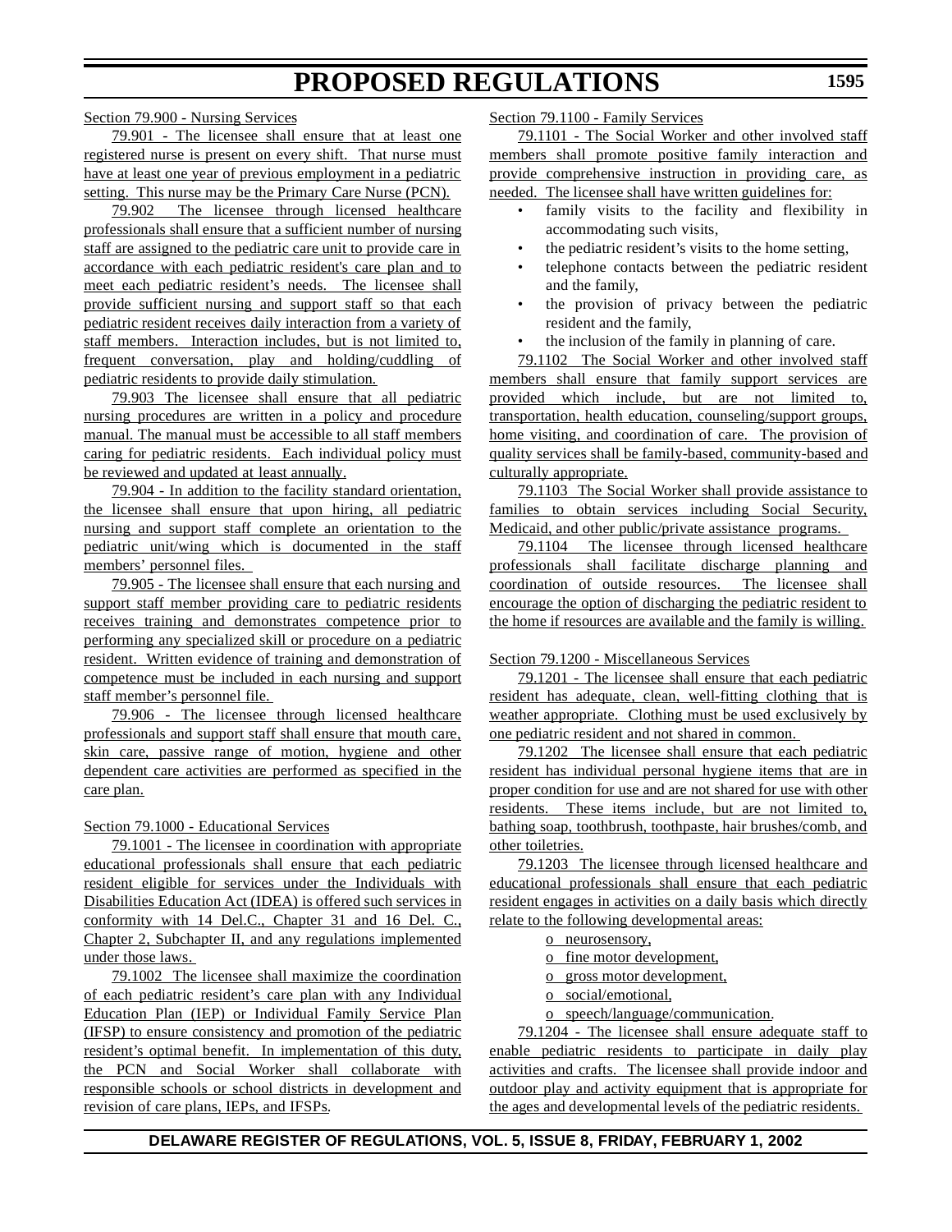Section 79.900 - Nursing Services

79.901 - The licensee shall ensure that at least one registered nurse is present on every shift. That nurse must have at least one year of previous employment in a pediatric setting. This nurse may be the Primary Care Nurse (PCN).

79.902 The licensee through licensed healthcare professionals shall ensure that a sufficient number of nursing staff are assigned to the pediatric care unit to provide care in accordance with each pediatric resident's care plan and to meet each pediatric resident's needs. The licensee shall provide sufficient nursing and support staff so that each pediatric resident receives daily interaction from a variety of staff members. Interaction includes, but is not limited to, frequent conversation, play and holding/cuddling of pediatric residents to provide daily stimulation.

79.903 The licensee shall ensure that all pediatric nursing procedures are written in a policy and procedure manual. The manual must be accessible to all staff members caring for pediatric residents. Each individual policy must be reviewed and updated at least annually.

79.904 - In addition to the facility standard orientation, the licensee shall ensure that upon hiring, all pediatric nursing and support staff complete an orientation to the pediatric unit/wing which is documented in the staff members' personnel files.

79.905 - The licensee shall ensure that each nursing and support staff member providing care to pediatric residents receives training and demonstrates competence prior to performing any specialized skill or procedure on a pediatric resident. Written evidence of training and demonstration of competence must be included in each nursing and support staff member's personnel file.

79.906 - The licensee through licensed healthcare professionals and support staff shall ensure that mouth care, skin care, passive range of motion, hygiene and other dependent care activities are performed as specified in the care plan.

Section 79.1000 - Educational Services

79.1001 - The licensee in coordination with appropriate educational professionals shall ensure that each pediatric resident eligible for services under the Individuals with Disabilities Education Act (IDEA) is offered such services in conformity with 14 Del.C., Chapter 31 and 16 Del. C., Chapter 2, Subchapter II, and any regulations implemented under those laws.

79.1002 The licensee shall maximize the coordination of each pediatric resident's care plan with any Individual Education Plan (IEP) or Individual Family Service Plan (IFSP) to ensure consistency and promotion of the pediatric resident's optimal benefit. In implementation of this duty, the PCN and Social Worker shall collaborate with responsible schools or school districts in development and revision of care plans, IEPs, and IFSPs.

Section 79.1100 - Family Services

79.1101 - The Social Worker and other involved staff members shall promote positive family interaction and provide comprehensive instruction in providing care, as needed. The licensee shall have written guidelines for:

- family visits to the facility and flexibility in accommodating such visits,
- the pediatric resident's visits to the home setting,
- telephone contacts between the pediatric resident and the family,
- the provision of privacy between the pediatric resident and the family,
- the inclusion of the family in planning of care.

79.1102 The Social Worker and other involved staff members shall ensure that family support services are provided which include, but are not limited to, transportation, health education, counseling/support groups, home visiting, and coordination of care. The provision of quality services shall be family-based, community-based and culturally appropriate.

79.1103 The Social Worker shall provide assistance to families to obtain services including Social Security, Medicaid, and other public/private assistance programs.

79.1104 The licensee through licensed healthcare professionals shall facilitate discharge planning and coordination of outside resources. The licensee shall encourage the option of discharging the pediatric resident to the home if resources are available and the family is willing.

Section 79.1200 - Miscellaneous Services

79.1201 - The licensee shall ensure that each pediatric resident has adequate, clean, well-fitting clothing that is weather appropriate. Clothing must be used exclusively by one pediatric resident and not shared in common.

79.1202 The licensee shall ensure that each pediatric resident has individual personal hygiene items that are in proper condition for use and are not shared for use with other residents. These items include, but are not limited to, bathing soap, toothbrush, toothpaste, hair brushes/comb, and other toiletries.

79.1203 The licensee through licensed healthcare and educational professionals shall ensure that each pediatric resident engages in activities on a daily basis which directly relate to the following developmental areas:

- o neurosensory,
- o fine motor development,
- o gross motor development,
- o social/emotional,
- o speech/language/communication.

79.1204 - The licensee shall ensure adequate staff to enable pediatric residents to participate in daily play activities and crafts. The licensee shall provide indoor and outdoor play and activity equipment that is appropriate for the ages and developmental levels of the pediatric residents.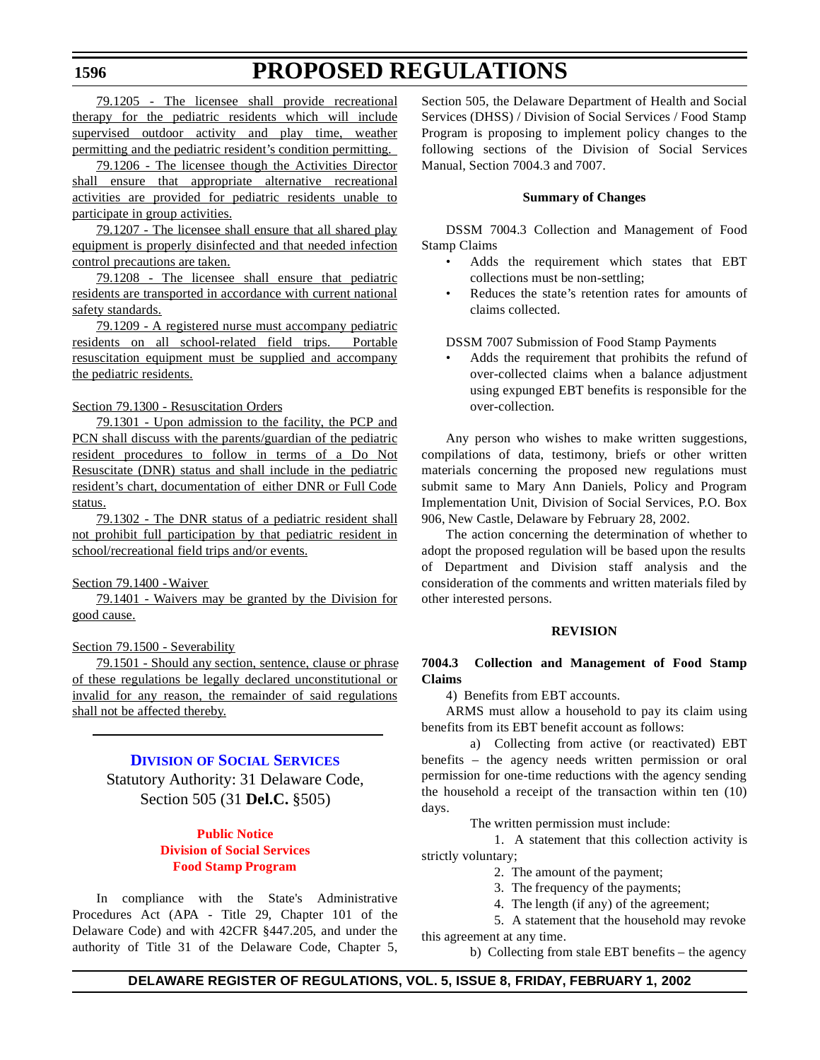79.1205 - The licensee shall provide recreational therapy for the pediatric residents which will include supervised outdoor activity and play time, weather permitting and the pediatric resident's condition permitting.

79.1206 - The licensee though the Activities Director shall ensure that appropriate alternative recreational activities are provided for pediatric residents unable to participate in group activities.

79.1207 - The licensee shall ensure that all shared play equipment is properly disinfected and that needed infection control precautions are taken.

79.1208 - The licensee shall ensure that pediatric residents are transported in accordance with current national safety standards.

79.1209 - A registered nurse must accompany pediatric residents on all school-related field trips. Portable resuscitation equipment must be supplied and accompany the pediatric residents.

Section 79.1300 - Resuscitation Orders

79.1301 - Upon admission to the facility, the PCP and PCN shall discuss with the parents/guardian of the pediatric resident procedures to follow in terms of a Do Not Resuscitate (DNR) status and shall include in the pediatric resident's chart, documentation of either DNR or Full Code status.

79.1302 - The DNR status of a pediatric resident shall not prohibit full participation by that pediatric resident in school/recreational field trips and/or events.

Section 79.1400 - Waiver

79.1401 - Waivers may be granted by the Division for good cause.

Section 79.1500 - Severability

79.1501 - Should any section, sentence, clause or phrase of these regulations be legally declared unconstitutional or invalid for any reason, the remainder of said regulations shall not be affected thereby.

---

## Division of Social Services

Statutory Authority: 31 Delaware Code, Section 505 (31 **Del.C.** §505)

### Public Notice
### Division of Social Services
### Food Stamp Program

In compliance with the State's Administrative Procedures Act (APA - Title 29, Chapter 101 of the Delaware Code) and with 42CFR §447.205, and under the authority of Title 31 of the Delaware Code, Chapter 5, Section 505, the Delaware Department of Health and Social Services (DHSS) / Division of Social Services / Food Stamp Program is proposing to implement policy changes to the following sections of the Division of Social Services Manual, Section 7004.3 and 7007.

**Summary of Changes**

DSSM 7004.3 Collection and Management of Food Stamp Claims

- Adds the requirement which states that EBT collections must be non-settling;
- Reduces the state's retention rates for amounts of claims collected.

DSSM 7007 Submission of Food Stamp Payments

- Adds the requirement that prohibits the refund of over-collected claims when a balance adjustment using expunged EBT benefits is responsible for the over-collection.

Any person who wishes to make written suggestions, compilations of data, testimony, briefs or other written materials concerning the proposed new regulations must submit same to Mary Ann Daniels, Policy and Program Implementation Unit, Division of Social Services, P.O. Box 906, New Castle, Delaware by February 28, 2002.

The action concerning the determination of whether to adopt the proposed regulation will be based upon the results of Department and Division staff analysis and the consideration of the comments and written materials filed by other interested persons.

**REVISION**

**7004.3 Collection and Management of Food Stamp Claims**

4) Benefits from EBT accounts.

ARMS must allow a household to pay its claim using benefits from its EBT benefit account as follows:

a) Collecting from active (or reactivated) EBT benefits – the agency needs written permission or oral permission for one-time reductions with the agency sending the household a receipt of the transaction within ten (10) days.

The written permission must include:

1. A statement that this collection activity is strictly voluntary;
2. The amount of the payment;
3. The frequency of the payments;
4. The length (if any) of the agreement;
5. A statement that the household may revoke this agreement at any time.

b) Collecting from stale EBT benefits – the agency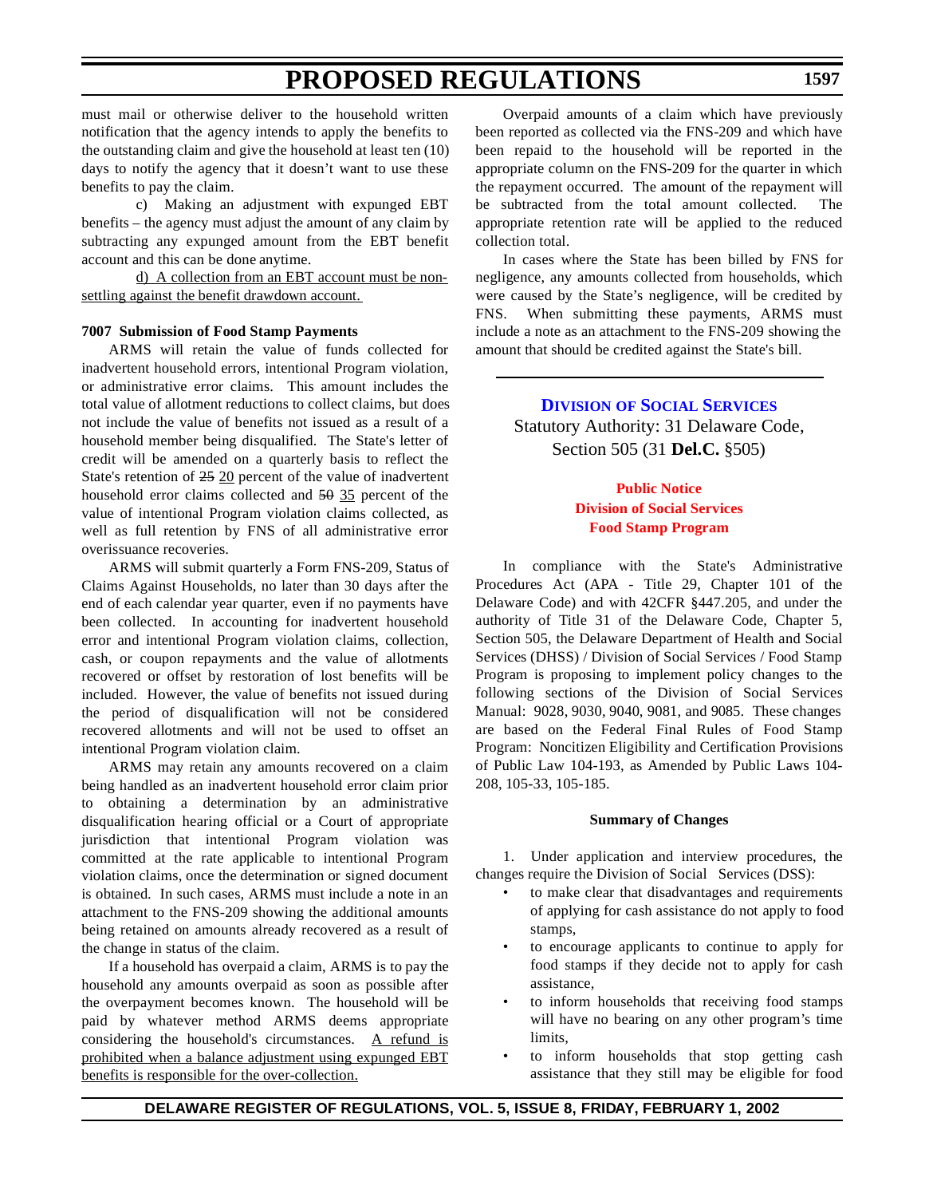must mail or otherwise deliver to the household written notification that the agency intends to apply the benefits to the outstanding claim and give the household at least ten (10) days to notify the agency that it doesn't want to use these benefits to pay the claim.

c) Making an adjustment with expunged EBT benefits – the agency must adjust the amount of any claim by subtracting any expunged amount from the EBT benefit account and this can be done anytime.

<u>d) A collection from an EBT account must be non-settling against the benefit drawdown account.</u>

**7007 Submission of Food Stamp Payments**

ARMS will retain the value of funds collected for inadvertent household errors, intentional Program violation, or administrative error claims. This amount includes the total value of allotment reductions to collect claims, but does not include the value of benefits not issued as a result of a household member being disqualified. The State's letter of credit will be amended on a quarterly basis to reflect the State's retention of ~~25~~ <u>20</u> percent of the value of inadvertent household error claims collected and ~~50~~ <u>35</u> percent of the value of intentional Program violation claims collected, as well as full retention by FNS of all administrative error overissuance recoveries.

ARMS will submit quarterly a Form FNS-209, Status of Claims Against Households, no later than 30 days after the end of each calendar year quarter, even if no payments have been collected. In accounting for inadvertent household error and intentional Program violation claims, collection, cash, or coupon repayments and the value of allotments recovered or offset by restoration of lost benefits will be included. However, the value of benefits not issued during the period of disqualification will not be considered recovered allotments and will not be used to offset an intentional Program violation claim.

ARMS may retain any amounts recovered on a claim being handled as an inadvertent household error claim prior to obtaining a determination by an administrative disqualification hearing official or a Court of appropriate jurisdiction that intentional Program violation was committed at the rate applicable to intentional Program violation claims, once the determination or signed document is obtained. In such cases, ARMS must include a note in an attachment to the FNS-209 showing the additional amounts being retained on amounts already recovered as a result of the change in status of the claim.

If a household has overpaid a claim, ARMS is to pay the household any amounts overpaid as soon as possible after the overpayment becomes known. The household will be paid by whatever method ARMS deems appropriate considering the household's circumstances. <u>A refund is prohibited when a balance adjustment using expunged EBT benefits is responsible for the over-collection.</u>

Overpaid amounts of a claim which have previously been reported as collected via the FNS-209 and which have been repaid to the household will be reported in the appropriate column on the FNS-209 for the quarter in which the repayment occurred. The amount of the repayment will be subtracted from the total amount collected. The appropriate retention rate will be applied to the reduced collection total.

In cases where the State has been billed by FNS for negligence, any amounts collected from households, which were caused by the State's negligence, will be credited by FNS. When submitting these payments, ARMS must include a note as an attachment to the FNS-209 showing the amount that should be credited against the State's bill.

---

## Division of Social Services

Statutory Authority: 31 Delaware Code, Section 505 (31 **Del.C.** §505)

### Public Notice
### Division of Social Services
### Food Stamp Program

In compliance with the State's Administrative Procedures Act (APA - Title 29, Chapter 101 of the Delaware Code) and with 42CFR §447.205, and under the authority of Title 31 of the Delaware Code, Chapter 5, Section 505, the Delaware Department of Health and Social Services (DHSS) / Division of Social Services / Food Stamp Program is proposing to implement policy changes to the following sections of the Division of Social Services Manual: 9028, 9030, 9040, 9081, and 9085. These changes are based on the Federal Final Rules of Food Stamp Program: Noncitizen Eligibility and Certification Provisions of Public Law 104-193, as Amended by Public Laws 104-208, 105-33, 105-185.

**Summary of Changes**

1. Under application and interview procedures, the changes require the Division of Social Services (DSS):

- to make clear that disadvantages and requirements of applying for cash assistance do not apply to food stamps,
- to encourage applicants to continue to apply for food stamps if they decide not to apply for cash assistance,
- to inform households that receiving food stamps will have no bearing on any other program's time limits,
- to inform households that stop getting cash assistance that they still may be eligible for food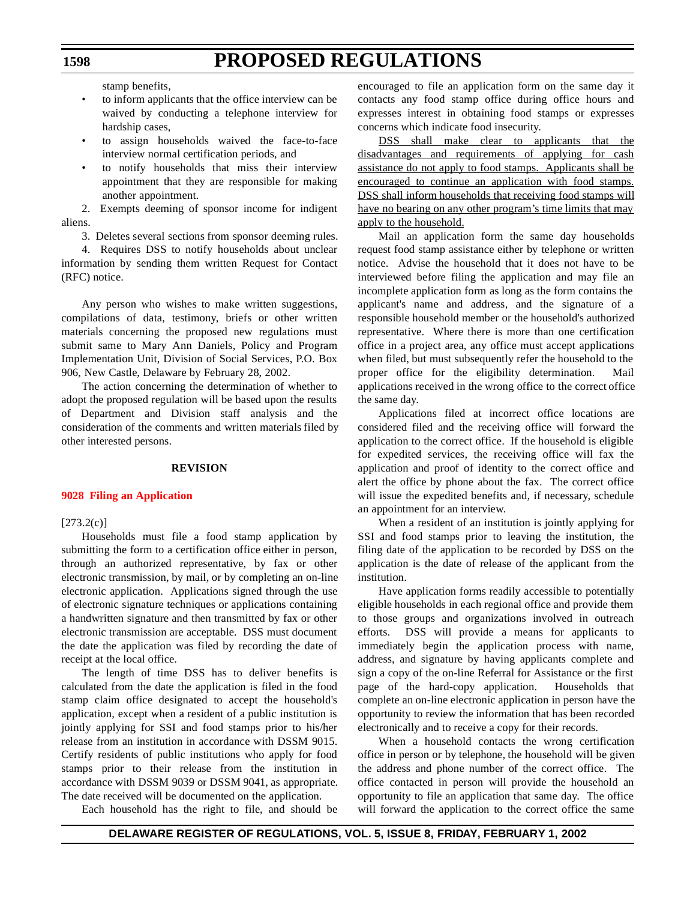stamp benefits,

- to inform applicants that the office interview can be waived by conducting a telephone interview for hardship cases,
- to assign households waived the face-to-face interview normal certification periods, and
- to notify households that miss their interview appointment that they are responsible for making another appointment.

2. Exempts deeming of sponsor income for indigent aliens.

3. Deletes several sections from sponsor deeming rules.

4. Requires DSS to notify households about unclear information by sending them written Request for Contact (RFC) notice.

Any person who wishes to make written suggestions, compilations of data, testimony, briefs or other written materials concerning the proposed new regulations must submit same to Mary Ann Daniels, Policy and Program Implementation Unit, Division of Social Services, P.O. Box 906, New Castle, Delaware by February 28, 2002.

The action concerning the determination of whether to adopt the proposed regulation will be based upon the results of Department and Division staff analysis and the consideration of the comments and written materials filed by other interested persons.

**REVISION**

**9028 Filing an Application**

[273.2(c)]

Households must file a food stamp application by submitting the form to a certification office either in person, through an authorized representative, by fax or other electronic transmission, by mail, or by completing an on-line electronic application. Applications signed through the use of electronic signature techniques or applications containing a handwritten signature and then transmitted by fax or other electronic transmission are acceptable. DSS must document the date the application was filed by recording the date of receipt at the local office.

The length of time DSS has to deliver benefits is calculated from the date the application is filed in the food stamp claim office designated to accept the household's application, except when a resident of a public institution is jointly applying for SSI and food stamps prior to his/her release from an institution in accordance with DSSM 9015. Certify residents of public institutions who apply for food stamps prior to their release from the institution in accordance with DSSM 9039 or DSSM 9041, as appropriate. The date received will be documented on the application.

Each household has the right to file, and should be encouraged to file an application form on the same day it contacts any food stamp office during office hours and expresses interest in obtaining food stamps or expresses concerns which indicate food insecurity.

<u>DSS shall make clear to applicants that the disadvantages and requirements of applying for cash assistance do not apply to food stamps. Applicants shall be encouraged to continue an application with food stamps. DSS shall inform households that receiving food stamps will have no bearing on any other program's time limits that may apply to the household.</u>

Mail an application form the same day households request food stamp assistance either by telephone or written notice. Advise the household that it does not have to be interviewed before filing the application and may file an incomplete application form as long as the form contains the applicant's name and address, and the signature of a responsible household member or the household's authorized representative. Where there is more than one certification office in a project area, any office must accept applications when filed, but must subsequently refer the household to the proper office for the eligibility determination. Mail applications received in the wrong office to the correct office the same day.

Applications filed at incorrect office locations are considered filed and the receiving office will forward the application to the correct office. If the household is eligible for expedited services, the receiving office will fax the application and proof of identity to the correct office and alert the office by phone about the fax. The correct office will issue the expedited benefits and, if necessary, schedule an appointment for an interview.

When a resident of an institution is jointly applying for SSI and food stamps prior to leaving the institution, the filing date of the application to be recorded by DSS on the application is the date of release of the applicant from the institution.

Have application forms readily accessible to potentially eligible households in each regional office and provide them to those groups and organizations involved in outreach efforts. DSS will provide a means for applicants to immediately begin the application process with name, address, and signature by having applicants complete and sign a copy of the on-line Referral for Assistance or the first page of the hard-copy application. Households that complete an on-line electronic application in person have the opportunity to review the information that has been recorded electronically and to receive a copy for their records.

When a household contacts the wrong certification office in person or by telephone, the household will be given the address and phone number of the correct office. The office contacted in person will provide the household an opportunity to file an application that same day. The office will forward the application to the correct office the same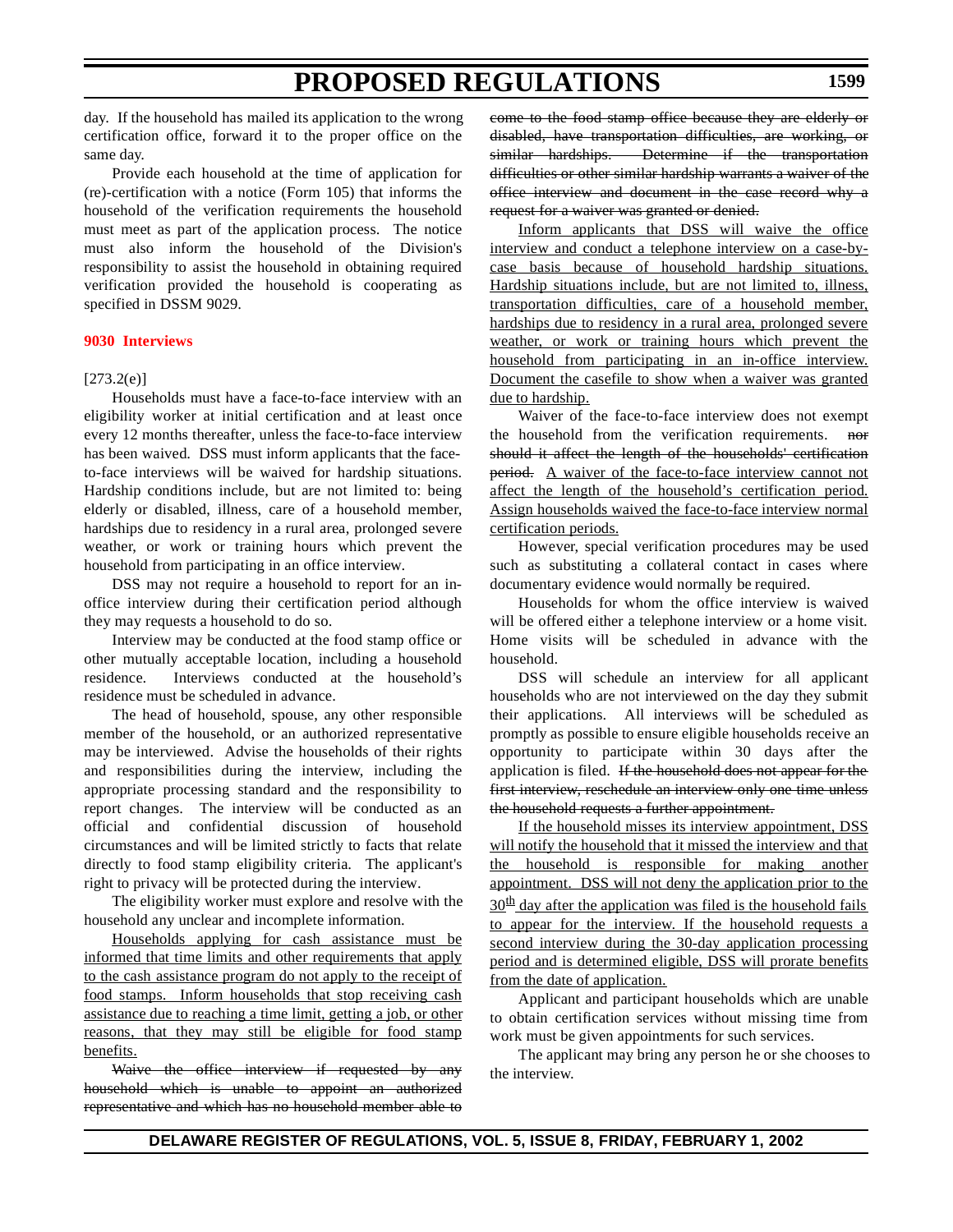day. If the household has mailed its application to the wrong certification office, forward it to the proper office on the same day.

Provide each household at the time of application for (re)-certification with a notice (Form 105) that informs the household of the verification requirements the household must meet as part of the application process. The notice must also inform the household of the Division's responsibility to assist the household in obtaining required verification provided the household is cooperating as specified in DSSM 9029.

### 9030 Interviews

[273.2(e)]

Households must have a face-to-face interview with an eligibility worker at initial certification and at least once every 12 months thereafter, unless the face-to-face interview has been waived. DSS must inform applicants that the face-to-face interviews will be waived for hardship situations. Hardship conditions include, but are not limited to: being elderly or disabled, illness, care of a household member, hardships due to residency in a rural area, prolonged severe weather, or work or training hours which prevent the household from participating in an office interview.

DSS may not require a household to report for an in-office interview during their certification period although they may requests a household to do so.

Interview may be conducted at the food stamp office or other mutually acceptable location, including a household residence. Interviews conducted at the household's residence must be scheduled in advance.

The head of household, spouse, any other responsible member of the household, or an authorized representative may be interviewed. Advise the households of their rights and responsibilities during the interview, including the appropriate processing standard and the responsibility to report changes. The interview will be conducted as an official and confidential discussion of household circumstances and will be limited strictly to facts that relate directly to food stamp eligibility criteria. The applicant's right to privacy will be protected during the interview.

The eligibility worker must explore and resolve with the household any unclear and incomplete information.

<u>Households applying for cash assistance must be informed that time limits and other requirements that apply to the cash assistance program do not apply to the receipt of food stamps. Inform households that stop receiving cash assistance due to reaching a time limit, getting a job, or other reasons, that they may still be eligible for food stamp benefits.</u>

~~Waive the office interview if requested by any household which is unable to appoint an authorized representative and which has no household member able to come to the food stamp office because they are elderly or disabled, have transportation difficulties, are working, or similar hardships. Determine if the transportation difficulties or other similar hardship warrants a waiver of the office interview and document in the case record why a request for a waiver was granted or denied.~~

<u>Inform applicants that DSS will waive the office interview and conduct a telephone interview on a case-by-case basis because of household hardship situations. Hardship situations include, but are not limited to, illness, transportation difficulties, care of a household member, hardships due to residency in a rural area, prolonged severe weather, or work or training hours which prevent the household from participating in an in-office interview. Document the casefile to show when a waiver was granted due to hardship.</u>

Waiver of the face-to-face interview does not exempt the household from the verification requirements. ~~nor should it affect the length of the households' certification period.~~ <u>A waiver of the face-to-face interview cannot not affect the length of the household's certification period. Assign households waived the face-to-face interview normal certification periods.</u>

However, special verification procedures may be used such as substituting a collateral contact in cases where documentary evidence would normally be required.

Households for whom the office interview is waived will be offered either a telephone interview or a home visit. Home visits will be scheduled in advance with the household.

DSS will schedule an interview for all applicant households who are not interviewed on the day they submit their applications. All interviews will be scheduled as promptly as possible to ensure eligible households receive an opportunity to participate within 30 days after the application is filed. ~~If the household does not appear for the first interview, reschedule an interview only one time unless the household requests a further appointment.~~

<u>If the household misses its interview appointment, DSS will notify the household that it missed the interview and that the household is responsible for making another appointment. DSS will not deny the application prior to the 30th day after the application was filed is the household fails to appear for the interview. If the household requests a second interview during the 30-day application processing period and is determined eligible, DSS will prorate benefits from the date of application.</u>

Applicant and participant households which are unable to obtain certification services without missing time from work must be given appointments for such services.

The applicant may bring any person he or she chooses to the interview.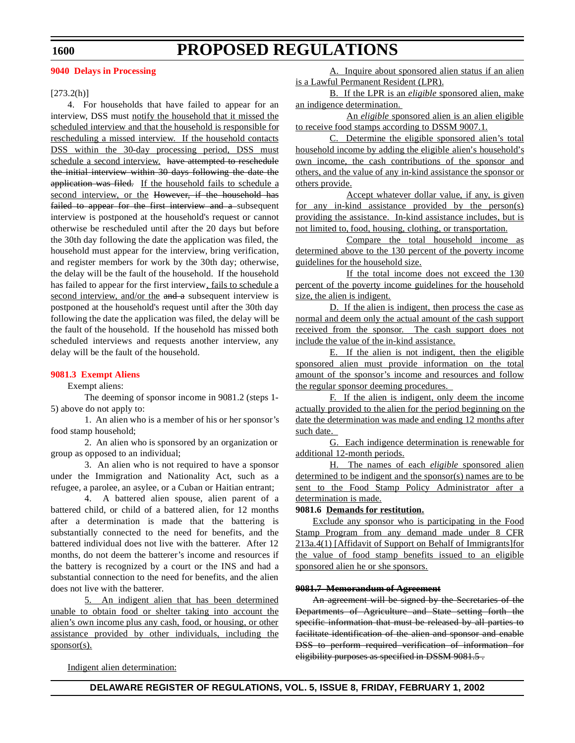### 9040 Delays in Processing

[273.2(h)]

4. For households that have failed to appear for an interview, DSS must notify the household that it missed the scheduled interview and that the household is responsible for rescheduling a missed interview. If the household contacts DSS within the 30-day processing period, DSS must schedule a second interview. ~~have attempted to reschedule the initial interview within 30 days following the date the application was filed.~~ If the household fails to schedule a second interview, or the ~~However, if the household has failed to appear for the first interview and a~~ subsequent interview is postponed at the household's request or cannot otherwise be rescheduled until after the 20 days but before the 30th day following the date the application was filed, the household must appear for the interview, bring verification, and register members for work by the 30th day; otherwise, the delay will be the fault of the household. If the household has failed to appear for the first interview, fails to schedule a second interview, and/or the ~~and a~~ subsequent interview is postponed at the household's request until after the 30th day following the date the application was filed, the delay will be the fault of the household. If the household has missed both scheduled interviews and requests another interview, any delay will be the fault of the household.

### 9081.3 Exempt Aliens

Exempt aliens:

The deeming of sponsor income in 9081.2 (steps 1-5) above do not apply to:

1. An alien who is a member of his or her sponsor's food stamp household;

2. An alien who is sponsored by an organization or group as opposed to an individual;

3. An alien who is not required to have a sponsor under the Immigration and Nationality Act, such as a refugee, a parolee, an asylee, or a Cuban or Haitian entrant;

4. A battered alien spouse, alien parent of a battered child, or child of a battered alien, for 12 months after a determination is made that the battering is substantially connected to the need for benefits, and the battered individual does not live with the batterer. After 12 months, do not deem the batterer's income and resources if the battery is recognized by a court or the INS and had a substantial connection to the need for benefits, and the alien does not live with the batterer.

5. An indigent alien that has been determined unable to obtain food or shelter taking into account the alien's own income plus any cash, food, or housing, or other assistance provided by other individuals, including the sponsor(s).

Indigent alien determination:

A. Inquire about sponsored alien status if an alien is a Lawful Permanent Resident (LPR).

B. If the LPR is an *eligible* sponsored alien, make an indigence determination.

An *eligible* sponsored alien is an alien eligible to receive food stamps according to DSSM 9007.1.

C. Determine the eligible sponsored alien's total household income by adding the eligible alien's household's own income, the cash contributions of the sponsor and others, and the value of any in-kind assistance the sponsor or others provide.

Accept whatever dollar value, if any, is given for any in-kind assistance provided by the person(s) providing the assistance. In-kind assistance includes, but is not limited to, food, housing, clothing, or transportation.

Compare the total household income as determined above to the 130 percent of the poverty income guidelines for the household size.

If the total income does not exceed the 130 percent of the poverty income guidelines for the household size, the alien is indigent.

D. If the alien is indigent, then process the case as normal and deem only the actual amount of the cash support received from the sponsor. The cash support does not include the value of the in-kind assistance.

E. If the alien is not indigent, then the eligible sponsored alien must provide information on the total amount of the sponsor's income and resources and follow the regular sponsor deeming procedures.

F. If the alien is indigent, only deem the income actually provided to the alien for the period beginning on the date the determination was made and ending 12 months after such date.

G. Each indigence determination is renewable for additional 12-month periods.

H. The names of each *eligible* sponsored alien determined to be indigent and the sponsor(s) names are to be sent to the Food Stamp Policy Administrator after a determination is made.

**9081.6 Demands for restitution.**

Exclude any sponsor who is participating in the Food Stamp Program from any demand made under 8 CFR 213a.4(1) [Affidavit of Support on Behalf of Immigrants]for the value of food stamp benefits issued to an eligible sponsored alien he or she sponsors.

~~**9081.7 Memorandum of Agreement**~~

~~An agreement will be signed by the Secretaries of the Departments of Agriculture and State setting forth the specific information that must be released by all parties to facilitate identification of the alien and sponsor and enable DSS to perform required verification of information for eligibility purposes as specified in DSSM 9081.5 .~~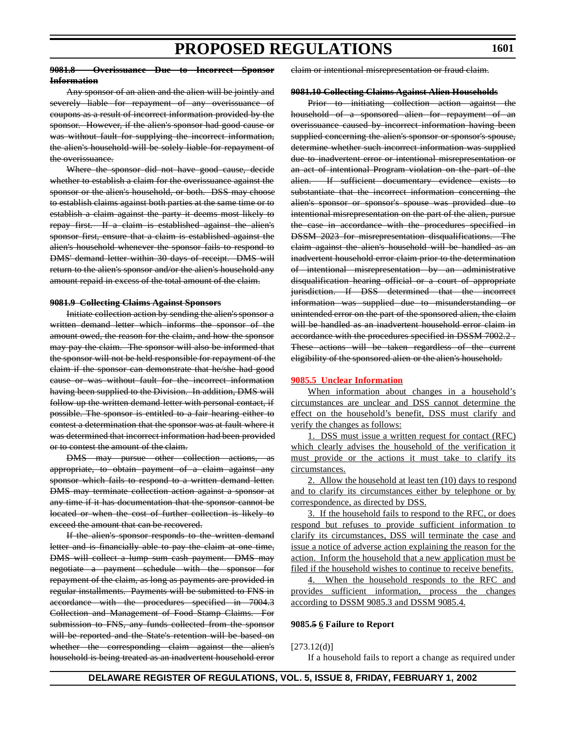~~**9081.8 Overissuance Due to Incorrect Sponsor Information**~~

~~Any sponsor of an alien and the alien will be jointly and severely liable for repayment of any overissuance of coupons as a result of incorrect information provided by the sponsor. However, if the alien's sponsor had good cause or was without fault for supplying the incorrect information, the alien's household will be solely liable for repayment of the overissuance.~~

~~Where the sponsor did not have good cause, decide whether to establish a claim for the overissuance against the sponsor or the alien's household, or both. DSS may choose to establish claims against both parties at the same time or to establish a claim against the party it deems most likely to repay first. If a claim is established against the alien's sponsor first, ensure that a claim is established against the alien's household whenever the sponsor fails to respond to DMS' demand letter within 30 days of receipt. DMS will return to the alien's sponsor and/or the alien's household any amount repaid in excess of the total amount of the claim.~~

~~**9081.9 Collecting Claims Against Sponsors**~~

~~Initiate collection action by sending the alien's sponsor a written demand letter which informs the sponsor of the amount owed, the reason for the claim, and how the sponsor may pay the claim. The sponsor will also be informed that the sponsor will not be held responsible for repayment of the claim if the sponsor can demonstrate that he/she had good cause or was without fault for the incorrect information having been supplied to the Division. In addition, DMS will follow up the written demand letter with personal contact, if possible. The sponsor is entitled to a fair hearing either to contest a determination that the sponsor was at fault where it was determined that incorrect information had been provided or to contest the amount of the claim.~~

~~DMS may pursue other collection actions, as appropriate, to obtain payment of a claim against any sponsor which fails to respond to a written demand letter. DMS may terminate collection action against a sponsor at any time if it has documentation that the sponsor cannot be located or when the cost of further collection is likely to exceed the amount that can be recovered.~~

~~If the alien's sponsor responds to the written demand letter and is financially able to pay the claim at one time, DMS will collect a lump sum cash payment. DMS may negotiate a payment schedule with the sponsor for repayment of the claim, as long as payments are provided in regular installments. Payments will be submitted to FNS in accordance with the procedures specified in 7004.3 Collection and Management of Food Stamp Claims. For submission to FNS, any funds collected from the sponsor will be reported and the State's retention will be based on whether the corresponding claim against the alien's household is being treated as an inadvertent household error claim or intentional misrepresentation or fraud claim.~~

~~**9081.10 Collecting Claims Against Alien Households**~~

~~Prior to initiating collection action against the household of a sponsored alien for repayment of an overissuance caused by incorrect information having been supplied concerning the alien's sponsor or sponsor's spouse, determine whether such incorrect information was supplied due to inadvertent error or intentional misrepresentation or an act of intentional Program violation on the part of the alien. If sufficient documentary evidence exists to substantiate that the incorrect information concerning the alien's sponsor or sponsor's spouse was provided due to intentional misrepresentation on the part of the alien, pursue the case in accordance with the procedures specified in DSSM 2023 for misrepresentation disqualifications. The claim against the alien's household will be handled as an inadvertent household error claim prior to the determination of intentional misrepresentation by an administrative disqualification hearing official or a court of appropriate jurisdiction. If DSS determined that the incorrect information was supplied due to misunderstanding or unintended error on the part of the sponsored alien, the claim will be handled as an inadvertent household error claim in accordance with the procedures specified in DSSM 7002.2 . These actions will be taken regardless of the current eligibility of the sponsored alien or the alien's household.~~

**9085.5 Unclear Information**

When information about changes in a household's circumstances are unclear and DSS cannot determine the effect on the household's benefit, DSS must clarify and verify the changes as follows:

1. DSS must issue a written request for contact (RFC) which clearly advises the household of the verification it must provide or the actions it must take to clarify its circumstances.

2. Allow the household at least ten (10) days to respond and to clarify its circumstances either by telephone or by correspondence, as directed by DSS.

3. If the household fails to respond to the RFC, or does respond but refuses to provide sufficient information to clarify its circumstances, DSS will terminate the case and issue a notice of adverse action explaining the reason for the action. Inform the household that a new application must be filed if the household wishes to continue to receive benefits.

4. When the household responds to the RFC and provides sufficient information, process the changes according to DSSM 9085.3 and DSSM 9085.4.

**9085.~~5~~ 6 Failure to Report**

[273.12(d)]

If a household fails to report a change as required under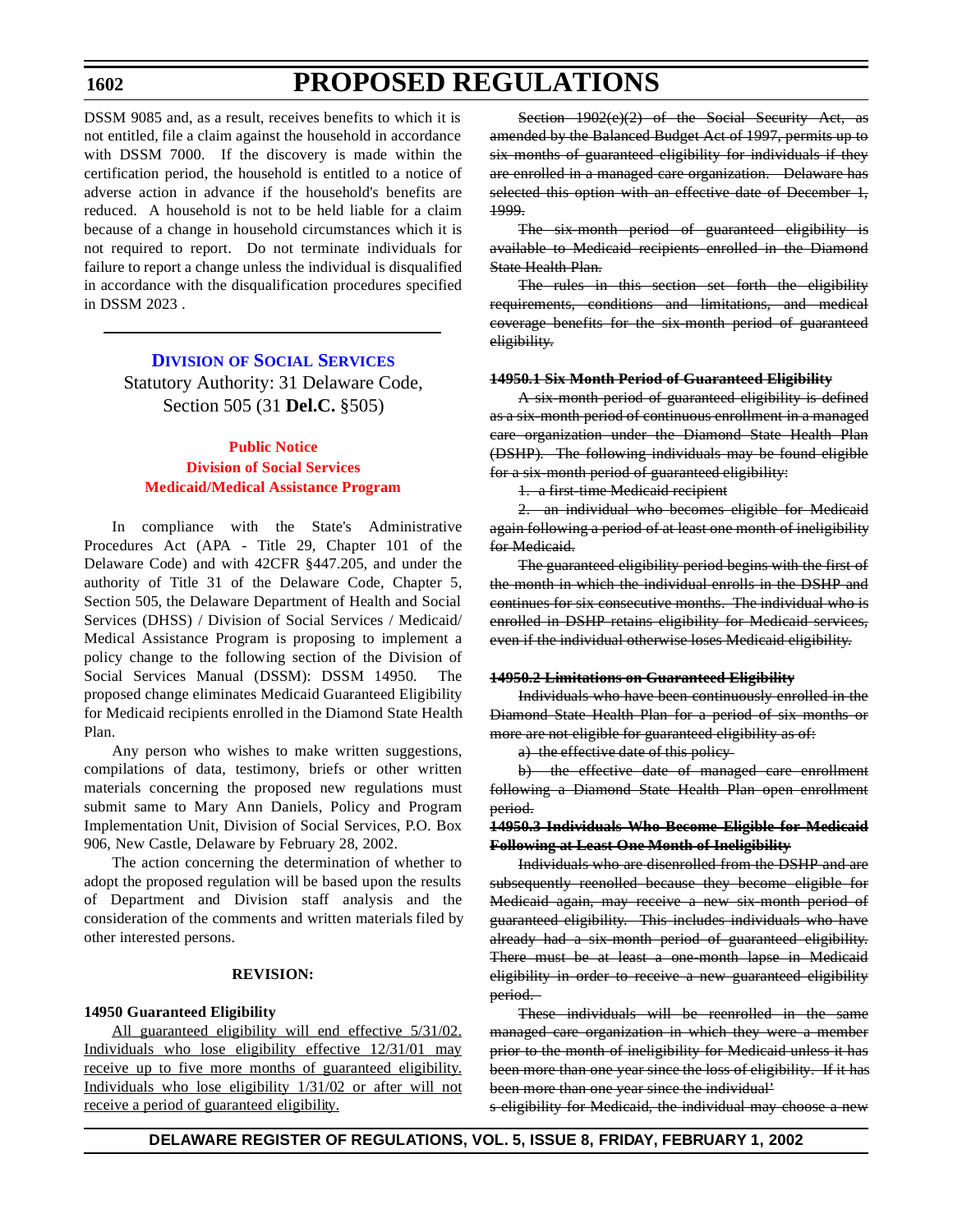DSSM 9085 and, as a result, receives benefits to which it is not entitled, file a claim against the household in accordance with DSSM 7000. If the discovery is made within the certification period, the household is entitled to a notice of adverse action in advance if the household's benefits are reduced. A household is not to be held liable for a claim because of a change in household circumstances which it is not required to report. Do not terminate individuals for failure to report a change unless the individual is disqualified in accordance with the disqualification procedures specified in DSSM 2023 .

---

## Division of Social Services

Statutory Authority: 31 Delaware Code, Section 505 (31 **Del.C.** §505)

### Public Notice
### Division of Social Services
### Medicaid/Medical Assistance Program

In compliance with the State's Administrative Procedures Act (APA - Title 29, Chapter 101 of the Delaware Code) and with 42CFR §447.205, and under the authority of Title 31 of the Delaware Code, Chapter 5, Section 505, the Delaware Department of Health and Social Services (DHSS) / Division of Social Services / Medicaid/ Medical Assistance Program is proposing to implement a policy change to the following section of the Division of Social Services Manual (DSSM): DSSM 14950. The proposed change eliminates Medicaid Guaranteed Eligibility for Medicaid recipients enrolled in the Diamond State Health Plan.

Any person who wishes to make written suggestions, compilations of data, testimony, briefs or other written materials concerning the proposed new regulations must submit same to Mary Ann Daniels, Policy and Program Implementation Unit, Division of Social Services, P.O. Box 906, New Castle, Delaware by February 28, 2002.

The action concerning the determination of whether to adopt the proposed regulation will be based upon the results of Department and Division staff analysis and the consideration of the comments and written materials filed by other interested persons.

**REVISION:**

**14950 Guaranteed Eligibility**

All guaranteed eligibility will end effective 5/31/02. Individuals who lose eligibility effective 12/31/01 may receive up to five more months of guaranteed eligibility. Individuals who lose eligibility 1/31/02 or after will not receive a period of guaranteed eligibility.

~~Section 1902(e)(2) of the Social Security Act, as amended by the Balanced Budget Act of 1997, permits up to six months of guaranteed eligibility for individuals if they are enrolled in a managed care organization. Delaware has selected this option with an effective date of December 1, 1999.~~

~~The six-month period of guaranteed eligibility is available to Medicaid recipients enrolled in the Diamond State Health Plan.~~

~~The rules in this section set forth the eligibility requirements, conditions and limitations, and medical coverage benefits for the six-month period of guaranteed eligibility.~~

~~**14950.1 Six Month Period of Guaranteed Eligibility**~~

~~A six-month period of guaranteed eligibility is defined as a six-month period of continuous enrollment in a managed care organization under the Diamond State Health Plan (DSHP). The following individuals may be found eligible for a six-month period of guaranteed eligibility:~~

~~1. a first-time Medicaid recipient~~

~~2. an individual who becomes eligible for Medicaid again following a period of at least one month of ineligibility for Medicaid.~~

~~The guaranteed eligibility period begins with the first of the month in which the individual enrolls in the DSHP and continues for six consecutive months. The individual who is enrolled in DSHP retains eligibility for Medicaid services, even if the individual otherwise loses Medicaid eligibility.~~

~~**14950.2 Limitations on Guaranteed Eligibility**~~

~~Individuals who have been continuously enrolled in the Diamond State Health Plan for a period of six months or more are not eligible for guaranteed eligibility as of:~~

~~a) the effective date of this policy~~

~~b) the effective date of managed care enrollment following a Diamond State Health Plan open enrollment period.~~

~~**14950.3 Individuals Who Become Eligible for Medicaid Following at Least One Month of Ineligibility**~~

~~Individuals who are disenrolled from the DSHP and are subsequently reenolled because they become eligible for Medicaid again, may receive a new six-month period of guaranteed eligibility. This includes individuals who have already had a six-month period of guaranteed eligibility. There must be at least a one-month lapse in Medicaid eligibility in order to receive a new guaranteed eligibility period.~~

~~These individuals will be reenrolled in the same managed care organization in which they were a member prior to the month of ineligibility for Medicaid unless it has been more than one year since the loss of eligibility. If it has been more than one year since the individual's eligibility for Medicaid, the individual may choose a new~~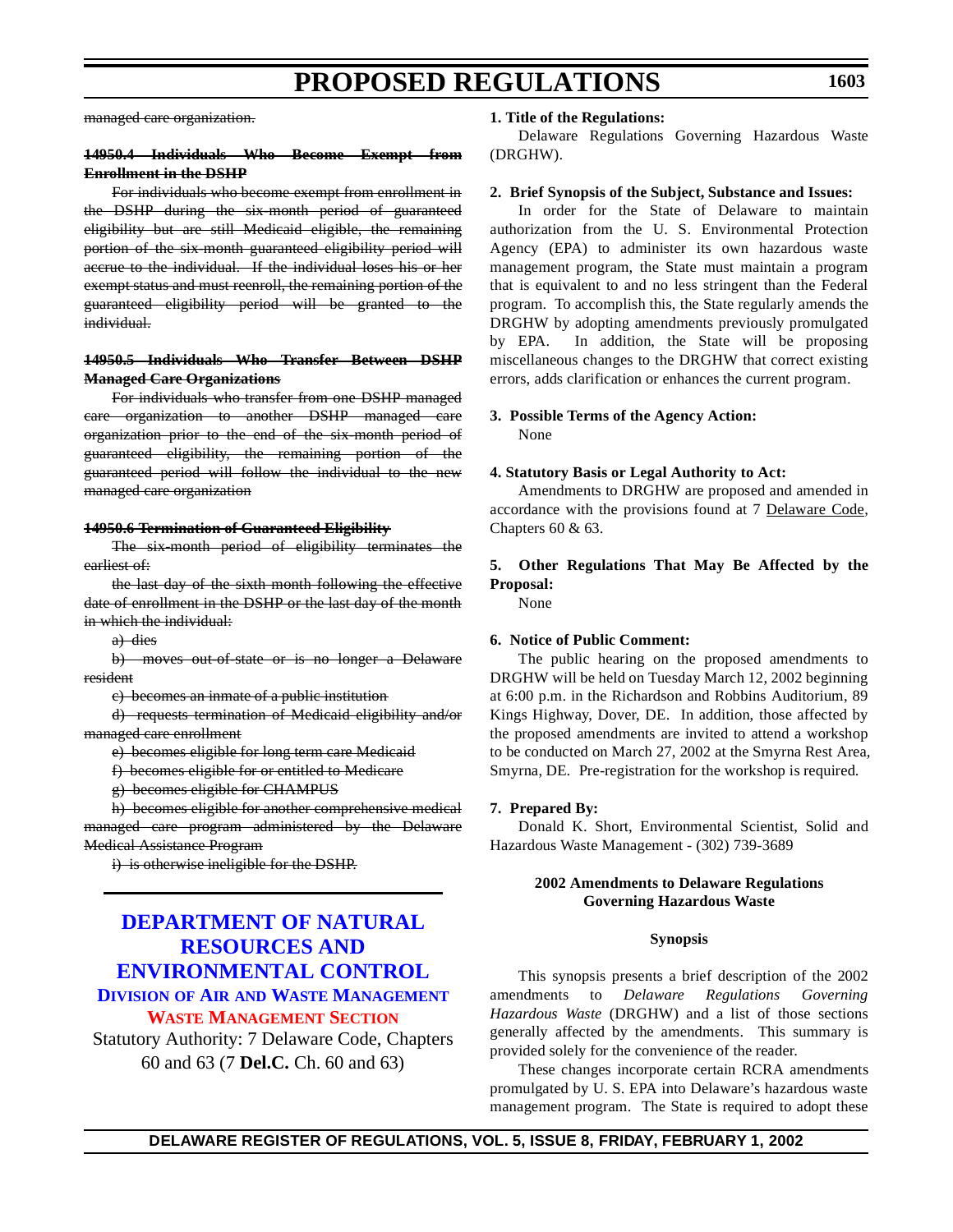~~managed care organization.~~

**~~14950.4 Individuals Who Become Exempt from Enrollment in the DSHP~~**

~~For individuals who become exempt from enrollment in the DSHP during the six-month period of guaranteed eligibility but are still Medicaid eligible, the remaining portion of the six-month guaranteed eligibility period will accrue to the individual. If the individual loses his or her exempt status and must reenroll, the remaining portion of the guaranteed eligibility period will be granted to the individual.~~

**~~14950.5 Individuals Who Transfer Between DSHP Managed Care Organizations~~**

~~For individuals who transfer from one DSHP managed care organization to another DSHP managed care organization prior to the end of the six-month period of guaranteed eligibility, the remaining portion of the guaranteed period will follow the individual to the new managed care organization~~

**~~14950.6 Termination of Guaranteed Eligibility~~**

~~The six-month period of eligibility terminates the earliest of:~~

~~the last day of the sixth month following the effective date of enrollment in the DSHP or the last day of the month in which the individual:~~

~~a) dies~~

~~b) moves out-of-state or is no longer a Delaware resident~~

~~c) becomes an inmate of a public institution~~

~~d) requests termination of Medicaid eligibility and/or managed care enrollment~~

~~e) becomes eligible for long term care Medicaid~~

~~f) becomes eligible for or entitled to Medicare~~

~~g) becomes eligible for CHAMPUS~~

~~h) becomes eligible for another comprehensive medical managed care program administered by the Delaware Medical Assistance Program~~

~~i) is otherwise ineligible for the DSHP.~~

---

# DEPARTMENT OF NATURAL RESOURCES AND ENVIRONMENTAL CONTROL

## DIVISION OF AIR AND WASTE MANAGEMENT

### WASTE MANAGEMENT SECTION

Statutory Authority: 7 Delaware Code, Chapters 60 and 63 (7 **Del.C.** Ch. 60 and 63)

**1. Title of the Regulations:**

Delaware Regulations Governing Hazardous Waste (DRGHW).

**2. Brief Synopsis of the Subject, Substance and Issues:**

In order for the State of Delaware to maintain authorization from the U. S. Environmental Protection Agency (EPA) to administer its own hazardous waste management program, the State must maintain a program that is equivalent to and no less stringent than the Federal program. To accomplish this, the State regularly amends the DRGHW by adopting amendments previously promulgated by EPA. In addition, the State will be proposing miscellaneous changes to the DRGHW that correct existing errors, adds clarification or enhances the current program.

**3. Possible Terms of the Agency Action:**

None

**4. Statutory Basis or Legal Authority to Act:**

Amendments to DRGHW are proposed and amended in accordance with the provisions found at 7 Delaware Code, Chapters 60 & 63.

**5. Other Regulations That May Be Affected by the Proposal:**

None

**6. Notice of Public Comment:**

The public hearing on the proposed amendments to DRGHW will be held on Tuesday March 12, 2002 beginning at 6:00 p.m. in the Richardson and Robbins Auditorium, 89 Kings Highway, Dover, DE. In addition, those affected by the proposed amendments are invited to attend a workshop to be conducted on March 27, 2002 at the Smyrna Rest Area, Smyrna, DE. Pre-registration for the workshop is required.

**7. Prepared By:**

Donald K. Short, Environmental Scientist, Solid and Hazardous Waste Management - (302) 739-3689

**2002 Amendments to Delaware Regulations Governing Hazardous Waste**

**Synopsis**

This synopsis presents a brief description of the 2002 amendments to *Delaware Regulations Governing Hazardous Waste* (DRGHW) and a list of those sections generally affected by the amendments. This summary is provided solely for the convenience of the reader.

These changes incorporate certain RCRA amendments promulgated by U. S. EPA into Delaware's hazardous waste management program. The State is required to adopt these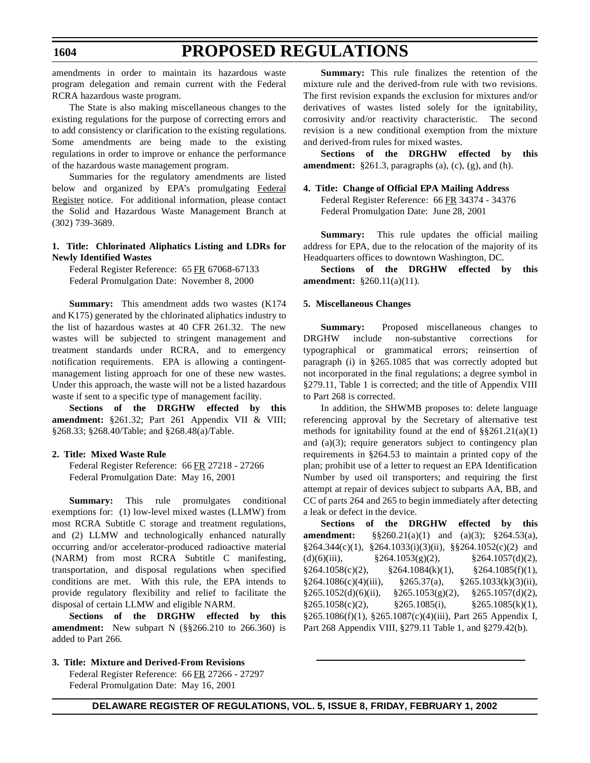amendments in order to maintain its hazardous waste program delegation and remain current with the Federal RCRA hazardous waste program.

The State is also making miscellaneous changes to the existing regulations for the purpose of correcting errors and to add consistency or clarification to the existing regulations. Some amendments are being made to the existing regulations in order to improve or enhance the performance of the hazardous waste management program.

Summaries for the regulatory amendments are listed below and organized by EPA's promulgating Federal Register notice. For additional information, please contact the Solid and Hazardous Waste Management Branch at (302) 739-3689.

**1. Title: Chlorinated Aliphatics Listing and LDRs for Newly Identified Wastes**

Federal Register Reference: 65 FR 67068-67133
Federal Promulgation Date: November 8, 2000

**Summary:** This amendment adds two wastes (K174 and K175) generated by the chlorinated aliphatics industry to the list of hazardous wastes at 40 CFR 261.32. The new wastes will be subjected to stringent management and treatment standards under RCRA, and to emergency notification requirements. EPA is allowing a contingent-management listing approach for one of these new wastes. Under this approach, the waste will not be a listed hazardous waste if sent to a specific type of management facility.

**Sections of the DRGHW effected by this amendment:** §261.32; Part 261 Appendix VII & VIII; §268.33; §268.40/Table; and §268.48(a)/Table.

**2. Title: Mixed Waste Rule**

Federal Register Reference: 66 FR 27218 - 27266
Federal Promulgation Date: May 16, 2001

**Summary:** This rule promulgates conditional exemptions for: (1) low-level mixed wastes (LLMW) from most RCRA Subtitle C storage and treatment regulations, and (2) LLMW and technologically enhanced naturally occurring and/or accelerator-produced radioactive material (NARM) from most RCRA Subtitle C manifesting, transportation, and disposal regulations when specified conditions are met. With this rule, the EPA intends to provide regulatory flexibility and relief to facilitate the disposal of certain LLMW and eligible NARM.

**Sections of the DRGHW effected by this amendment:** New subpart N (§§266.210 to 266.360) is added to Part 266.

**3. Title: Mixture and Derived-From Revisions**

Federal Register Reference: 66 FR 27266 - 27297
Federal Promulgation Date: May 16, 2001

**Summary:** This rule finalizes the retention of the mixture rule and the derived-from rule with two revisions. The first revision expands the exclusion for mixtures and/or derivatives of wastes listed solely for the ignitability, corrosivity and/or reactivity characteristic. The second revision is a new conditional exemption from the mixture and derived-from rules for mixed wastes.

**Sections of the DRGHW effected by this amendment:** §261.3, paragraphs (a), (c), (g), and (h).

**4. Title: Change of Official EPA Mailing Address**

Federal Register Reference: 66 FR 34374 - 34376
Federal Promulgation Date: June 28, 2001

**Summary:** This rule updates the official mailing address for EPA, due to the relocation of the majority of its Headquarters offices to downtown Washington, DC.

**Sections of the DRGHW effected by this amendment:** §260.11(a)(11).

**5. Miscellaneous Changes**

**Summary:** Proposed miscellaneous changes to DRGHW include non-substantive corrections for typographical or grammatical errors; reinsertion of paragraph (i) in §265.1085 that was correctly adopted but not incorporated in the final regulations; a degree symbol in §279.11, Table 1 is corrected; and the title of Appendix VIII to Part 268 is corrected.

In addition, the SHWMB proposes to: delete language referencing approval by the Secretary of alternative test methods for ignitability found at the end of §§261.21(a)(1) and (a)(3); require generators subject to contingency plan requirements in §264.53 to maintain a printed copy of the plan; prohibit use of a letter to request an EPA Identification Number by used oil transporters; and requiring the first attempt at repair of devices subject to subparts AA, BB, and CC of parts 264 and 265 to begin immediately after detecting a leak or defect in the device.

**Sections of the DRGHW effected by this amendment:** §§260.21(a)(1) and (a)(3); §264.53(a), §264.344(c)(1), §264.1033(i)(3)(ii), §§264.1052(c)(2) and (d)(6)(iii), §264.1053(g)(2), §264.1057(d)(2), §264.1058(c)(2), §264.1084(k)(1), §264.1085(f)(1), §264.1086(c)(4)(iii), §265.37(a), §265.1033(k)(3)(ii), §265.1052(d)(6)(ii), §265.1053(g)(2), §265.1057(d)(2), §265.1058(c)(2), §265.1085(i), §265.1085(k)(1), §265.1086(f)(1), §265.1087(c)(4)(iii), Part 265 Appendix I, Part 268 Appendix VIII, §279.11 Table 1, and §279.42(b).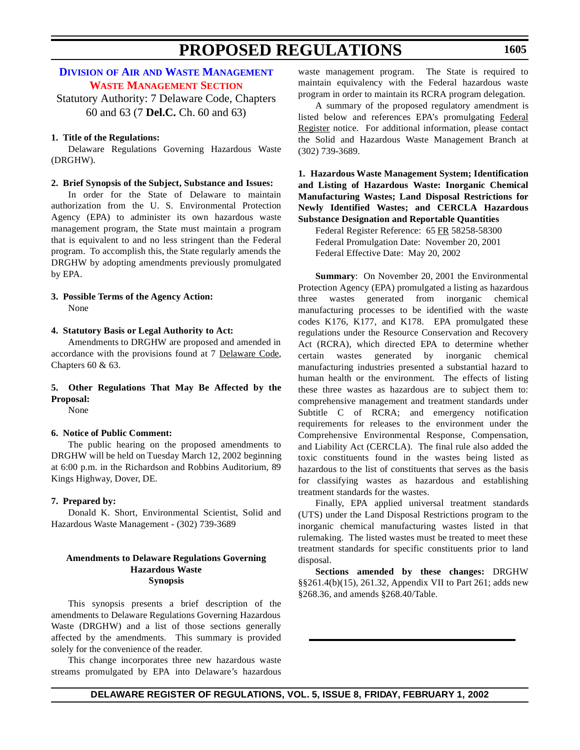## DIVISION OF AIR AND WASTE MANAGEMENT
### WASTE MANAGEMENT SECTION

Statutory Authority: 7 Delaware Code, Chapters 60 and 63 (7 **Del.C.** Ch. 60 and 63)

**1. Title of the Regulations:**

Delaware Regulations Governing Hazardous Waste (DRGHW).

**2. Brief Synopsis of the Subject, Substance and Issues:**

In order for the State of Delaware to maintain authorization from the U. S. Environmental Protection Agency (EPA) to administer its own hazardous waste management program, the State must maintain a program that is equivalent to and no less stringent than the Federal program. To accomplish this, the State regularly amends the DRGHW by adopting amendments previously promulgated by EPA.

**3. Possible Terms of the Agency Action:**

None

**4. Statutory Basis or Legal Authority to Act:**

Amendments to DRGHW are proposed and amended in accordance with the provisions found at 7 Delaware Code, Chapters 60 & 63.

**5. Other Regulations That May Be Affected by the Proposal:**

None

**6. Notice of Public Comment:**

The public hearing on the proposed amendments to DRGHW will be held on Tuesday March 12, 2002 beginning at 6:00 p.m. in the Richardson and Robbins Auditorium, 89 Kings Highway, Dover, DE.

**7. Prepared by:**

Donald K. Short, Environmental Scientist, Solid and Hazardous Waste Management - (302) 739-3689

**Amendments to Delaware Regulations Governing Hazardous Waste**
**Synopsis**

This synopsis presents a brief description of the amendments to Delaware Regulations Governing Hazardous Waste (DRGHW) and a list of those sections generally affected by the amendments. This summary is provided solely for the convenience of the reader.

This change incorporates three new hazardous waste streams promulgated by EPA into Delaware's hazardous waste management program. The State is required to maintain equivalency with the Federal hazardous waste program in order to maintain its RCRA program delegation.

A summary of the proposed regulatory amendment is listed below and references EPA's promulgating Federal Register notice. For additional information, please contact the Solid and Hazardous Waste Management Branch at (302) 739-3689.

**1. Hazardous Waste Management System; Identification and Listing of Hazardous Waste: Inorganic Chemical Manufacturing Wastes; Land Disposal Restrictions for Newly Identified Wastes; and CERCLA Hazardous Substance Designation and Reportable Quantities**

Federal Register Reference: 65 FR 58258-58300
Federal Promulgation Date: November 20, 2001
Federal Effective Date: May 20, 2002

**Summary**: On November 20, 2001 the Environmental Protection Agency (EPA) promulgated a listing as hazardous three wastes generated from inorganic chemical manufacturing processes to be identified with the waste codes K176, K177, and K178. EPA promulgated these regulations under the Resource Conservation and Recovery Act (RCRA), which directed EPA to determine whether certain wastes generated by inorganic chemical manufacturing industries presented a substantial hazard to human health or the environment. The effects of listing these three wastes as hazardous are to subject them to: comprehensive management and treatment standards under Subtitle C of RCRA; and emergency notification requirements for releases to the environment under the Comprehensive Environmental Response, Compensation, and Liability Act (CERCLA). The final rule also added the toxic constituents found in the wastes being listed as hazardous to the list of constituents that serves as the basis for classifying wastes as hazardous and establishing treatment standards for the wastes.

Finally, EPA applied universal treatment standards (UTS) under the Land Disposal Restrictions program to the inorganic chemical manufacturing wastes listed in that rulemaking. The listed wastes must be treated to meet these treatment standards for specific constituents prior to land disposal.

**Sections amended by these changes:** DRGHW §§261.4(b)(15), 261.32, Appendix VII to Part 261; adds new §268.36, and amends §268.40/Table.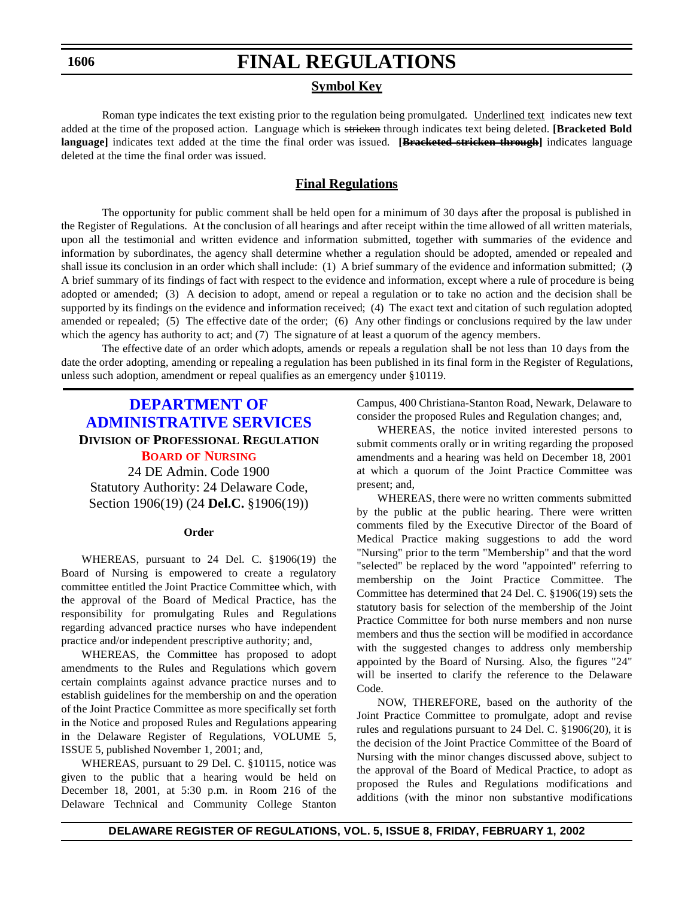# FINAL REGULATIONS

## Symbol Key

Roman type indicates the text existing prior to the regulation being promulgated. Underlined text indicates new text added at the time of the proposed action. Language which is ~~stricken~~ through indicates text being deleted. **[Bracketed Bold language]** indicates text added at the time the final order was issued. **[~~Bracketed stricken through~~]** indicates language deleted at the time the final order was issued.

## Final Regulations

The opportunity for public comment shall be held open for a minimum of 30 days after the proposal is published in the Register of Regulations. At the conclusion of all hearings and after receipt within the time allowed of all written materials, upon all the testimonial and written evidence and information submitted, together with summaries of the evidence and information by subordinates, the agency shall determine whether a regulation should be adopted, amended or repealed and shall issue its conclusion in an order which shall include: (1) A brief summary of the evidence and information submitted; (2) A brief summary of its findings of fact with respect to the evidence and information, except where a rule of procedure is being adopted or amended; (3) A decision to adopt, amend or repeal a regulation or to take no action and the decision shall be supported by its findings on the evidence and information received; (4) The exact text and citation of such regulation adopted, amended or repealed; (5) The effective date of the order; (6) Any other findings or conclusions required by the law under which the agency has authority to act; and (7) The signature of at least a quorum of the agency members.

The effective date of an order which adopts, amends or repeals a regulation shall be not less than 10 days from the date the order adopting, amending or repealing a regulation has been published in its final form in the Register of Regulations, unless such adoption, amendment or repeal qualifies as an emergency under §10119.

## DEPARTMENT OF ADMINISTRATIVE SERVICES

### Division of Professional Regulation

### Board of Nursing

24 DE Admin. Code 1900

Statutory Authority: 24 Delaware Code, Section 1906(19) (24 **Del.C.** §1906(19))

#### Order

WHEREAS, pursuant to 24 Del. C. §1906(19) the Board of Nursing is empowered to create a regulatory committee entitled the Joint Practice Committee which, with the approval of the Board of Medical Practice, has the responsibility for promulgating Rules and Regulations regarding advanced practice nurses who have independent practice and/or independent prescriptive authority; and,

WHEREAS, the Committee has proposed to adopt amendments to the Rules and Regulations which govern certain complaints against advance practice nurses and to establish guidelines for the membership on and the operation of the Joint Practice Committee as more specifically set forth in the Notice and proposed Rules and Regulations appearing in the Delaware Register of Regulations, VOLUME 5, ISSUE 5, published November 1, 2001; and,

WHEREAS, pursuant to 29 Del. C. §10115, notice was given to the public that a hearing would be held on December 18, 2001, at 5:30 p.m. in Room 216 of the Delaware Technical and Community College Stanton Campus, 400 Christiana-Stanton Road, Newark, Delaware to consider the proposed Rules and Regulation changes; and,

WHEREAS, the notice invited interested persons to submit comments orally or in writing regarding the proposed amendments and a hearing was held on December 18, 2001 at which a quorum of the Joint Practice Committee was present; and,

WHEREAS, there were no written comments submitted by the public at the public hearing. There were written comments filed by the Executive Director of the Board of Medical Practice making suggestions to add the word "Nursing" prior to the term "Membership" and that the word "selected" be replaced by the word "appointed" referring to membership on the Joint Practice Committee. The Committee has determined that 24 Del. C. §1906(19) sets the statutory basis for selection of the membership of the Joint Practice Committee for both nurse members and non nurse members and thus the section will be modified in accordance with the suggested changes to address only membership appointed by the Board of Nursing. Also, the figures "24" will be inserted to clarify the reference to the Delaware Code.

NOW, THEREFORE, based on the authority of the Joint Practice Committee to promulgate, adopt and revise rules and regulations pursuant to 24 Del. C. §1906(20), it is the decision of the Joint Practice Committee of the Board of Nursing with the minor changes discussed above, subject to the approval of the Board of Medical Practice, to adopt as proposed the Rules and Regulations modifications and additions (with the minor non substantive modifications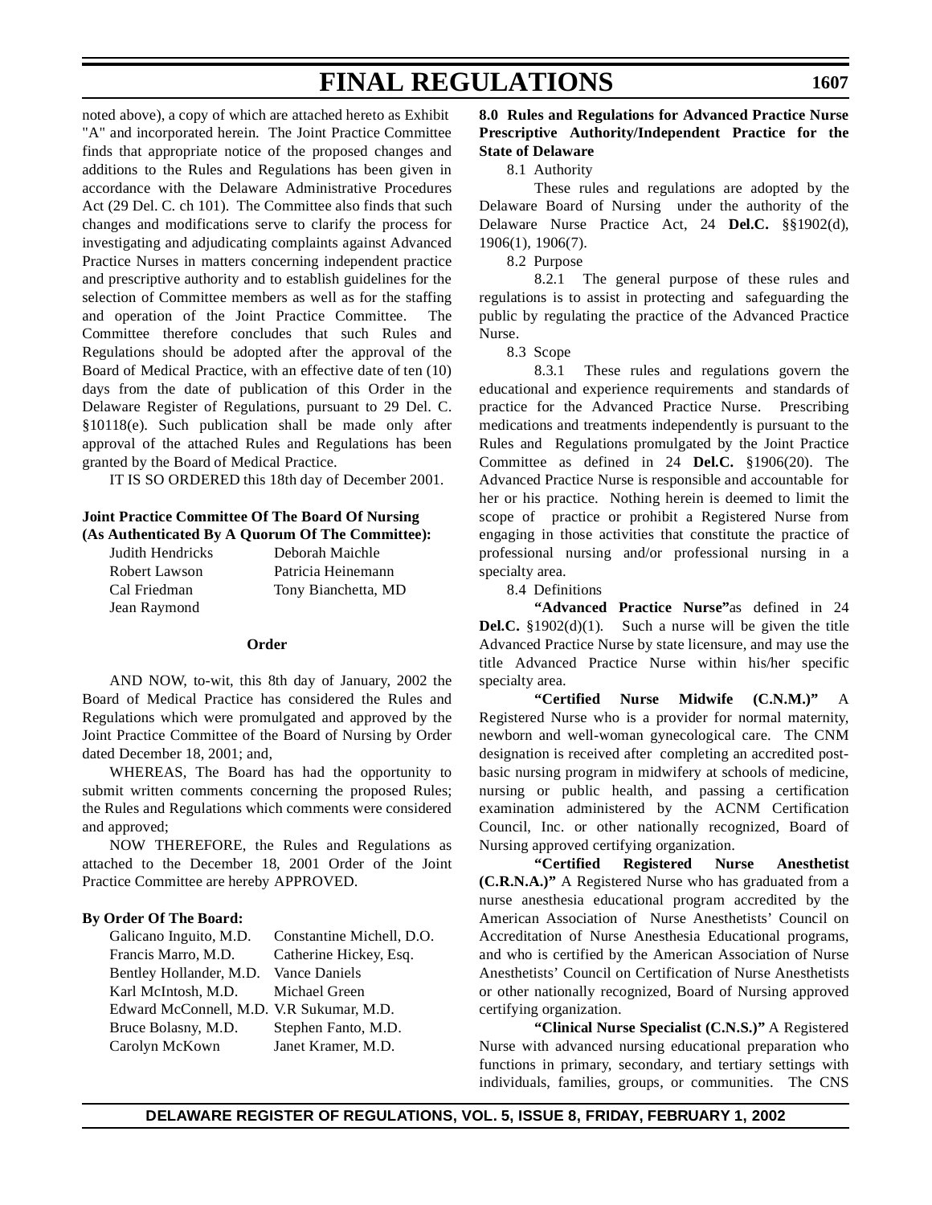noted above), a copy of which are attached hereto as Exhibit "A" and incorporated herein. The Joint Practice Committee finds that appropriate notice of the proposed changes and additions to the Rules and Regulations has been given in accordance with the Delaware Administrative Procedures Act (29 Del. C. ch 101). The Committee also finds that such changes and modifications serve to clarify the process for investigating and adjudicating complaints against Advanced Practice Nurses in matters concerning independent practice and prescriptive authority and to establish guidelines for the selection of Committee members as well as for the staffing and operation of the Joint Practice Committee. The Committee therefore concludes that such Rules and Regulations should be adopted after the approval of the Board of Medical Practice, with an effective date of ten (10) days from the date of publication of this Order in the Delaware Register of Regulations, pursuant to 29 Del. C. §10118(e). Such publication shall be made only after approval of the attached Rules and Regulations has been granted by the Board of Medical Practice.

IT IS SO ORDERED this 18th day of December 2001.

**Joint Practice Committee Of The Board Of Nursing (As Authenticated By A Quorum Of The Committee):**

| | |
|---|---|
| Judith Hendricks | Deborah Maichle |
| Robert Lawson | Patricia Heinemann |
| Cal Friedman | Tony Bianchetta, MD |
| Jean Raymond | |

**Order**

AND NOW, to-wit, this 8th day of January, 2002 the Board of Medical Practice has considered the Rules and Regulations which were promulgated and approved by the Joint Practice Committee of the Board of Nursing by Order dated December 18, 2001; and,

WHEREAS, The Board has had the opportunity to submit written comments concerning the proposed Rules; the Rules and Regulations which comments were considered and approved;

NOW THEREFORE, the Rules and Regulations as attached to the December 18, 2001 Order of the Joint Practice Committee are hereby APPROVED.

**By Order Of The Board:**

| | |
|---|---|
| Galicano Inguito, M.D. | Constantine Michell, D.O. |
| Francis Marro, M.D. | Catherine Hickey, Esq. |
| Bentley Hollander, M.D. | Vance Daniels |
| Karl McIntosh, M.D. | Michael Green |
| Edward McConnell, M.D. | V.R Sukumar, M.D. |
| Bruce Bolasny, M.D. | Stephen Fanto, M.D. |
| Carolyn McKown | Janet Kramer, M.D. |

**8.0 Rules and Regulations for Advanced Practice Nurse Prescriptive Authority/Independent Practice for the State of Delaware**

8.1 Authority

These rules and regulations are adopted by the Delaware Board of Nursing under the authority of the Delaware Nurse Practice Act, 24 **Del.C.** §§1902(d), 1906(1), 1906(7).

8.2 Purpose

8.2.1 The general purpose of these rules and regulations is to assist in protecting and safeguarding the public by regulating the practice of the Advanced Practice Nurse.

8.3 Scope

8.3.1 These rules and regulations govern the educational and experience requirements and standards of practice for the Advanced Practice Nurse. Prescribing medications and treatments independently is pursuant to the Rules and Regulations promulgated by the Joint Practice Committee as defined in 24 **Del.C.** §1906(20). The Advanced Practice Nurse is responsible and accountable for her or his practice. Nothing herein is deemed to limit the scope of practice or prohibit a Registered Nurse from engaging in those activities that constitute the practice of professional nursing and/or professional nursing in a specialty area.

8.4 Definitions

**"Advanced Practice Nurse"** as defined in 24 **Del.C.** §1902(d)(1). Such a nurse will be given the title Advanced Practice Nurse by state licensure, and may use the title Advanced Practice Nurse within his/her specific specialty area.

**"Certified Nurse Midwife (C.N.M.)"** A Registered Nurse who is a provider for normal maternity, newborn and well-woman gynecological care. The CNM designation is received after completing an accredited post-basic nursing program in midwifery at schools of medicine, nursing or public health, and passing a certification examination administered by the ACNM Certification Council, Inc. or other nationally recognized, Board of Nursing approved certifying organization.

**"Certified Registered Nurse Anesthetist (C.R.N.A.)"** A Registered Nurse who has graduated from a nurse anesthesia educational program accredited by the American Association of Nurse Anesthetists' Council on Accreditation of Nurse Anesthesia Educational programs, and who is certified by the American Association of Nurse Anesthetists' Council on Certification of Nurse Anesthetists or other nationally recognized, Board of Nursing approved certifying organization.

**"Clinical Nurse Specialist (C.N.S.)"** A Registered Nurse with advanced nursing educational preparation who functions in primary, secondary, and tertiary settings with individuals, families, groups, or communities. The CNS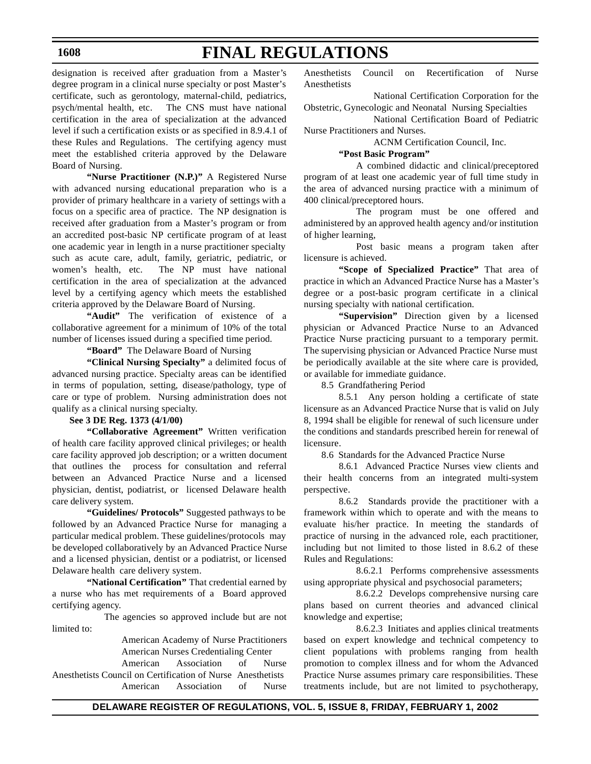designation is received after graduation from a Master's degree program in a clinical nurse specialty or post Master's certificate, such as gerontology, maternal-child, pediatrics, psych/mental health, etc. The CNS must have national certification in the area of specialization at the advanced level if such a certification exists or as specified in 8.9.4.1 of these Rules and Regulations. The certifying agency must meet the established criteria approved by the Delaware Board of Nursing.

**"Nurse Practitioner (N.P.)"** A Registered Nurse with advanced nursing educational preparation who is a provider of primary healthcare in a variety of settings with a focus on a specific area of practice. The NP designation is received after graduation from a Master's program or from an accredited post-basic NP certificate program of at least one academic year in length in a nurse practitioner specialty such as acute care, adult, family, geriatric, pediatric, or women's health, etc. The NP must have national certification in the area of specialization at the advanced level by a certifying agency which meets the established criteria approved by the Delaware Board of Nursing.

**"Audit"** The verification of existence of a collaborative agreement for a minimum of 10% of the total number of licenses issued during a specified time period.

**"Board"** The Delaware Board of Nursing

**"Clinical Nursing Specialty"** a delimited focus of advanced nursing practice. Specialty areas can be identified in terms of population, setting, disease/pathology, type of care or type of problem. Nursing administration does not qualify as a clinical nursing specialty.

**See 3 DE Reg. 1373 (4/1/00)**

**"Collaborative Agreement"** Written verification of health care facility approved clinical privileges; or health care facility approved job description; or a written document that outlines the process for consultation and referral between an Advanced Practice Nurse and a licensed physician, dentist, podiatrist, or licensed Delaware health care delivery system.

**"Guidelines/ Protocols"** Suggested pathways to be followed by an Advanced Practice Nurse for managing a particular medical problem. These guidelines/protocols may be developed collaboratively by an Advanced Practice Nurse and a licensed physician, dentist or a podiatrist, or licensed Delaware health care delivery system.

**"National Certification"** That credential earned by a nurse who has met requirements of a Board approved certifying agency.

The agencies so approved include but are not limited to:

American Academy of Nurse Practitioners

American Nurses Credentialing Center

American Association of Nurse Anesthetists Council on Certification of Nurse Anesthetists

American Association of Nurse Anesthetists Council on Recertification of Nurse Anesthetists

National Certification Corporation for the Obstetric, Gynecologic and Neonatal Nursing Specialties

National Certification Board of Pediatric Nurse Practitioners and Nurses.

ACNM Certification Council, Inc.

**"Post Basic Program"**

A combined didactic and clinical/preceptored program of at least one academic year of full time study in the area of advanced nursing practice with a minimum of 400 clinical/preceptored hours.

The program must be one offered and administered by an approved health agency and/or institution of higher learning,

Post basic means a program taken after licensure is achieved.

**"Scope of Specialized Practice"** That area of practice in which an Advanced Practice Nurse has a Master's degree or a post-basic program certificate in a clinical nursing specialty with national certification.

**"Supervision"** Direction given by a licensed physician or Advanced Practice Nurse to an Advanced Practice Nurse practicing pursuant to a temporary permit. The supervising physician or Advanced Practice Nurse must be periodically available at the site where care is provided, or available for immediate guidance.

8.5 Grandfathering Period

8.5.1 Any person holding a certificate of state licensure as an Advanced Practice Nurse that is valid on July 8, 1994 shall be eligible for renewal of such licensure under the conditions and standards prescribed herein for renewal of licensure.

8.6 Standards for the Advanced Practice Nurse

8.6.1 Advanced Practice Nurses view clients and their health concerns from an integrated multi-system perspective.

8.6.2 Standards provide the practitioner with a framework within which to operate and with the means to evaluate his/her practice. In meeting the standards of practice of nursing in the advanced role, each practitioner, including but not limited to those listed in 8.6.2 of these Rules and Regulations:

8.6.2.1 Performs comprehensive assessments using appropriate physical and psychosocial parameters;

8.6.2.2 Develops comprehensive nursing care plans based on current theories and advanced clinical knowledge and expertise;

8.6.2.3 Initiates and applies clinical treatments based on expert knowledge and technical competency to client populations with problems ranging from health promotion to complex illness and for whom the Advanced Practice Nurse assumes primary care responsibilities. These treatments include, but are not limited to psychotherapy,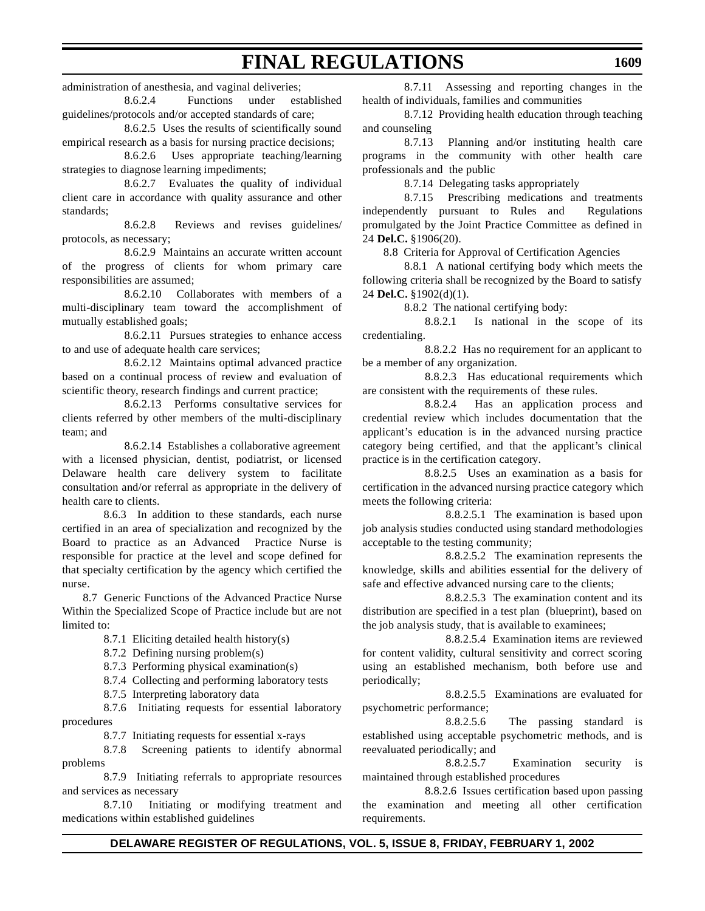administration of anesthesia, and vaginal deliveries;

8.6.2.4 Functions under established guidelines/protocols and/or accepted standards of care;

8.6.2.5 Uses the results of scientifically sound empirical research as a basis for nursing practice decisions;

8.6.2.6 Uses appropriate teaching/learning strategies to diagnose learning impediments;

8.6.2.7 Evaluates the quality of individual client care in accordance with quality assurance and other standards;

8.6.2.8 Reviews and revises guidelines/ protocols, as necessary;

8.6.2.9 Maintains an accurate written account of the progress of clients for whom primary care responsibilities are assumed;

8.6.2.10 Collaborates with members of a multi-disciplinary team toward the accomplishment of mutually established goals;

8.6.2.11 Pursues strategies to enhance access to and use of adequate health care services;

8.6.2.12 Maintains optimal advanced practice based on a continual process of review and evaluation of scientific theory, research findings and current practice;

8.6.2.13 Performs consultative services for clients referred by other members of the multi-disciplinary team; and

8.6.2.14 Establishes a collaborative agreement with a licensed physician, dentist, podiatrist, or licensed Delaware health care delivery system to facilitate consultation and/or referral as appropriate in the delivery of health care to clients.

8.6.3 In addition to these standards, each nurse certified in an area of specialization and recognized by the Board to practice as an Advanced Practice Nurse is responsible for practice at the level and scope defined for that specialty certification by the agency which certified the nurse.

8.7 Generic Functions of the Advanced Practice Nurse Within the Specialized Scope of Practice include but are not limited to:

8.7.1 Eliciting detailed health history(s)

8.7.2 Defining nursing problem(s)

8.7.3 Performing physical examination(s)

8.7.4 Collecting and performing laboratory tests

8.7.5 Interpreting laboratory data

8.7.6 Initiating requests for essential laboratory procedures

8.7.7 Initiating requests for essential x-rays

8.7.8 Screening patients to identify abnormal problems

8.7.9 Initiating referrals to appropriate resources and services as necessary

8.7.10 Initiating or modifying treatment and medications within established guidelines

8.7.11 Assessing and reporting changes in the health of individuals, families and communities

8.7.12 Providing health education through teaching and counseling

8.7.13 Planning and/or instituting health care programs in the community with other health care professionals and the public

8.7.14 Delegating tasks appropriately

8.7.15 Prescribing medications and treatments independently pursuant to Rules and Regulations promulgated by the Joint Practice Committee as defined in 24 **Del.C.** §1906(20).

8.8 Criteria for Approval of Certification Agencies

8.8.1 A national certifying body which meets the following criteria shall be recognized by the Board to satisfy 24 **Del.C.** §1902(d)(1).

8.8.2 The national certifying body:

8.8.2.1 Is national in the scope of its credentialing.

8.8.2.2 Has no requirement for an applicant to be a member of any organization.

8.8.2.3 Has educational requirements which are consistent with the requirements of these rules.

8.8.2.4 Has an application process and credential review which includes documentation that the applicant's education is in the advanced nursing practice category being certified, and that the applicant's clinical practice is in the certification category.

8.8.2.5 Uses an examination as a basis for certification in the advanced nursing practice category which meets the following criteria:

8.8.2.5.1 The examination is based upon job analysis studies conducted using standard methodologies acceptable to the testing community;

8.8.2.5.2 The examination represents the knowledge, skills and abilities essential for the delivery of safe and effective advanced nursing care to the clients;

8.8.2.5.3 The examination content and its distribution are specified in a test plan (blueprint), based on the job analysis study, that is available to examinees;

8.8.2.5.4 Examination items are reviewed for content validity, cultural sensitivity and correct scoring using an established mechanism, both before use and periodically;

8.8.2.5.5 Examinations are evaluated for psychometric performance;

8.8.2.5.6 The passing standard is established using acceptable psychometric methods, and is reevaluated periodically; and

8.8.2.5.7 Examination security is maintained through established procedures

8.8.2.6 Issues certification based upon passing the examination and meeting all other certification requirements.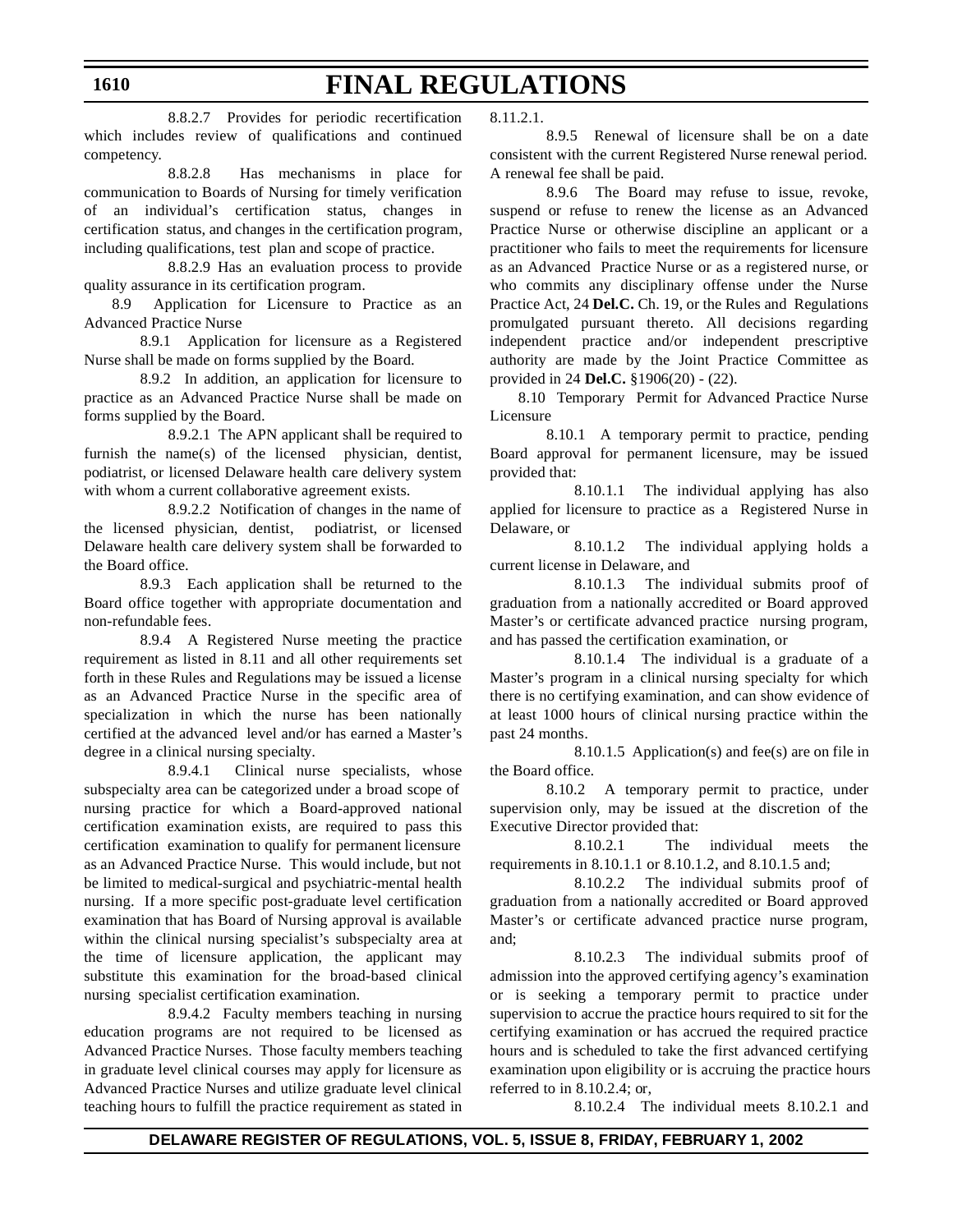8.8.2.7 Provides for periodic recertification which includes review of qualifications and continued competency.

8.8.2.8 Has mechanisms in place for communication to Boards of Nursing for timely verification of an individual's certification status, changes in certification status, and changes in the certification program, including qualifications, test plan and scope of practice.

8.8.2.9 Has an evaluation process to provide quality assurance in its certification program.

8.9 Application for Licensure to Practice as an Advanced Practice Nurse

8.9.1 Application for licensure as a Registered Nurse shall be made on forms supplied by the Board.

8.9.2 In addition, an application for licensure to practice as an Advanced Practice Nurse shall be made on forms supplied by the Board.

8.9.2.1 The APN applicant shall be required to furnish the name(s) of the licensed physician, dentist, podiatrist, or licensed Delaware health care delivery system with whom a current collaborative agreement exists.

8.9.2.2 Notification of changes in the name of the licensed physician, dentist, podiatrist, or licensed Delaware health care delivery system shall be forwarded to the Board office.

8.9.3 Each application shall be returned to the Board office together with appropriate documentation and non-refundable fees.

8.9.4 A Registered Nurse meeting the practice requirement as listed in 8.11 and all other requirements set forth in these Rules and Regulations may be issued a license as an Advanced Practice Nurse in the specific area of specialization in which the nurse has been nationally certified at the advanced level and/or has earned a Master's degree in a clinical nursing specialty.

8.9.4.1 Clinical nurse specialists, whose subspecialty area can be categorized under a broad scope of nursing practice for which a Board-approved national certification examination exists, are required to pass this certification examination to qualify for permanent licensure as an Advanced Practice Nurse. This would include, but not be limited to medical-surgical and psychiatric-mental health nursing. If a more specific post-graduate level certification examination that has Board of Nursing approval is available within the clinical nursing specialist's subspecialty area at the time of licensure application, the applicant may substitute this examination for the broad-based clinical nursing specialist certification examination.

8.9.4.2 Faculty members teaching in nursing education programs are not required to be licensed as Advanced Practice Nurses. Those faculty members teaching in graduate level clinical courses may apply for licensure as Advanced Practice Nurses and utilize graduate level clinical teaching hours to fulfill the practice requirement as stated in 8.11.2.1.

8.9.5 Renewal of licensure shall be on a date consistent with the current Registered Nurse renewal period. A renewal fee shall be paid.

8.9.6 The Board may refuse to issue, revoke, suspend or refuse to renew the license as an Advanced Practice Nurse or otherwise discipline an applicant or a practitioner who fails to meet the requirements for licensure as an Advanced Practice Nurse or as a registered nurse, or who commits any disciplinary offense under the Nurse Practice Act, 24 **Del.C.** Ch. 19, or the Rules and Regulations promulgated pursuant thereto. All decisions regarding independent practice and/or independent prescriptive authority are made by the Joint Practice Committee as provided in 24 **Del.C.** §1906(20) - (22).

8.10 Temporary Permit for Advanced Practice Nurse Licensure

8.10.1 A temporary permit to practice, pending Board approval for permanent licensure, may be issued provided that:

8.10.1.1 The individual applying has also applied for licensure to practice as a Registered Nurse in Delaware, or

8.10.1.2 The individual applying holds a current license in Delaware, and

8.10.1.3 The individual submits proof of graduation from a nationally accredited or Board approved Master's or certificate advanced practice nursing program, and has passed the certification examination, or

8.10.1.4 The individual is a graduate of a Master's program in a clinical nursing specialty for which there is no certifying examination, and can show evidence of at least 1000 hours of clinical nursing practice within the past 24 months.

8.10.1.5 Application(s) and fee(s) are on file in the Board office.

8.10.2 A temporary permit to practice, under supervision only, may be issued at the discretion of the Executive Director provided that:

8.10.2.1 The individual meets the requirements in 8.10.1.1 or 8.10.1.2, and 8.10.1.5 and;

8.10.2.2 The individual submits proof of graduation from a nationally accredited or Board approved Master's or certificate advanced practice nurse program, and;

8.10.2.3 The individual submits proof of admission into the approved certifying agency's examination or is seeking a temporary permit to practice under supervision to accrue the practice hours required to sit for the certifying examination or has accrued the required practice hours and is scheduled to take the first advanced certifying examination upon eligibility or is accruing the practice hours referred to in 8.10.2.4; or,

8.10.2.4 The individual meets 8.10.2.1 and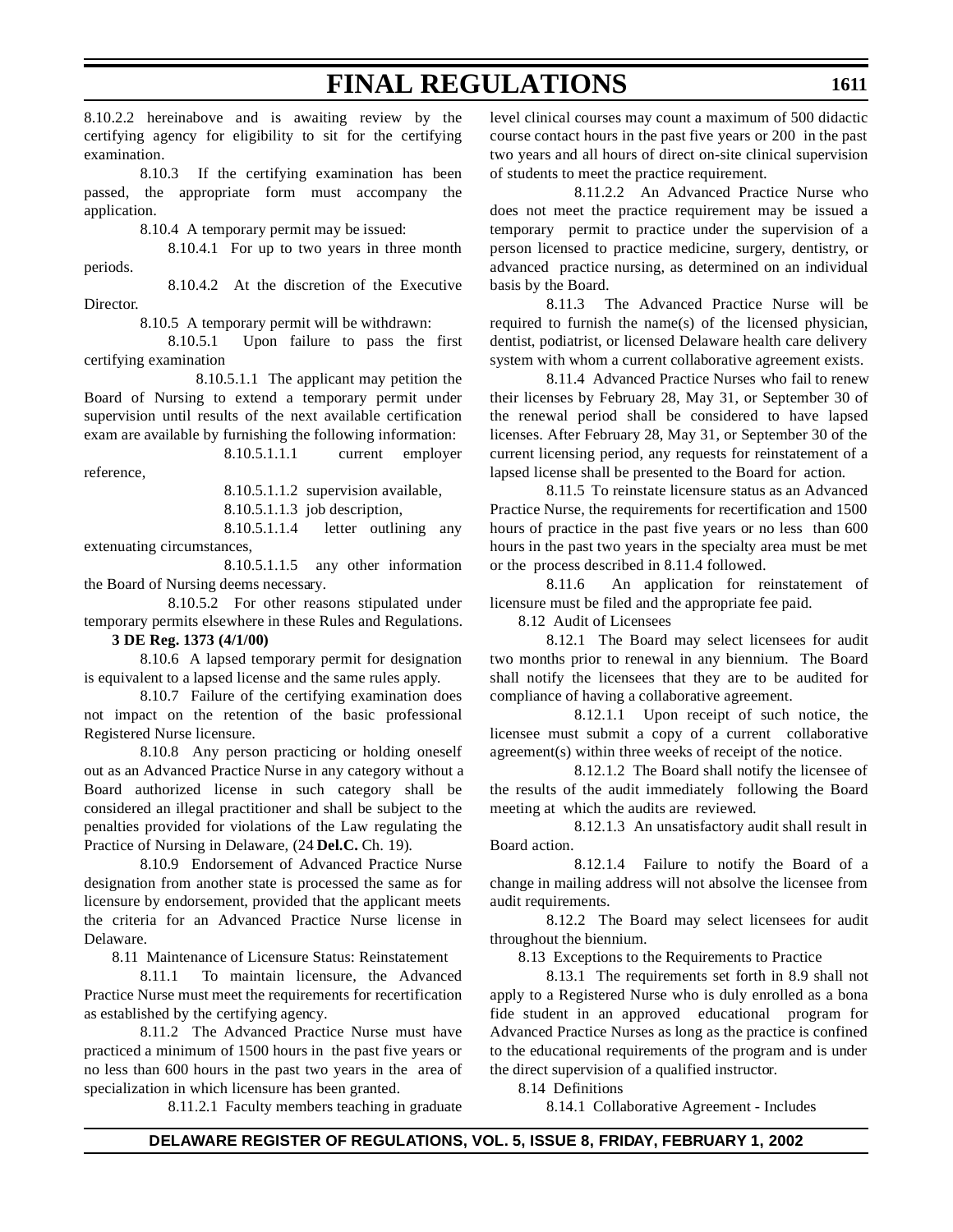8.10.2.2 hereinabove and is awaiting review by the certifying agency for eligibility to sit for the certifying examination.

8.10.3 If the certifying examination has been passed, the appropriate form must accompany the application.

8.10.4 A temporary permit may be issued:

8.10.4.1 For up to two years in three month periods.

8.10.4.2 At the discretion of the Executive Director.

8.10.5 A temporary permit will be withdrawn:

8.10.5.1 Upon failure to pass the first certifying examination

8.10.5.1.1 The applicant may petition the Board of Nursing to extend a temporary permit under supervision until results of the next available certification exam are available by furnishing the following information:

8.10.5.1.1.1 current employer reference,

8.10.5.1.1.2 supervision available,

8.10.5.1.1.3 job description,

8.10.5.1.1.4 letter outlining any extenuating circumstances,

8.10.5.1.1.5 any other information the Board of Nursing deems necessary.

8.10.5.2 For other reasons stipulated under temporary permits elsewhere in these Rules and Regulations.

**3 DE Reg. 1373 (4/1/00)**

8.10.6 A lapsed temporary permit for designation is equivalent to a lapsed license and the same rules apply.

8.10.7 Failure of the certifying examination does not impact on the retention of the basic professional Registered Nurse licensure.

8.10.8 Any person practicing or holding oneself out as an Advanced Practice Nurse in any category without a Board authorized license in such category shall be considered an illegal practitioner and shall be subject to the penalties provided for violations of the Law regulating the Practice of Nursing in Delaware, (24 **Del.C.** Ch. 19).

8.10.9 Endorsement of Advanced Practice Nurse designation from another state is processed the same as for licensure by endorsement, provided that the applicant meets the criteria for an Advanced Practice Nurse license in Delaware.

8.11 Maintenance of Licensure Status: Reinstatement

8.11.1 To maintain licensure, the Advanced Practice Nurse must meet the requirements for recertification as established by the certifying agency.

8.11.2 The Advanced Practice Nurse must have practiced a minimum of 1500 hours in the past five years or no less than 600 hours in the past two years in the area of specialization in which licensure has been granted.

8.11.2.1 Faculty members teaching in graduate level clinical courses may count a maximum of 500 didactic course contact hours in the past five years or 200 in the past two years and all hours of direct on-site clinical supervision of students to meet the practice requirement.

8.11.2.2 An Advanced Practice Nurse who does not meet the practice requirement may be issued a temporary permit to practice under the supervision of a person licensed to practice medicine, surgery, dentistry, or advanced practice nursing, as determined on an individual basis by the Board.

8.11.3 The Advanced Practice Nurse will be required to furnish the name(s) of the licensed physician, dentist, podiatrist, or licensed Delaware health care delivery system with whom a current collaborative agreement exists.

8.11.4 Advanced Practice Nurses who fail to renew their licenses by February 28, May 31, or September 30 of the renewal period shall be considered to have lapsed licenses. After February 28, May 31, or September 30 of the current licensing period, any requests for reinstatement of a lapsed license shall be presented to the Board for action.

8.11.5 To reinstate licensure status as an Advanced Practice Nurse, the requirements for recertification and 1500 hours of practice in the past five years or no less than 600 hours in the past two years in the specialty area must be met or the process described in 8.11.4 followed.

8.11.6 An application for reinstatement of licensure must be filed and the appropriate fee paid.

8.12 Audit of Licensees

8.12.1 The Board may select licensees for audit two months prior to renewal in any biennium. The Board shall notify the licensees that they are to be audited for compliance of having a collaborative agreement.

8.12.1.1 Upon receipt of such notice, the licensee must submit a copy of a current collaborative agreement(s) within three weeks of receipt of the notice.

8.12.1.2 The Board shall notify the licensee of the results of the audit immediately following the Board meeting at which the audits are reviewed.

8.12.1.3 An unsatisfactory audit shall result in Board action.

8.12.1.4 Failure to notify the Board of a change in mailing address will not absolve the licensee from audit requirements.

8.12.2 The Board may select licensees for audit throughout the biennium.

8.13 Exceptions to the Requirements to Practice

8.13.1 The requirements set forth in 8.9 shall not apply to a Registered Nurse who is duly enrolled as a bona fide student in an approved educational program for Advanced Practice Nurses as long as the practice is confined to the educational requirements of the program and is under the direct supervision of a qualified instructor.

8.14 Definitions

8.14.1 Collaborative Agreement - Includes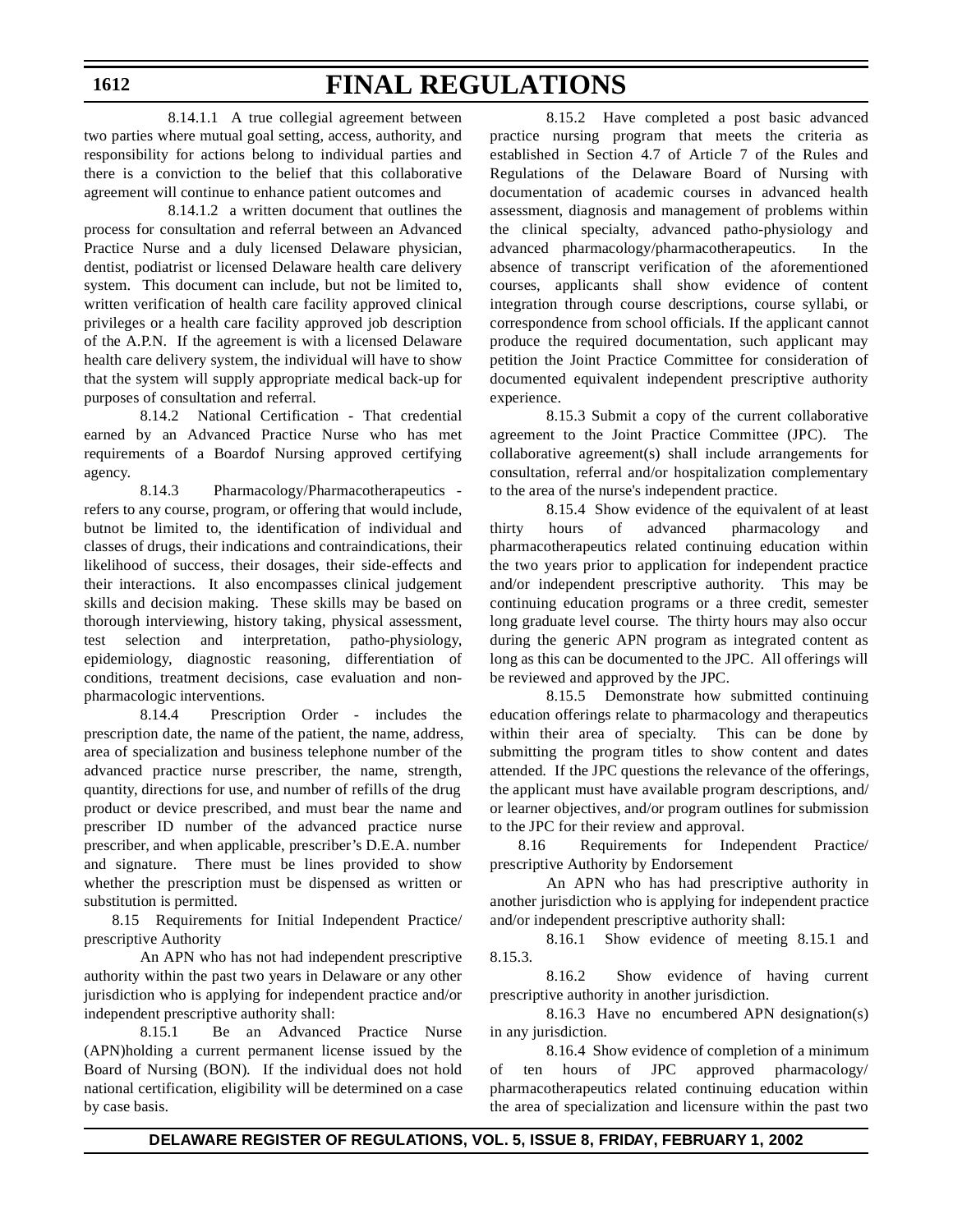8.14.1.1 A true collegial agreement between two parties where mutual goal setting, access, authority, and responsibility for actions belong to individual parties and there is a conviction to the belief that this collaborative agreement will continue to enhance patient outcomes and

8.14.1.2 a written document that outlines the process for consultation and referral between an Advanced Practice Nurse and a duly licensed Delaware physician, dentist, podiatrist or licensed Delaware health care delivery system. This document can include, but not be limited to, written verification of health care facility approved clinical privileges or a health care facility approved job description of the A.P.N. If the agreement is with a licensed Delaware health care delivery system, the individual will have to show that the system will supply appropriate medical back-up for purposes of consultation and referral.

8.14.2 National Certification - That credential earned by an Advanced Practice Nurse who has met requirements of a Boardof Nursing approved certifying agency.

8.14.3 Pharmacology/Pharmacotherapeutics - refers to any course, program, or offering that would include, butnot be limited to, the identification of individual and classes of drugs, their indications and contraindications, their likelihood of success, their dosages, their side-effects and their interactions. It also encompasses clinical judgement skills and decision making. These skills may be based on thorough interviewing, history taking, physical assessment, test selection and interpretation, patho-physiology, epidemiology, diagnostic reasoning, differentiation of conditions, treatment decisions, case evaluation and non-pharmacologic interventions.

8.14.4 Prescription Order - includes the prescription date, the name of the patient, the name, address, area of specialization and business telephone number of the advanced practice nurse prescriber, the name, strength, quantity, directions for use, and number of refills of the drug product or device prescribed, and must bear the name and prescriber ID number of the advanced practice nurse prescriber, and when applicable, prescriber's D.E.A. number and signature. There must be lines provided to show whether the prescription must be dispensed as written or substitution is permitted.

8.15 Requirements for Initial Independent Practice/ prescriptive Authority

An APN who has not had independent prescriptive authority within the past two years in Delaware or any other jurisdiction who is applying for independent practice and/or independent prescriptive authority shall:

8.15.1 Be an Advanced Practice Nurse (APN)holding a current permanent license issued by the Board of Nursing (BON). If the individual does not hold national certification, eligibility will be determined on a case by case basis.

8.15.2 Have completed a post basic advanced practice nursing program that meets the criteria as established in Section 4.7 of Article 7 of the Rules and Regulations of the Delaware Board of Nursing with documentation of academic courses in advanced health assessment, diagnosis and management of problems within the clinical specialty, advanced patho-physiology and advanced pharmacology/pharmacotherapeutics. In the absence of transcript verification of the aforementioned courses, applicants shall show evidence of content integration through course descriptions, course syllabi, or correspondence from school officials. If the applicant cannot produce the required documentation, such applicant may petition the Joint Practice Committee for consideration of documented equivalent independent prescriptive authority experience.

8.15.3 Submit a copy of the current collaborative agreement to the Joint Practice Committee (JPC). The collaborative agreement(s) shall include arrangements for consultation, referral and/or hospitalization complementary to the area of the nurse's independent practice.

8.15.4 Show evidence of the equivalent of at least thirty hours of advanced pharmacology and pharmacotherapeutics related continuing education within the two years prior to application for independent practice and/or independent prescriptive authority. This may be continuing education programs or a three credit, semester long graduate level course. The thirty hours may also occur during the generic APN program as integrated content as long as this can be documented to the JPC. All offerings will be reviewed and approved by the JPC.

8.15.5 Demonstrate how submitted continuing education offerings relate to pharmacology and therapeutics within their area of specialty. This can be done by submitting the program titles to show content and dates attended. If the JPC questions the relevance of the offerings, the applicant must have available program descriptions, and/ or learner objectives, and/or program outlines for submission to the JPC for their review and approval.

8.16 Requirements for Independent Practice/ prescriptive Authority by Endorsement

An APN who has had prescriptive authority in another jurisdiction who is applying for independent practice and/or independent prescriptive authority shall:

8.16.1 Show evidence of meeting 8.15.1 and 8.15.3.

8.16.2 Show evidence of having current prescriptive authority in another jurisdiction.

8.16.3 Have no encumbered APN designation(s) in any jurisdiction.

8.16.4 Show evidence of completion of a minimum of ten hours of JPC approved pharmacology/ pharmacotherapeutics related continuing education within the area of specialization and licensure within the past two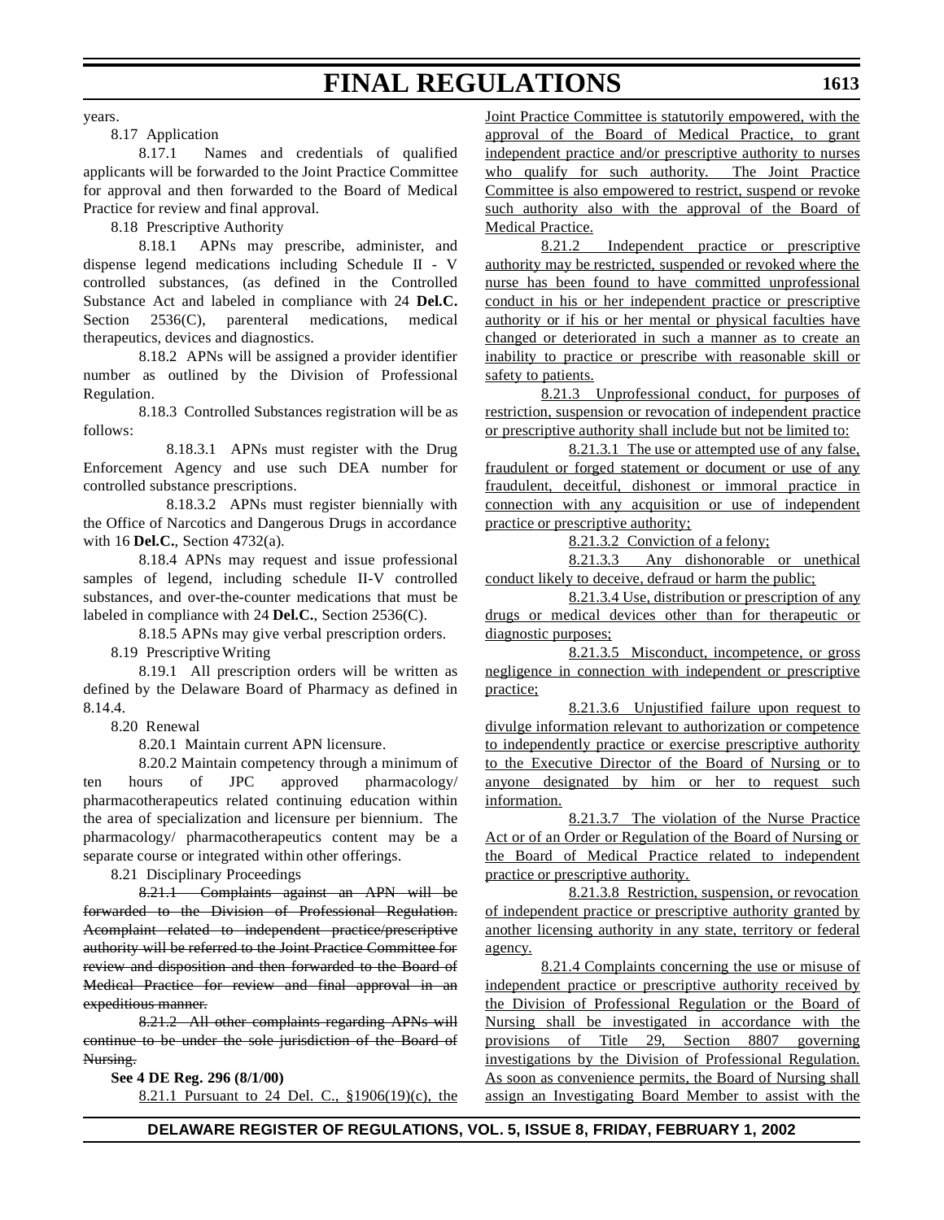years.

8.17 Application

8.17.1 Names and credentials of qualified applicants will be forwarded to the Joint Practice Committee for approval and then forwarded to the Board of Medical Practice for review and final approval.

8.18 Prescriptive Authority

8.18.1 APNs may prescribe, administer, and dispense legend medications including Schedule II - V controlled substances, (as defined in the Controlled Substance Act and labeled in compliance with 24 **Del.C.** Section 2536(C), parenteral medications, medical therapeutics, devices and diagnostics.

8.18.2 APNs will be assigned a provider identifier number as outlined by the Division of Professional Regulation.

8.18.3 Controlled Substances registration will be as follows:

8.18.3.1 APNs must register with the Drug Enforcement Agency and use such DEA number for controlled substance prescriptions.

8.18.3.2 APNs must register biennially with the Office of Narcotics and Dangerous Drugs in accordance with 16 **Del.C.**, Section 4732(a).

8.18.4 APNs may request and issue professional samples of legend, including schedule II-V controlled substances, and over-the-counter medications that must be labeled in compliance with 24 **Del.C.**, Section 2536(C).

8.18.5 APNs may give verbal prescription orders.

8.19 Prescriptive Writing

8.19.1 All prescription orders will be written as defined by the Delaware Board of Pharmacy as defined in 8.14.4.

8.20 Renewal

8.20.1 Maintain current APN licensure.

8.20.2 Maintain competency through a minimum of ten hours of JPC approved pharmacology/ pharmacotherapeutics related continuing education within the area of specialization and licensure per biennium. The pharmacology/ pharmacotherapeutics content may be a separate course or integrated within other offerings.

8.21 Disciplinary Proceedings

~~8.21.1 Complaints against an APN will be forwarded to the Division of Professional Regulation. Acomplaint related to independent practice/prescriptive authority will be referred to the Joint Practice Committee for review and disposition and then forwarded to the Board of Medical Practice for review and final approval in an expeditious manner.~~

~~8.21.2 All other complaints regarding APNs will continue to be under the sole jurisdiction of the Board of Nursing.~~

**See 4 DE Reg. 296 (8/1/00)**

<u>8.21.1 Pursuant to 24 Del. C., §1906(19)(c), the Joint Practice Committee is statutorily empowered, with the approval of the Board of Medical Practice, to grant independent practice and/or prescriptive authority to nurses who qualify for such authority. The Joint Practice Committee is also empowered to restrict, suspend or revoke such authority also with the approval of the Board of Medical Practice.</u>

<u>8.21.2 Independent practice or prescriptive authority may be restricted, suspended or revoked where the nurse has been found to have committed unprofessional conduct in his or her independent practice or prescriptive authority or if his or her mental or physical faculties have changed or deteriorated in such a manner as to create an inability to practice or prescribe with reasonable skill or safety to patients.</u>

<u>8.21.3 Unprofessional conduct, for purposes of restriction, suspension or revocation of independent practice or prescriptive authority shall include but not be limited to:</u>

<u>8.21.3.1 The use or attempted use of any false, fraudulent or forged statement or document or use of any fraudulent, deceitful, dishonest or immoral practice in connection with any acquisition or use of independent practice or prescriptive authority;</u>

<u>8.21.3.2 Conviction of a felony;</u>

<u>8.21.3.3 Any dishonorable or unethical conduct likely to deceive, defraud or harm the public;</u>

<u>8.21.3.4 Use, distribution or prescription of any drugs or medical devices other than for therapeutic or diagnostic purposes;</u>

<u>8.21.3.5 Misconduct, incompetence, or gross negligence in connection with independent or prescriptive practice;</u>

<u>8.21.3.6 Unjustified failure upon request to divulge information relevant to authorization or competence to independently practice or exercise prescriptive authority to the Executive Director of the Board of Nursing or to anyone designated by him or her to request such information.</u>

<u>8.21.3.7 The violation of the Nurse Practice Act or of an Order or Regulation of the Board of Nursing or the Board of Medical Practice related to independent practice or prescriptive authority.</u>

<u>8.21.3.8 Restriction, suspension, or revocation of independent practice or prescriptive authority granted by another licensing authority in any state, territory or federal agency.</u>

<u>8.21.4 Complaints concerning the use or misuse of independent practice or prescriptive authority received by the Division of Professional Regulation or the Board of Nursing shall be investigated in accordance with the provisions of Title 29, Section 8807 governing investigations by the Division of Professional Regulation. As soon as convenience permits, the Board of Nursing shall assign an Investigating Board Member to assist with the</u>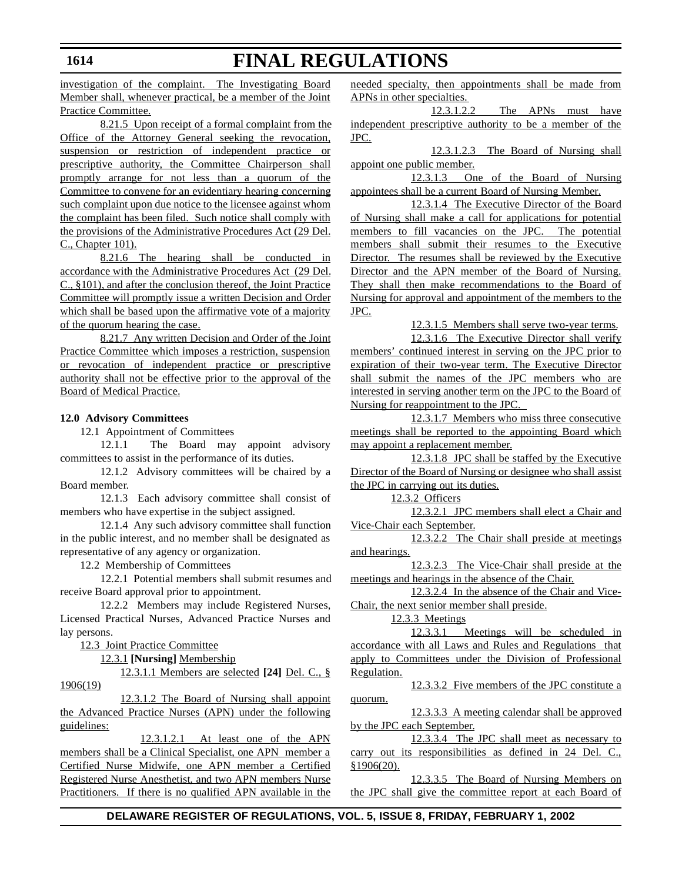investigation of the complaint. The Investigating Board Member shall, whenever practical, be a member of the Joint Practice Committee.

8.21.5 Upon receipt of a formal complaint from the Office of the Attorney General seeking the revocation, suspension or restriction of independent practice or prescriptive authority, the Committee Chairperson shall promptly arrange for not less than a quorum of the Committee to convene for an evidentiary hearing concerning such complaint upon due notice to the licensee against whom the complaint has been filed. Such notice shall comply with the provisions of the Administrative Procedures Act (29 Del. C., Chapter 101).

8.21.6 The hearing shall be conducted in accordance with the Administrative Procedures Act (29 Del. C., §101), and after the conclusion thereof, the Joint Practice Committee will promptly issue a written Decision and Order which shall be based upon the affirmative vote of a majority of the quorum hearing the case.

8.21.7 Any written Decision and Order of the Joint Practice Committee which imposes a restriction, suspension or revocation of independent practice or prescriptive authority shall not be effective prior to the approval of the Board of Medical Practice.

**12.0 Advisory Committees**

12.1 Appointment of Committees

12.1.1 The Board may appoint advisory committees to assist in the performance of its duties.

12.1.2 Advisory committees will be chaired by a Board member.

12.1.3 Each advisory committee shall consist of members who have expertise in the subject assigned.

12.1.4 Any such advisory committee shall function in the public interest, and no member shall be designated as representative of any agency or organization.

12.2 Membership of Committees

12.2.1 Potential members shall submit resumes and receive Board approval prior to appointment.

12.2.2 Members may include Registered Nurses, Licensed Practical Nurses, Advanced Practice Nurses and lay persons.

12.3 Joint Practice Committee

12.3.1 **[Nursing]** Membership

12.3.1.1 Members are selected **[24]** Del. C., § 1906(19)

12.3.1.2 The Board of Nursing shall appoint the Advanced Practice Nurses (APN) under the following guidelines:

12.3.1.2.1 At least one of the APN members shall be a Clinical Specialist, one APN member a Certified Nurse Midwife, one APN member a Certified Registered Nurse Anesthetist, and two APN members Nurse Practitioners. If there is no qualified APN available in the needed specialty, then appointments shall be made from APNs in other specialties.

12.3.1.2.2 The APNs must have independent prescriptive authority to be a member of the JPC.

12.3.1.2.3 The Board of Nursing shall appoint one public member.

12.3.1.3 One of the Board of Nursing appointees shall be a current Board of Nursing Member.

12.3.1.4 The Executive Director of the Board of Nursing shall make a call for applications for potential members to fill vacancies on the JPC. The potential members shall submit their resumes to the Executive Director. The resumes shall be reviewed by the Executive Director and the APN member of the Board of Nursing. They shall then make recommendations to the Board of Nursing for approval and appointment of the members to the JPC.

12.3.1.5 Members shall serve two-year terms.

12.3.1.6 The Executive Director shall verify members' continued interest in serving on the JPC prior to expiration of their two-year term. The Executive Director shall submit the names of the JPC members who are interested in serving another term on the JPC to the Board of Nursing for reappointment to the JPC.

12.3.1.7 Members who miss three consecutive meetings shall be reported to the appointing Board which may appoint a replacement member.

12.3.1.8 JPC shall be staffed by the Executive Director of the Board of Nursing or designee who shall assist the JPC in carrying out its duties.

12.3.2 Officers

12.3.2.1 JPC members shall elect a Chair and Vice-Chair each September.

12.3.2.2 The Chair shall preside at meetings and hearings.

12.3.2.3 The Vice-Chair shall preside at the meetings and hearings in the absence of the Chair.

12.3.2.4 In the absence of the Chair and Vice-Chair, the next senior member shall preside.

12.3.3 Meetings

12.3.3.1 Meetings will be scheduled in accordance with all Laws and Rules and Regulations that apply to Committees under the Division of Professional Regulation.

12.3.3.2 Five members of the JPC constitute a quorum.

12.3.3.3 A meeting calendar shall be approved by the JPC each September.

12.3.3.4 The JPC shall meet as necessary to carry out its responsibilities as defined in 24 Del. C., §1906(20).

12.3.3.5 The Board of Nursing Members on the JPC shall give the committee report at each Board of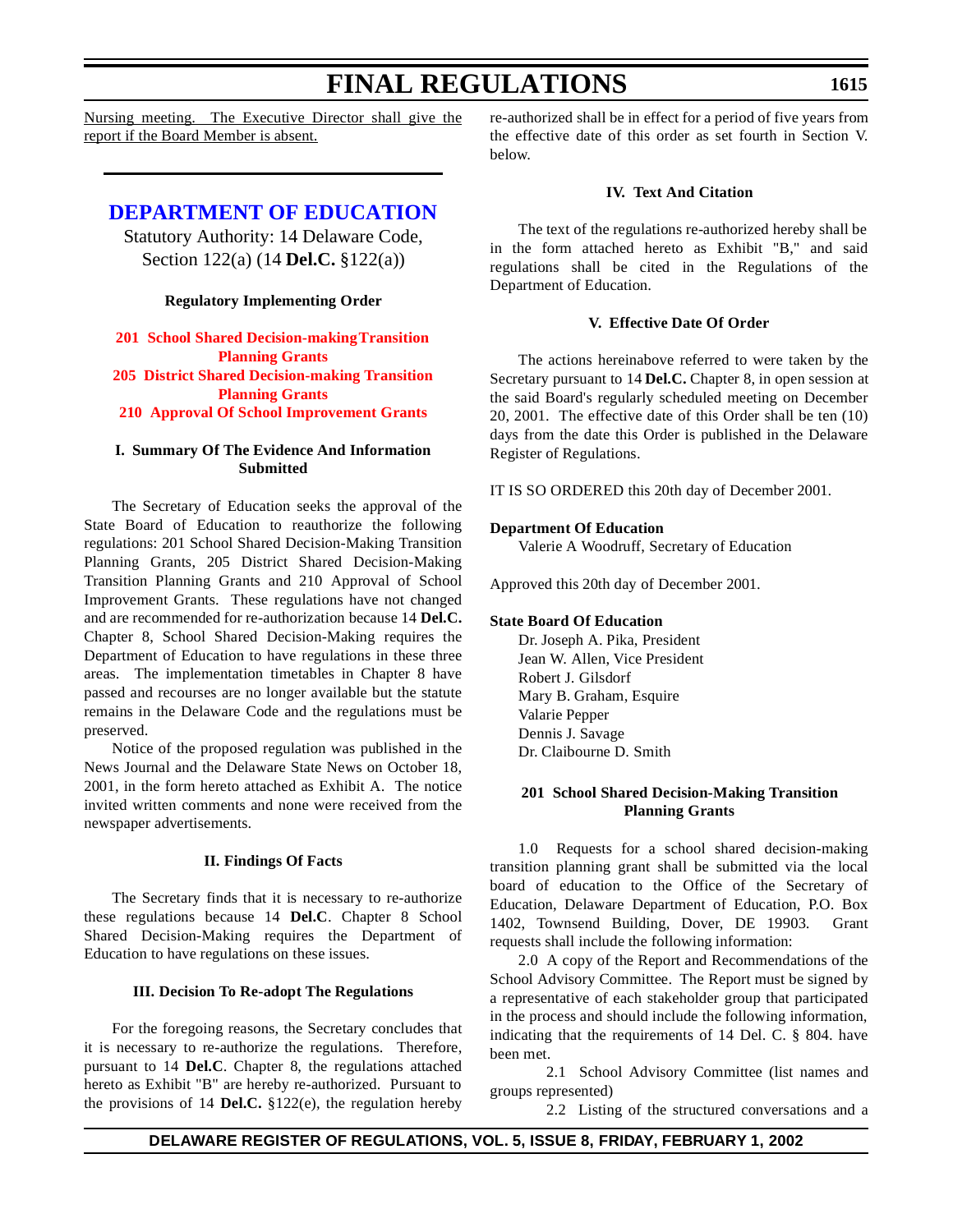Nursing meeting. The Executive Director shall give the report if the Board Member is absent.

## DEPARTMENT OF EDUCATION

Statutory Authority: 14 Delaware Code, Section 122(a) (14 **Del.C.** §122(a))

**Regulatory Implementing Order**

**201 School Shared Decision-making Transition Planning Grants**
**205 District Shared Decision-making Transition Planning Grants**
**210 Approval Of School Improvement Grants**

**I. Summary Of The Evidence And Information Submitted**

The Secretary of Education seeks the approval of the State Board of Education to reauthorize the following regulations: 201 School Shared Decision-Making Transition Planning Grants, 205 District Shared Decision-Making Transition Planning Grants and 210 Approval of School Improvement Grants. These regulations have not changed and are recommended for re-authorization because 14 **Del.C.** Chapter 8, School Shared Decision-Making requires the Department of Education to have regulations in these three areas. The implementation timetables in Chapter 8 have passed and recourses are no longer available but the statute remains in the Delaware Code and the regulations must be preserved.

Notice of the proposed regulation was published in the News Journal and the Delaware State News on October 18, 2001, in the form hereto attached as Exhibit A. The notice invited written comments and none were received from the newspaper advertisements.

**II. Findings Of Facts**

The Secretary finds that it is necessary to re-authorize these regulations because 14 **Del.C**. Chapter 8 School Shared Decision-Making requires the Department of Education to have regulations on these issues.

**III. Decision To Re-adopt The Regulations**

For the foregoing reasons, the Secretary concludes that it is necessary to re-authorize the regulations. Therefore, pursuant to 14 **Del.C**. Chapter 8, the regulations attached hereto as Exhibit "B" are hereby re-authorized. Pursuant to the provisions of 14 **Del.C.** §122(e), the regulation hereby re-authorized shall be in effect for a period of five years from the effective date of this order as set fourth in Section V. below.

**IV. Text And Citation**

The text of the regulations re-authorized hereby shall be in the form attached hereto as Exhibit "B," and said regulations shall be cited in the Regulations of the Department of Education.

**V. Effective Date Of Order**

The actions hereinabove referred to were taken by the Secretary pursuant to 14 **Del.C.** Chapter 8, in open session at the said Board's regularly scheduled meeting on December 20, 2001. The effective date of this Order shall be ten (10) days from the date this Order is published in the Delaware Register of Regulations.

IT IS SO ORDERED this 20th day of December 2001.

**Department Of Education**
Valerie A Woodruff, Secretary of Education

Approved this 20th day of December 2001.

**State Board Of Education**
Dr. Joseph A. Pika, President
Jean W. Allen, Vice President
Robert J. Gilsdorf
Mary B. Graham, Esquire
Valarie Pepper
Dennis J. Savage
Dr. Claibourne D. Smith

**201 School Shared Decision-Making Transition Planning Grants**

1.0 Requests for a school shared decision-making transition planning grant shall be submitted via the local board of education to the Office of the Secretary of Education, Delaware Department of Education, P.O. Box 1402, Townsend Building, Dover, DE 19903. Grant requests shall include the following information:

2.0 A copy of the Report and Recommendations of the School Advisory Committee. The Report must be signed by a representative of each stakeholder group that participated in the process and should include the following information, indicating that the requirements of 14 Del. C. § 804. have been met.

2.1 School Advisory Committee (list names and groups represented)

2.2 Listing of the structured conversations and a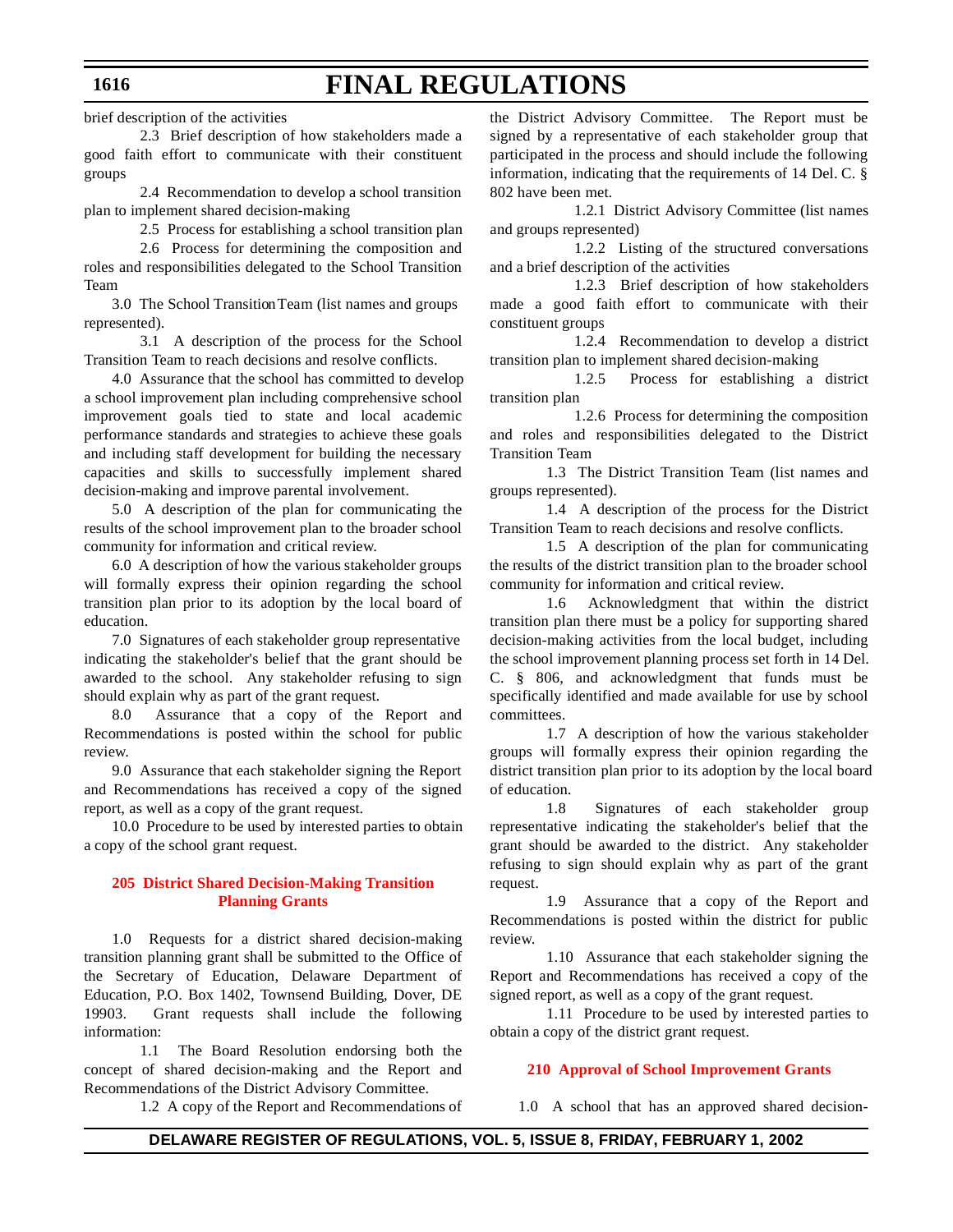brief description of the activities

2.3 Brief description of how stakeholders made a good faith effort to communicate with their constituent groups

2.4 Recommendation to develop a school transition plan to implement shared decision-making

2.5 Process for establishing a school transition plan

2.6 Process for determining the composition and roles and responsibilities delegated to the School Transition Team

3.0 The School Transition Team (list names and groups represented).

3.1 A description of the process for the School Transition Team to reach decisions and resolve conflicts.

4.0 Assurance that the school has committed to develop a school improvement plan including comprehensive school improvement goals tied to state and local academic performance standards and strategies to achieve these goals and including staff development for building the necessary capacities and skills to successfully implement shared decision-making and improve parental involvement.

5.0 A description of the plan for communicating the results of the school improvement plan to the broader school community for information and critical review.

6.0 A description of how the various stakeholder groups will formally express their opinion regarding the school transition plan prior to its adoption by the local board of education.

7.0 Signatures of each stakeholder group representative indicating the stakeholder's belief that the grant should be awarded to the school. Any stakeholder refusing to sign should explain why as part of the grant request.

8.0 Assurance that a copy of the Report and Recommendations is posted within the school for public review.

9.0 Assurance that each stakeholder signing the Report and Recommendations has received a copy of the signed report, as well as a copy of the grant request.

10.0 Procedure to be used by interested parties to obtain a copy of the school grant request.

## 205 District Shared Decision-Making Transition Planning Grants

1.0 Requests for a district shared decision-making transition planning grant shall be submitted to the Office of the Secretary of Education, Delaware Department of Education, P.O. Box 1402, Townsend Building, Dover, DE 19903. Grant requests shall include the following information:

1.1 The Board Resolution endorsing both the concept of shared decision-making and the Report and Recommendations of the District Advisory Committee.

1.2 A copy of the Report and Recommendations of the District Advisory Committee. The Report must be signed by a representative of each stakeholder group that participated in the process and should include the following information, indicating that the requirements of 14 Del. C. § 802 have been met.

1.2.1 District Advisory Committee (list names and groups represented)

1.2.2 Listing of the structured conversations and a brief description of the activities

1.2.3 Brief description of how stakeholders made a good faith effort to communicate with their constituent groups

1.2.4 Recommendation to develop a district transition plan to implement shared decision-making

1.2.5 Process for establishing a district transition plan

1.2.6 Process for determining the composition and roles and responsibilities delegated to the District Transition Team

1.3 The District Transition Team (list names and groups represented).

1.4 A description of the process for the District Transition Team to reach decisions and resolve conflicts.

1.5 A description of the plan for communicating the results of the district transition plan to the broader school community for information and critical review.

1.6 Acknowledgment that within the district transition plan there must be a policy for supporting shared decision-making activities from the local budget, including the school improvement planning process set forth in 14 Del. C. § 806, and acknowledgment that funds must be specifically identified and made available for use by school committees.

1.7 A description of how the various stakeholder groups will formally express their opinion regarding the district transition plan prior to its adoption by the local board of education.

1.8 Signatures of each stakeholder group representative indicating the stakeholder's belief that the grant should be awarded to the district. Any stakeholder refusing to sign should explain why as part of the grant request.

1.9 Assurance that a copy of the Report and Recommendations is posted within the district for public review.

1.10 Assurance that each stakeholder signing the Report and Recommendations has received a copy of the signed report, as well as a copy of the grant request.

1.11 Procedure to be used by interested parties to obtain a copy of the district grant request.

## 210 Approval of School Improvement Grants

1.0 A school that has an approved shared decision-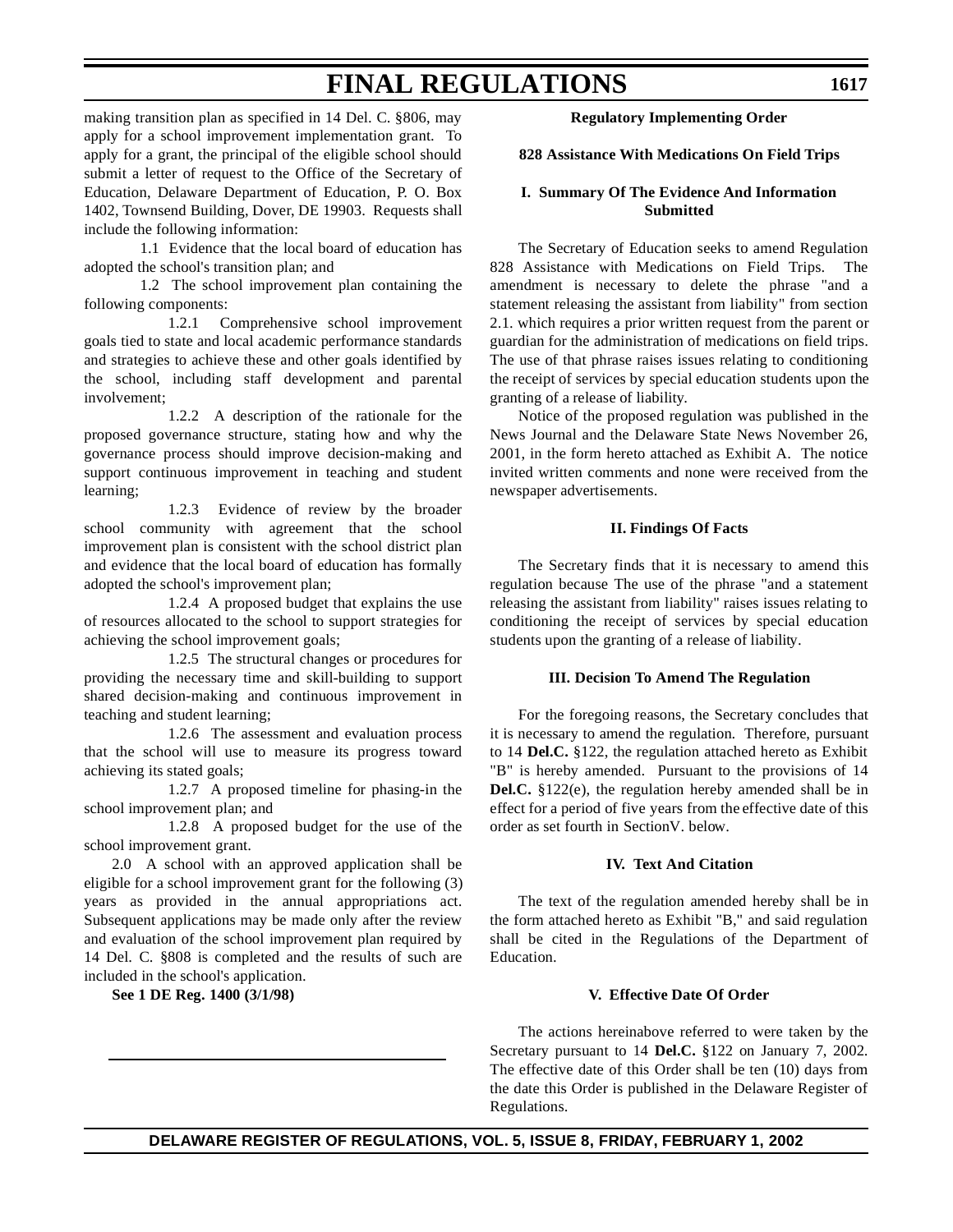making transition plan as specified in 14 Del. C. §806, may apply for a school improvement implementation grant. To apply for a grant, the principal of the eligible school should submit a letter of request to the Office of the Secretary of Education, Delaware Department of Education, P. O. Box 1402, Townsend Building, Dover, DE 19903. Requests shall include the following information:

1.1 Evidence that the local board of education has adopted the school's transition plan; and

1.2 The school improvement plan containing the following components:

1.2.1 Comprehensive school improvement goals tied to state and local academic performance standards and strategies to achieve these and other goals identified by the school, including staff development and parental involvement;

1.2.2 A description of the rationale for the proposed governance structure, stating how and why the governance process should improve decision-making and support continuous improvement in teaching and student learning;

1.2.3 Evidence of review by the broader school community with agreement that the school improvement plan is consistent with the school district plan and evidence that the local board of education has formally adopted the school's improvement plan;

1.2.4 A proposed budget that explains the use of resources allocated to the school to support strategies for achieving the school improvement goals;

1.2.5 The structural changes or procedures for providing the necessary time and skill-building to support shared decision-making and continuous improvement in teaching and student learning;

1.2.6 The assessment and evaluation process that the school will use to measure its progress toward achieving its stated goals;

1.2.7 A proposed timeline for phasing-in the school improvement plan; and

1.2.8 A proposed budget for the use of the school improvement grant.

2.0 A school with an approved application shall be eligible for a school improvement grant for the following (3) years as provided in the annual appropriations act. Subsequent applications may be made only after the review and evaluation of the school improvement plan required by 14 Del. C. §808 is completed and the results of such are included in the school's application.

**See 1 DE Reg. 1400 (3/1/98)**

---

**Regulatory Implementing Order**

**828 Assistance With Medications On Field Trips**

**I. Summary Of The Evidence And Information Submitted**

The Secretary of Education seeks to amend Regulation 828 Assistance with Medications on Field Trips. The amendment is necessary to delete the phrase "and a statement releasing the assistant from liability" from section 2.1. which requires a prior written request from the parent or guardian for the administration of medications on field trips. The use of that phrase raises issues relating to conditioning the receipt of services by special education students upon the granting of a release of liability.

Notice of the proposed regulation was published in the News Journal and the Delaware State News November 26, 2001, in the form hereto attached as Exhibit A. The notice invited written comments and none were received from the newspaper advertisements.

**II. Findings Of Facts**

The Secretary finds that it is necessary to amend this regulation because The use of the phrase "and a statement releasing the assistant from liability" raises issues relating to conditioning the receipt of services by special education students upon the granting of a release of liability.

**III. Decision To Amend The Regulation**

For the foregoing reasons, the Secretary concludes that it is necessary to amend the regulation. Therefore, pursuant to 14 **Del.C.** §122, the regulation attached hereto as Exhibit "B" is hereby amended. Pursuant to the provisions of 14 **Del.C.** §122(e), the regulation hereby amended shall be in effect for a period of five years from the effective date of this order as set fourth in SectionV. below.

**IV. Text And Citation**

The text of the regulation amended hereby shall be in the form attached hereto as Exhibit "B," and said regulation shall be cited in the Regulations of the Department of Education.

**V. Effective Date Of Order**

The actions hereinabove referred to were taken by the Secretary pursuant to 14 **Del.C.** §122 on January 7, 2002. The effective date of this Order shall be ten (10) days from the date this Order is published in the Delaware Register of Regulations.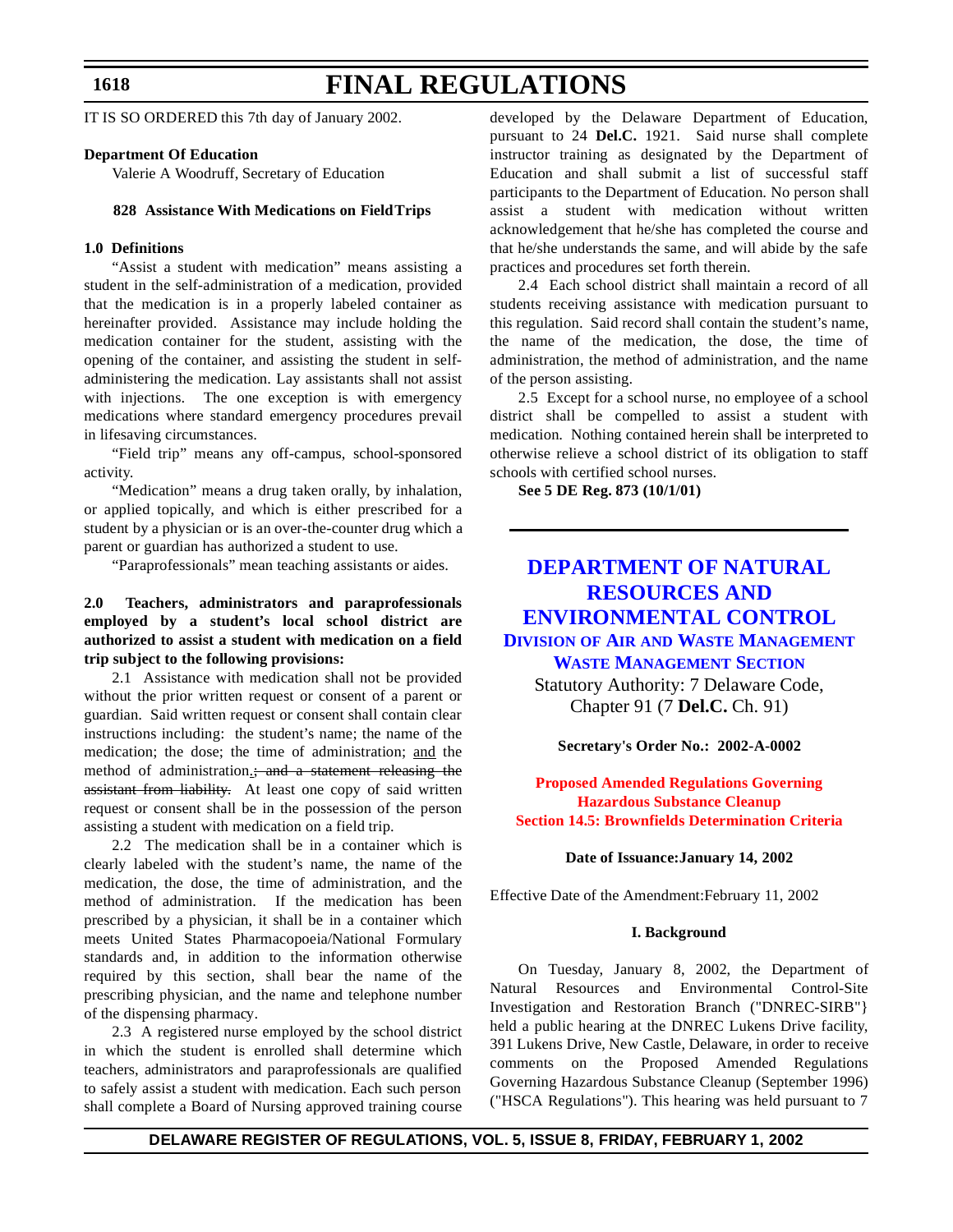IT IS SO ORDERED this 7th day of January 2002.

**Department Of Education**

Valerie A Woodruff, Secretary of Education

**828 Assistance With Medications on FieldTrips**

**1.0 Definitions**

"Assist a student with medication" means assisting a student in the self-administration of a medication, provided that the medication is in a properly labeled container as hereinafter provided. Assistance may include holding the medication container for the student, assisting with the opening of the container, and assisting the student in self-administering the medication. Lay assistants shall not assist with injections. The one exception is with emergency medications where standard emergency procedures prevail in lifesaving circumstances.

"Field trip" means any off-campus, school-sponsored activity.

"Medication" means a drug taken orally, by inhalation, or applied topically, and which is either prescribed for a student by a physician or is an over-the-counter drug which a parent or guardian has authorized a student to use.

"Paraprofessionals" mean teaching assistants or aides.

**2.0 Teachers, administrators and paraprofessionals employed by a student's local school district are authorized to assist a student with medication on a field trip subject to the following provisions:**

2.1 Assistance with medication shall not be provided without the prior written request or consent of a parent or guardian. Said written request or consent shall contain clear instructions including: the student's name; the name of the medication; the dose; the time of administration; and the method of administration.~~; and a statement releasing the assistant from liability.~~ At least one copy of said written request or consent shall be in the possession of the person assisting a student with medication on a field trip.

2.2 The medication shall be in a container which is clearly labeled with the student's name, the name of the medication, the dose, the time of administration, and the method of administration. If the medication has been prescribed by a physician, it shall be in a container which meets United States Pharmacopoeia/National Formulary standards and, in addition to the information otherwise required by this section, shall bear the name of the prescribing physician, and the name and telephone number of the dispensing pharmacy.

2.3 A registered nurse employed by the school district in which the student is enrolled shall determine which teachers, administrators and paraprofessionals are qualified to safely assist a student with medication. Each such person shall complete a Board of Nursing approved training course developed by the Delaware Department of Education, pursuant to 24 **Del.C.** 1921. Said nurse shall complete instructor training as designated by the Department of Education and shall submit a list of successful staff participants to the Department of Education. No person shall assist a student with medication without written acknowledgement that he/she has completed the course and that he/she understands the same, and will abide by the safe practices and procedures set forth therein.

2.4 Each school district shall maintain a record of all students receiving assistance with medication pursuant to this regulation. Said record shall contain the student's name, the name of the medication, the dose, the time of administration, the method of administration, and the name of the person assisting.

2.5 Except for a school nurse, no employee of a school district shall be compelled to assist a student with medication. Nothing contained herein shall be interpreted to otherwise relieve a school district of its obligation to staff schools with certified school nurses.

**See 5 DE Reg. 873 (10/1/01)**

---

# DEPARTMENT OF NATURAL RESOURCES AND ENVIRONMENTAL CONTROL

## Division of Air and Waste Management

## Waste Management Section

Statutory Authority: 7 Delaware Code, Chapter 91 (7 **Del.C.** Ch. 91)

**Secretary's Order No.: 2002-A-0002**

**Proposed Amended Regulations Governing Hazardous Substance Cleanup**
**Section 14.5: Brownfields Determination Criteria**

**Date of Issuance:January 14, 2002**

Effective Date of the Amendment:February 11, 2002

**I. Background**

On Tuesday, January 8, 2002, the Department of Natural Resources and Environmental Control-Site Investigation and Restoration Branch ("DNREC-SIRB"} held a public hearing at the DNREC Lukens Drive facility, 391 Lukens Drive, New Castle, Delaware, in order to receive comments on the Proposed Amended Regulations Governing Hazardous Substance Cleanup (September 1996) ("HSCA Regulations"). This hearing was held pursuant to 7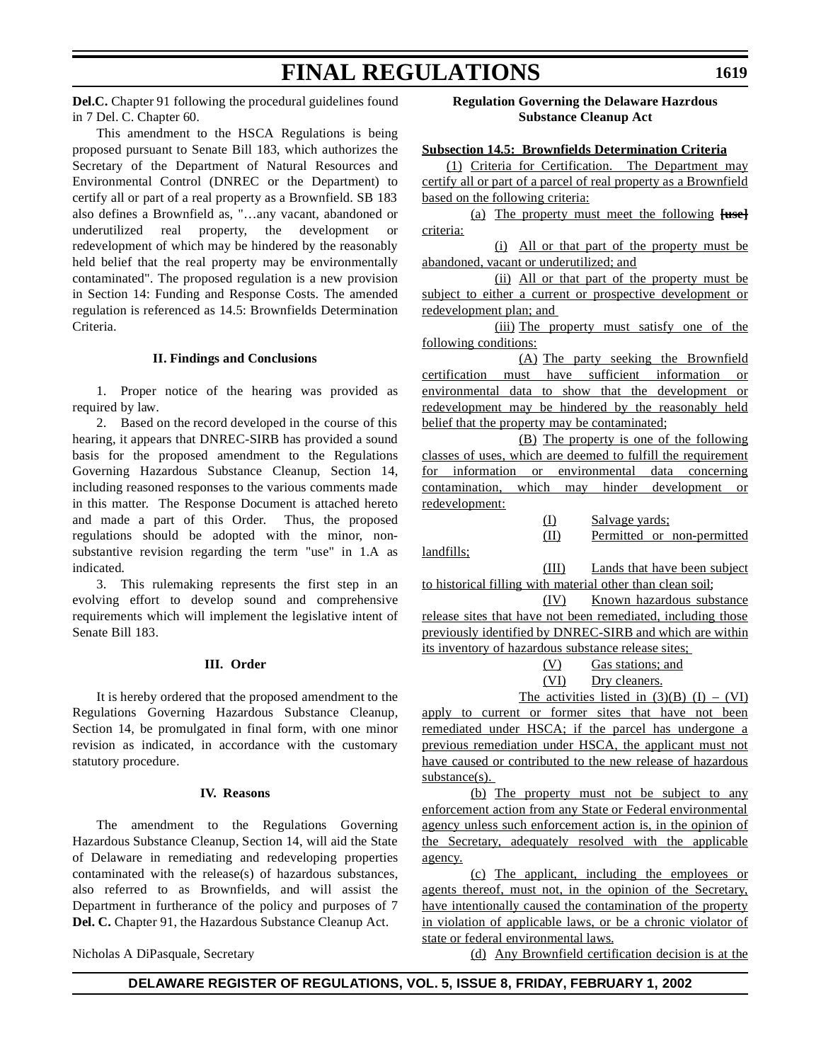**Del.C.** Chapter 91 following the procedural guidelines found in 7 Del. C. Chapter 60.

This amendment to the HSCA Regulations is being proposed pursuant to Senate Bill 183, which authorizes the Secretary of the Department of Natural Resources and Environmental Control (DNREC or the Department) to certify all or part of a real property as a Brownfield. SB 183 also defines a Brownfield as, "…any vacant, abandoned or underutilized real property, the development or redevelopment of which may be hindered by the reasonably held belief that the real property may be environmentally contaminated". The proposed regulation is a new provision in Section 14: Funding and Response Costs. The amended regulation is referenced as 14.5: Brownfields Determination Criteria.

#### II. Findings and Conclusions

1. Proper notice of the hearing was provided as required by law.

2. Based on the record developed in the course of this hearing, it appears that DNREC-SIRB has provided a sound basis for the proposed amendment to the Regulations Governing Hazardous Substance Cleanup, Section 14, including reasoned responses to the various comments made in this matter. The Response Document is attached hereto and made a part of this Order. Thus, the proposed regulations should be adopted with the minor, non-substantive revision regarding the term "use" in 1.A as indicated.

3. This rulemaking represents the first step in an evolving effort to develop sound and comprehensive requirements which will implement the legislative intent of Senate Bill 183.

#### III. Order

It is hereby ordered that the proposed amendment to the Regulations Governing Hazardous Substance Cleanup, Section 14, be promulgated in final form, with one minor revision as indicated, in accordance with the customary statutory procedure.

#### IV. Reasons

The amendment to the Regulations Governing Hazardous Substance Cleanup, Section 14, will aid the State of Delaware in remediating and redeveloping properties contaminated with the release(s) of hazardous substances, also referred to as Brownfields, and will assist the Department in furtherance of the policy and purposes of 7 **Del. C.** Chapter 91, the Hazardous Substance Cleanup Act.

Nicholas A DiPasquale, Secretary

#### Regulation Governing the Delaware Hazrdous Substance Cleanup Act

**Subsection 14.5: Brownfields Determination Criteria**

(1) Criteria for Certification. The Department may certify all or part of a parcel of real property as a Brownfield based on the following criteria:

(a) The property must meet the following ~~[use]~~ criteria:

(i) All or that part of the property must be abandoned, vacant or underutilized; and

(ii) All or that part of the property must be subject to either a current or prospective development or redevelopment plan; and

(iii) The property must satisfy one of the following conditions:

(A) The party seeking the Brownfield certification must have sufficient information or environmental data to show that the development or redevelopment may be hindered by the reasonably held belief that the property may be contaminated;

(B) The property is one of the following classes of uses, which are deemed to fulfill the requirement for information or environmental data concerning contamination, which may hinder development or redevelopment:

(I) Salvage yards;

(II) Permitted or non-permitted landfills;

(III) Lands that have been subject to historical filling with material other than clean soil;

(IV) Known hazardous substance release sites that have not been remediated, including those previously identified by DNREC-SIRB and which are within its inventory of hazardous substance release sites;

(V) Gas stations; and

(VI) Dry cleaners.

The activities listed in (3)(B) (I) – (VI) apply to current or former sites that have not been remediated under HSCA; if the parcel has undergone a previous remediation under HSCA, the applicant must not have caused or contributed to the new release of hazardous substance(s).

(b) The property must not be subject to any enforcement action from any State or Federal environmental agency unless such enforcement action is, in the opinion of the Secretary, adequately resolved with the applicable agency.

(c) The applicant, including the employees or agents thereof, must not, in the opinion of the Secretary, have intentionally caused the contamination of the property in violation of applicable laws, or be a chronic violator of state or federal environmental laws.

(d) Any Brownfield certification decision is at the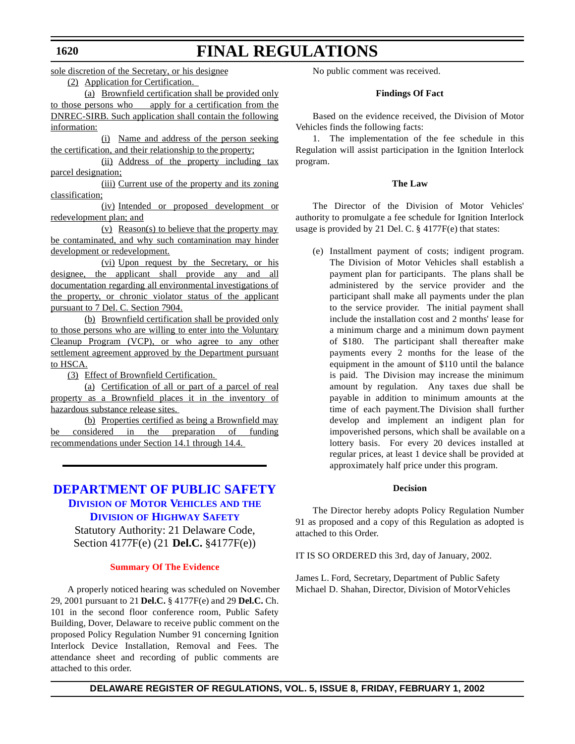sole discretion of the Secretary, or his designee

(2) Application for Certification.

(a) Brownfield certification shall be provided only to those persons who apply for a certification from the DNREC-SIRB. Such application shall contain the following information:

(i) Name and address of the person seeking the certification, and their relationship to the property;

(ii) Address of the property including tax parcel designation;

(iii) Current use of the property and its zoning classification;

(iv) Intended or proposed development or redevelopment plan; and

(v) Reason(s) to believe that the property may be contaminated, and why such contamination may hinder development or redevelopment.

(vi) Upon request by the Secretary, or his designee, the applicant shall provide any and all documentation regarding all environmental investigations of the property, or chronic violator status of the applicant pursuant to 7 Del. C. Section 7904.

(b) Brownfield certification shall be provided only to those persons who are willing to enter into the Voluntary Cleanup Program (VCP), or who agree to any other settlement agreement approved by the Department pursuant to HSCA.

(3) Effect of Brownfield Certification.

(a) Certification of all or part of a parcel of real property as a Brownfield places it in the inventory of hazardous substance release sites.

(b) Properties certified as being a Brownfield may be considered in the preparation of funding recommendations under Section 14.1 through 14.4.

---

# DEPARTMENT OF PUBLIC SAFETY

## Division of Motor Vehicles and the Division of Highway Safety

Statutory Authority: 21 Delaware Code, Section 4177F(e) (21 **Del.C.** §4177F(e))

### Summary Of The Evidence

A properly noticed hearing was scheduled on November 29, 2001 pursuant to 21 **Del.C.** § 4177F(e) and 29 **Del.C.** Ch. 101 in the second floor conference room, Public Safety Building, Dover, Delaware to receive public comment on the proposed Policy Regulation Number 91 concerning Ignition Interlock Device Installation, Removal and Fees. The attendance sheet and recording of public comments are attached to this order.

No public comment was received.

### Findings Of Fact

Based on the evidence received, the Division of Motor Vehicles finds the following facts:

1. The implementation of the fee schedule in this Regulation will assist participation in the Ignition Interlock program.

### The Law

The Director of the Division of Motor Vehicles' authority to promulgate a fee schedule for Ignition Interlock usage is provided by 21 Del. C. § 4177F(e) that states:

> (e) Installment payment of costs; indigent program. The Division of Motor Vehicles shall establish a payment plan for participants. The plans shall be administered by the service provider and the participant shall make all payments under the plan to the service provider. The initial payment shall include the installation cost and 2 months' lease for a minimum charge and a minimum down payment of $180. The participant shall thereafter make payments every 2 months for the lease of the equipment in the amount of $110 until the balance is paid. The Division may increase the minimum amount by regulation. Any taxes due shall be payable in addition to minimum amounts at the time of each payment.The Division shall further develop and implement an indigent plan for impoverished persons, which shall be available on a lottery basis. For every 20 devices installed at regular prices, at least 1 device shall be provided at approximately half price under this program.

### Decision

The Director hereby adopts Policy Regulation Number 91 as proposed and a copy of this Regulation as adopted is attached to this Order.

IT IS SO ORDERED this 3rd, day of January, 2002.

James L. Ford, Secretary, Department of Public Safety
Michael D. Shahan, Director, Division of MotorVehicles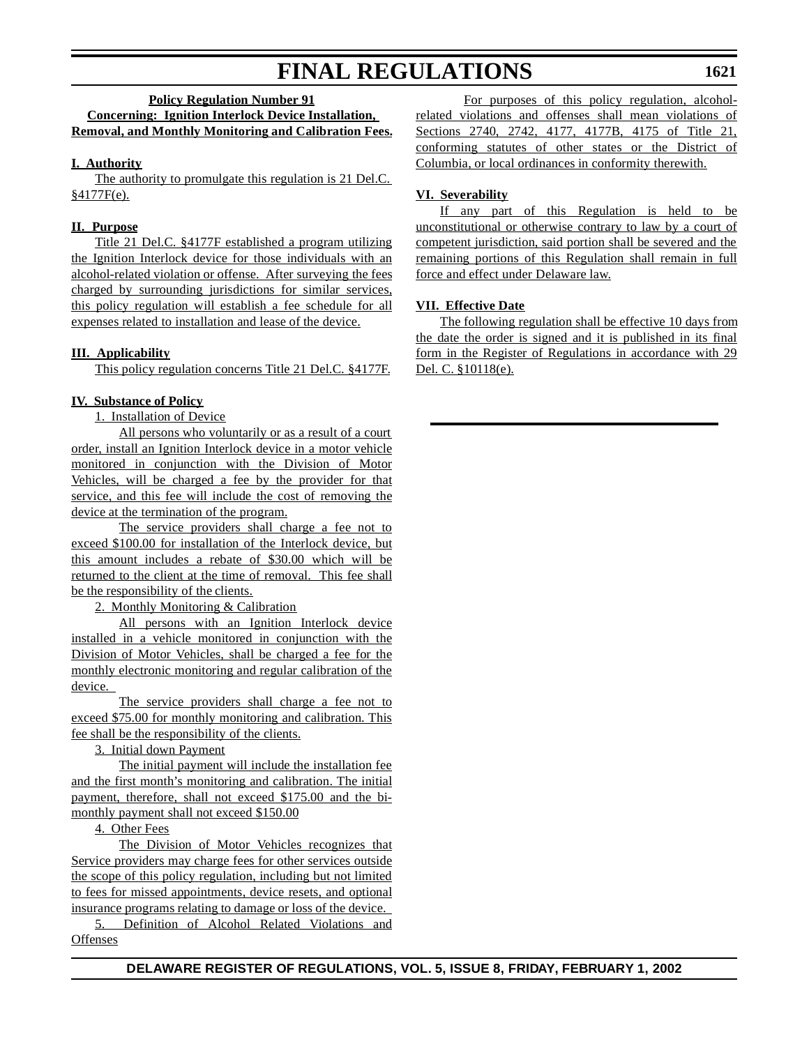**Policy Regulation Number 91**

**Concerning: Ignition Interlock Device Installation, Removal, and Monthly Monitoring and Calibration Fees.**

**I. Authority**

The authority to promulgate this regulation is 21 Del.C. §4177F(e).

**II. Purpose**

Title 21 Del.C. §4177F established a program utilizing the Ignition Interlock device for those individuals with an alcohol-related violation or offense. After surveying the fees charged by surrounding jurisdictions for similar services, this policy regulation will establish a fee schedule for all expenses related to installation and lease of the device.

**III. Applicability**

This policy regulation concerns Title 21 Del.C. §4177F.

**IV. Substance of Policy**

1. Installation of Device

All persons who voluntarily or as a result of a court order, install an Ignition Interlock device in a motor vehicle monitored in conjunction with the Division of Motor Vehicles, will be charged a fee by the provider for that service, and this fee will include the cost of removing the device at the termination of the program.

The service providers shall charge a fee not to exceed $100.00 for installation of the Interlock device, but this amount includes a rebate of $30.00 which will be returned to the client at the time of removal. This fee shall be the responsibility of the clients.

2. Monthly Monitoring & Calibration

All persons with an Ignition Interlock device installed in a vehicle monitored in conjunction with the Division of Motor Vehicles, shall be charged a fee for the monthly electronic monitoring and regular calibration of the device.

The service providers shall charge a fee not to exceed $75.00 for monthly monitoring and calibration. This fee shall be the responsibility of the clients.

3. Initial down Payment

The initial payment will include the installation fee and the first month's monitoring and calibration. The initial payment, therefore, shall not exceed $175.00 and the bi-monthly payment shall not exceed $150.00

4. Other Fees

The Division of Motor Vehicles recognizes that Service providers may charge fees for other services outside the scope of this policy regulation, including but not limited to fees for missed appointments, device resets, and optional insurance programs relating to damage or loss of the device.

5. Definition of Alcohol Related Violations and Offenses

For purposes of this policy regulation, alcohol-related violations and offenses shall mean violations of Sections 2740, 2742, 4177, 4177B, 4175 of Title 21, conforming statutes of other states or the District of Columbia, or local ordinances in conformity therewith.

**VI. Severability**

If any part of this Regulation is held to be unconstitutional or otherwise contrary to law by a court of competent jurisdiction, said portion shall be severed and the remaining portions of this Regulation shall remain in full force and effect under Delaware law.

**VII. Effective Date**

The following regulation shall be effective 10 days from the date the order is signed and it is published in its final form in the Register of Regulations in accordance with 29 Del. C. §10118(e).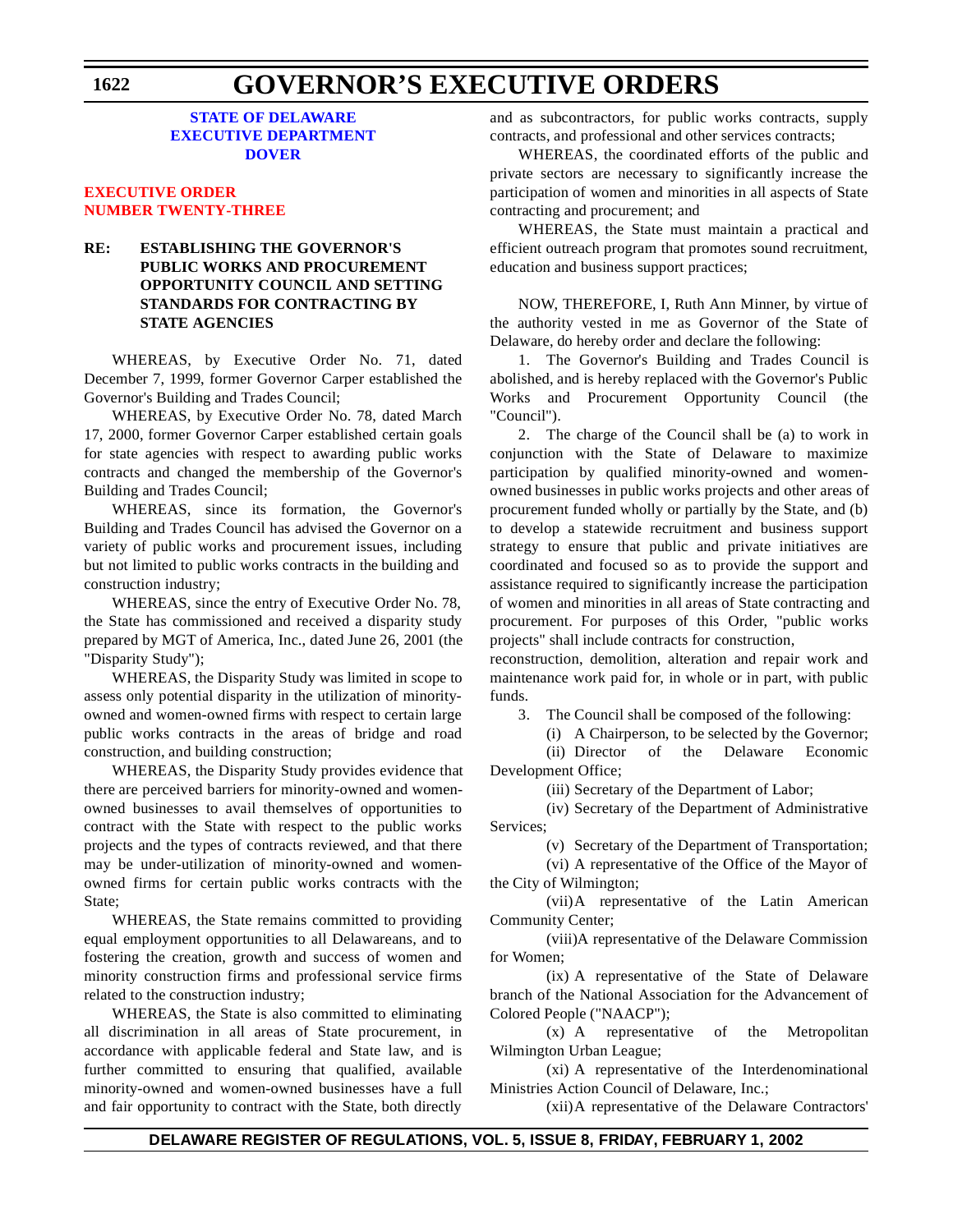**STATE OF DELAWARE**
**EXECUTIVE DEPARTMENT**
**DOVER**

**EXECUTIVE ORDER**
**NUMBER TWENTY-THREE**

**RE: ESTABLISHING THE GOVERNOR'S PUBLIC WORKS AND PROCUREMENT OPPORTUNITY COUNCIL AND SETTING STANDARDS FOR CONTRACTING BY STATE AGENCIES**

WHEREAS, by Executive Order No. 71, dated December 7, 1999, former Governor Carper established the Governor's Building and Trades Council;

WHEREAS, by Executive Order No. 78, dated March 17, 2000, former Governor Carper established certain goals for state agencies with respect to awarding public works contracts and changed the membership of the Governor's Building and Trades Council;

WHEREAS, since its formation, the Governor's Building and Trades Council has advised the Governor on a variety of public works and procurement issues, including but not limited to public works contracts in the building and construction industry;

WHEREAS, since the entry of Executive Order No. 78, the State has commissioned and received a disparity study prepared by MGT of America, Inc., dated June 26, 2001 (the "Disparity Study");

WHEREAS, the Disparity Study was limited in scope to assess only potential disparity in the utilization of minority-owned and women-owned firms with respect to certain large public works contracts in the areas of bridge and road construction, and building construction;

WHEREAS, the Disparity Study provides evidence that there are perceived barriers for minority-owned and women-owned businesses to avail themselves of opportunities to contract with the State with respect to the public works projects and the types of contracts reviewed, and that there may be under-utilization of minority-owned and women-owned firms for certain public works contracts with the State;

WHEREAS, the State remains committed to providing equal employment opportunities to all Delawareans, and to fostering the creation, growth and success of women and minority construction firms and professional service firms related to the construction industry;

WHEREAS, the State is also committed to eliminating all discrimination in all areas of State procurement, in accordance with applicable federal and State law, and is further committed to ensuring that qualified, available minority-owned and women-owned businesses have a full and fair opportunity to contract with the State, both directly and as subcontractors, for public works contracts, supply contracts, and professional and other services contracts;

WHEREAS, the coordinated efforts of the public and private sectors are necessary to significantly increase the participation of women and minorities in all aspects of State contracting and procurement; and

WHEREAS, the State must maintain a practical and efficient outreach program that promotes sound recruitment, education and business support practices;

NOW, THEREFORE, I, Ruth Ann Minner, by virtue of the authority vested in me as Governor of the State of Delaware, do hereby order and declare the following:

1. The Governor's Building and Trades Council is abolished, and is hereby replaced with the Governor's Public Works and Procurement Opportunity Council (the "Council").

2. The charge of the Council shall be (a) to work in conjunction with the State of Delaware to maximize participation by qualified minority-owned and women-owned businesses in public works projects and other areas of procurement funded wholly or partially by the State, and (b) to develop a statewide recruitment and business support strategy to ensure that public and private initiatives are coordinated and focused so as to provide the support and assistance required to significantly increase the participation of women and minorities in all areas of State contracting and procurement. For purposes of this Order, "public works projects" shall include contracts for construction, reconstruction, demolition, alteration and repair work and maintenance work paid for, in whole or in part, with public funds.

3. The Council shall be composed of the following:

(i) A Chairperson, to be selected by the Governor;

(ii) Director of the Delaware Economic Development Office;

(iii) Secretary of the Department of Labor;

(iv) Secretary of the Department of Administrative Services;

(v) Secretary of the Department of Transportation;

(vi) A representative of the Office of the Mayor of the City of Wilmington;

(vii) A representative of the Latin American Community Center;

(viii) A representative of the Delaware Commission for Women;

(ix) A representative of the State of Delaware branch of the National Association for the Advancement of Colored People ("NAACP");

(x) A representative of the Metropolitan Wilmington Urban League;

(xi) A representative of the Interdenominational Ministries Action Council of Delaware, Inc.;

(xii) A representative of the Delaware Contractors'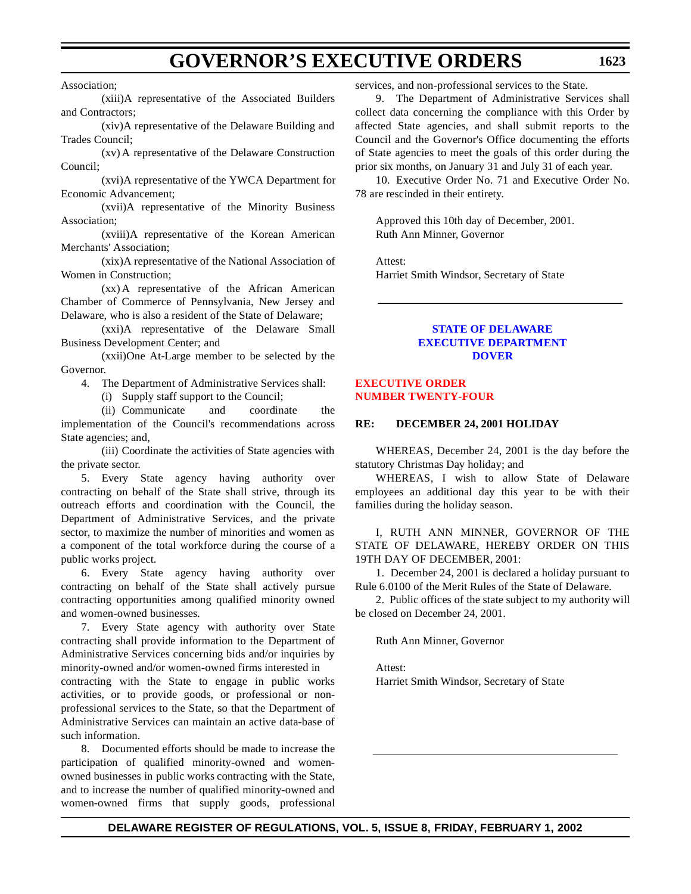Association;

(xiii)A representative of the Associated Builders and Contractors;

(xiv)A representative of the Delaware Building and Trades Council;

(xv) A representative of the Delaware Construction Council;

(xvi)A representative of the YWCA Department for Economic Advancement;

(xvii)A representative of the Minority Business Association;

(xviii)A representative of the Korean American Merchants' Association;

(xix)A representative of the National Association of Women in Construction;

(xx) A representative of the African American Chamber of Commerce of Pennsylvania, New Jersey and Delaware, who is also a resident of the State of Delaware;

(xxi)A representative of the Delaware Small Business Development Center; and

(xxii)One At-Large member to be selected by the Governor.

4. The Department of Administrative Services shall:

(i) Supply staff support to the Council;

(ii) Communicate and coordinate the implementation of the Council's recommendations across State agencies; and,

(iii) Coordinate the activities of State agencies with the private sector.

5. Every State agency having authority over contracting on behalf of the State shall strive, through its outreach efforts and coordination with the Council, the Department of Administrative Services, and the private sector, to maximize the number of minorities and women as a component of the total workforce during the course of a public works project.

6. Every State agency having authority over contracting on behalf of the State shall actively pursue contracting opportunities among qualified minority owned and women-owned businesses.

7. Every State agency with authority over State contracting shall provide information to the Department of Administrative Services concerning bids and/or inquiries by minority-owned and/or women-owned firms interested in contracting with the State to engage in public works activities, or to provide goods, or professional or non-professional services to the State, so that the Department of Administrative Services can maintain an active data-base of such information.

8. Documented efforts should be made to increase the participation of qualified minority-owned and women-owned businesses in public works contracting with the State, and to increase the number of qualified minority-owned and women-owned firms that supply goods, professional services, and non-professional services to the State.

9. The Department of Administrative Services shall collect data concerning the compliance with this Order by affected State agencies, and shall submit reports to the Council and the Governor's Office documenting the efforts of State agencies to meet the goals of this order during the prior six months, on January 31 and July 31 of each year.

10. Executive Order No. 71 and Executive Order No. 78 are rescinded in their entirety.

Approved this 10th day of December, 2001.
Ruth Ann Minner, Governor

Attest:
Harriet Smith Windsor, Secretary of State

---

**STATE OF DELAWARE**
**EXECUTIVE DEPARTMENT**
**DOVER**

## EXECUTIVE ORDER NUMBER TWENTY-FOUR

**RE: DECEMBER 24, 2001 HOLIDAY**

WHEREAS, December 24, 2001 is the day before the statutory Christmas Day holiday; and

WHEREAS, I wish to allow State of Delaware employees an additional day this year to be with their families during the holiday season.

I, RUTH ANN MINNER, GOVERNOR OF THE STATE OF DELAWARE, HEREBY ORDER ON THIS 19TH DAY OF DECEMBER, 2001:

1. December 24, 2001 is declared a holiday pursuant to Rule 6.0100 of the Merit Rules of the State of Delaware.

2. Public offices of the state subject to my authority will be closed on December 24, 2001.

Ruth Ann Minner, Governor

Attest:
Harriet Smith Windsor, Secretary of State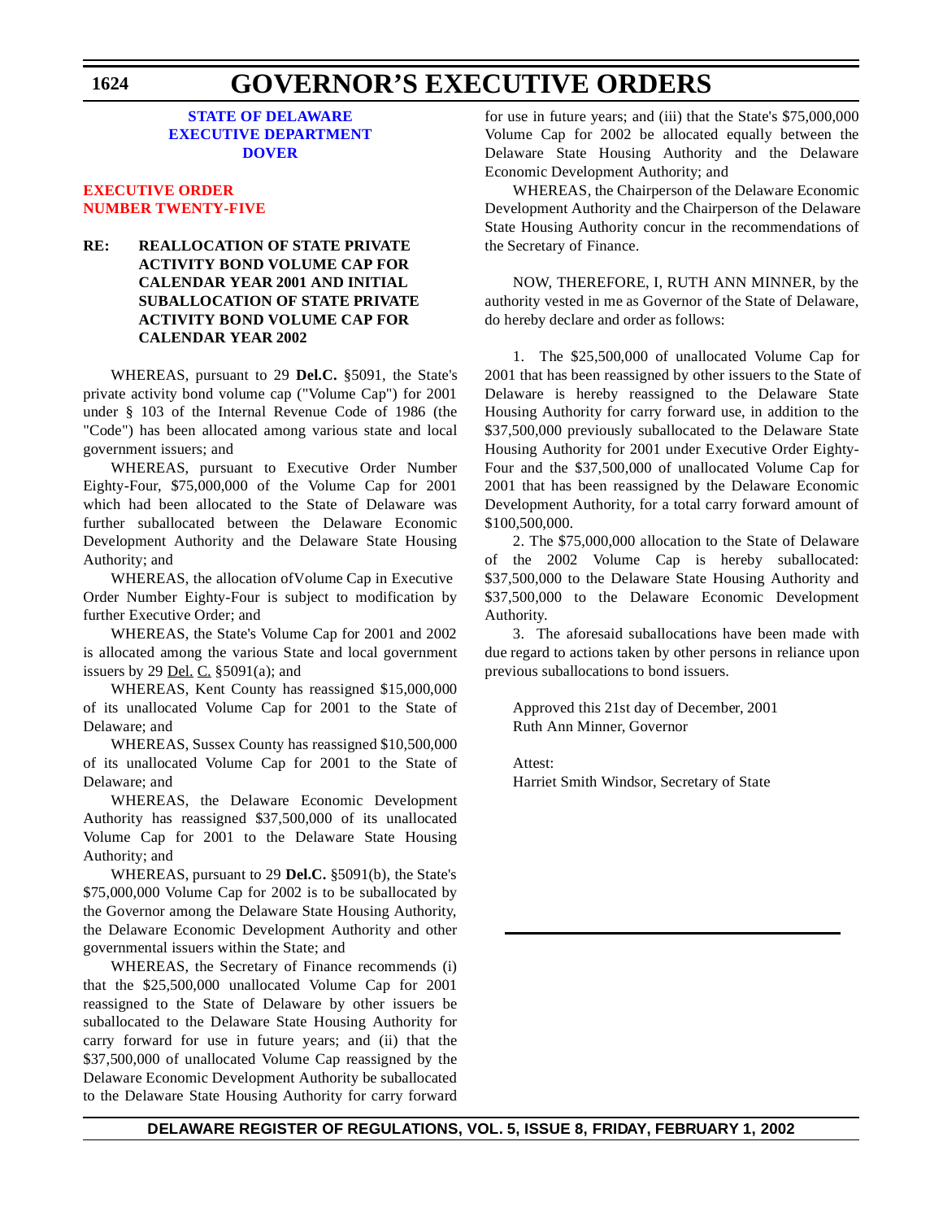**STATE OF DELAWARE**
**EXECUTIVE DEPARTMENT**
**DOVER**

## EXECUTIVE ORDER NUMBER TWENTY-FIVE

**RE: REALLOCATION OF STATE PRIVATE ACTIVITY BOND VOLUME CAP FOR CALENDAR YEAR 2001 AND INITIAL SUBALLOCATION OF STATE PRIVATE ACTIVITY BOND VOLUME CAP FOR CALENDAR YEAR 2002**

WHEREAS, pursuant to 29 **Del.C.** §5091, the State's private activity bond volume cap ("Volume Cap") for 2001 under § 103 of the Internal Revenue Code of 1986 (the "Code") has been allocated among various state and local government issuers; and

WHEREAS, pursuant to Executive Order Number Eighty-Four, $75,000,000 of the Volume Cap for 2001 which had been allocated to the State of Delaware was further suballocated between the Delaware Economic Development Authority and the Delaware State Housing Authority; and

WHEREAS, the allocation ofVolume Cap in Executive Order Number Eighty-Four is subject to modification by further Executive Order; and

WHEREAS, the State's Volume Cap for 2001 and 2002 is allocated among the various State and local government issuers by 29 Del. C. §5091(a); and

WHEREAS, Kent County has reassigned $15,000,000 of its unallocated Volume Cap for 2001 to the State of Delaware; and

WHEREAS, Sussex County has reassigned $10,500,000 of its unallocated Volume Cap for 2001 to the State of Delaware; and

WHEREAS, the Delaware Economic Development Authority has reassigned $37,500,000 of its unallocated Volume Cap for 2001 to the Delaware State Housing Authority; and

WHEREAS, pursuant to 29 **Del.C.** §5091(b), the State's $75,000,000 Volume Cap for 2002 is to be suballocated by the Governor among the Delaware State Housing Authority, the Delaware Economic Development Authority and other governmental issuers within the State; and

WHEREAS, the Secretary of Finance recommends (i) that the $25,500,000 unallocated Volume Cap for 2001 reassigned to the State of Delaware by other issuers be suballocated to the Delaware State Housing Authority for carry forward for use in future years; and (ii) that the $37,500,000 of unallocated Volume Cap reassigned by the Delaware Economic Development Authority be suballocated to the Delaware State Housing Authority for carry forward for use in future years; and (iii) that the State's $75,000,000 Volume Cap for 2002 be allocated equally between the Delaware State Housing Authority and the Delaware Economic Development Authority; and

WHEREAS, the Chairperson of the Delaware Economic Development Authority and the Chairperson of the Delaware State Housing Authority concur in the recommendations of the Secretary of Finance.

NOW, THEREFORE, I, RUTH ANN MINNER, by the authority vested in me as Governor of the State of Delaware, do hereby declare and order as follows:

1. The $25,500,000 of unallocated Volume Cap for 2001 that has been reassigned by other issuers to the State of Delaware is hereby reassigned to the Delaware State Housing Authority for carry forward use, in addition to the $37,500,000 previously suballocated to the Delaware State Housing Authority for 2001 under Executive Order Eighty-Four and the $37,500,000 of unallocated Volume Cap for 2001 that has been reassigned by the Delaware Economic Development Authority, for a total carry forward amount of $100,500,000.

2. The $75,000,000 allocation to the State of Delaware of the 2002 Volume Cap is hereby suballocated: $37,500,000 to the Delaware State Housing Authority and $37,500,000 to the Delaware Economic Development Authority.

3. The aforesaid suballocations have been made with due regard to actions taken by other persons in reliance upon previous suballocations to bond issuers.

Approved this 21st day of December, 2001
Ruth Ann Minner, Governor

Attest:
Harriet Smith Windsor, Secretary of State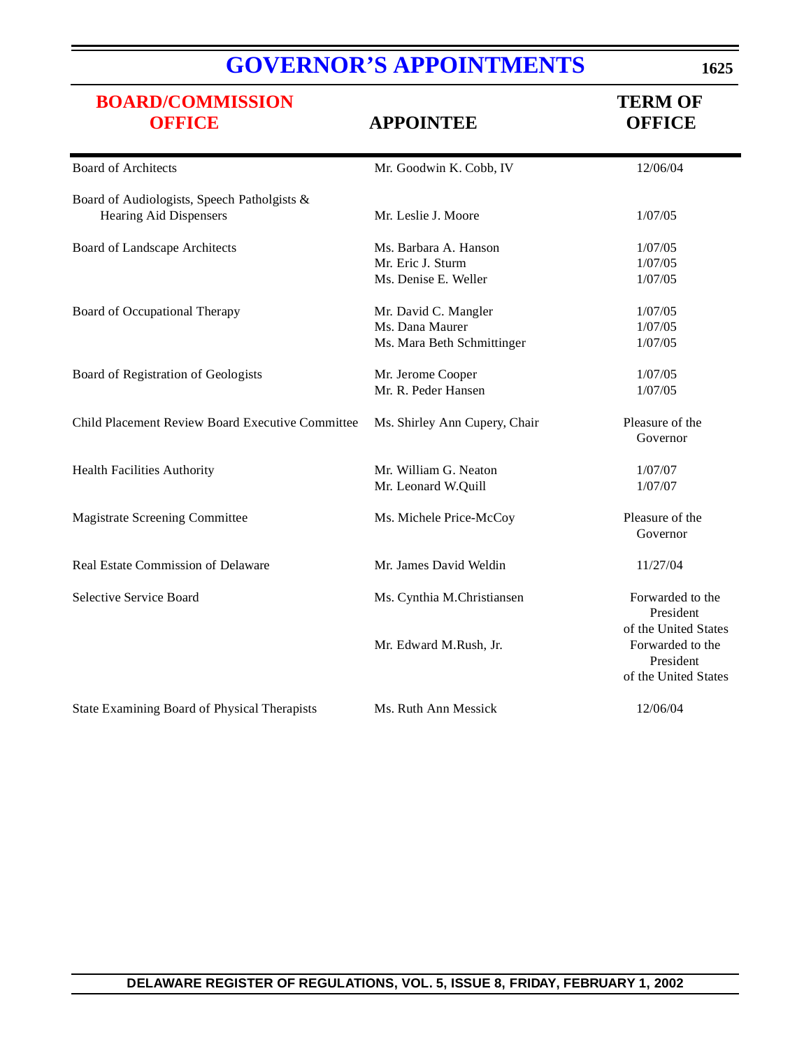# GOVERNOR'S APPOINTMENTS

| BOARD/COMMISSION OFFICE | APPOINTEE | TERM OF OFFICE |
|---|---|---|
| Board of Architects | Mr. Goodwin K. Cobb, IV | 12/06/04 |
| Board of Audiologists, Speech Patholgists & Hearing Aid Dispensers | Mr. Leslie J. Moore | 1/07/05 |
| Board of Landscape Architects | Ms. Barbara A. Hanson | 1/07/05 |
| | Mr. Eric J. Sturm | 1/07/05 |
| | Ms. Denise E. Weller | 1/07/05 |
| Board of Occupational Therapy | Mr. David C. Mangler | 1/07/05 |
| | Ms. Dana Maurer | 1/07/05 |
| | Ms. Mara Beth Schmittinger | 1/07/05 |
| Board of Registration of Geologists | Mr. Jerome Cooper | 1/07/05 |
| | Mr. R. Peder Hansen | 1/07/05 |
| Child Placement Review Board Executive Committee | Ms. Shirley Ann Cupery, Chair | Pleasure of the Governor |
| Health Facilities Authority | Mr. William G. Neaton | 1/07/07 |
| | Mr. Leonard W.Quill | 1/07/07 |
| Magistrate Screening Committee | Ms. Michele Price-McCoy | Pleasure of the Governor |
| Real Estate Commission of Delaware | Mr. James David Weldin | 11/27/04 |
| Selective Service Board | Ms. Cynthia M.Christiansen | Forwarded to the President of the United States |
| | Mr. Edward M.Rush, Jr. | Forwarded to the President of the United States |
| State Examining Board of Physical Therapists | Ms. Ruth Ann Messick | 12/06/04 |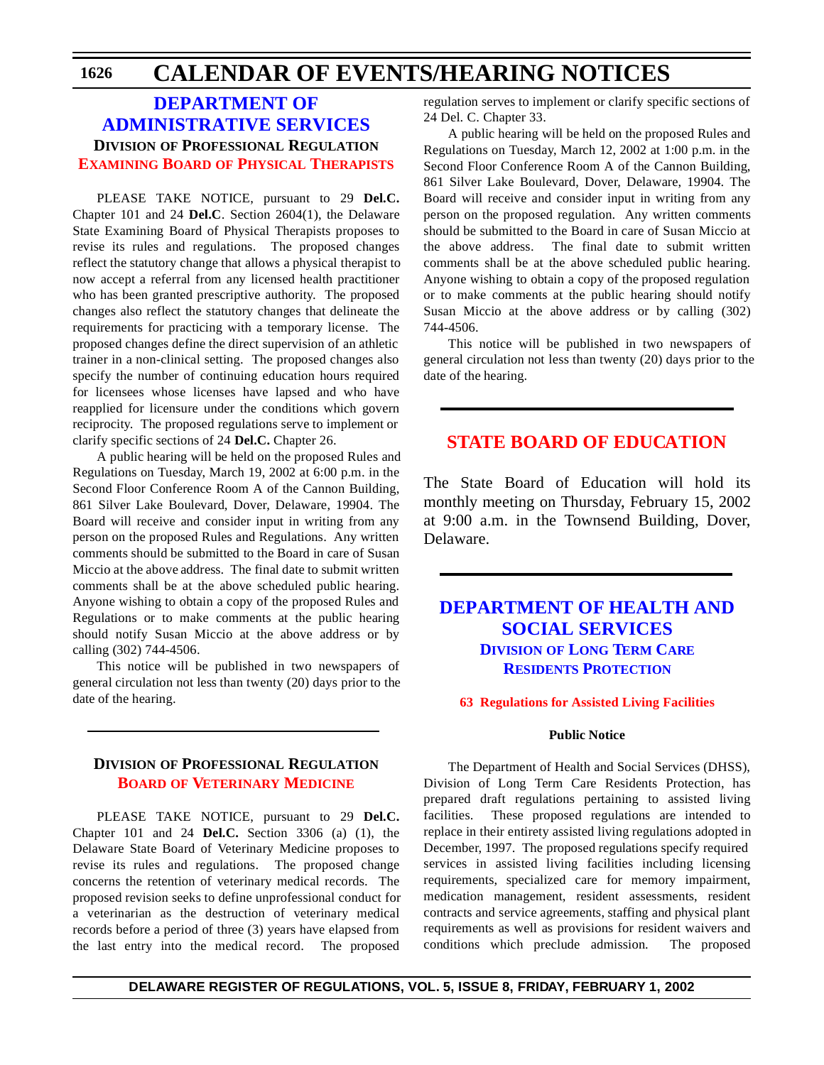## DEPARTMENT OF ADMINISTRATIVE SERVICES

### DIVISION OF PROFESSIONAL REGULATION

### EXAMINING BOARD OF PHYSICAL THERAPISTS

PLEASE TAKE NOTICE, pursuant to 29 **Del.C.** Chapter 101 and 24 **Del.C**. Section 2604(1), the Delaware State Examining Board of Physical Therapists proposes to revise its rules and regulations. The proposed changes reflect the statutory change that allows a physical therapist to now accept a referral from any licensed health practitioner who has been granted prescriptive authority. The proposed changes also reflect the statutory changes that delineate the requirements for practicing with a temporary license. The proposed changes define the direct supervision of an athletic trainer in a non-clinical setting. The proposed changes also specify the number of continuing education hours required for licensees whose licenses have lapsed and who have reapplied for licensure under the conditions which govern reciprocity. The proposed regulations serve to implement or clarify specific sections of 24 **Del.C.** Chapter 26.

A public hearing will be held on the proposed Rules and Regulations on Tuesday, March 19, 2002 at 6:00 p.m. in the Second Floor Conference Room A of the Cannon Building, 861 Silver Lake Boulevard, Dover, Delaware, 19904. The Board will receive and consider input in writing from any person on the proposed Rules and Regulations. Any written comments should be submitted to the Board in care of Susan Miccio at the above address. The final date to submit written comments shall be at the above scheduled public hearing. Anyone wishing to obtain a copy of the proposed Rules and Regulations or to make comments at the public hearing should notify Susan Miccio at the above address or by calling (302) 744-4506.

This notice will be published in two newspapers of general circulation not less than twenty (20) days prior to the date of the hearing.

---

### DIVISION OF PROFESSIONAL REGULATION

### BOARD OF VETERINARY MEDICINE

PLEASE TAKE NOTICE, pursuant to 29 **Del.C.** Chapter 101 and 24 **Del.C.** Section 3306 (a) (1), the Delaware State Board of Veterinary Medicine proposes to revise its rules and regulations. The proposed change concerns the retention of veterinary medical records. The proposed revision seeks to define unprofessional conduct for a veterinarian as the destruction of veterinary medical records before a period of three (3) years have elapsed from the last entry into the medical record. The proposed regulation serves to implement or clarify specific sections of 24 Del. C. Chapter 33.

A public hearing will be held on the proposed Rules and Regulations on Tuesday, March 12, 2002 at 1:00 p.m. in the Second Floor Conference Room A of the Cannon Building, 861 Silver Lake Boulevard, Dover, Delaware, 19904. The Board will receive and consider input in writing from any person on the proposed regulation. Any written comments should be submitted to the Board in care of Susan Miccio at the above address. The final date to submit written comments shall be at the above scheduled public hearing. Anyone wishing to obtain a copy of the proposed regulation or to make comments at the public hearing should notify Susan Miccio at the above address or by calling (302) 744-4506.

This notice will be published in two newspapers of general circulation not less than twenty (20) days prior to the date of the hearing.

---

## STATE BOARD OF EDUCATION

The State Board of Education will hold its monthly meeting on Thursday, February 15, 2002 at 9:00 a.m. in the Townsend Building, Dover, Delaware.

---

## DEPARTMENT OF HEALTH AND SOCIAL SERVICES

### DIVISION OF LONG TERM CARE RESIDENTS PROTECTION

#### 63 Regulations for Assisted Living Facilities

**Public Notice**

The Department of Health and Social Services (DHSS), Division of Long Term Care Residents Protection, has prepared draft regulations pertaining to assisted living facilities. These proposed regulations are intended to replace in their entirety assisted living regulations adopted in December, 1997. The proposed regulations specify required services in assisted living facilities including licensing requirements, specialized care for memory impairment, medication management, resident assessments, resident contracts and service agreements, staffing and physical plant requirements as well as provisions for resident waivers and conditions which preclude admission. The proposed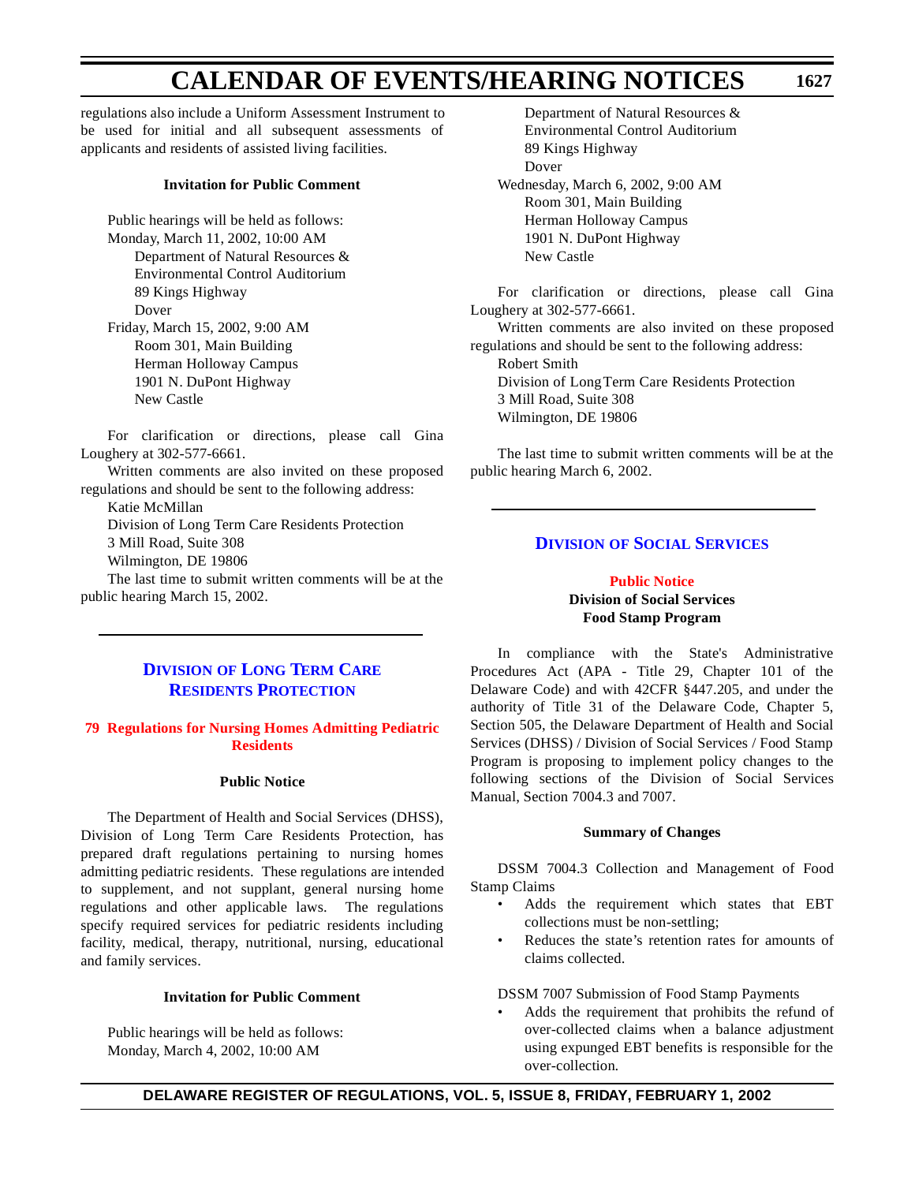regulations also include a Uniform Assessment Instrument to be used for initial and all subsequent assessments of applicants and residents of assisted living facilities.

**Invitation for Public Comment**

Public hearings will be held as follows:
Monday, March 11, 2002, 10:00 AM
Department of Natural Resources & Environmental Control Auditorium
89 Kings Highway
Dover
Friday, March 15, 2002, 9:00 AM
Room 301, Main Building
Herman Holloway Campus
1901 N. DuPont Highway
New Castle

For clarification or directions, please call Gina Loughery at 302-577-6661.

Written comments are also invited on these proposed regulations and should be sent to the following address:
Katie McMillan
Division of Long Term Care Residents Protection
3 Mill Road, Suite 308
Wilmington, DE 19806

The last time to submit written comments will be at the public hearing March 15, 2002.

## Division of Long Term Care Residents Protection

### 79 Regulations for Nursing Homes Admitting Pediatric Residents

**Public Notice**

The Department of Health and Social Services (DHSS), Division of Long Term Care Residents Protection, has prepared draft regulations pertaining to nursing homes admitting pediatric residents. These regulations are intended to supplement, and not supplant, general nursing home regulations and other applicable laws. The regulations specify required services for pediatric residents including facility, medical, therapy, nutritional, nursing, educational and family services.

**Invitation for Public Comment**

Public hearings will be held as follows:
Monday, March 4, 2002, 10:00 AM
Department of Natural Resources & Environmental Control Auditorium
89 Kings Highway
Dover
Wednesday, March 6, 2002, 9:00 AM
Room 301, Main Building
Herman Holloway Campus
1901 N. DuPont Highway
New Castle

For clarification or directions, please call Gina Loughery at 302-577-6661.

Written comments are also invited on these proposed regulations and should be sent to the following address:
Robert Smith
Division of LongTerm Care Residents Protection
3 Mill Road, Suite 308
Wilmington, DE 19806

The last time to submit written comments will be at the public hearing March 6, 2002.

## Division of Social Services

### Public Notice

**Division of Social Services**
**Food Stamp Program**

In compliance with the State's Administrative Procedures Act (APA - Title 29, Chapter 101 of the Delaware Code) and with 42CFR §447.205, and under the authority of Title 31 of the Delaware Code, Chapter 5, Section 505, the Delaware Department of Health and Social Services (DHSS) / Division of Social Services / Food Stamp Program is proposing to implement policy changes to the following sections of the Division of Social Services Manual, Section 7004.3 and 7007.

**Summary of Changes**

DSSM 7004.3 Collection and Management of Food Stamp Claims

- Adds the requirement which states that EBT collections must be non-settling;
- Reduces the state's retention rates for amounts of claims collected.

DSSM 7007 Submission of Food Stamp Payments

- Adds the requirement that prohibits the refund of over-collected claims when a balance adjustment using expunged EBT benefits is responsible for the over-collection.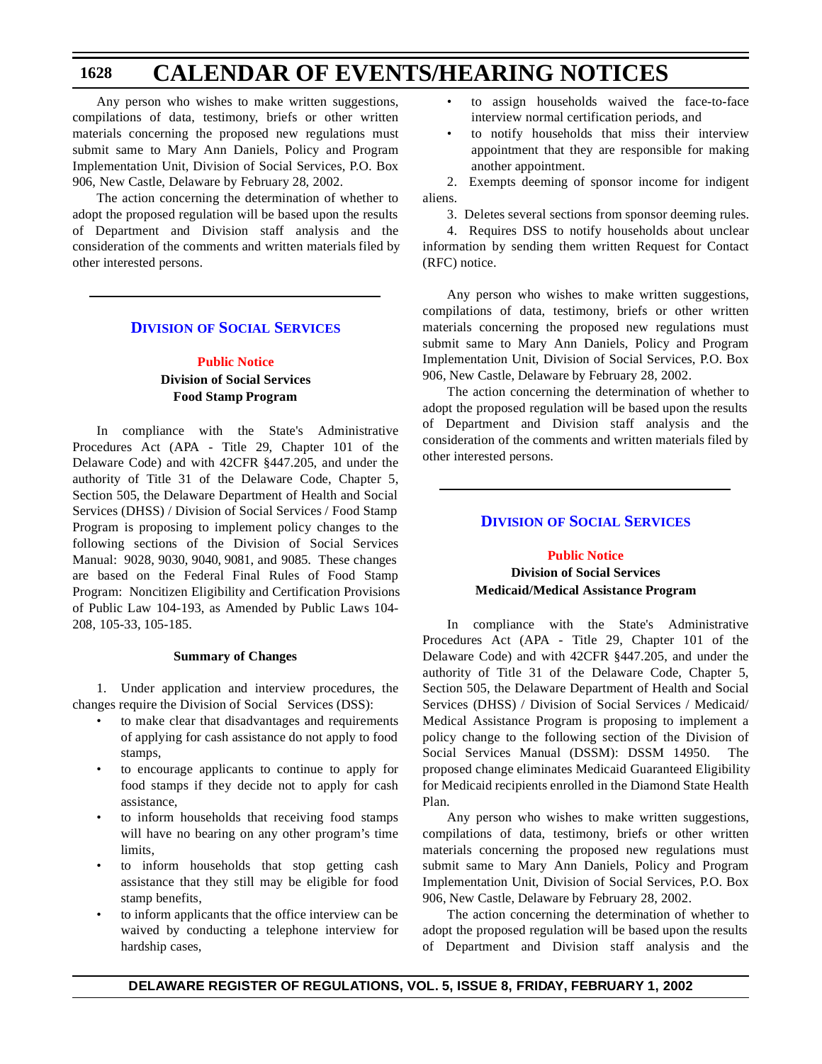Any person who wishes to make written suggestions, compilations of data, testimony, briefs or other written materials concerning the proposed new regulations must submit same to Mary Ann Daniels, Policy and Program Implementation Unit, Division of Social Services, P.O. Box 906, New Castle, Delaware by February 28, 2002.

The action concerning the determination of whether to adopt the proposed regulation will be based upon the results of Department and Division staff analysis and the consideration of the comments and written materials filed by other interested persons.

---

## Division of Social Services

### Public Notice

**Division of Social Services**
**Food Stamp Program**

In compliance with the State's Administrative Procedures Act (APA - Title 29, Chapter 101 of the Delaware Code) and with 42CFR §447.205, and under the authority of Title 31 of the Delaware Code, Chapter 5, Section 505, the Delaware Department of Health and Social Services (DHSS) / Division of Social Services / Food Stamp Program is proposing to implement policy changes to the following sections of the Division of Social Services Manual: 9028, 9030, 9040, 9081, and 9085. These changes are based on the Federal Final Rules of Food Stamp Program: Noncitizen Eligibility and Certification Provisions of Public Law 104-193, as Amended by Public Laws 104-208, 105-33, 105-185.

**Summary of Changes**

1. Under application and interview procedures, the changes require the Division of Social Services (DSS):

- to make clear that disadvantages and requirements of applying for cash assistance do not apply to food stamps,
- to encourage applicants to continue to apply for food stamps if they decide not to apply for cash assistance,
- to inform households that receiving food stamps will have no bearing on any other program's time limits,
- to inform households that stop getting cash assistance that they still may be eligible for food stamp benefits,
- to inform applicants that the office interview can be waived by conducting a telephone interview for hardship cases,
- to assign households waived the face-to-face interview normal certification periods, and
- to notify households that miss their interview appointment that they are responsible for making another appointment.

2. Exempts deeming of sponsor income for indigent aliens.

3. Deletes several sections from sponsor deeming rules.

4. Requires DSS to notify households about unclear information by sending them written Request for Contact (RFC) notice.

Any person who wishes to make written suggestions, compilations of data, testimony, briefs or other written materials concerning the proposed new regulations must submit same to Mary Ann Daniels, Policy and Program Implementation Unit, Division of Social Services, P.O. Box 906, New Castle, Delaware by February 28, 2002.

The action concerning the determination of whether to adopt the proposed regulation will be based upon the results of Department and Division staff analysis and the consideration of the comments and written materials filed by other interested persons.

---

## Division of Social Services

### Public Notice

**Division of Social Services**
**Medicaid/Medical Assistance Program**

In compliance with the State's Administrative Procedures Act (APA - Title 29, Chapter 101 of the Delaware Code) and with 42CFR §447.205, and under the authority of Title 31 of the Delaware Code, Chapter 5, Section 505, the Delaware Department of Health and Social Services (DHSS) / Division of Social Services / Medicaid/ Medical Assistance Program is proposing to implement a policy change to the following section of the Division of Social Services Manual (DSSM): DSSM 14950. The proposed change eliminates Medicaid Guaranteed Eligibility for Medicaid recipients enrolled in the Diamond State Health Plan.

Any person who wishes to make written suggestions, compilations of data, testimony, briefs or other written materials concerning the proposed new regulations must submit same to Mary Ann Daniels, Policy and Program Implementation Unit, Division of Social Services, P.O. Box 906, New Castle, Delaware by February 28, 2002.

The action concerning the determination of whether to adopt the proposed regulation will be based upon the results of Department and Division staff analysis and the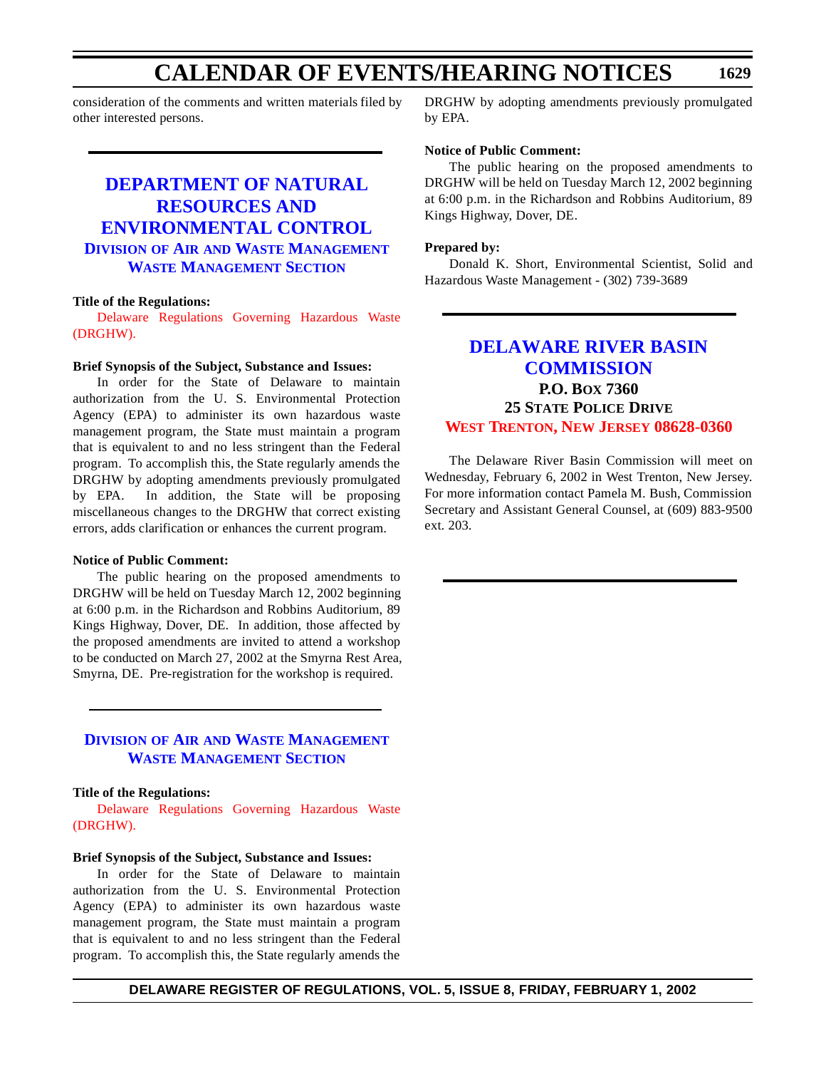consideration of the comments and written materials filed by other interested persons.

## DEPARTMENT OF NATURAL RESOURCES AND ENVIRONMENTAL CONTROL

### DIVISION OF AIR AND WASTE MANAGEMENT
### WASTE MANAGEMENT SECTION

**Title of the Regulations:**

Delaware Regulations Governing Hazardous Waste (DRGHW).

**Brief Synopsis of the Subject, Substance and Issues:**

In order for the State of Delaware to maintain authorization from the U. S. Environmental Protection Agency (EPA) to administer its own hazardous waste management program, the State must maintain a program that is equivalent to and no less stringent than the Federal program. To accomplish this, the State regularly amends the DRGHW by adopting amendments previously promulgated by EPA. In addition, the State will be proposing miscellaneous changes to the DRGHW that correct existing errors, adds clarification or enhances the current program.

**Notice of Public Comment:**

The public hearing on the proposed amendments to DRGHW will be held on Tuesday March 12, 2002 beginning at 6:00 p.m. in the Richardson and Robbins Auditorium, 89 Kings Highway, Dover, DE. In addition, those affected by the proposed amendments are invited to attend a workshop to be conducted on March 27, 2002 at the Smyrna Rest Area, Smyrna, DE. Pre-registration for the workshop is required.

### DIVISION OF AIR AND WASTE MANAGEMENT
### WASTE MANAGEMENT SECTION

**Title of the Regulations:**

Delaware Regulations Governing Hazardous Waste (DRGHW).

**Brief Synopsis of the Subject, Substance and Issues:**

In order for the State of Delaware to maintain authorization from the U. S. Environmental Protection Agency (EPA) to administer its own hazardous waste management program, the State must maintain a program that is equivalent to and no less stringent than the Federal program. To accomplish this, the State regularly amends the DRGHW by adopting amendments previously promulgated by EPA.

**Notice of Public Comment:**

The public hearing on the proposed amendments to DRGHW will be held on Tuesday March 12, 2002 beginning at 6:00 p.m. in the Richardson and Robbins Auditorium, 89 Kings Highway, Dover, DE.

**Prepared by:**

Donald K. Short, Environmental Scientist, Solid and Hazardous Waste Management - (302) 739-3689

## DELAWARE RIVER BASIN COMMISSION

### P.O. BOX 7360
### 25 STATE POLICE DRIVE
### WEST TRENTON, NEW JERSEY 08628-0360

The Delaware River Basin Commission will meet on Wednesday, February 6, 2002 in West Trenton, New Jersey. For more information contact Pamela M. Bush, Commission Secretary and Assistant General Counsel, at (609) 883-9500 ext. 203.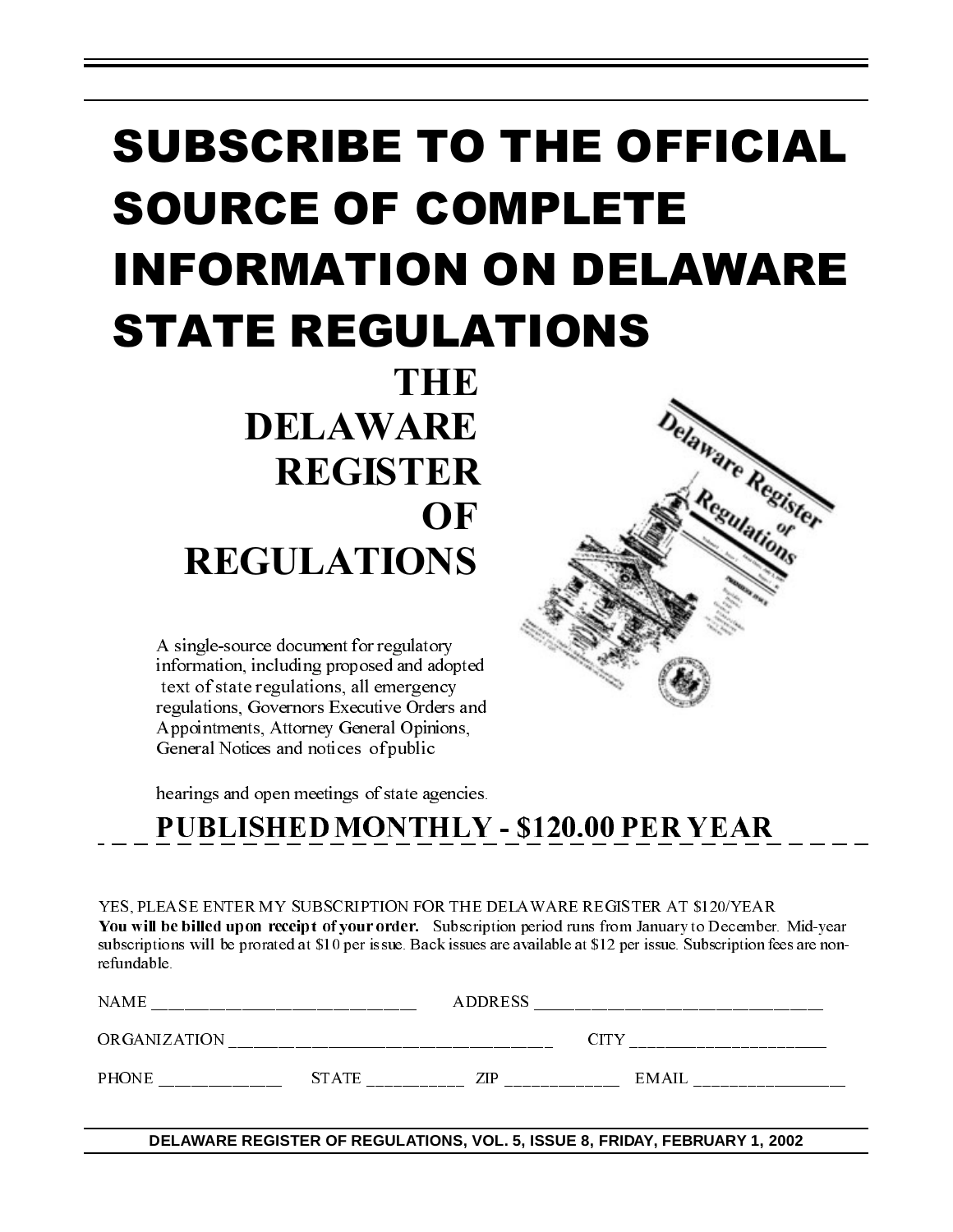# SUBSCRIBE TO THE OFFICIAL SOURCE OF COMPLETE INFORMATION ON DELAWARE STATE REGULATIONS

## THE DELAWARE REGISTER OF REGULATIONS

A single-source document for regulatory information, including proposed and adopted text of state regulations, all emergency regulations, Governors Executive Orders and Appointments, Attorney General Opinions, General Notices and notices of public hearings and open meetings of state agencies.

**PUBLISHED MONTHLY - $120.00 PER YEAR**

YES, PLEASE ENTER MY SUBSCRIPTION FOR THE DELAWARE REGISTER AT $120/YEAR
**You will be billed upon receipt of your order.** Subscription period runs from January to December. Mid-year subscriptions will be prorated at $10 per issue. Back issues are available at $12 per issue. Subscription fees are non-refundable.

NAME ______________________________ ADDRESS _________________________________

ORGANIZATION ___________________________________ CITY _____________________

PHONE _____________ STATE __________ ZIP ____________ EMAIL _________________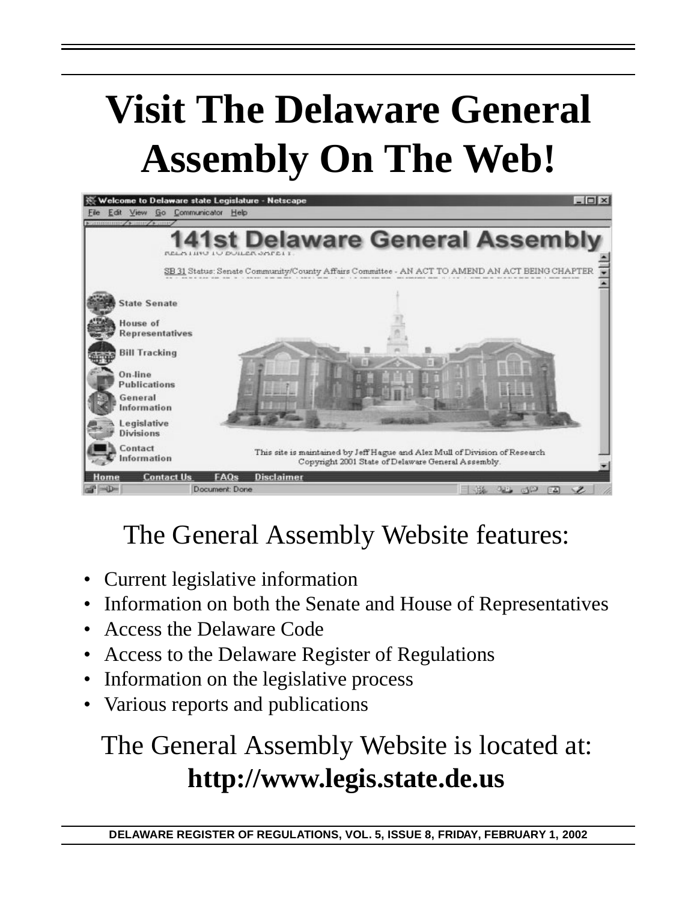# Visit The Delaware General Assembly On The Web!

The General Assembly Website features:

- Current legislative information
- Information on both the Senate and House of Representatives
- Access the Delaware Code
- Access to the Delaware Register of Regulations
- Information on the legislative process
- Various reports and publications

The General Assembly Website is located at:

**http://www.legis.state.de.us**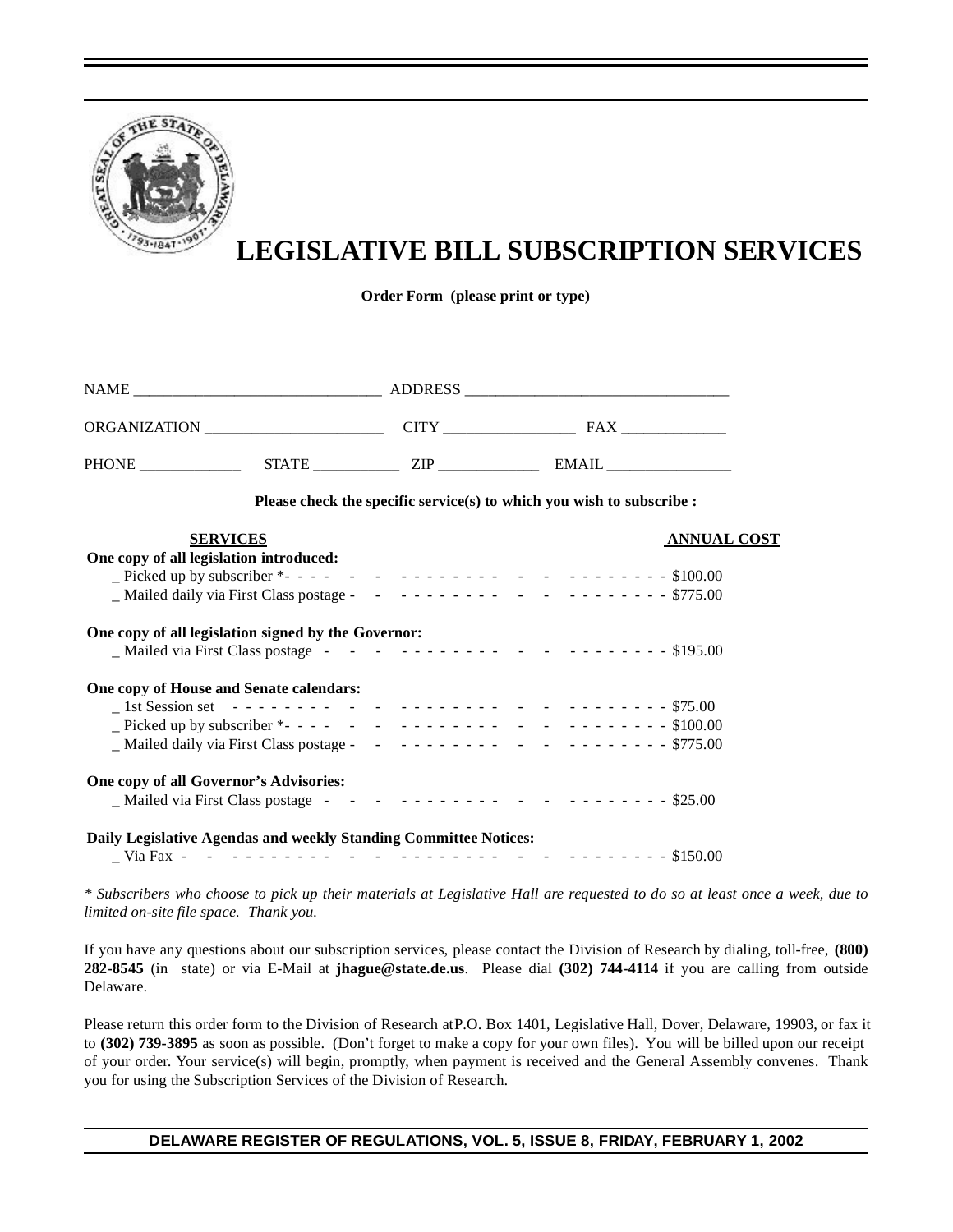# LEGISLATIVE BILL SUBSCRIPTION SERVICES

**Order Form (please print or type)**

NAME _______________________________ ADDRESS _________________________________

ORGANIZATION _______________________ CITY _________________ FAX _____________

PHONE _____________ STATE ___________ ZIP _____________ EMAIL ________________

**Please check the specific service(s) to which you wish to subscribe :**

| **SERVICES** | **ANNUAL COST** |
|---|---|
| **One copy of all legislation introduced:** | |
| _ Picked up by subscriber * | $100.00 |
| _ Mailed daily via First Class postage | $775.00 |
| **One copy of all legislation signed by the Governor:** | |
| _ Mailed via First Class postage | $195.00 |
| **One copy of House and Senate calendars:** | |
| _ 1st Session set | $75.00 |
| _ Picked up by subscriber * | $100.00 |
| _ Mailed daily via First Class postage | $775.00 |
| **One copy of all Governor's Advisories:** | |
| _ Mailed via First Class postage | $25.00 |
| **Daily Legislative Agendas and weekly Standing Committee Notices:** | |
| _ Via Fax | $150.00 |

*\* Subscribers who choose to pick up their materials at Legislative Hall are requested to do so at least once a week, due to limited on-site file space. Thank you.*

If you have any questions about our subscription services, please contact the Division of Research by dialing, toll-free, **(800) 282-8545** (in state) or via E-Mail at **jhague@state.de.us**. Please dial **(302) 744-4114** if you are calling from outside Delaware.

Please return this order form to the Division of Research at P.O. Box 1401, Legislative Hall, Dover, Delaware, 19903, or fax it to **(302) 739-3895** as soon as possible. (Don't forget to make a copy for your own files). You will be billed upon our receipt of your order. Your service(s) will begin, promptly, when payment is received and the General Assembly convenes. Thank you for using the Subscription Services of the Division of Research.